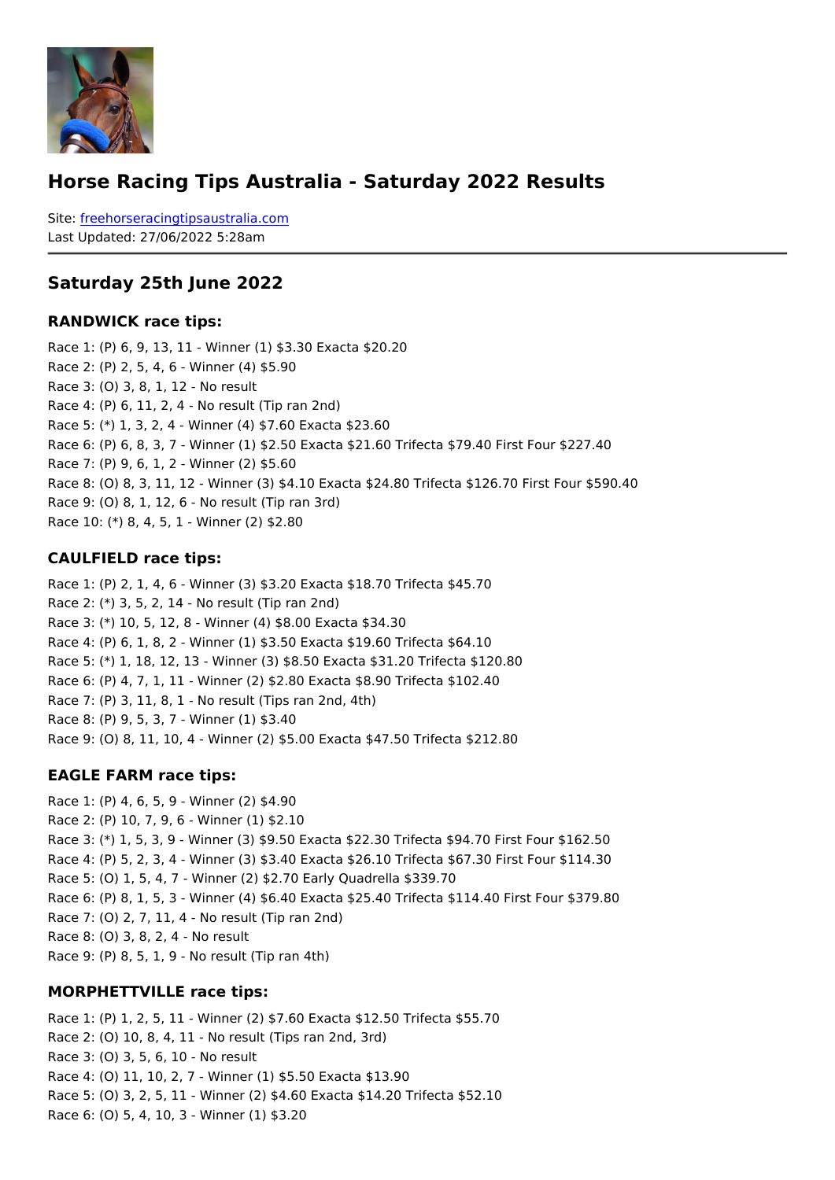# Horse Racing Tips Australia - Saturday 2022 Results

Site: freehorseracingtipsaustralia.com
Last Updated: 27/06/2022 5:28am

## Saturday 25th June 2022

### RANDWICK race tips:

Race 1: (P) 6, 9, 13, 11 - Winner (1) $3.30 Exacta $20.20
Race 2: (P) 2, 5, 4, 6 - Winner (4) $5.90
Race 3: (O) 3, 8, 1, 12 - No result
Race 4: (P) 6, 11, 2, 4 - No result (Tip ran 2nd)
Race 5: (*) 1, 3, 2, 4 - Winner (4) $7.60 Exacta $23.60
Race 6: (P) 6, 8, 3, 7 - Winner (1) $2.50 Exacta $21.60 Trifecta $79.40 First Four $227.40
Race 7: (P) 9, 6, 1, 2 - Winner (2) $5.60
Race 8: (O) 8, 3, 11, 12 - Winner (3) $4.10 Exacta $24.80 Trifecta $126.70 First Four $590.40
Race 9: (O) 8, 1, 12, 6 - No result (Tip ran 3rd)
Race 10: (*) 8, 4, 5, 1 - Winner (2) $2.80

### CAULFIELD race tips:

Race 1: (P) 2, 1, 4, 6 - Winner (3) $3.20 Exacta $18.70 Trifecta $45.70
Race 2: (*) 3, 5, 2, 14 - No result (Tip ran 2nd)
Race 3: (*) 10, 5, 12, 8 - Winner (4) $8.00 Exacta $34.30
Race 4: (P) 6, 1, 8, 2 - Winner (1) $3.50 Exacta $19.60 Trifecta $64.10
Race 5: (*) 1, 18, 12, 13 - Winner (3) $8.50 Exacta $31.20 Trifecta $120.80
Race 6: (P) 4, 7, 1, 11 - Winner (2) $2.80 Exacta $8.90 Trifecta $102.40
Race 7: (P) 3, 11, 8, 1 - No result (Tips ran 2nd, 4th)
Race 8: (P) 9, 5, 3, 7 - Winner (1) $3.40
Race 9: (O) 8, 11, 10, 4 - Winner (2) $5.00 Exacta $47.50 Trifecta $212.80

### EAGLE FARM race tips:

Race 1: (P) 4, 6, 5, 9 - Winner (2) $4.90
Race 2: (P) 10, 7, 9, 6 - Winner (1) $2.10
Race 3: (*) 1, 5, 3, 9 - Winner (3) $9.50 Exacta $22.30 Trifecta $94.70 First Four $162.50
Race 4: (P) 5, 2, 3, 4 - Winner (3) $3.40 Exacta $26.10 Trifecta $67.30 First Four $114.30
Race 5: (O) 1, 5, 4, 7 - Winner (2) $2.70 Early Quadrella $339.70
Race 6: (P) 8, 1, 5, 3 - Winner (4) $6.40 Exacta $25.40 Trifecta $114.40 First Four $379.80
Race 7: (O) 2, 7, 11, 4 - No result (Tip ran 2nd)
Race 8: (O) 3, 8, 2, 4 - No result
Race 9: (P) 8, 5, 1, 9 - No result (Tip ran 4th)

### MORPHETTVILLE race tips:

Race 1: (P) 1, 2, 5, 11 - Winner (2) $7.60 Exacta $12.50 Trifecta $55.70
Race 2: (O) 10, 8, 4, 11 - No result (Tips ran 2nd, 3rd)
Race 3: (O) 3, 5, 6, 10 - No result
Race 4: (O) 11, 10, 2, 7 - Winner (1) $5.50 Exacta $13.90
Race 5: (O) 3, 2, 5, 11 - Winner (2) $4.60 Exacta $14.20 Trifecta $52.10
Race 6: (O) 5, 4, 10, 3 - Winner (1) $3.20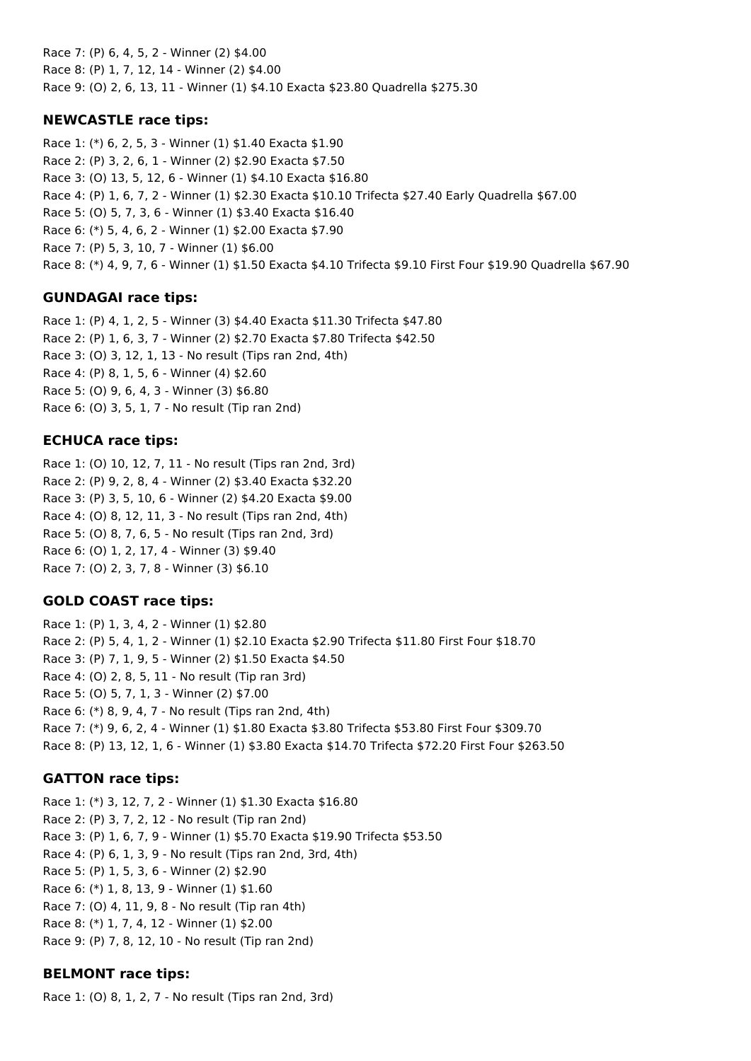Race 7: (P) 6, 4, 5, 2 - Winner (2) $4.00
Race 8: (P) 1, 7, 12, 14 - Winner (2) $4.00
Race 9: (O) 2, 6, 13, 11 - Winner (1) $4.10 Exacta $23.80 Quadrella $275.30

### NEWCASTLE race tips:

Race 1: (*) 6, 2, 5, 3 - Winner (1) $1.40 Exacta $1.90
Race 2: (P) 3, 2, 6, 1 - Winner (2) $2.90 Exacta $7.50
Race 3: (O) 13, 5, 12, 6 - Winner (1) $4.10 Exacta $16.80
Race 4: (P) 1, 6, 7, 2 - Winner (1) $2.30 Exacta $10.10 Trifecta $27.40 Early Quadrella $67.00
Race 5: (O) 5, 7, 3, 6 - Winner (1) $3.40 Exacta $16.40
Race 6: (*) 5, 4, 6, 2 - Winner (1) $2.00 Exacta $7.90
Race 7: (P) 5, 3, 10, 7 - Winner (1) $6.00
Race 8: (*) 4, 9, 7, 6 - Winner (1) $1.50 Exacta $4.10 Trifecta $9.10 First Four $19.90 Quadrella $67.90

### GUNDAGAI race tips:

Race 1: (P) 4, 1, 2, 5 - Winner (3) $4.40 Exacta $11.30 Trifecta $47.80
Race 2: (P) 1, 6, 3, 7 - Winner (2) $2.70 Exacta $7.80 Trifecta $42.50
Race 3: (O) 3, 12, 1, 13 - No result (Tips ran 2nd, 4th)
Race 4: (P) 8, 1, 5, 6 - Winner (4) $2.60
Race 5: (O) 9, 6, 4, 3 - Winner (3) $6.80
Race 6: (O) 3, 5, 1, 7 - No result (Tip ran 2nd)

### ECHUCA race tips:

Race 1: (O) 10, 12, 7, 11 - No result (Tips ran 2nd, 3rd)
Race 2: (P) 9, 2, 8, 4 - Winner (2) $3.40 Exacta $32.20
Race 3: (P) 3, 5, 10, 6 - Winner (2) $4.20 Exacta $9.00
Race 4: (O) 8, 12, 11, 3 - No result (Tips ran 2nd, 4th)
Race 5: (O) 8, 7, 6, 5 - No result (Tips ran 2nd, 3rd)
Race 6: (O) 1, 2, 17, 4 - Winner (3) $9.40
Race 7: (O) 2, 3, 7, 8 - Winner (3) $6.10

### GOLD COAST race tips:

Race 1: (P) 1, 3, 4, 2 - Winner (1) $2.80
Race 2: (P) 5, 4, 1, 2 - Winner (1) $2.10 Exacta $2.90 Trifecta $11.80 First Four $18.70
Race 3: (P) 7, 1, 9, 5 - Winner (2) $1.50 Exacta $4.50
Race 4: (O) 2, 8, 5, 11 - No result (Tip ran 3rd)
Race 5: (O) 5, 7, 1, 3 - Winner (2) $7.00
Race 6: (*) 8, 9, 4, 7 - No result (Tips ran 2nd, 4th)
Race 7: (*) 9, 6, 2, 4 - Winner (1) $1.80 Exacta $3.80 Trifecta $53.80 First Four $309.70
Race 8: (P) 13, 12, 1, 6 - Winner (1) $3.80 Exacta $14.70 Trifecta $72.20 First Four $263.50

### GATTON race tips:

Race 1: (*) 3, 12, 7, 2 - Winner (1) $1.30 Exacta $16.80
Race 2: (P) 3, 7, 2, 12 - No result (Tip ran 2nd)
Race 3: (P) 1, 6, 7, 9 - Winner (1) $5.70 Exacta $19.90 Trifecta $53.50
Race 4: (P) 6, 1, 3, 9 - No result (Tips ran 2nd, 3rd, 4th)
Race 5: (P) 1, 5, 3, 6 - Winner (2) $2.90
Race 6: (*) 1, 8, 13, 9 - Winner (1) $1.60
Race 7: (O) 4, 11, 9, 8 - No result (Tip ran 4th)
Race 8: (*) 1, 7, 4, 12 - Winner (1) $2.00
Race 9: (P) 7, 8, 12, 10 - No result (Tip ran 2nd)

### BELMONT race tips:

Race 1: (O) 8, 1, 2, 7 - No result (Tips ran 2nd, 3rd)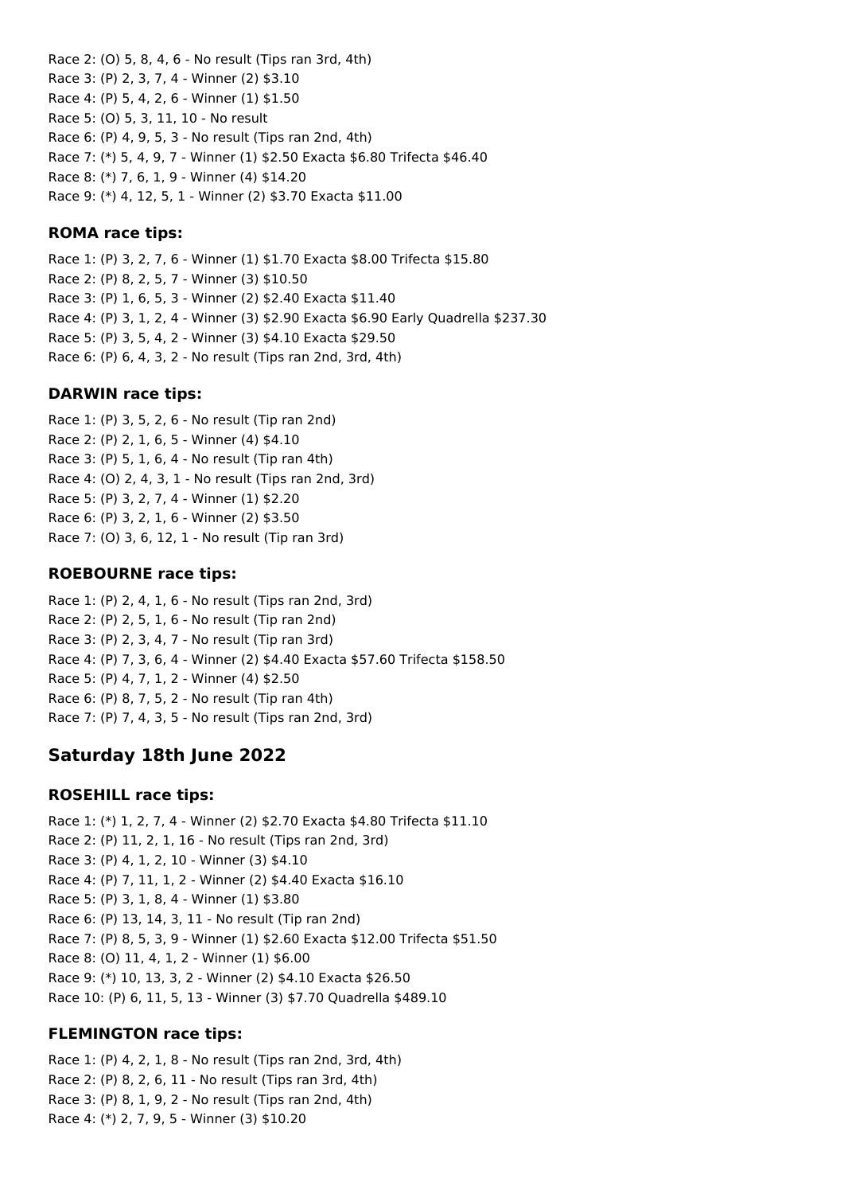Race 2: (O) 5, 8, 4, 6 - No result (Tips ran 3rd, 4th)
Race 3: (P) 2, 3, 7, 4 - Winner (2) $3.10
Race 4: (P) 5, 4, 2, 6 - Winner (1) $1.50
Race 5: (O) 5, 3, 11, 10 - No result
Race 6: (P) 4, 9, 5, 3 - No result (Tips ran 2nd, 4th)
Race 7: (*) 5, 4, 9, 7 - Winner (1) $2.50 Exacta $6.80 Trifecta $46.40
Race 8: (*) 7, 6, 1, 9 - Winner (4) $14.20
Race 9: (*) 4, 12, 5, 1 - Winner (2) $3.70 Exacta $11.00

### ROMA race tips:

Race 1: (P) 3, 2, 7, 6 - Winner (1) $1.70 Exacta $8.00 Trifecta $15.80
Race 2: (P) 8, 2, 5, 7 - Winner (3) $10.50
Race 3: (P) 1, 6, 5, 3 - Winner (2) $2.40 Exacta $11.40
Race 4: (P) 3, 1, 2, 4 - Winner (3) $2.90 Exacta $6.90 Early Quadrella $237.30
Race 5: (P) 3, 5, 4, 2 - Winner (3) $4.10 Exacta $29.50
Race 6: (P) 6, 4, 3, 2 - No result (Tips ran 2nd, 3rd, 4th)

### DARWIN race tips:

Race 1: (P) 3, 5, 2, 6 - No result (Tip ran 2nd)
Race 2: (P) 2, 1, 6, 5 - Winner (4) $4.10
Race 3: (P) 5, 1, 6, 4 - No result (Tip ran 4th)
Race 4: (O) 2, 4, 3, 1 - No result (Tips ran 2nd, 3rd)
Race 5: (P) 3, 2, 7, 4 - Winner (1) $2.20
Race 6: (P) 3, 2, 1, 6 - Winner (2) $3.50
Race 7: (O) 3, 6, 12, 1 - No result (Tip ran 3rd)

### ROEBOURNE race tips:

Race 1: (P) 2, 4, 1, 6 - No result (Tips ran 2nd, 3rd)
Race 2: (P) 2, 5, 1, 6 - No result (Tip ran 2nd)
Race 3: (P) 2, 3, 4, 7 - No result (Tip ran 3rd)
Race 4: (P) 7, 3, 6, 4 - Winner (2) $4.40 Exacta $57.60 Trifecta $158.50
Race 5: (P) 4, 7, 1, 2 - Winner (4) $2.50
Race 6: (P) 8, 7, 5, 2 - No result (Tip ran 4th)
Race 7: (P) 7, 4, 3, 5 - No result (Tips ran 2nd, 3rd)

## Saturday 18th June 2022

### ROSEHILL race tips:

Race 1: (*) 1, 2, 7, 4 - Winner (2) $2.70 Exacta $4.80 Trifecta $11.10
Race 2: (P) 11, 2, 1, 16 - No result (Tips ran 2nd, 3rd)
Race 3: (P) 4, 1, 2, 10 - Winner (3) $4.10
Race 4: (P) 7, 11, 1, 2 - Winner (2) $4.40 Exacta $16.10
Race 5: (P) 3, 1, 8, 4 - Winner (1) $3.80
Race 6: (P) 13, 14, 3, 11 - No result (Tip ran 2nd)
Race 7: (P) 8, 5, 3, 9 - Winner (1) $2.60 Exacta $12.00 Trifecta $51.50
Race 8: (O) 11, 4, 1, 2 - Winner (1) $6.00
Race 9: (*) 10, 13, 3, 2 - Winner (2) $4.10 Exacta $26.50
Race 10: (P) 6, 11, 5, 13 - Winner (3) $7.70 Quadrella $489.10

### FLEMINGTON race tips:

Race 1: (P) 4, 2, 1, 8 - No result (Tips ran 2nd, 3rd, 4th)
Race 2: (P) 8, 2, 6, 11 - No result (Tips ran 3rd, 4th)
Race 3: (P) 8, 1, 9, 2 - No result (Tips ran 2nd, 4th)
Race 4: (*) 2, 7, 9, 5 - Winner (3) $10.20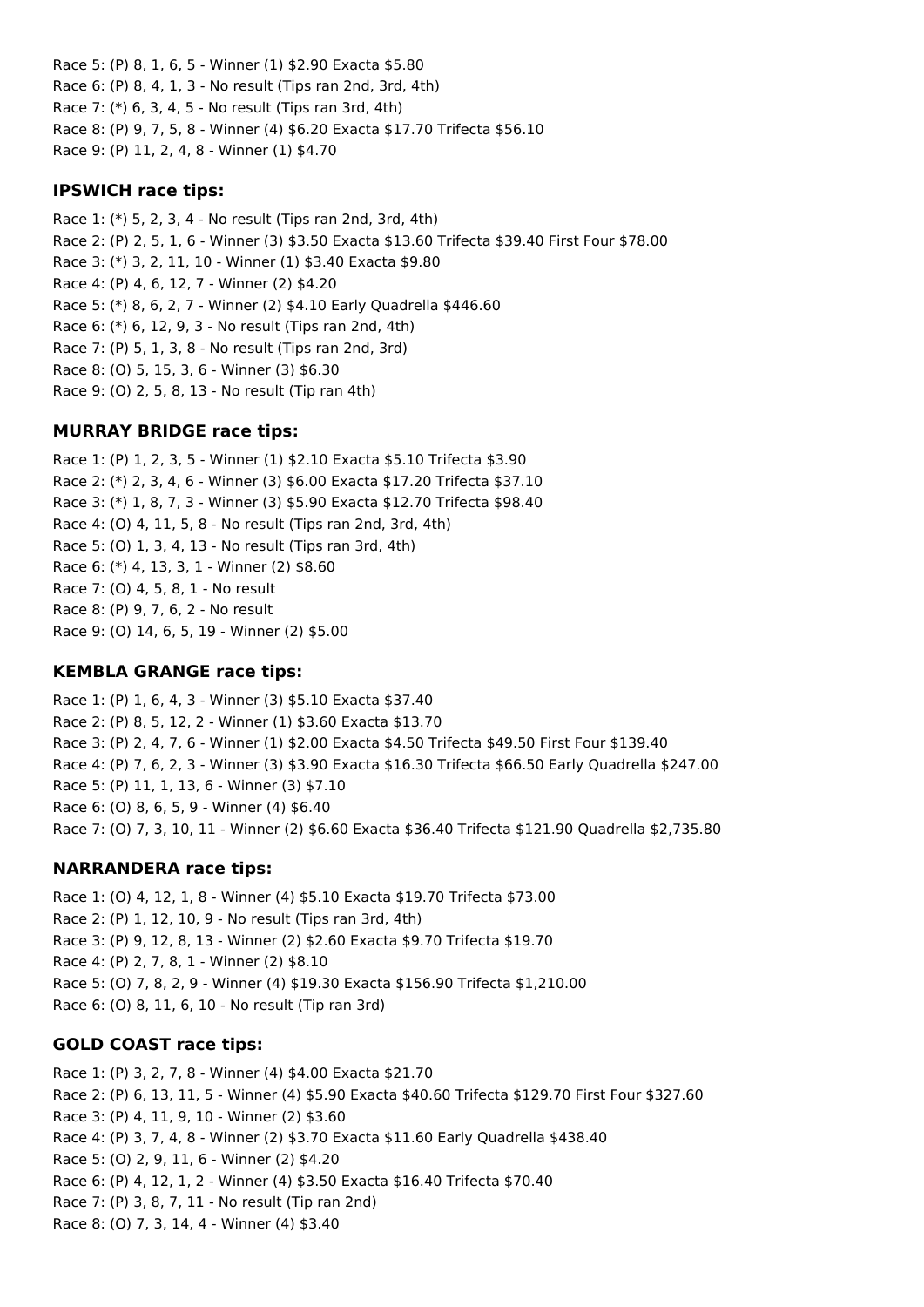Race 5: (P) 8, 1, 6, 5 - Winner (1) $2.90 Exacta $5.80
Race 6: (P) 8, 4, 1, 3 - No result (Tips ran 2nd, 3rd, 4th)
Race 7: (*) 6, 3, 4, 5 - No result (Tips ran 3rd, 4th)
Race 8: (P) 9, 7, 5, 8 - Winner (4) $6.20 Exacta $17.70 Trifecta $56.10
Race 9: (P) 11, 2, 4, 8 - Winner (1) $4.70

### IPSWICH race tips:

Race 1: (*) 5, 2, 3, 4 - No result (Tips ran 2nd, 3rd, 4th)
Race 2: (P) 2, 5, 1, 6 - Winner (3) $3.50 Exacta $13.60 Trifecta $39.40 First Four $78.00
Race 3: (*) 3, 2, 11, 10 - Winner (1) $3.40 Exacta $9.80
Race 4: (P) 4, 6, 12, 7 - Winner (2) $4.20
Race 5: (*) 8, 6, 2, 7 - Winner (2) $4.10 Early Quadrella $446.60
Race 6: (*) 6, 12, 9, 3 - No result (Tips ran 2nd, 4th)
Race 7: (P) 5, 1, 3, 8 - No result (Tips ran 2nd, 3rd)
Race 8: (O) 5, 15, 3, 6 - Winner (3) $6.30
Race 9: (O) 2, 5, 8, 13 - No result (Tip ran 4th)

### MURRAY BRIDGE race tips:

Race 1: (P) 1, 2, 3, 5 - Winner (1) $2.10 Exacta $5.10 Trifecta $3.90
Race 2: (*) 2, 3, 4, 6 - Winner (3) $6.00 Exacta $17.20 Trifecta $37.10
Race 3: (*) 1, 8, 7, 3 - Winner (3) $5.90 Exacta $12.70 Trifecta $98.40
Race 4: (O) 4, 11, 5, 8 - No result (Tips ran 2nd, 3rd, 4th)
Race 5: (O) 1, 3, 4, 13 - No result (Tips ran 3rd, 4th)
Race 6: (*) 4, 13, 3, 1 - Winner (2) $8.60
Race 7: (O) 4, 5, 8, 1 - No result
Race 8: (P) 9, 7, 6, 2 - No result
Race 9: (O) 14, 6, 5, 19 - Winner (2) $5.00

### KEMBLA GRANGE race tips:

Race 1: (P) 1, 6, 4, 3 - Winner (3) $5.10 Exacta $37.40
Race 2: (P) 8, 5, 12, 2 - Winner (1) $3.60 Exacta $13.70
Race 3: (P) 2, 4, 7, 6 - Winner (1) $2.00 Exacta $4.50 Trifecta $49.50 First Four $139.40
Race 4: (P) 7, 6, 2, 3 - Winner (3) $3.90 Exacta $16.30 Trifecta $66.50 Early Quadrella $247.00
Race 5: (P) 11, 1, 13, 6 - Winner (3) $7.10
Race 6: (O) 8, 6, 5, 9 - Winner (4) $6.40
Race 7: (O) 7, 3, 10, 11 - Winner (2) $6.60 Exacta $36.40 Trifecta $121.90 Quadrella $2,735.80

### NARRANDERA race tips:

Race 1: (O) 4, 12, 1, 8 - Winner (4) $5.10 Exacta $19.70 Trifecta $73.00
Race 2: (P) 1, 12, 10, 9 - No result (Tips ran 3rd, 4th)
Race 3: (P) 9, 12, 8, 13 - Winner (2) $2.60 Exacta $9.70 Trifecta $19.70
Race 4: (P) 2, 7, 8, 1 - Winner (2) $8.10
Race 5: (O) 7, 8, 2, 9 - Winner (4) $19.30 Exacta $156.90 Trifecta $1,210.00
Race 6: (O) 8, 11, 6, 10 - No result (Tip ran 3rd)

### GOLD COAST race tips:

Race 1: (P) 3, 2, 7, 8 - Winner (4) $4.00 Exacta $21.70
Race 2: (P) 6, 13, 11, 5 - Winner (4) $5.90 Exacta $40.60 Trifecta $129.70 First Four $327.60
Race 3: (P) 4, 11, 9, 10 - Winner (2) $3.60
Race 4: (P) 3, 7, 4, 8 - Winner (2) $3.70 Exacta $11.60 Early Quadrella $438.40
Race 5: (O) 2, 9, 11, 6 - Winner (2) $4.20
Race 6: (P) 4, 12, 1, 2 - Winner (4) $3.50 Exacta $16.40 Trifecta $70.40
Race 7: (P) 3, 8, 7, 11 - No result (Tip ran 2nd)
Race 8: (O) 7, 3, 14, 4 - Winner (4) $3.40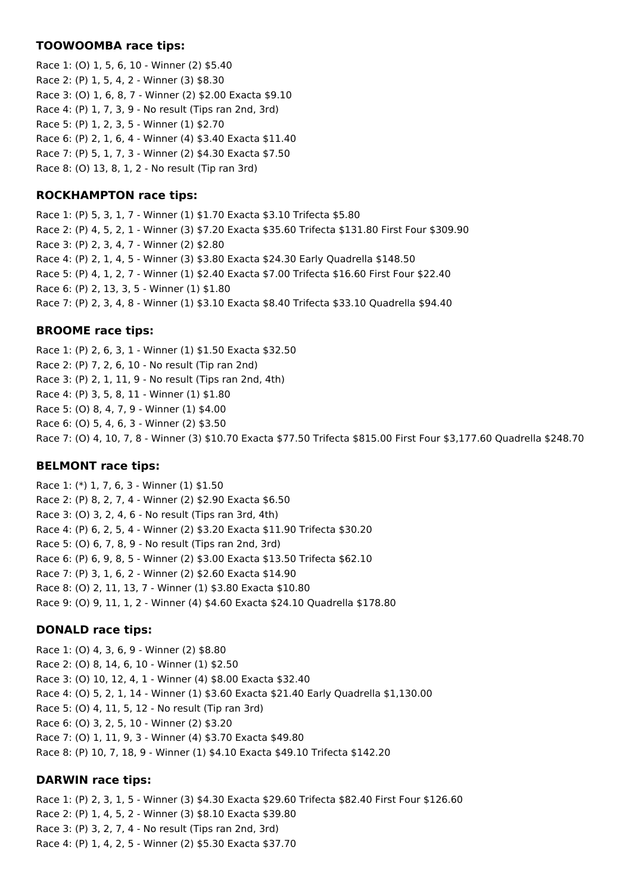### TOOWOOMBA race tips:

Race 1: (O) 1, 5, 6, 10 - Winner (2) $5.40
Race 2: (P) 1, 5, 4, 2 - Winner (3) $8.30
Race 3: (O) 1, 6, 8, 7 - Winner (2) $2.00 Exacta $9.10
Race 4: (P) 1, 7, 3, 9 - No result (Tips ran 2nd, 3rd)
Race 5: (P) 1, 2, 3, 5 - Winner (1) $2.70
Race 6: (P) 2, 1, 6, 4 - Winner (4) $3.40 Exacta $11.40
Race 7: (P) 5, 1, 7, 3 - Winner (2) $4.30 Exacta $7.50
Race 8: (O) 13, 8, 1, 2 - No result (Tip ran 3rd)

### ROCKHAMPTON race tips:

Race 1: (P) 5, 3, 1, 7 - Winner (1) $1.70 Exacta $3.10 Trifecta $5.80
Race 2: (P) 4, 5, 2, 1 - Winner (3) $7.20 Exacta $35.60 Trifecta $131.80 First Four $309.90
Race 3: (P) 2, 3, 4, 7 - Winner (2) $2.80
Race 4: (P) 2, 1, 4, 5 - Winner (3) $3.80 Exacta $24.30 Early Quadrella $148.50
Race 5: (P) 4, 1, 2, 7 - Winner (1) $2.40 Exacta $7.00 Trifecta $16.60 First Four $22.40
Race 6: (P) 2, 13, 3, 5 - Winner (1) $1.80
Race 7: (P) 2, 3, 4, 8 - Winner (1) $3.10 Exacta $8.40 Trifecta $33.10 Quadrella $94.40

### BROOME race tips:

Race 1: (P) 2, 6, 3, 1 - Winner (1) $1.50 Exacta $32.50
Race 2: (P) 7, 2, 6, 10 - No result (Tip ran 2nd)
Race 3: (P) 2, 1, 11, 9 - No result (Tips ran 2nd, 4th)
Race 4: (P) 3, 5, 8, 11 - Winner (1) $1.80
Race 5: (O) 8, 4, 7, 9 - Winner (1) $4.00
Race 6: (O) 5, 4, 6, 3 - Winner (2) $3.50
Race 7: (O) 4, 10, 7, 8 - Winner (3) $10.70 Exacta $77.50 Trifecta $815.00 First Four $3,177.60 Quadrella $248.70

### BELMONT race tips:

Race 1: (*) 1, 7, 6, 3 - Winner (1) $1.50
Race 2: (P) 8, 2, 7, 4 - Winner (2) $2.90 Exacta $6.50
Race 3: (O) 3, 2, 4, 6 - No result (Tips ran 3rd, 4th)
Race 4: (P) 6, 2, 5, 4 - Winner (2) $3.20 Exacta $11.90 Trifecta $30.20
Race 5: (O) 6, 7, 8, 9 - No result (Tips ran 2nd, 3rd)
Race 6: (P) 6, 9, 8, 5 - Winner (2) $3.00 Exacta $13.50 Trifecta $62.10
Race 7: (P) 3, 1, 6, 2 - Winner (2) $2.60 Exacta $14.90
Race 8: (O) 2, 11, 13, 7 - Winner (1) $3.80 Exacta $10.80
Race 9: (O) 9, 11, 1, 2 - Winner (4) $4.60 Exacta $24.10 Quadrella $178.80

### DONALD race tips:

Race 1: (O) 4, 3, 6, 9 - Winner (2) $8.80
Race 2: (O) 8, 14, 6, 10 - Winner (1) $2.50
Race 3: (O) 10, 12, 4, 1 - Winner (4) $8.00 Exacta $32.40
Race 4: (O) 5, 2, 1, 14 - Winner (1) $3.60 Exacta $21.40 Early Quadrella $1,130.00
Race 5: (O) 4, 11, 5, 12 - No result (Tip ran 3rd)
Race 6: (O) 3, 2, 5, 10 - Winner (2) $3.20
Race 7: (O) 1, 11, 9, 3 - Winner (4) $3.70 Exacta $49.80
Race 8: (P) 10, 7, 18, 9 - Winner (1) $4.10 Exacta $49.10 Trifecta $142.20

### DARWIN race tips:

Race 1: (P) 2, 3, 1, 5 - Winner (3) $4.30 Exacta $29.60 Trifecta $82.40 First Four $126.60
Race 2: (P) 1, 4, 5, 2 - Winner (3) $8.10 Exacta $39.80
Race 3: (P) 3, 2, 7, 4 - No result (Tips ran 2nd, 3rd)
Race 4: (P) 1, 4, 2, 5 - Winner (2) $5.30 Exacta $37.70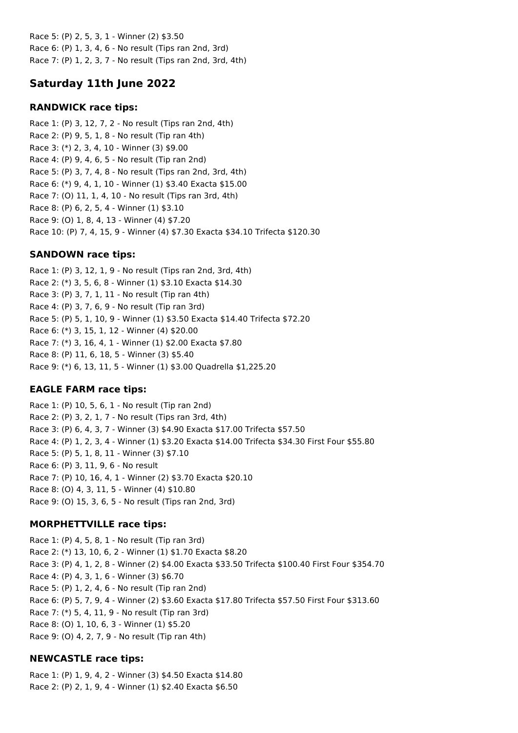Race 5: (P) 2, 5, 3, 1 - Winner (2) $3.50
Race 6: (P) 1, 3, 4, 6 - No result (Tips ran 2nd, 3rd)
Race 7: (P) 1, 2, 3, 7 - No result (Tips ran 2nd, 3rd, 4th)

## Saturday 11th June 2022

### RANDWICK race tips:

Race 1: (P) 3, 12, 7, 2 - No result (Tips ran 2nd, 4th)
Race 2: (P) 9, 5, 1, 8 - No result (Tip ran 4th)
Race 3: (*) 2, 3, 4, 10 - Winner (3) $9.00
Race 4: (P) 9, 4, 6, 5 - No result (Tip ran 2nd)
Race 5: (P) 3, 7, 4, 8 - No result (Tips ran 2nd, 3rd, 4th)
Race 6: (*) 9, 4, 1, 10 - Winner (1) $3.40 Exacta $15.00
Race 7: (O) 11, 1, 4, 10 - No result (Tips ran 3rd, 4th)
Race 8: (P) 6, 2, 5, 4 - Winner (1) $3.10
Race 9: (O) 1, 8, 4, 13 - Winner (4) $7.20
Race 10: (P) 7, 4, 15, 9 - Winner (4) $7.30 Exacta $34.10 Trifecta $120.30

### SANDOWN race tips:

Race 1: (P) 3, 12, 1, 9 - No result (Tips ran 2nd, 3rd, 4th)
Race 2: (*) 3, 5, 6, 8 - Winner (1) $3.10 Exacta $14.30
Race 3: (P) 3, 7, 1, 11 - No result (Tip ran 4th)
Race 4: (P) 3, 7, 6, 9 - No result (Tip ran 3rd)
Race 5: (P) 5, 1, 10, 9 - Winner (1) $3.50 Exacta $14.40 Trifecta $72.20
Race 6: (*) 3, 15, 1, 12 - Winner (4) $20.00
Race 7: (*) 3, 16, 4, 1 - Winner (1) $2.00 Exacta $7.80
Race 8: (P) 11, 6, 18, 5 - Winner (3) $5.40
Race 9: (*) 6, 13, 11, 5 - Winner (1) $3.00 Quadrella $1,225.20

### EAGLE FARM race tips:

Race 1: (P) 10, 5, 6, 1 - No result (Tip ran 2nd)
Race 2: (P) 3, 2, 1, 7 - No result (Tips ran 3rd, 4th)
Race 3: (P) 6, 4, 3, 7 - Winner (3) $4.90 Exacta $17.00 Trifecta $57.50
Race 4: (P) 1, 2, 3, 4 - Winner (1) $3.20 Exacta $14.00 Trifecta $34.30 First Four $55.80
Race 5: (P) 5, 1, 8, 11 - Winner (3) $7.10
Race 6: (P) 3, 11, 9, 6 - No result
Race 7: (P) 10, 16, 4, 1 - Winner (2) $3.70 Exacta $20.10
Race 8: (O) 4, 3, 11, 5 - Winner (4) $10.80
Race 9: (O) 15, 3, 6, 5 - No result (Tips ran 2nd, 3rd)

### MORPHETTVILLE race tips:

Race 1: (P) 4, 5, 8, 1 - No result (Tip ran 3rd)
Race 2: (*) 13, 10, 6, 2 - Winner (1) $1.70 Exacta $8.20
Race 3: (P) 4, 1, 2, 8 - Winner (2) $4.00 Exacta $33.50 Trifecta $100.40 First Four $354.70
Race 4: (P) 4, 3, 1, 6 - Winner (3) $6.70
Race 5: (P) 1, 2, 4, 6 - No result (Tip ran 2nd)
Race 6: (P) 5, 7, 9, 4 - Winner (2) $3.60 Exacta $17.80 Trifecta $57.50 First Four $313.60
Race 7: (*) 5, 4, 11, 9 - No result (Tip ran 3rd)
Race 8: (O) 1, 10, 6, 3 - Winner (1) $5.20
Race 9: (O) 4, 2, 7, 9 - No result (Tip ran 4th)

### NEWCASTLE race tips:

Race 1: (P) 1, 9, 4, 2 - Winner (3) $4.50 Exacta $14.80
Race 2: (P) 2, 1, 9, 4 - Winner (1) $2.40 Exacta $6.50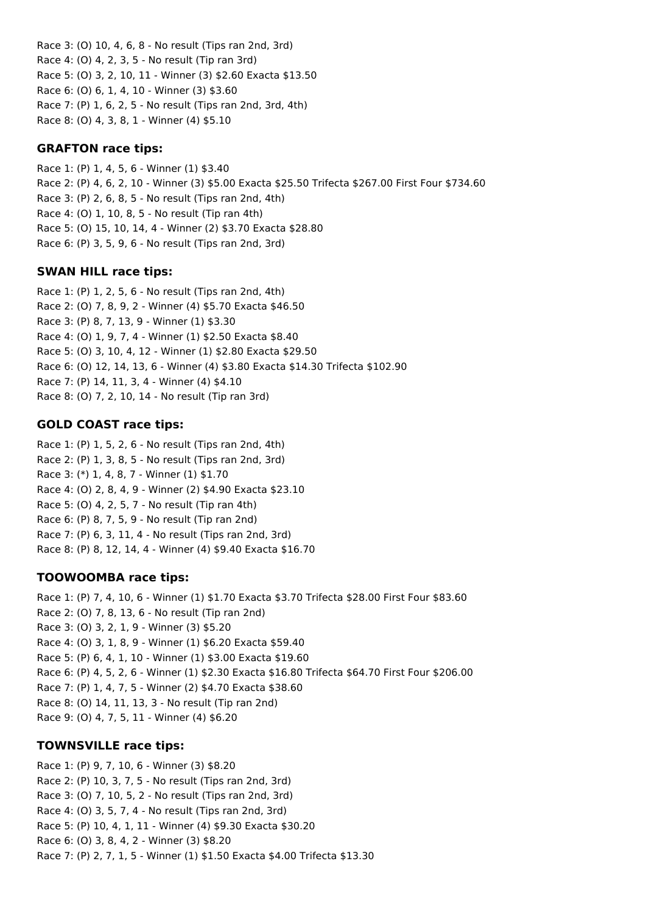Race 3: (O) 10, 4, 6, 8 - No result (Tips ran 2nd, 3rd)
Race 4: (O) 4, 2, 3, 5 - No result (Tip ran 3rd)
Race 5: (O) 3, 2, 10, 11 - Winner (3) $2.60 Exacta $13.50
Race 6: (O) 6, 1, 4, 10 - Winner (3) $3.60
Race 7: (P) 1, 6, 2, 5 - No result (Tips ran 2nd, 3rd, 4th)
Race 8: (O) 4, 3, 8, 1 - Winner (4) $5.10

### GRAFTON race tips:

Race 1: (P) 1, 4, 5, 6 - Winner (1) $3.40
Race 2: (P) 4, 6, 2, 10 - Winner (3) $5.00 Exacta $25.50 Trifecta $267.00 First Four $734.60
Race 3: (P) 2, 6, 8, 5 - No result (Tips ran 2nd, 4th)
Race 4: (O) 1, 10, 8, 5 - No result (Tip ran 4th)
Race 5: (O) 15, 10, 14, 4 - Winner (2) $3.70 Exacta $28.80
Race 6: (P) 3, 5, 9, 6 - No result (Tips ran 2nd, 3rd)

### SWAN HILL race tips:

Race 1: (P) 1, 2, 5, 6 - No result (Tips ran 2nd, 4th)
Race 2: (O) 7, 8, 9, 2 - Winner (4) $5.70 Exacta $46.50
Race 3: (P) 8, 7, 13, 9 - Winner (1) $3.30
Race 4: (O) 1, 9, 7, 4 - Winner (1) $2.50 Exacta $8.40
Race 5: (O) 3, 10, 4, 12 - Winner (1) $2.80 Exacta $29.50
Race 6: (O) 12, 14, 13, 6 - Winner (4) $3.80 Exacta $14.30 Trifecta $102.90
Race 7: (P) 14, 11, 3, 4 - Winner (4) $4.10
Race 8: (O) 7, 2, 10, 14 - No result (Tip ran 3rd)

### GOLD COAST race tips:

Race 1: (P) 1, 5, 2, 6 - No result (Tips ran 2nd, 4th)
Race 2: (P) 1, 3, 8, 5 - No result (Tips ran 2nd, 3rd)
Race 3: (*) 1, 4, 8, 7 - Winner (1) $1.70
Race 4: (O) 2, 8, 4, 9 - Winner (2) $4.90 Exacta $23.10
Race 5: (O) 4, 2, 5, 7 - No result (Tip ran 4th)
Race 6: (P) 8, 7, 5, 9 - No result (Tip ran 2nd)
Race 7: (P) 6, 3, 11, 4 - No result (Tips ran 2nd, 3rd)
Race 8: (P) 8, 12, 14, 4 - Winner (4) $9.40 Exacta $16.70

### TOOWOOMBA race tips:

Race 1: (P) 7, 4, 10, 6 - Winner (1) $1.70 Exacta $3.70 Trifecta $28.00 First Four $83.60
Race 2: (O) 7, 8, 13, 6 - No result (Tip ran 2nd)
Race 3: (O) 3, 2, 1, 9 - Winner (3) $5.20
Race 4: (O) 3, 1, 8, 9 - Winner (1) $6.20 Exacta $59.40
Race 5: (P) 6, 4, 1, 10 - Winner (1) $3.00 Exacta $19.60
Race 6: (P) 4, 5, 2, 6 - Winner (1) $2.30 Exacta $16.80 Trifecta $64.70 First Four $206.00
Race 7: (P) 1, 4, 7, 5 - Winner (2) $4.70 Exacta $38.60
Race 8: (O) 14, 11, 13, 3 - No result (Tip ran 2nd)
Race 9: (O) 4, 7, 5, 11 - Winner (4) $6.20

### TOWNSVILLE race tips:

Race 1: (P) 9, 7, 10, 6 - Winner (3) $8.20
Race 2: (P) 10, 3, 7, 5 - No result (Tips ran 2nd, 3rd)
Race 3: (O) 7, 10, 5, 2 - No result (Tips ran 2nd, 3rd)
Race 4: (O) 3, 5, 7, 4 - No result (Tips ran 2nd, 3rd)
Race 5: (P) 10, 4, 1, 11 - Winner (4) $9.30 Exacta $30.20
Race 6: (O) 3, 8, 4, 2 - Winner (3) $8.20
Race 7: (P) 2, 7, 1, 5 - Winner (1) $1.50 Exacta $4.00 Trifecta $13.30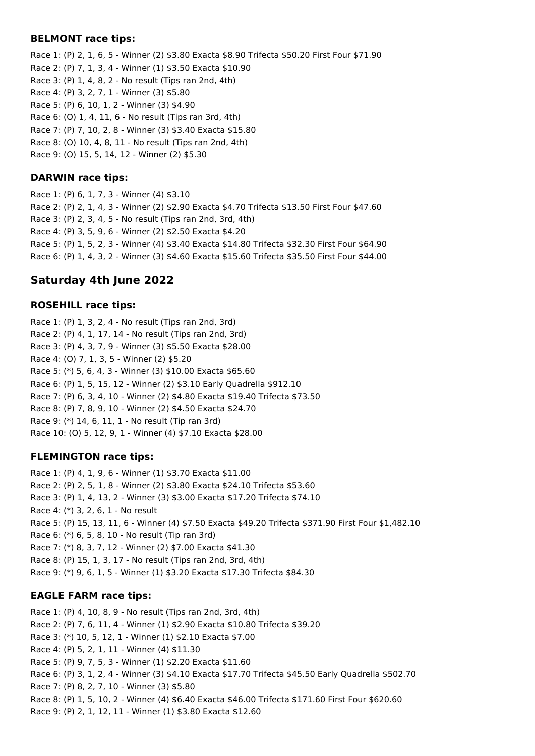### BELMONT race tips:

Race 1: (P) 2, 1, 6, 5 - Winner (2) $3.80 Exacta $8.90 Trifecta $50.20 First Four $71.90
Race 2: (P) 7, 1, 3, 4 - Winner (1) $3.50 Exacta $10.90
Race 3: (P) 1, 4, 8, 2 - No result (Tips ran 2nd, 4th)
Race 4: (P) 3, 2, 7, 1 - Winner (3) $5.80
Race 5: (P) 6, 10, 1, 2 - Winner (3) $4.90
Race 6: (O) 1, 4, 11, 6 - No result (Tips ran 3rd, 4th)
Race 7: (P) 7, 10, 2, 8 - Winner (3) $3.40 Exacta $15.80
Race 8: (O) 10, 4, 8, 11 - No result (Tips ran 2nd, 4th)
Race 9: (O) 15, 5, 14, 12 - Winner (2) $5.30

### DARWIN race tips:

Race 1: (P) 6, 1, 7, 3 - Winner (4) $3.10
Race 2: (P) 2, 1, 4, 3 - Winner (2) $2.90 Exacta $4.70 Trifecta $13.50 First Four $47.60
Race 3: (P) 2, 3, 4, 5 - No result (Tips ran 2nd, 3rd, 4th)
Race 4: (P) 3, 5, 9, 6 - Winner (2) $2.50 Exacta $4.20
Race 5: (P) 1, 5, 2, 3 - Winner (4) $3.40 Exacta $14.80 Trifecta $32.30 First Four $64.90
Race 6: (P) 1, 4, 3, 2 - Winner (3) $4.60 Exacta $15.60 Trifecta $35.50 First Four $44.00

## Saturday 4th June 2022

### ROSEHILL race tips:

Race 1: (P) 1, 3, 2, 4 - No result (Tips ran 2nd, 3rd)
Race 2: (P) 4, 1, 17, 14 - No result (Tips ran 2nd, 3rd)
Race 3: (P) 4, 3, 7, 9 - Winner (3) $5.50 Exacta $28.00
Race 4: (O) 7, 1, 3, 5 - Winner (2) $5.20
Race 5: (*) 5, 6, 4, 3 - Winner (3) $10.00 Exacta $65.60
Race 6: (P) 1, 5, 15, 12 - Winner (2) $3.10 Early Quadrella $912.10
Race 7: (P) 6, 3, 4, 10 - Winner (2) $4.80 Exacta $19.40 Trifecta $73.50
Race 8: (P) 7, 8, 9, 10 - Winner (2) $4.50 Exacta $24.70
Race 9: (*) 14, 6, 11, 1 - No result (Tip ran 3rd)
Race 10: (O) 5, 12, 9, 1 - Winner (4) $7.10 Exacta $28.00

### FLEMINGTON race tips:

Race 1: (P) 4, 1, 9, 6 - Winner (1) $3.70 Exacta $11.00
Race 2: (P) 2, 5, 1, 8 - Winner (2) $3.80 Exacta $24.10 Trifecta $53.60
Race 3: (P) 1, 4, 13, 2 - Winner (3) $3.00 Exacta $17.20 Trifecta $74.10
Race 4: (*) 3, 2, 6, 1 - No result
Race 5: (P) 15, 13, 11, 6 - Winner (4) $7.50 Exacta $49.20 Trifecta $371.90 First Four $1,482.10
Race 6: (*) 6, 5, 8, 10 - No result (Tip ran 3rd)
Race 7: (*) 8, 3, 7, 12 - Winner (2) $7.00 Exacta $41.30
Race 8: (P) 15, 1, 3, 17 - No result (Tips ran 2nd, 3rd, 4th)
Race 9: (*) 9, 6, 1, 5 - Winner (1) $3.20 Exacta $17.30 Trifecta $84.30

### EAGLE FARM race tips:

Race 1: (P) 4, 10, 8, 9 - No result (Tips ran 2nd, 3rd, 4th)
Race 2: (P) 7, 6, 11, 4 - Winner (1) $2.90 Exacta $10.80 Trifecta $39.20
Race 3: (*) 10, 5, 12, 1 - Winner (1) $2.10 Exacta $7.00
Race 4: (P) 5, 2, 1, 11 - Winner (4) $11.30
Race 5: (P) 9, 7, 5, 3 - Winner (1) $2.20 Exacta $11.60
Race 6: (P) 3, 1, 2, 4 - Winner (3) $4.10 Exacta $17.70 Trifecta $45.50 Early Quadrella $502.70
Race 7: (P) 8, 2, 7, 10 - Winner (3) $5.80
Race 8: (P) 1, 5, 10, 2 - Winner (4) $6.40 Exacta $46.00 Trifecta $171.60 First Four $620.60
Race 9: (P) 2, 1, 12, 11 - Winner (1) $3.80 Exacta $12.60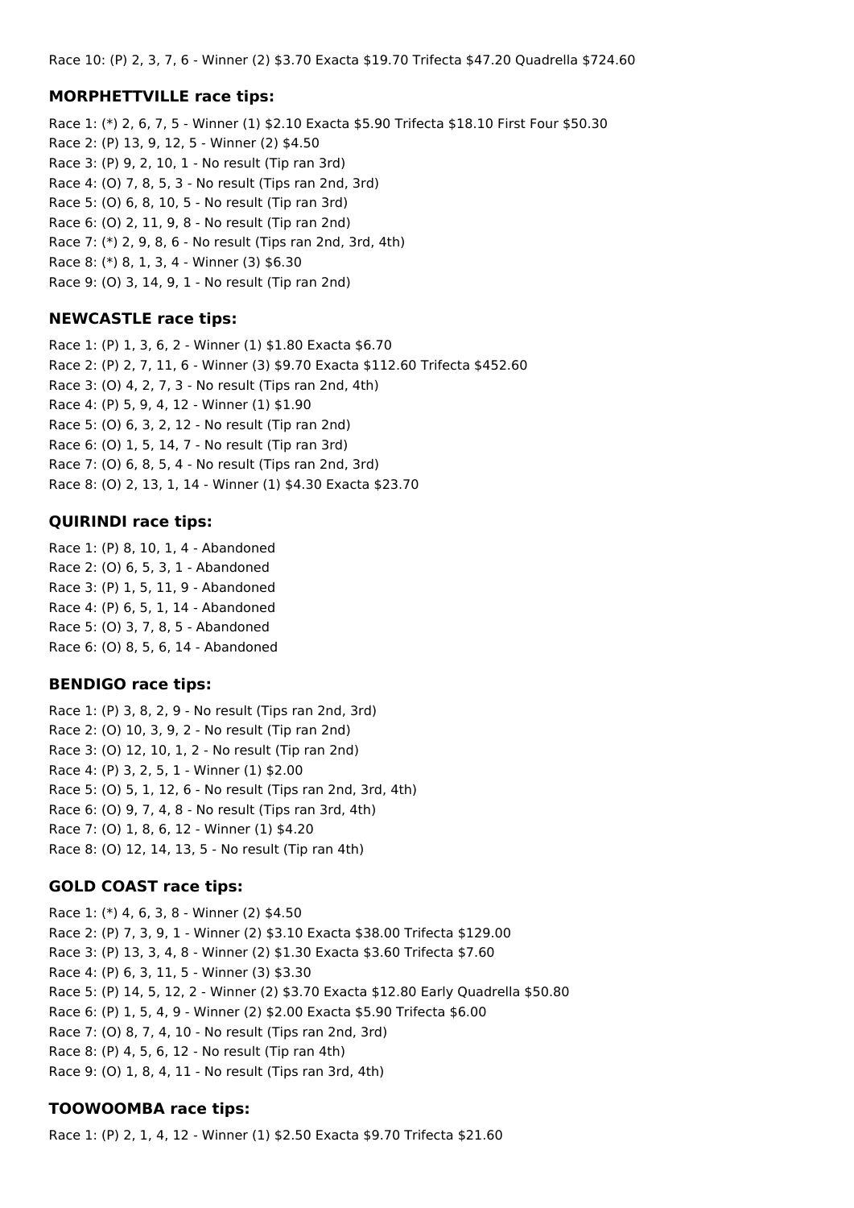Race 10: (P) 2, 3, 7, 6 - Winner (2) $3.70 Exacta $19.70 Trifecta $47.20 Quadrella $724.60

### MORPHETTVILLE race tips:

Race 1: (*) 2, 6, 7, 5 - Winner (1) $2.10 Exacta $5.90 Trifecta $18.10 First Four $50.30
Race 2: (P) 13, 9, 12, 5 - Winner (2) $4.50
Race 3: (P) 9, 2, 10, 1 - No result (Tip ran 3rd)
Race 4: (O) 7, 8, 5, 3 - No result (Tips ran 2nd, 3rd)
Race 5: (O) 6, 8, 10, 5 - No result (Tip ran 3rd)
Race 6: (O) 2, 11, 9, 8 - No result (Tip ran 2nd)
Race 7: (*) 2, 9, 8, 6 - No result (Tips ran 2nd, 3rd, 4th)
Race 8: (*) 8, 1, 3, 4 - Winner (3) $6.30
Race 9: (O) 3, 14, 9, 1 - No result (Tip ran 2nd)

### NEWCASTLE race tips:

Race 1: (P) 1, 3, 6, 2 - Winner (1) $1.80 Exacta $6.70
Race 2: (P) 2, 7, 11, 6 - Winner (3) $9.70 Exacta $112.60 Trifecta $452.60
Race 3: (O) 4, 2, 7, 3 - No result (Tips ran 2nd, 4th)
Race 4: (P) 5, 9, 4, 12 - Winner (1) $1.90
Race 5: (O) 6, 3, 2, 12 - No result (Tip ran 2nd)
Race 6: (O) 1, 5, 14, 7 - No result (Tip ran 3rd)
Race 7: (O) 6, 8, 5, 4 - No result (Tips ran 2nd, 3rd)
Race 8: (O) 2, 13, 1, 14 - Winner (1) $4.30 Exacta $23.70

### QUIRINDI race tips:

Race 1: (P) 8, 10, 1, 4 - Abandoned
Race 2: (O) 6, 5, 3, 1 - Abandoned
Race 3: (P) 1, 5, 11, 9 - Abandoned
Race 4: (P) 6, 5, 1, 14 - Abandoned
Race 5: (O) 3, 7, 8, 5 - Abandoned
Race 6: (O) 8, 5, 6, 14 - Abandoned

### BENDIGO race tips:

Race 1: (P) 3, 8, 2, 9 - No result (Tips ran 2nd, 3rd)
Race 2: (O) 10, 3, 9, 2 - No result (Tip ran 2nd)
Race 3: (O) 12, 10, 1, 2 - No result (Tip ran 2nd)
Race 4: (P) 3, 2, 5, 1 - Winner (1) $2.00
Race 5: (O) 5, 1, 12, 6 - No result (Tips ran 2nd, 3rd, 4th)
Race 6: (O) 9, 7, 4, 8 - No result (Tips ran 3rd, 4th)
Race 7: (O) 1, 8, 6, 12 - Winner (1) $4.20
Race 8: (O) 12, 14, 13, 5 - No result (Tip ran 4th)

### GOLD COAST race tips:

Race 1: (*) 4, 6, 3, 8 - Winner (2) $4.50
Race 2: (P) 7, 3, 9, 1 - Winner (2) $3.10 Exacta $38.00 Trifecta $129.00
Race 3: (P) 13, 3, 4, 8 - Winner (2) $1.30 Exacta $3.60 Trifecta $7.60
Race 4: (P) 6, 3, 11, 5 - Winner (3) $3.30
Race 5: (P) 14, 5, 12, 2 - Winner (2) $3.70 Exacta $12.80 Early Quadrella $50.80
Race 6: (P) 1, 5, 4, 9 - Winner (2) $2.00 Exacta $5.90 Trifecta $6.00
Race 7: (O) 8, 7, 4, 10 - No result (Tips ran 2nd, 3rd)
Race 8: (P) 4, 5, 6, 12 - No result (Tip ran 4th)
Race 9: (O) 1, 8, 4, 11 - No result (Tips ran 3rd, 4th)

### TOOWOOMBA race tips:

Race 1: (P) 2, 1, 4, 12 - Winner (1) $2.50 Exacta $9.70 Trifecta $21.60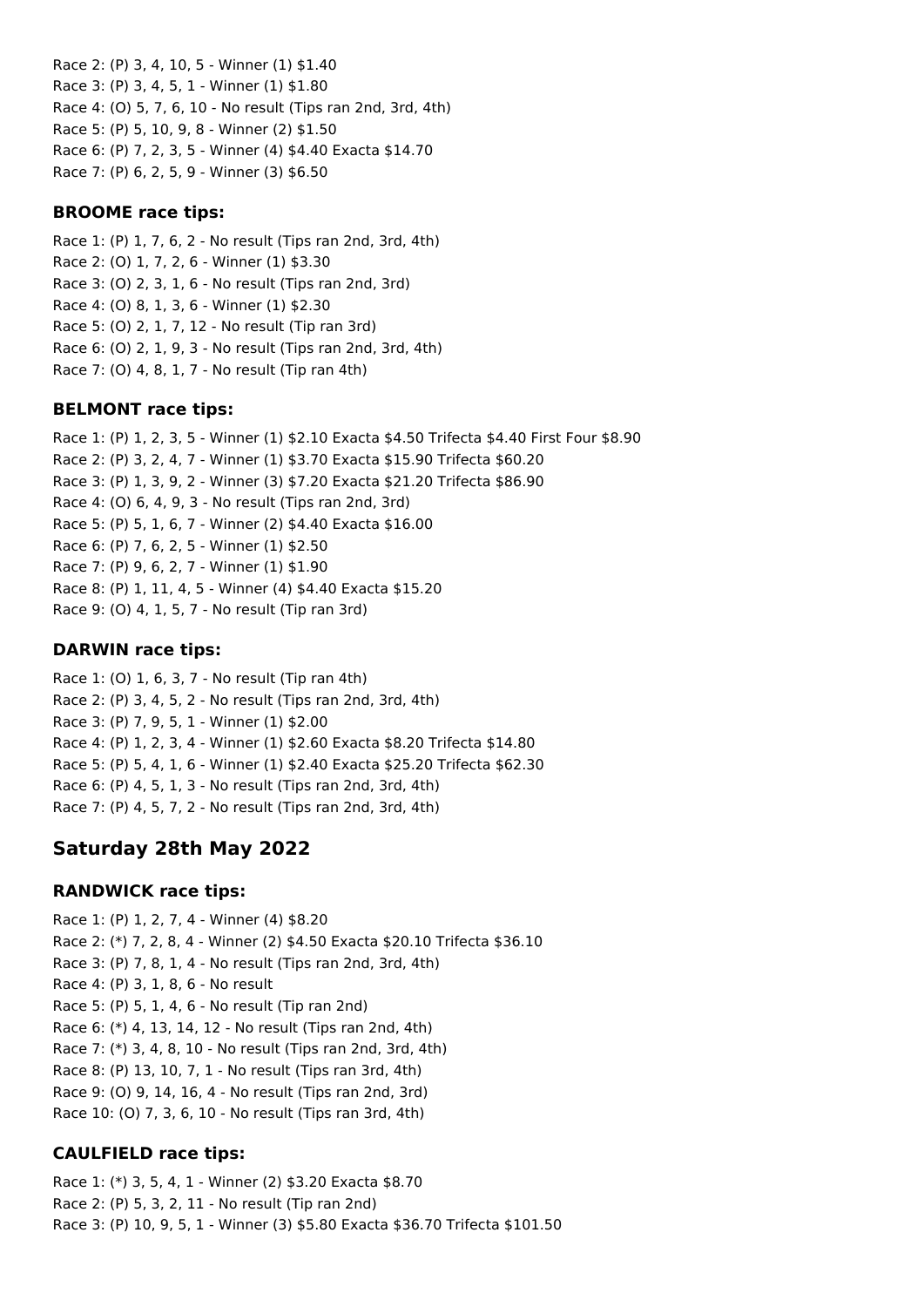Race 2: (P) 3, 4, 10, 5 - Winner (1) $1.40
Race 3: (P) 3, 4, 5, 1 - Winner (1) $1.80
Race 4: (O) 5, 7, 6, 10 - No result (Tips ran 2nd, 3rd, 4th)
Race 5: (P) 5, 10, 9, 8 - Winner (2) $1.50
Race 6: (P) 7, 2, 3, 5 - Winner (4) $4.40 Exacta $14.70
Race 7: (P) 6, 2, 5, 9 - Winner (3) $6.50

### BROOME race tips:

Race 1: (P) 1, 7, 6, 2 - No result (Tips ran 2nd, 3rd, 4th)
Race 2: (O) 1, 7, 2, 6 - Winner (1) $3.30
Race 3: (O) 2, 3, 1, 6 - No result (Tips ran 2nd, 3rd)
Race 4: (O) 8, 1, 3, 6 - Winner (1) $2.30
Race 5: (O) 2, 1, 7, 12 - No result (Tip ran 3rd)
Race 6: (O) 2, 1, 9, 3 - No result (Tips ran 2nd, 3rd, 4th)
Race 7: (O) 4, 8, 1, 7 - No result (Tip ran 4th)

### BELMONT race tips:

Race 1: (P) 1, 2, 3, 5 - Winner (1) $2.10 Exacta $4.50 Trifecta $4.40 First Four $8.90
Race 2: (P) 3, 2, 4, 7 - Winner (1) $3.70 Exacta $15.90 Trifecta $60.20
Race 3: (P) 1, 3, 9, 2 - Winner (3) $7.20 Exacta $21.20 Trifecta $86.90
Race 4: (O) 6, 4, 9, 3 - No result (Tips ran 2nd, 3rd)
Race 5: (P) 5, 1, 6, 7 - Winner (2) $4.40 Exacta $16.00
Race 6: (P) 7, 6, 2, 5 - Winner (1) $2.50
Race 7: (P) 9, 6, 2, 7 - Winner (1) $1.90
Race 8: (P) 1, 11, 4, 5 - Winner (4) $4.40 Exacta $15.20
Race 9: (O) 4, 1, 5, 7 - No result (Tip ran 3rd)

### DARWIN race tips:

Race 1: (O) 1, 6, 3, 7 - No result (Tip ran 4th)
Race 2: (P) 3, 4, 5, 2 - No result (Tips ran 2nd, 3rd, 4th)
Race 3: (P) 7, 9, 5, 1 - Winner (1) $2.00
Race 4: (P) 1, 2, 3, 4 - Winner (1) $2.60 Exacta $8.20 Trifecta $14.80
Race 5: (P) 5, 4, 1, 6 - Winner (1) $2.40 Exacta $25.20 Trifecta $62.30
Race 6: (P) 4, 5, 1, 3 - No result (Tips ran 2nd, 3rd, 4th)
Race 7: (P) 4, 5, 7, 2 - No result (Tips ran 2nd, 3rd, 4th)

## Saturday 28th May 2022

### RANDWICK race tips:

Race 1: (P) 1, 2, 7, 4 - Winner (4) $8.20
Race 2: (*) 7, 2, 8, 4 - Winner (2) $4.50 Exacta $20.10 Trifecta $36.10
Race 3: (P) 7, 8, 1, 4 - No result (Tips ran 2nd, 3rd, 4th)
Race 4: (P) 3, 1, 8, 6 - No result
Race 5: (P) 5, 1, 4, 6 - No result (Tip ran 2nd)
Race 6: (*) 4, 13, 14, 12 - No result (Tips ran 2nd, 4th)
Race 7: (*) 3, 4, 8, 10 - No result (Tips ran 2nd, 3rd, 4th)
Race 8: (P) 13, 10, 7, 1 - No result (Tips ran 3rd, 4th)
Race 9: (O) 9, 14, 16, 4 - No result (Tips ran 2nd, 3rd)
Race 10: (O) 7, 3, 6, 10 - No result (Tips ran 3rd, 4th)

### CAULFIELD race tips:

Race 1: (*) 3, 5, 4, 1 - Winner (2) $3.20 Exacta $8.70
Race 2: (P) 5, 3, 2, 11 - No result (Tip ran 2nd)
Race 3: (P) 10, 9, 5, 1 - Winner (3) $5.80 Exacta $36.70 Trifecta $101.50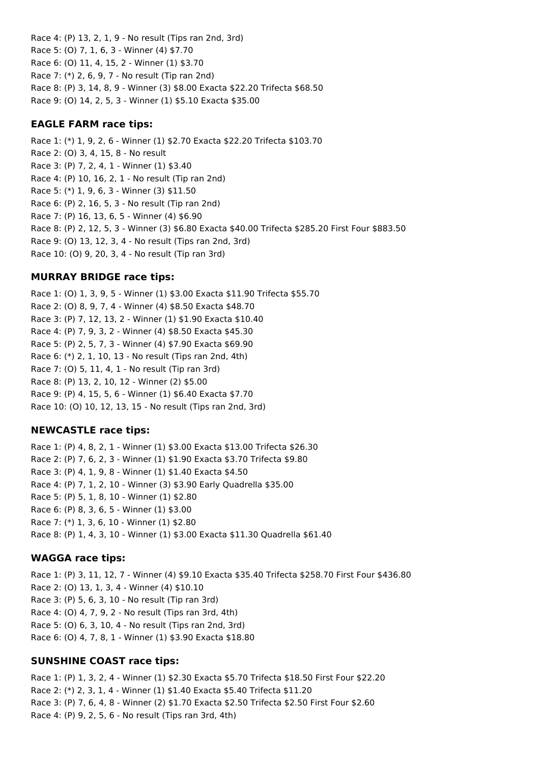Race 4: (P) 13, 2, 1, 9 - No result (Tips ran 2nd, 3rd)
Race 5: (O) 7, 1, 6, 3 - Winner (4) $7.70
Race 6: (O) 11, 4, 15, 2 - Winner (1) $3.70
Race 7: (*) 2, 6, 9, 7 - No result (Tip ran 2nd)
Race 8: (P) 3, 14, 8, 9 - Winner (3) $8.00 Exacta $22.20 Trifecta $68.50
Race 9: (O) 14, 2, 5, 3 - Winner (1) $5.10 Exacta $35.00

### EAGLE FARM race tips:

Race 1: (*) 1, 9, 2, 6 - Winner (1) $2.70 Exacta $22.20 Trifecta $103.70
Race 2: (O) 3, 4, 15, 8 - No result
Race 3: (P) 7, 2, 4, 1 - Winner (1) $3.40
Race 4: (P) 10, 16, 2, 1 - No result (Tip ran 2nd)
Race 5: (*) 1, 9, 6, 3 - Winner (3) $11.50
Race 6: (P) 2, 16, 5, 3 - No result (Tip ran 2nd)
Race 7: (P) 16, 13, 6, 5 - Winner (4) $6.90
Race 8: (P) 2, 12, 5, 3 - Winner (3) $6.80 Exacta $40.00 Trifecta $285.20 First Four $883.50
Race 9: (O) 13, 12, 3, 4 - No result (Tips ran 2nd, 3rd)
Race 10: (O) 9, 20, 3, 4 - No result (Tip ran 3rd)

### MURRAY BRIDGE race tips:

Race 1: (O) 1, 3, 9, 5 - Winner (1) $3.00 Exacta $11.90 Trifecta $55.70
Race 2: (O) 8, 9, 7, 4 - Winner (4) $8.50 Exacta $48.70
Race 3: (P) 7, 12, 13, 2 - Winner (1) $1.90 Exacta $10.40
Race 4: (P) 7, 9, 3, 2 - Winner (4) $8.50 Exacta $45.30
Race 5: (P) 2, 5, 7, 3 - Winner (4) $7.90 Exacta $69.90
Race 6: (*) 2, 1, 10, 13 - No result (Tips ran 2nd, 4th)
Race 7: (O) 5, 11, 4, 1 - No result (Tip ran 3rd)
Race 8: (P) 13, 2, 10, 12 - Winner (2) $5.00
Race 9: (P) 4, 15, 5, 6 - Winner (1) $6.40 Exacta $7.70
Race 10: (O) 10, 12, 13, 15 - No result (Tips ran 2nd, 3rd)

### NEWCASTLE race tips:

Race 1: (P) 4, 8, 2, 1 - Winner (1) $3.00 Exacta $13.00 Trifecta $26.30
Race 2: (P) 7, 6, 2, 3 - Winner (1) $1.90 Exacta $3.70 Trifecta $9.80
Race 3: (P) 4, 1, 9, 8 - Winner (1) $1.40 Exacta $4.50
Race 4: (P) 7, 1, 2, 10 - Winner (3) $3.90 Early Quadrella $35.00
Race 5: (P) 5, 1, 8, 10 - Winner (1) $2.80
Race 6: (P) 8, 3, 6, 5 - Winner (1) $3.00
Race 7: (*) 1, 3, 6, 10 - Winner (1) $2.80
Race 8: (P) 1, 4, 3, 10 - Winner (1) $3.00 Exacta $11.30 Quadrella $61.40

### WAGGA race tips:

Race 1: (P) 3, 11, 12, 7 - Winner (4) $9.10 Exacta $35.40 Trifecta $258.70 First Four $436.80
Race 2: (O) 13, 1, 3, 4 - Winner (4) $10.10
Race 3: (P) 5, 6, 3, 10 - No result (Tip ran 3rd)
Race 4: (O) 4, 7, 9, 2 - No result (Tips ran 3rd, 4th)
Race 5: (O) 6, 3, 10, 4 - No result (Tips ran 2nd, 3rd)
Race 6: (O) 4, 7, 8, 1 - Winner (1) $3.90 Exacta $18.80

### SUNSHINE COAST race tips:

Race 1: (P) 1, 3, 2, 4 - Winner (1) $2.30 Exacta $5.70 Trifecta $18.50 First Four $22.20
Race 2: (*) 2, 3, 1, 4 - Winner (1) $1.40 Exacta $5.40 Trifecta $11.20
Race 3: (P) 7, 6, 4, 8 - Winner (2) $1.70 Exacta $2.50 Trifecta $2.50 First Four $2.60
Race 4: (P) 9, 2, 5, 6 - No result (Tips ran 3rd, 4th)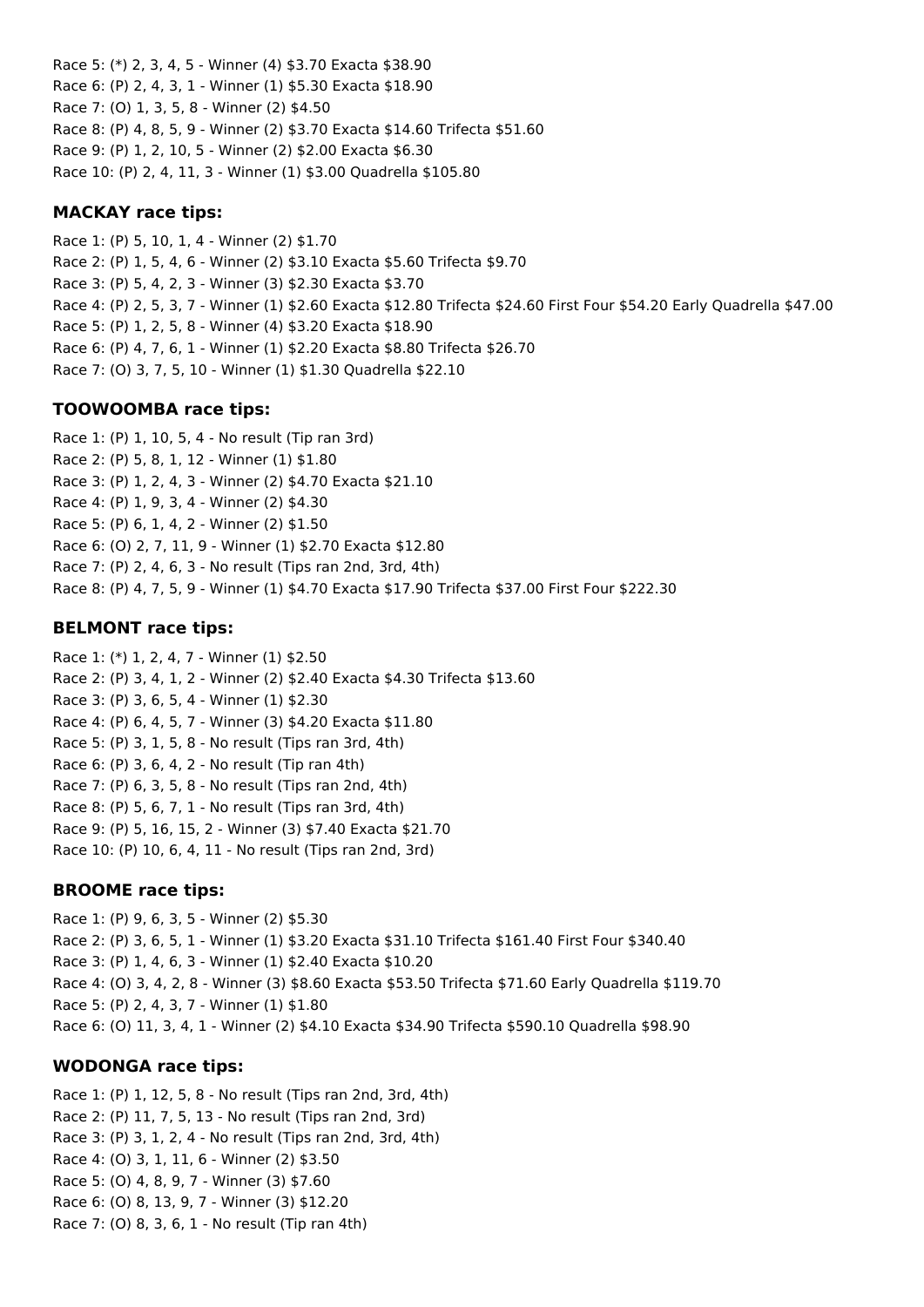Race 5: (*) 2, 3, 4, 5 - Winner (4) $3.70 Exacta $38.90
Race 6: (P) 2, 4, 3, 1 - Winner (1) $5.30 Exacta $18.90
Race 7: (O) 1, 3, 5, 8 - Winner (2) $4.50
Race 8: (P) 4, 8, 5, 9 - Winner (2) $3.70 Exacta $14.60 Trifecta $51.60
Race 9: (P) 1, 2, 10, 5 - Winner (2) $2.00 Exacta $6.30
Race 10: (P) 2, 4, 11, 3 - Winner (1) $3.00 Quadrella $105.80

### MACKAY race tips:

Race 1: (P) 5, 10, 1, 4 - Winner (2) $1.70
Race 2: (P) 1, 5, 4, 6 - Winner (2) $3.10 Exacta $5.60 Trifecta $9.70
Race 3: (P) 5, 4, 2, 3 - Winner (3) $2.30 Exacta $3.70
Race 4: (P) 2, 5, 3, 7 - Winner (1) $2.60 Exacta $12.80 Trifecta $24.60 First Four $54.20 Early Quadrella $47.00
Race 5: (P) 1, 2, 5, 8 - Winner (4) $3.20 Exacta $18.90
Race 6: (P) 4, 7, 6, 1 - Winner (1) $2.20 Exacta $8.80 Trifecta $26.70
Race 7: (O) 3, 7, 5, 10 - Winner (1) $1.30 Quadrella $22.10

### TOOWOOMBA race tips:

Race 1: (P) 1, 10, 5, 4 - No result (Tip ran 3rd)
Race 2: (P) 5, 8, 1, 12 - Winner (1) $1.80
Race 3: (P) 1, 2, 4, 3 - Winner (2) $4.70 Exacta $21.10
Race 4: (P) 1, 9, 3, 4 - Winner (2) $4.30
Race 5: (P) 6, 1, 4, 2 - Winner (2) $1.50
Race 6: (O) 2, 7, 11, 9 - Winner (1) $2.70 Exacta $12.80
Race 7: (P) 2, 4, 6, 3 - No result (Tips ran 2nd, 3rd, 4th)
Race 8: (P) 4, 7, 5, 9 - Winner (1) $4.70 Exacta $17.90 Trifecta $37.00 First Four $222.30

### BELMONT race tips:

Race 1: (*) 1, 2, 4, 7 - Winner (1) $2.50
Race 2: (P) 3, 4, 1, 2 - Winner (2) $2.40 Exacta $4.30 Trifecta $13.60
Race 3: (P) 3, 6, 5, 4 - Winner (1) $2.30
Race 4: (P) 6, 4, 5, 7 - Winner (3) $4.20 Exacta $11.80
Race 5: (P) 3, 1, 5, 8 - No result (Tips ran 3rd, 4th)
Race 6: (P) 3, 6, 4, 2 - No result (Tip ran 4th)
Race 7: (P) 6, 3, 5, 8 - No result (Tips ran 2nd, 4th)
Race 8: (P) 5, 6, 7, 1 - No result (Tips ran 3rd, 4th)
Race 9: (P) 5, 16, 15, 2 - Winner (3) $7.40 Exacta $21.70
Race 10: (P) 10, 6, 4, 11 - No result (Tips ran 2nd, 3rd)

### BROOME race tips:

Race 1: (P) 9, 6, 3, 5 - Winner (2) $5.30
Race 2: (P) 3, 6, 5, 1 - Winner (1) $3.20 Exacta $31.10 Trifecta $161.40 First Four $340.40
Race 3: (P) 1, 4, 6, 3 - Winner (1) $2.40 Exacta $10.20
Race 4: (O) 3, 4, 2, 8 - Winner (3) $8.60 Exacta $53.50 Trifecta $71.60 Early Quadrella $119.70
Race 5: (P) 2, 4, 3, 7 - Winner (1) $1.80
Race 6: (O) 11, 3, 4, 1 - Winner (2) $4.10 Exacta $34.90 Trifecta $590.10 Quadrella $98.90

### WODONGA race tips:

Race 1: (P) 1, 12, 5, 8 - No result (Tips ran 2nd, 3rd, 4th)
Race 2: (P) 11, 7, 5, 13 - No result (Tips ran 2nd, 3rd)
Race 3: (P) 3, 1, 2, 4 - No result (Tips ran 2nd, 3rd, 4th)
Race 4: (O) 3, 1, 11, 6 - Winner (2) $3.50
Race 5: (O) 4, 8, 9, 7 - Winner (3) $7.60
Race 6: (O) 8, 13, 9, 7 - Winner (3) $12.20
Race 7: (O) 8, 3, 6, 1 - No result (Tip ran 4th)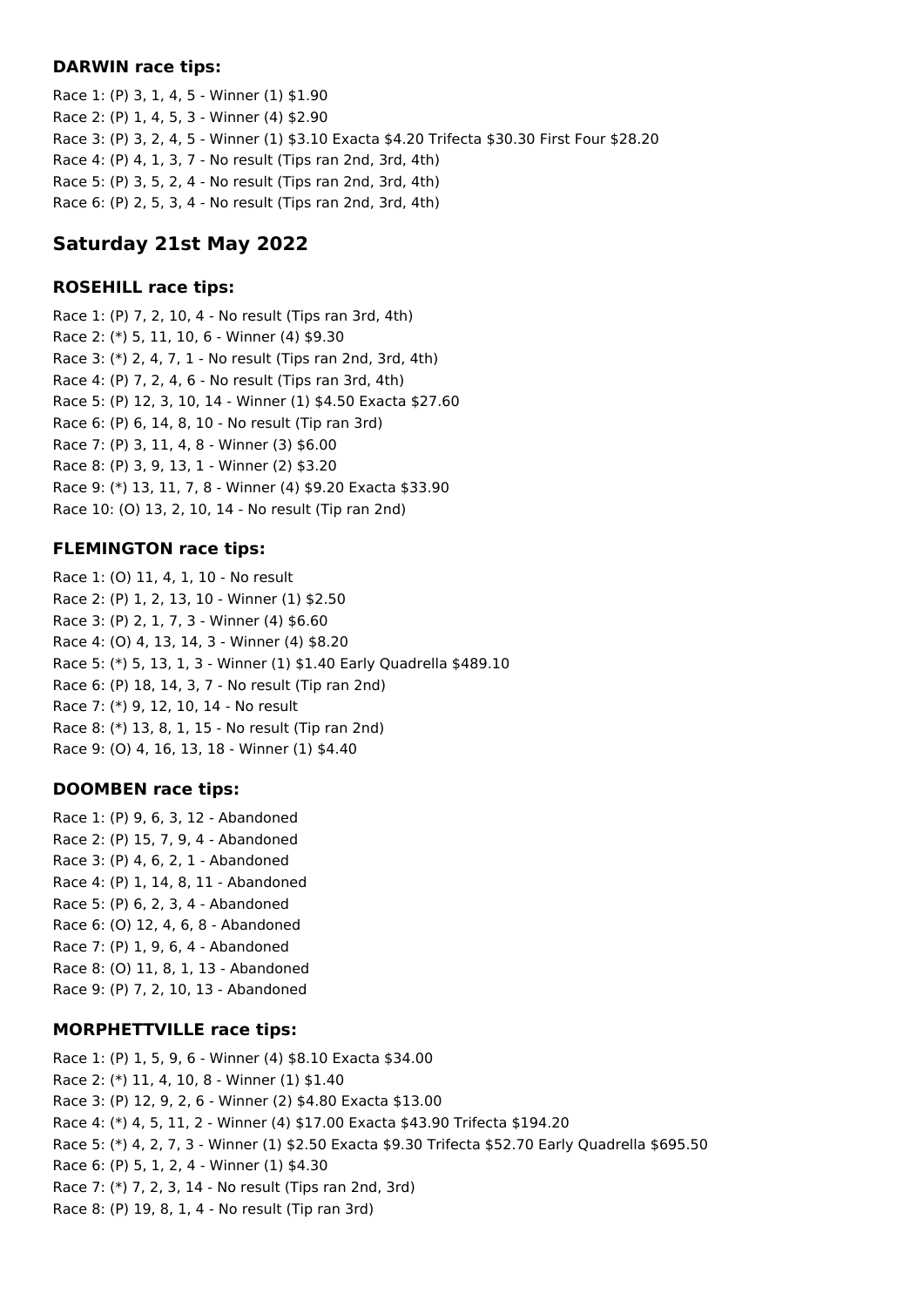### DARWIN race tips:

Race 1: (P) 3, 1, 4, 5 - Winner (1) $1.90
Race 2: (P) 1, 4, 5, 3 - Winner (4) $2.90
Race 3: (P) 3, 2, 4, 5 - Winner (1) $3.10 Exacta $4.20 Trifecta $30.30 First Four $28.20
Race 4: (P) 4, 1, 3, 7 - No result (Tips ran 2nd, 3rd, 4th)
Race 5: (P) 3, 5, 2, 4 - No result (Tips ran 2nd, 3rd, 4th)
Race 6: (P) 2, 5, 3, 4 - No result (Tips ran 2nd, 3rd, 4th)

## Saturday 21st May 2022

### ROSEHILL race tips:

Race 1: (P) 7, 2, 10, 4 - No result (Tips ran 3rd, 4th)
Race 2: (*) 5, 11, 10, 6 - Winner (4) $9.30
Race 3: (*) 2, 4, 7, 1 - No result (Tips ran 2nd, 3rd, 4th)
Race 4: (P) 7, 2, 4, 6 - No result (Tips ran 3rd, 4th)
Race 5: (P) 12, 3, 10, 14 - Winner (1) $4.50 Exacta $27.60
Race 6: (P) 6, 14, 8, 10 - No result (Tip ran 3rd)
Race 7: (P) 3, 11, 4, 8 - Winner (3) $6.00
Race 8: (P) 3, 9, 13, 1 - Winner (2) $3.20
Race 9: (*) 13, 11, 7, 8 - Winner (4) $9.20 Exacta $33.90
Race 10: (O) 13, 2, 10, 14 - No result (Tip ran 2nd)

### FLEMINGTON race tips:

Race 1: (O) 11, 4, 1, 10 - No result
Race 2: (P) 1, 2, 13, 10 - Winner (1) $2.50
Race 3: (P) 2, 1, 7, 3 - Winner (4) $6.60
Race 4: (O) 4, 13, 14, 3 - Winner (4) $8.20
Race 5: (*) 5, 13, 1, 3 - Winner (1) $1.40 Early Quadrella $489.10
Race 6: (P) 18, 14, 3, 7 - No result (Tip ran 2nd)
Race 7: (*) 9, 12, 10, 14 - No result
Race 8: (*) 13, 8, 1, 15 - No result (Tip ran 2nd)
Race 9: (O) 4, 16, 13, 18 - Winner (1) $4.40

### DOOMBEN race tips:

Race 1: (P) 9, 6, 3, 12 - Abandoned
Race 2: (P) 15, 7, 9, 4 - Abandoned
Race 3: (P) 4, 6, 2, 1 - Abandoned
Race 4: (P) 1, 14, 8, 11 - Abandoned
Race 5: (P) 6, 2, 3, 4 - Abandoned
Race 6: (O) 12, 4, 6, 8 - Abandoned
Race 7: (P) 1, 9, 6, 4 - Abandoned
Race 8: (O) 11, 8, 1, 13 - Abandoned
Race 9: (P) 7, 2, 10, 13 - Abandoned

### MORPHETTVILLE race tips:

Race 1: (P) 1, 5, 9, 6 - Winner (4) $8.10 Exacta $34.00
Race 2: (*) 11, 4, 10, 8 - Winner (1) $1.40
Race 3: (P) 12, 9, 2, 6 - Winner (2) $4.80 Exacta $13.00
Race 4: (*) 4, 5, 11, 2 - Winner (4) $17.00 Exacta $43.90 Trifecta $194.20
Race 5: (*) 4, 2, 7, 3 - Winner (1) $2.50 Exacta $9.30 Trifecta $52.70 Early Quadrella $695.50
Race 6: (P) 5, 1, 2, 4 - Winner (1) $4.30
Race 7: (*) 7, 2, 3, 14 - No result (Tips ran 2nd, 3rd)
Race 8: (P) 19, 8, 1, 4 - No result (Tip ran 3rd)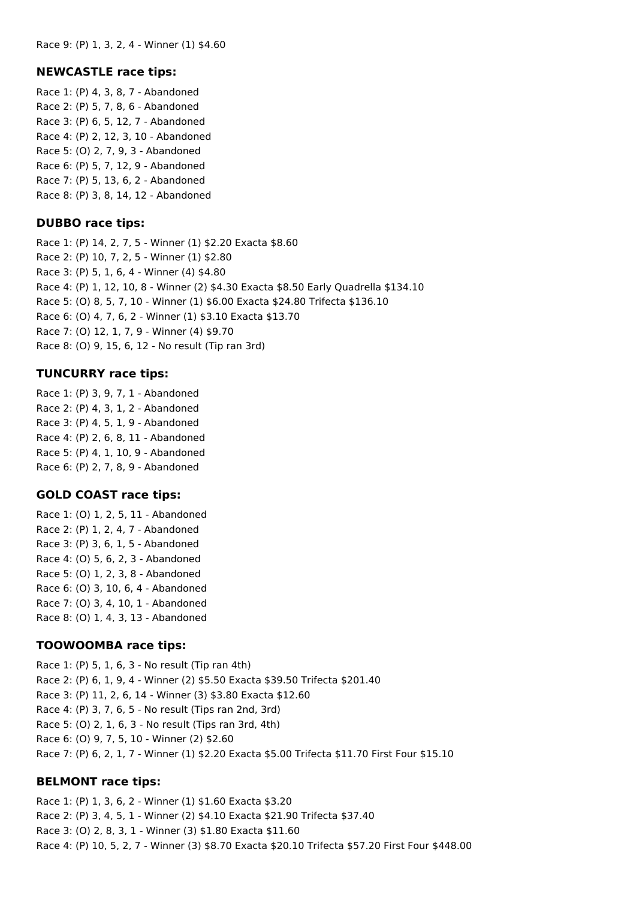Race 9: (P) 1, 3, 2, 4 - Winner (1) $4.60

### NEWCASTLE race tips:

Race 1: (P) 4, 3, 8, 7 - Abandoned
Race 2: (P) 5, 7, 8, 6 - Abandoned
Race 3: (P) 6, 5, 12, 7 - Abandoned
Race 4: (P) 2, 12, 3, 10 - Abandoned
Race 5: (O) 2, 7, 9, 3 - Abandoned
Race 6: (P) 5, 7, 12, 9 - Abandoned
Race 7: (P) 5, 13, 6, 2 - Abandoned
Race 8: (P) 3, 8, 14, 12 - Abandoned

### DUBBO race tips:

Race 1: (P) 14, 2, 7, 5 - Winner (1) $2.20 Exacta $8.60
Race 2: (P) 10, 7, 2, 5 - Winner (1) $2.80
Race 3: (P) 5, 1, 6, 4 - Winner (4) $4.80
Race 4: (P) 1, 12, 10, 8 - Winner (2) $4.30 Exacta $8.50 Early Quadrella $134.10
Race 5: (O) 8, 5, 7, 10 - Winner (1) $6.00 Exacta $24.80 Trifecta $136.10
Race 6: (O) 4, 7, 6, 2 - Winner (1) $3.10 Exacta $13.70
Race 7: (O) 12, 1, 7, 9 - Winner (4) $9.70
Race 8: (O) 9, 15, 6, 12 - No result (Tip ran 3rd)

### TUNCURRY race tips:

Race 1: (P) 3, 9, 7, 1 - Abandoned
Race 2: (P) 4, 3, 1, 2 - Abandoned
Race 3: (P) 4, 5, 1, 9 - Abandoned
Race 4: (P) 2, 6, 8, 11 - Abandoned
Race 5: (P) 4, 1, 10, 9 - Abandoned
Race 6: (P) 2, 7, 8, 9 - Abandoned

### GOLD COAST race tips:

Race 1: (O) 1, 2, 5, 11 - Abandoned
Race 2: (P) 1, 2, 4, 7 - Abandoned
Race 3: (P) 3, 6, 1, 5 - Abandoned
Race 4: (O) 5, 6, 2, 3 - Abandoned
Race 5: (O) 1, 2, 3, 8 - Abandoned
Race 6: (O) 3, 10, 6, 4 - Abandoned
Race 7: (O) 3, 4, 10, 1 - Abandoned
Race 8: (O) 1, 4, 3, 13 - Abandoned

### TOOWOOMBA race tips:

Race 1: (P) 5, 1, 6, 3 - No result (Tip ran 4th)
Race 2: (P) 6, 1, 9, 4 - Winner (2) $5.50 Exacta $39.50 Trifecta $201.40
Race 3: (P) 11, 2, 6, 14 - Winner (3) $3.80 Exacta $12.60
Race 4: (P) 3, 7, 6, 5 - No result (Tips ran 2nd, 3rd)
Race 5: (O) 2, 1, 6, 3 - No result (Tips ran 3rd, 4th)
Race 6: (O) 9, 7, 5, 10 - Winner (2) $2.60
Race 7: (P) 6, 2, 1, 7 - Winner (1) $2.20 Exacta $5.00 Trifecta $11.70 First Four $15.10

### BELMONT race tips:

Race 1: (P) 1, 3, 6, 2 - Winner (1) $1.60 Exacta $3.20
Race 2: (P) 3, 4, 5, 1 - Winner (2) $4.10 Exacta $21.90 Trifecta $37.40
Race 3: (O) 2, 8, 3, 1 - Winner (3) $1.80 Exacta $11.60
Race 4: (P) 10, 5, 2, 7 - Winner (3) $8.70 Exacta $20.10 Trifecta $57.20 First Four $448.00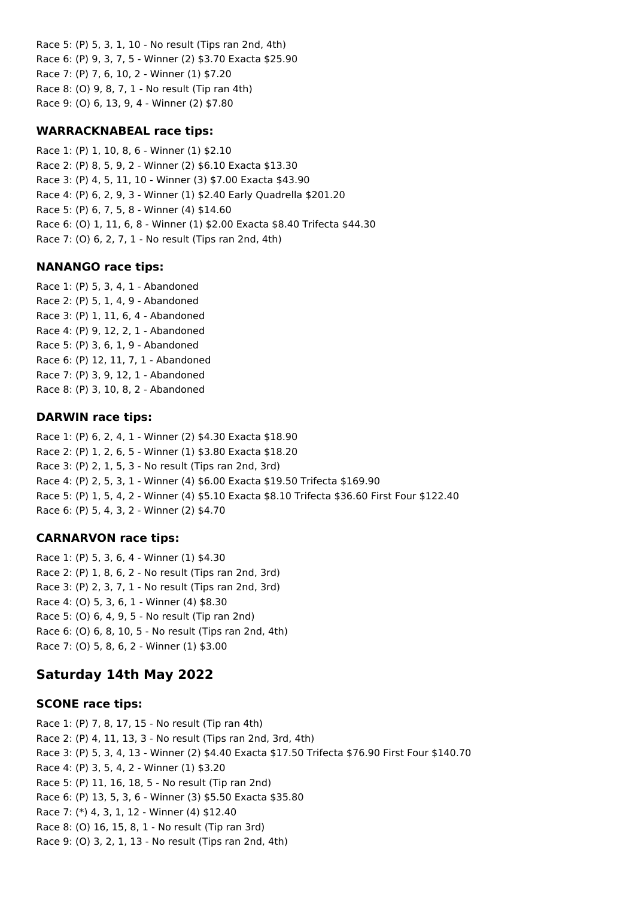Race 5: (P) 5, 3, 1, 10 - No result (Tips ran 2nd, 4th)
Race 6: (P) 9, 3, 7, 5 - Winner (2) $3.70 Exacta $25.90
Race 7: (P) 7, 6, 10, 2 - Winner (1) $7.20
Race 8: (O) 9, 8, 7, 1 - No result (Tip ran 4th)
Race 9: (O) 6, 13, 9, 4 - Winner (2) $7.80

### WARRACKNABEAL race tips:

Race 1: (P) 1, 10, 8, 6 - Winner (1) $2.10
Race 2: (P) 8, 5, 9, 2 - Winner (2) $6.10 Exacta $13.30
Race 3: (P) 4, 5, 11, 10 - Winner (3) $7.00 Exacta $43.90
Race 4: (P) 6, 2, 9, 3 - Winner (1) $2.40 Early Quadrella $201.20
Race 5: (P) 6, 7, 5, 8 - Winner (4) $14.60
Race 6: (O) 1, 11, 6, 8 - Winner (1) $2.00 Exacta $8.40 Trifecta $44.30
Race 7: (O) 6, 2, 7, 1 - No result (Tips ran 2nd, 4th)

### NANANGO race tips:

Race 1: (P) 5, 3, 4, 1 - Abandoned
Race 2: (P) 5, 1, 4, 9 - Abandoned
Race 3: (P) 1, 11, 6, 4 - Abandoned
Race 4: (P) 9, 12, 2, 1 - Abandoned
Race 5: (P) 3, 6, 1, 9 - Abandoned
Race 6: (P) 12, 11, 7, 1 - Abandoned
Race 7: (P) 3, 9, 12, 1 - Abandoned
Race 8: (P) 3, 10, 8, 2 - Abandoned

### DARWIN race tips:

Race 1: (P) 6, 2, 4, 1 - Winner (2) $4.30 Exacta $18.90
Race 2: (P) 1, 2, 6, 5 - Winner (1) $3.80 Exacta $18.20
Race 3: (P) 2, 1, 5, 3 - No result (Tips ran 2nd, 3rd)
Race 4: (P) 2, 5, 3, 1 - Winner (4) $6.00 Exacta $19.50 Trifecta $169.90
Race 5: (P) 1, 5, 4, 2 - Winner (4) $5.10 Exacta $8.10 Trifecta $36.60 First Four $122.40
Race 6: (P) 5, 4, 3, 2 - Winner (2) $4.70

### CARNARVON race tips:

Race 1: (P) 5, 3, 6, 4 - Winner (1) $4.30
Race 2: (P) 1, 8, 6, 2 - No result (Tips ran 2nd, 3rd)
Race 3: (P) 2, 3, 7, 1 - No result (Tips ran 2nd, 3rd)
Race 4: (O) 5, 3, 6, 1 - Winner (4) $8.30
Race 5: (O) 6, 4, 9, 5 - No result (Tip ran 2nd)
Race 6: (O) 6, 8, 10, 5 - No result (Tips ran 2nd, 4th)
Race 7: (O) 5, 8, 6, 2 - Winner (1) $3.00

## Saturday 14th May 2022

### SCONE race tips:

Race 1: (P) 7, 8, 17, 15 - No result (Tip ran 4th)
Race 2: (P) 4, 11, 13, 3 - No result (Tips ran 2nd, 3rd, 4th)
Race 3: (P) 5, 3, 4, 13 - Winner (2) $4.40 Exacta $17.50 Trifecta $76.90 First Four $140.70
Race 4: (P) 3, 5, 4, 2 - Winner (1) $3.20
Race 5: (P) 11, 16, 18, 5 - No result (Tip ran 2nd)
Race 6: (P) 13, 5, 3, 6 - Winner (3) $5.50 Exacta $35.80
Race 7: (*) 4, 3, 1, 12 - Winner (4) $12.40
Race 8: (O) 16, 15, 8, 1 - No result (Tip ran 3rd)
Race 9: (O) 3, 2, 1, 13 - No result (Tips ran 2nd, 4th)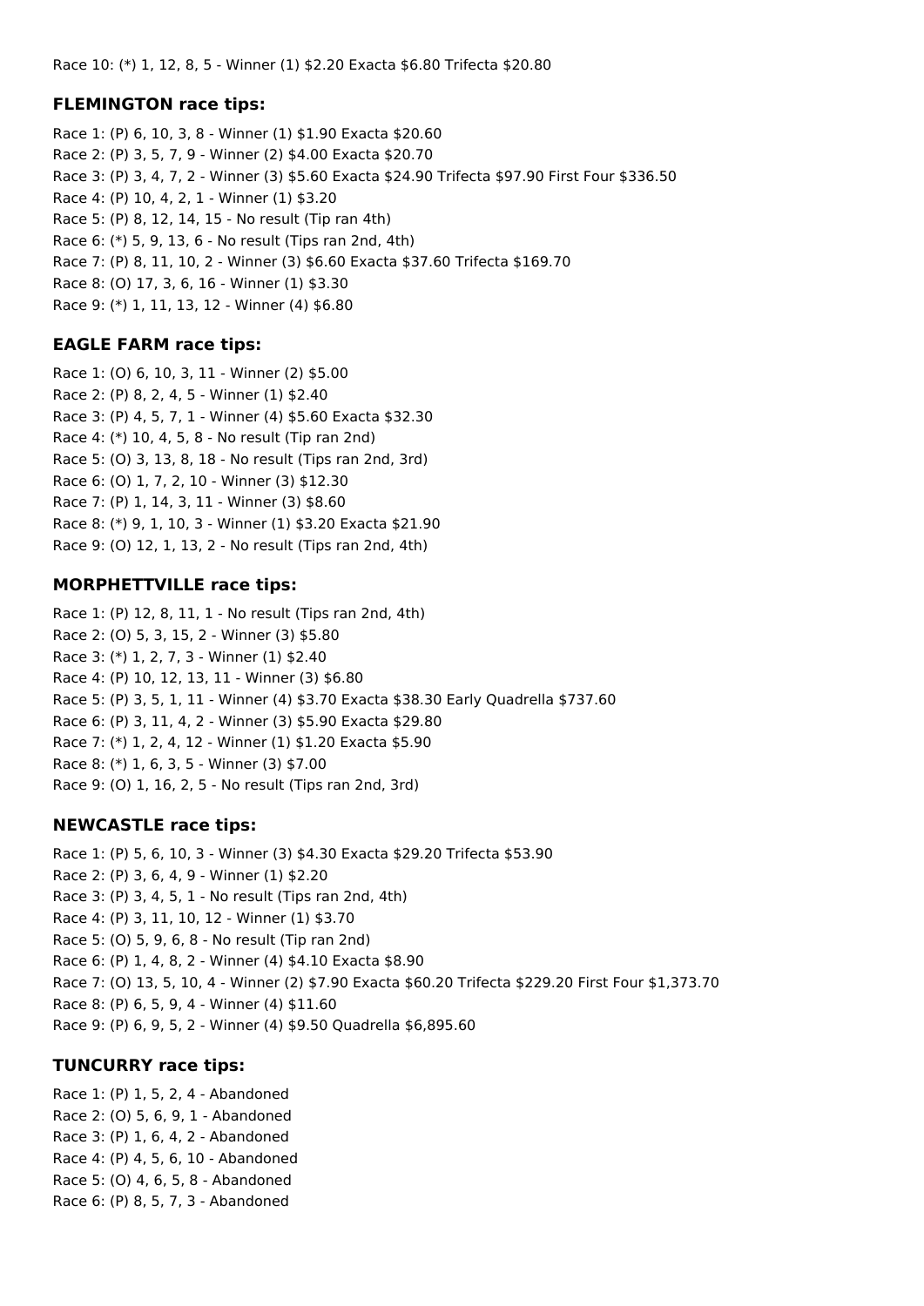Race 10: (*) 1, 12, 8, 5 - Winner (1) $2.20 Exacta $6.80 Trifecta $20.80

### FLEMINGTON race tips:

Race 1: (P) 6, 10, 3, 8 - Winner (1) $1.90 Exacta $20.60
Race 2: (P) 3, 5, 7, 9 - Winner (2) $4.00 Exacta $20.70
Race 3: (P) 3, 4, 7, 2 - Winner (3) $5.60 Exacta $24.90 Trifecta $97.90 First Four $336.50
Race 4: (P) 10, 4, 2, 1 - Winner (1) $3.20
Race 5: (P) 8, 12, 14, 15 - No result (Tip ran 4th)
Race 6: (*) 5, 9, 13, 6 - No result (Tips ran 2nd, 4th)
Race 7: (P) 8, 11, 10, 2 - Winner (3) $6.60 Exacta $37.60 Trifecta $169.70
Race 8: (O) 17, 3, 6, 16 - Winner (1) $3.30
Race 9: (*) 1, 11, 13, 12 - Winner (4) $6.80

### EAGLE FARM race tips:

Race 1: (O) 6, 10, 3, 11 - Winner (2) $5.00
Race 2: (P) 8, 2, 4, 5 - Winner (1) $2.40
Race 3: (P) 4, 5, 7, 1 - Winner (4) $5.60 Exacta $32.30
Race 4: (*) 10, 4, 5, 8 - No result (Tip ran 2nd)
Race 5: (O) 3, 13, 8, 18 - No result (Tips ran 2nd, 3rd)
Race 6: (O) 1, 7, 2, 10 - Winner (3) $12.30
Race 7: (P) 1, 14, 3, 11 - Winner (3) $8.60
Race 8: (*) 9, 1, 10, 3 - Winner (1) $3.20 Exacta $21.90
Race 9: (O) 12, 1, 13, 2 - No result (Tips ran 2nd, 4th)

### MORPHETTVILLE race tips:

Race 1: (P) 12, 8, 11, 1 - No result (Tips ran 2nd, 4th)
Race 2: (O) 5, 3, 15, 2 - Winner (3) $5.80
Race 3: (*) 1, 2, 7, 3 - Winner (1) $2.40
Race 4: (P) 10, 12, 13, 11 - Winner (3) $6.80
Race 5: (P) 3, 5, 1, 11 - Winner (4) $3.70 Exacta $38.30 Early Quadrella $737.60
Race 6: (P) 3, 11, 4, 2 - Winner (3) $5.90 Exacta $29.80
Race 7: (*) 1, 2, 4, 12 - Winner (1) $1.20 Exacta $5.90
Race 8: (*) 1, 6, 3, 5 - Winner (3) $7.00
Race 9: (O) 1, 16, 2, 5 - No result (Tips ran 2nd, 3rd)

### NEWCASTLE race tips:

Race 1: (P) 5, 6, 10, 3 - Winner (3) $4.30 Exacta $29.20 Trifecta $53.90
Race 2: (P) 3, 6, 4, 9 - Winner (1) $2.20
Race 3: (P) 3, 4, 5, 1 - No result (Tips ran 2nd, 4th)
Race 4: (P) 3, 11, 10, 12 - Winner (1) $3.70
Race 5: (O) 5, 9, 6, 8 - No result (Tip ran 2nd)
Race 6: (P) 1, 4, 8, 2 - Winner (4) $4.10 Exacta $8.90
Race 7: (O) 13, 5, 10, 4 - Winner (2) $7.90 Exacta $60.20 Trifecta $229.20 First Four $1,373.70
Race 8: (P) 6, 5, 9, 4 - Winner (4) $11.60
Race 9: (P) 6, 9, 5, 2 - Winner (4) $9.50 Quadrella $6,895.60

### TUNCURRY race tips:

Race 1: (P) 1, 5, 2, 4 - Abandoned
Race 2: (O) 5, 6, 9, 1 - Abandoned
Race 3: (P) 1, 6, 4, 2 - Abandoned
Race 4: (P) 4, 5, 6, 10 - Abandoned
Race 5: (O) 4, 6, 5, 8 - Abandoned
Race 6: (P) 8, 5, 7, 3 - Abandoned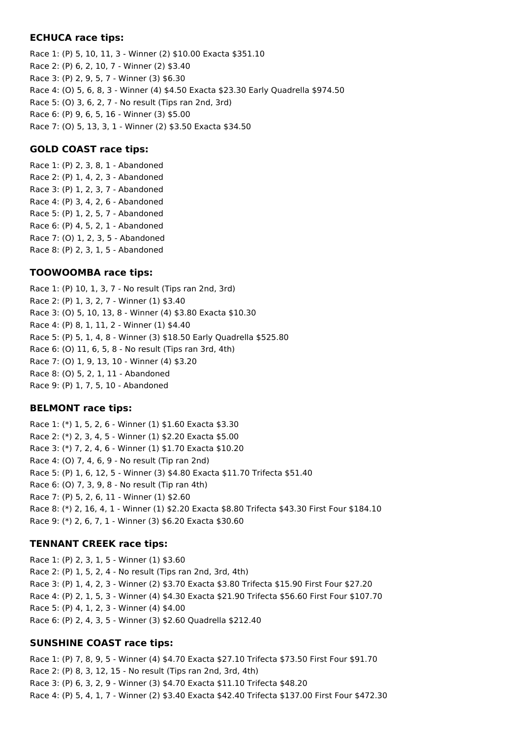### ECHUCA race tips:

Race 1: (P) 5, 10, 11, 3 - Winner (2) $10.00 Exacta $351.10
Race 2: (P) 6, 2, 10, 7 - Winner (2) $3.40
Race 3: (P) 2, 9, 5, 7 - Winner (3) $6.30
Race 4: (O) 5, 6, 8, 3 - Winner (4) $4.50 Exacta $23.30 Early Quadrella $974.50
Race 5: (O) 3, 6, 2, 7 - No result (Tips ran 2nd, 3rd)
Race 6: (P) 9, 6, 5, 16 - Winner (3) $5.00
Race 7: (O) 5, 13, 3, 1 - Winner (2) $3.50 Exacta $34.50

### GOLD COAST race tips:

Race 1: (P) 2, 3, 8, 1 - Abandoned
Race 2: (P) 1, 4, 2, 3 - Abandoned
Race 3: (P) 1, 2, 3, 7 - Abandoned
Race 4: (P) 3, 4, 2, 6 - Abandoned
Race 5: (P) 1, 2, 5, 7 - Abandoned
Race 6: (P) 4, 5, 2, 1 - Abandoned
Race 7: (O) 1, 2, 3, 5 - Abandoned
Race 8: (P) 2, 3, 1, 5 - Abandoned

### TOOWOOMBA race tips:

Race 1: (P) 10, 1, 3, 7 - No result (Tips ran 2nd, 3rd)
Race 2: (P) 1, 3, 2, 7 - Winner (1) $3.40
Race 3: (O) 5, 10, 13, 8 - Winner (4) $3.80 Exacta $10.30
Race 4: (P) 8, 1, 11, 2 - Winner (1) $4.40
Race 5: (P) 5, 1, 4, 8 - Winner (3) $18.50 Early Quadrella $525.80
Race 6: (O) 11, 6, 5, 8 - No result (Tips ran 3rd, 4th)
Race 7: (O) 1, 9, 13, 10 - Winner (4) $3.20
Race 8: (O) 5, 2, 1, 11 - Abandoned
Race 9: (P) 1, 7, 5, 10 - Abandoned

### BELMONT race tips:

Race 1: (*) 1, 5, 2, 6 - Winner (1) $1.60 Exacta $3.30
Race 2: (*) 2, 3, 4, 5 - Winner (1) $2.20 Exacta $5.00
Race 3: (*) 7, 2, 4, 6 - Winner (1) $1.70 Exacta $10.20
Race 4: (O) 7, 4, 6, 9 - No result (Tip ran 2nd)
Race 5: (P) 1, 6, 12, 5 - Winner (3) $4.80 Exacta $11.70 Trifecta $51.40
Race 6: (O) 7, 3, 9, 8 - No result (Tip ran 4th)
Race 7: (P) 5, 2, 6, 11 - Winner (1) $2.60
Race 8: (*) 2, 16, 4, 1 - Winner (1) $2.20 Exacta $8.80 Trifecta $43.30 First Four $184.10
Race 9: (*) 2, 6, 7, 1 - Winner (3) $6.20 Exacta $30.60

### TENNANT CREEK race tips:

Race 1: (P) 2, 3, 1, 5 - Winner (1) $3.60
Race 2: (P) 1, 5, 2, 4 - No result (Tips ran 2nd, 3rd, 4th)
Race 3: (P) 1, 4, 2, 3 - Winner (2) $3.70 Exacta $3.80 Trifecta $15.90 First Four $27.20
Race 4: (P) 2, 1, 5, 3 - Winner (4) $4.30 Exacta $21.90 Trifecta $56.60 First Four $107.70
Race 5: (P) 4, 1, 2, 3 - Winner (4) $4.00
Race 6: (P) 2, 4, 3, 5 - Winner (3) $2.60 Quadrella $212.40

### SUNSHINE COAST race tips:

Race 1: (P) 7, 8, 9, 5 - Winner (4) $4.70 Exacta $27.10 Trifecta $73.50 First Four $91.70
Race 2: (P) 8, 3, 12, 15 - No result (Tips ran 2nd, 3rd, 4th)
Race 3: (P) 6, 3, 2, 9 - Winner (3) $4.70 Exacta $11.10 Trifecta $48.20
Race 4: (P) 5, 4, 1, 7 - Winner (2) $3.40 Exacta $42.40 Trifecta $137.00 First Four $472.30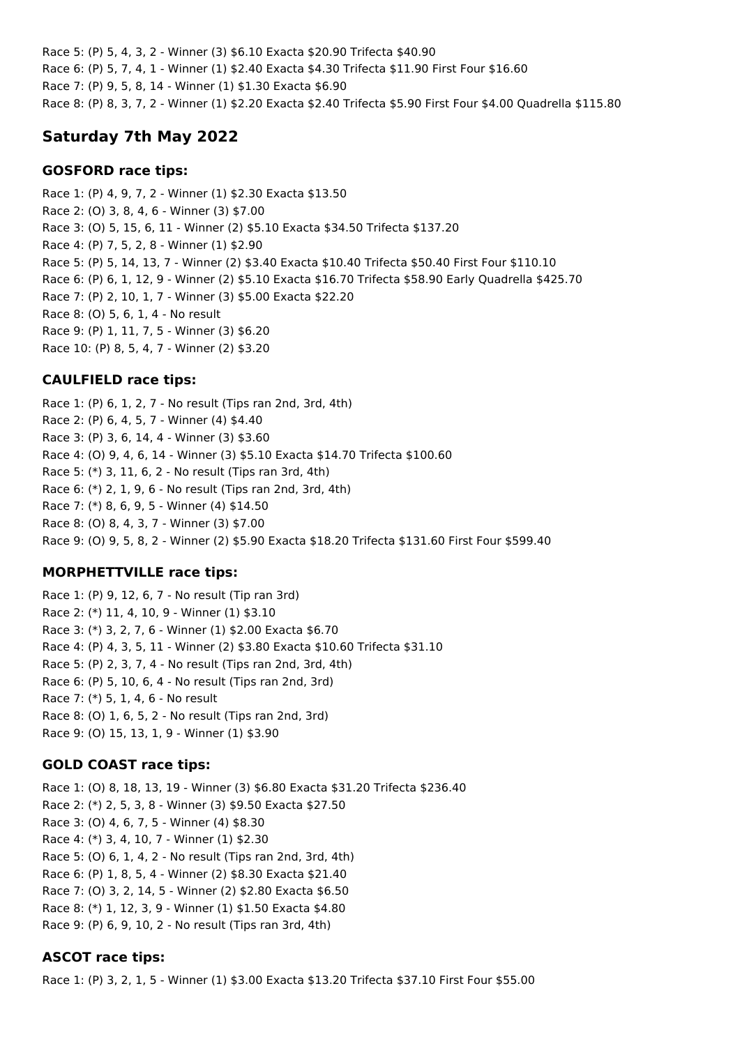Race 5: (P) 5, 4, 3, 2 - Winner (3) $6.10 Exacta $20.90 Trifecta $40.90
Race 6: (P) 5, 7, 4, 1 - Winner (1) $2.40 Exacta $4.30 Trifecta $11.90 First Four $16.60
Race 7: (P) 9, 5, 8, 14 - Winner (1) $1.30 Exacta $6.90
Race 8: (P) 8, 3, 7, 2 - Winner (1) $2.20 Exacta $2.40 Trifecta $5.90 First Four $4.00 Quadrella $115.80

## Saturday 7th May 2022

### GOSFORD race tips:

Race 1: (P) 4, 9, 7, 2 - Winner (1) $2.30 Exacta $13.50
Race 2: (O) 3, 8, 4, 6 - Winner (3) $7.00
Race 3: (O) 5, 15, 6, 11 - Winner (2) $5.10 Exacta $34.50 Trifecta $137.20
Race 4: (P) 7, 5, 2, 8 - Winner (1) $2.90
Race 5: (P) 5, 14, 13, 7 - Winner (2) $3.40 Exacta $10.40 Trifecta $50.40 First Four $110.10
Race 6: (P) 6, 1, 12, 9 - Winner (2) $5.10 Exacta $16.70 Trifecta $58.90 Early Quadrella $425.70
Race 7: (P) 2, 10, 1, 7 - Winner (3) $5.00 Exacta $22.20
Race 8: (O) 5, 6, 1, 4 - No result
Race 9: (P) 1, 11, 7, 5 - Winner (3) $6.20
Race 10: (P) 8, 5, 4, 7 - Winner (2) $3.20

### CAULFIELD race tips:

Race 1: (P) 6, 1, 2, 7 - No result (Tips ran 2nd, 3rd, 4th)
Race 2: (P) 6, 4, 5, 7 - Winner (4) $4.40
Race 3: (P) 3, 6, 14, 4 - Winner (3) $3.60
Race 4: (O) 9, 4, 6, 14 - Winner (3) $5.10 Exacta $14.70 Trifecta $100.60
Race 5: (*) 3, 11, 6, 2 - No result (Tips ran 3rd, 4th)
Race 6: (*) 2, 1, 9, 6 - No result (Tips ran 2nd, 3rd, 4th)
Race 7: (*) 8, 6, 9, 5 - Winner (4) $14.50
Race 8: (O) 8, 4, 3, 7 - Winner (3) $7.00
Race 9: (O) 9, 5, 8, 2 - Winner (2) $5.90 Exacta $18.20 Trifecta $131.60 First Four $599.40

### MORPHETTVILLE race tips:

Race 1: (P) 9, 12, 6, 7 - No result (Tip ran 3rd)
Race 2: (*) 11, 4, 10, 9 - Winner (1) $3.10
Race 3: (*) 3, 2, 7, 6 - Winner (1) $2.00 Exacta $6.70
Race 4: (P) 4, 3, 5, 11 - Winner (2) $3.80 Exacta $10.60 Trifecta $31.10
Race 5: (P) 2, 3, 7, 4 - No result (Tips ran 2nd, 3rd, 4th)
Race 6: (P) 5, 10, 6, 4 - No result (Tips ran 2nd, 3rd)
Race 7: (*) 5, 1, 4, 6 - No result
Race 8: (O) 1, 6, 5, 2 - No result (Tips ran 2nd, 3rd)
Race 9: (O) 15, 13, 1, 9 - Winner (1) $3.90

### GOLD COAST race tips:

Race 1: (O) 8, 18, 13, 19 - Winner (3) $6.80 Exacta $31.20 Trifecta $236.40
Race 2: (*) 2, 5, 3, 8 - Winner (3) $9.50 Exacta $27.50
Race 3: (O) 4, 6, 7, 5 - Winner (4) $8.30
Race 4: (*) 3, 4, 10, 7 - Winner (1) $2.30
Race 5: (O) 6, 1, 4, 2 - No result (Tips ran 2nd, 3rd, 4th)
Race 6: (P) 1, 8, 5, 4 - Winner (2) $8.30 Exacta $21.40
Race 7: (O) 3, 2, 14, 5 - Winner (2) $2.80 Exacta $6.50
Race 8: (*) 1, 12, 3, 9 - Winner (1) $1.50 Exacta $4.80
Race 9: (P) 6, 9, 10, 2 - No result (Tips ran 3rd, 4th)

### ASCOT race tips:

Race 1: (P) 3, 2, 1, 5 - Winner (1) $3.00 Exacta $13.20 Trifecta $37.10 First Four $55.00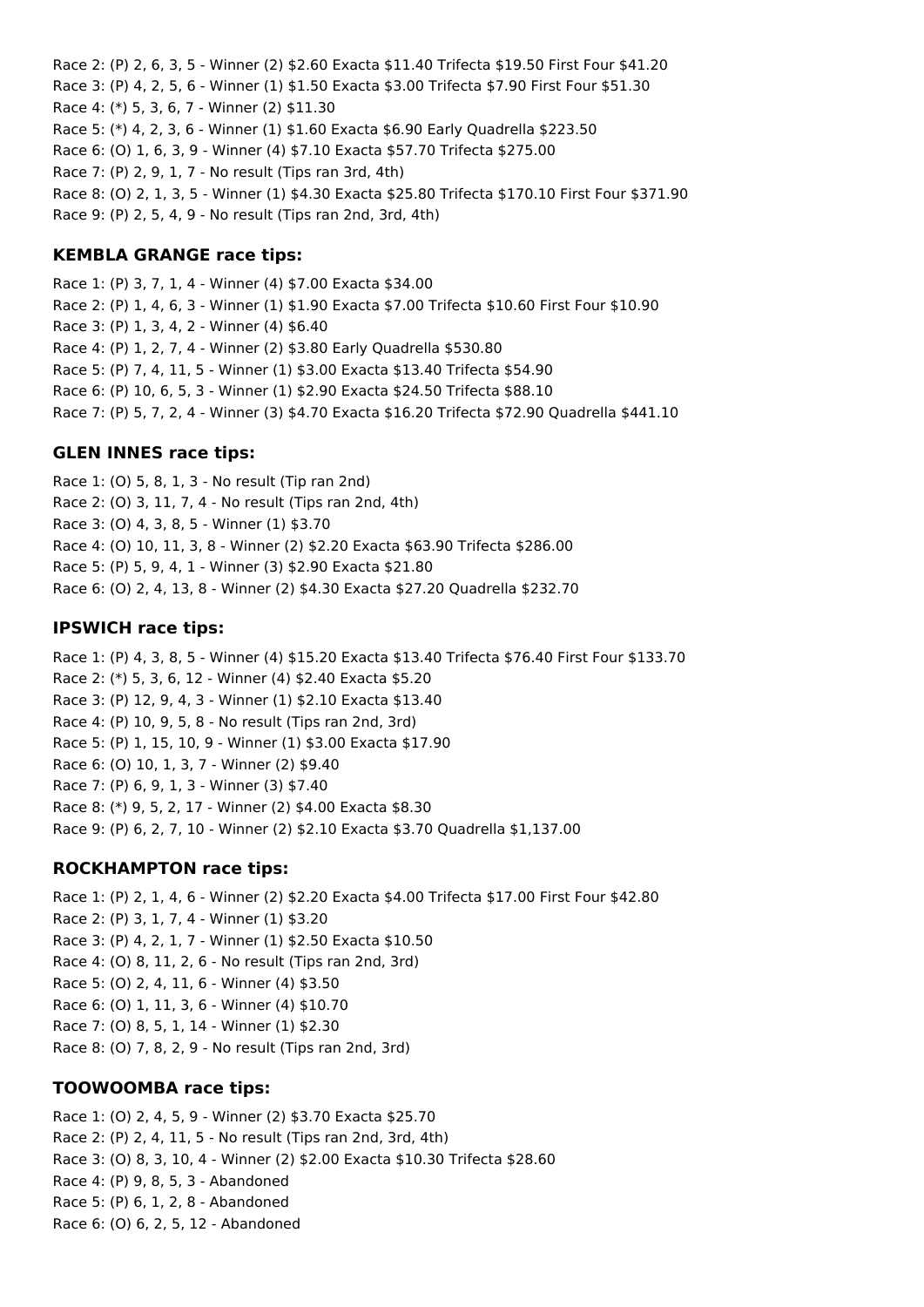Race 2: (P) 2, 6, 3, 5 - Winner (2) $2.60 Exacta $11.40 Trifecta $19.50 First Four $41.20
Race 3: (P) 4, 2, 5, 6 - Winner (1) $1.50 Exacta $3.00 Trifecta $7.90 First Four $51.30
Race 4: (*) 5, 3, 6, 7 - Winner (2) $11.30
Race 5: (*) 4, 2, 3, 6 - Winner (1) $1.60 Exacta $6.90 Early Quadrella $223.50
Race 6: (O) 1, 6, 3, 9 - Winner (4) $7.10 Exacta $57.70 Trifecta $275.00
Race 7: (P) 2, 9, 1, 7 - No result (Tips ran 3rd, 4th)
Race 8: (O) 2, 1, 3, 5 - Winner (1) $4.30 Exacta $25.80 Trifecta $170.10 First Four $371.90
Race 9: (P) 2, 5, 4, 9 - No result (Tips ran 2nd, 3rd, 4th)

### KEMBLA GRANGE race tips:

Race 1: (P) 3, 7, 1, 4 - Winner (4) $7.00 Exacta $34.00
Race 2: (P) 1, 4, 6, 3 - Winner (1) $1.90 Exacta $7.00 Trifecta $10.60 First Four $10.90
Race 3: (P) 1, 3, 4, 2 - Winner (4) $6.40
Race 4: (P) 1, 2, 7, 4 - Winner (2) $3.80 Early Quadrella $530.80
Race 5: (P) 7, 4, 11, 5 - Winner (1) $3.00 Exacta $13.40 Trifecta $54.90
Race 6: (P) 10, 6, 5, 3 - Winner (1) $2.90 Exacta $24.50 Trifecta $88.10
Race 7: (P) 5, 7, 2, 4 - Winner (3) $4.70 Exacta $16.20 Trifecta $72.90 Quadrella $441.10

### GLEN INNES race tips:

Race 1: (O) 5, 8, 1, 3 - No result (Tip ran 2nd)
Race 2: (O) 3, 11, 7, 4 - No result (Tips ran 2nd, 4th)
Race 3: (O) 4, 3, 8, 5 - Winner (1) $3.70
Race 4: (O) 10, 11, 3, 8 - Winner (2) $2.20 Exacta $63.90 Trifecta $286.00
Race 5: (P) 5, 9, 4, 1 - Winner (3) $2.90 Exacta $21.80
Race 6: (O) 2, 4, 13, 8 - Winner (2) $4.30 Exacta $27.20 Quadrella $232.70

### IPSWICH race tips:

Race 1: (P) 4, 3, 8, 5 - Winner (4) $15.20 Exacta $13.40 Trifecta $76.40 First Four $133.70
Race 2: (*) 5, 3, 6, 12 - Winner (4) $2.40 Exacta $5.20
Race 3: (P) 12, 9, 4, 3 - Winner (1) $2.10 Exacta $13.40
Race 4: (P) 10, 9, 5, 8 - No result (Tips ran 2nd, 3rd)
Race 5: (P) 1, 15, 10, 9 - Winner (1) $3.00 Exacta $17.90
Race 6: (O) 10, 1, 3, 7 - Winner (2) $9.40
Race 7: (P) 6, 9, 1, 3 - Winner (3) $7.40
Race 8: (*) 9, 5, 2, 17 - Winner (2) $4.00 Exacta $8.30
Race 9: (P) 6, 2, 7, 10 - Winner (2) $2.10 Exacta $3.70 Quadrella $1,137.00

### ROCKHAMPTON race tips:

Race 1: (P) 2, 1, 4, 6 - Winner (2) $2.20 Exacta $4.00 Trifecta $17.00 First Four $42.80
Race 2: (P) 3, 1, 7, 4 - Winner (1) $3.20
Race 3: (P) 4, 2, 1, 7 - Winner (1) $2.50 Exacta $10.50
Race 4: (O) 8, 11, 2, 6 - No result (Tips ran 2nd, 3rd)
Race 5: (O) 2, 4, 11, 6 - Winner (4) $3.50
Race 6: (O) 1, 11, 3, 6 - Winner (4) $10.70
Race 7: (O) 8, 5, 1, 14 - Winner (1) $2.30
Race 8: (O) 7, 8, 2, 9 - No result (Tips ran 2nd, 3rd)

### TOOWOOMBA race tips:

Race 1: (O) 2, 4, 5, 9 - Winner (2) $3.70 Exacta $25.70
Race 2: (P) 2, 4, 11, 5 - No result (Tips ran 2nd, 3rd, 4th)
Race 3: (O) 8, 3, 10, 4 - Winner (2) $2.00 Exacta $10.30 Trifecta $28.60
Race 4: (P) 9, 8, 5, 3 - Abandoned
Race 5: (P) 6, 1, 2, 8 - Abandoned
Race 6: (O) 6, 2, 5, 12 - Abandoned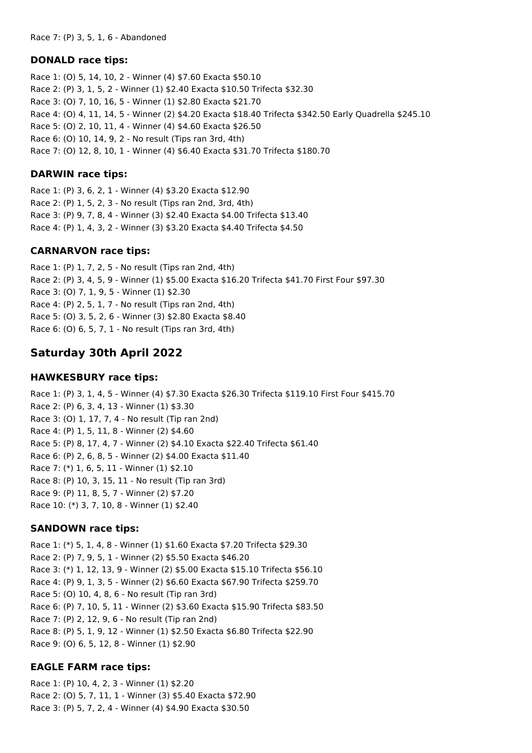Race 7: (P) 3, 5, 1, 6 - Abandoned

### DONALD race tips:

Race 1: (O) 5, 14, 10, 2 - Winner (4) $7.60 Exacta $50.10
Race 2: (P) 3, 1, 5, 2 - Winner (1) $2.40 Exacta $10.50 Trifecta $32.30
Race 3: (O) 7, 10, 16, 5 - Winner (1) $2.80 Exacta $21.70
Race 4: (O) 4, 11, 14, 5 - Winner (2) $4.20 Exacta $18.40 Trifecta $342.50 Early Quadrella $245.10
Race 5: (O) 2, 10, 11, 4 - Winner (4) $4.60 Exacta $26.50
Race 6: (O) 10, 14, 9, 2 - No result (Tips ran 3rd, 4th)
Race 7: (O) 12, 8, 10, 1 - Winner (4) $6.40 Exacta $31.70 Trifecta $180.70

### DARWIN race tips:

Race 1: (P) 3, 6, 2, 1 - Winner (4) $3.20 Exacta $12.90
Race 2: (P) 1, 5, 2, 3 - No result (Tips ran 2nd, 3rd, 4th)
Race 3: (P) 9, 7, 8, 4 - Winner (3) $2.40 Exacta $4.00 Trifecta $13.40
Race 4: (P) 1, 4, 3, 2 - Winner (3) $3.20 Exacta $4.40 Trifecta $4.50

### CARNARVON race tips:

Race 1: (P) 1, 7, 2, 5 - No result (Tips ran 2nd, 4th)
Race 2: (P) 3, 4, 5, 9 - Winner (1) $5.00 Exacta $16.20 Trifecta $41.70 First Four $97.30
Race 3: (O) 7, 1, 9, 5 - Winner (1) $2.30
Race 4: (P) 2, 5, 1, 7 - No result (Tips ran 2nd, 4th)
Race 5: (O) 3, 5, 2, 6 - Winner (3) $2.80 Exacta $8.40
Race 6: (O) 6, 5, 7, 1 - No result (Tips ran 3rd, 4th)

## Saturday 30th April 2022

### HAWKESBURY race tips:

Race 1: (P) 3, 1, 4, 5 - Winner (4) $7.30 Exacta $26.30 Trifecta $119.10 First Four $415.70
Race 2: (P) 6, 3, 4, 13 - Winner (1) $3.30
Race 3: (O) 1, 17, 7, 4 - No result (Tip ran 2nd)
Race 4: (P) 1, 5, 11, 8 - Winner (2) $4.60
Race 5: (P) 8, 17, 4, 7 - Winner (2) $4.10 Exacta $22.40 Trifecta $61.40
Race 6: (P) 2, 6, 8, 5 - Winner (2) $4.00 Exacta $11.40
Race 7: (*) 1, 6, 5, 11 - Winner (1) $2.10
Race 8: (P) 10, 3, 15, 11 - No result (Tip ran 3rd)
Race 9: (P) 11, 8, 5, 7 - Winner (2) $7.20
Race 10: (*) 3, 7, 10, 8 - Winner (1) $2.40

### SANDOWN race tips:

Race 1: (*) 5, 1, 4, 8 - Winner (1) $1.60 Exacta $7.20 Trifecta $29.30
Race 2: (P) 7, 9, 5, 1 - Winner (2) $5.50 Exacta $46.20
Race 3: (*) 1, 12, 13, 9 - Winner (2) $5.00 Exacta $15.10 Trifecta $56.10
Race 4: (P) 9, 1, 3, 5 - Winner (2) $6.60 Exacta $67.90 Trifecta $259.70
Race 5: (O) 10, 4, 8, 6 - No result (Tip ran 3rd)
Race 6: (P) 7, 10, 5, 11 - Winner (2) $3.60 Exacta $15.90 Trifecta $83.50
Race 7: (P) 2, 12, 9, 6 - No result (Tip ran 2nd)
Race 8: (P) 5, 1, 9, 12 - Winner (1) $2.50 Exacta $6.80 Trifecta $22.90
Race 9: (O) 6, 5, 12, 8 - Winner (1) $2.90

### EAGLE FARM race tips:

Race 1: (P) 10, 4, 2, 3 - Winner (1) $2.20
Race 2: (O) 5, 7, 11, 1 - Winner (3) $5.40 Exacta $72.90
Race 3: (P) 5, 7, 2, 4 - Winner (4) $4.90 Exacta $30.50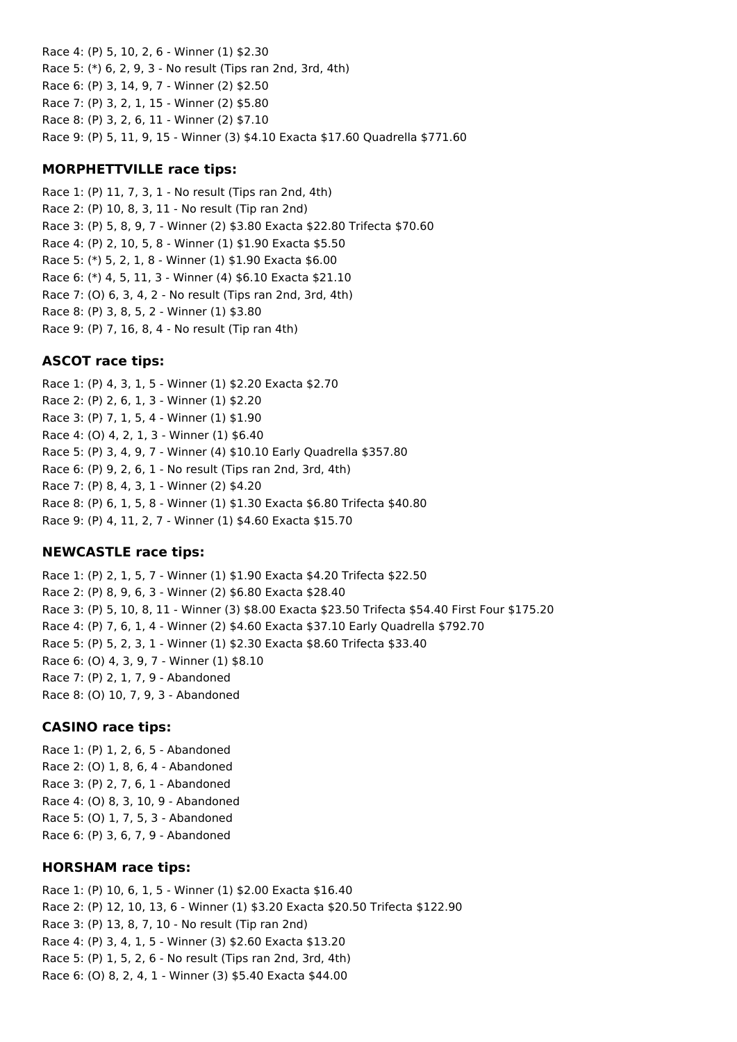Race 4: (P) 5, 10, 2, 6 - Winner (1) $2.30
Race 5: (*) 6, 2, 9, 3 - No result (Tips ran 2nd, 3rd, 4th)
Race 6: (P) 3, 14, 9, 7 - Winner (2) $2.50
Race 7: (P) 3, 2, 1, 15 - Winner (2) $5.80
Race 8: (P) 3, 2, 6, 11 - Winner (2) $7.10
Race 9: (P) 5, 11, 9, 15 - Winner (3) $4.10 Exacta $17.60 Quadrella $771.60

### MORPHETTVILLE race tips:

Race 1: (P) 11, 7, 3, 1 - No result (Tips ran 2nd, 4th)
Race 2: (P) 10, 8, 3, 11 - No result (Tip ran 2nd)
Race 3: (P) 5, 8, 9, 7 - Winner (2) $3.80 Exacta $22.80 Trifecta $70.60
Race 4: (P) 2, 10, 5, 8 - Winner (1) $1.90 Exacta $5.50
Race 5: (*) 5, 2, 1, 8 - Winner (1) $1.90 Exacta $6.00
Race 6: (*) 4, 5, 11, 3 - Winner (4) $6.10 Exacta $21.10
Race 7: (O) 6, 3, 4, 2 - No result (Tips ran 2nd, 3rd, 4th)
Race 8: (P) 3, 8, 5, 2 - Winner (1) $3.80
Race 9: (P) 7, 16, 8, 4 - No result (Tip ran 4th)

### ASCOT race tips:

Race 1: (P) 4, 3, 1, 5 - Winner (1) $2.20 Exacta $2.70
Race 2: (P) 2, 6, 1, 3 - Winner (1) $2.20
Race 3: (P) 7, 1, 5, 4 - Winner (1) $1.90
Race 4: (O) 4, 2, 1, 3 - Winner (1) $6.40
Race 5: (P) 3, 4, 9, 7 - Winner (4) $10.10 Early Quadrella $357.80
Race 6: (P) 9, 2, 6, 1 - No result (Tips ran 2nd, 3rd, 4th)
Race 7: (P) 8, 4, 3, 1 - Winner (2) $4.20
Race 8: (P) 6, 1, 5, 8 - Winner (1) $1.30 Exacta $6.80 Trifecta $40.80
Race 9: (P) 4, 11, 2, 7 - Winner (1) $4.60 Exacta $15.70

### NEWCASTLE race tips:

Race 1: (P) 2, 1, 5, 7 - Winner (1) $1.90 Exacta $4.20 Trifecta $22.50
Race 2: (P) 8, 9, 6, 3 - Winner (2) $6.80 Exacta $28.40
Race 3: (P) 5, 10, 8, 11 - Winner (3) $8.00 Exacta $23.50 Trifecta $54.40 First Four $175.20
Race 4: (P) 7, 6, 1, 4 - Winner (2) $4.60 Exacta $37.10 Early Quadrella $792.70
Race 5: (P) 5, 2, 3, 1 - Winner (1) $2.30 Exacta $8.60 Trifecta $33.40
Race 6: (O) 4, 3, 9, 7 - Winner (1) $8.10
Race 7: (P) 2, 1, 7, 9 - Abandoned
Race 8: (O) 10, 7, 9, 3 - Abandoned

### CASINO race tips:

Race 1: (P) 1, 2, 6, 5 - Abandoned
Race 2: (O) 1, 8, 6, 4 - Abandoned
Race 3: (P) 2, 7, 6, 1 - Abandoned
Race 4: (O) 8, 3, 10, 9 - Abandoned
Race 5: (O) 1, 7, 5, 3 - Abandoned
Race 6: (P) 3, 6, 7, 9 - Abandoned

### HORSHAM race tips:

Race 1: (P) 10, 6, 1, 5 - Winner (1) $2.00 Exacta $16.40
Race 2: (P) 12, 10, 13, 6 - Winner (1) $3.20 Exacta $20.50 Trifecta $122.90
Race 3: (P) 13, 8, 7, 10 - No result (Tip ran 2nd)
Race 4: (P) 3, 4, 1, 5 - Winner (3) $2.60 Exacta $13.20
Race 5: (P) 1, 5, 2, 6 - No result (Tips ran 2nd, 3rd, 4th)
Race 6: (O) 8, 2, 4, 1 - Winner (3) $5.40 Exacta $44.00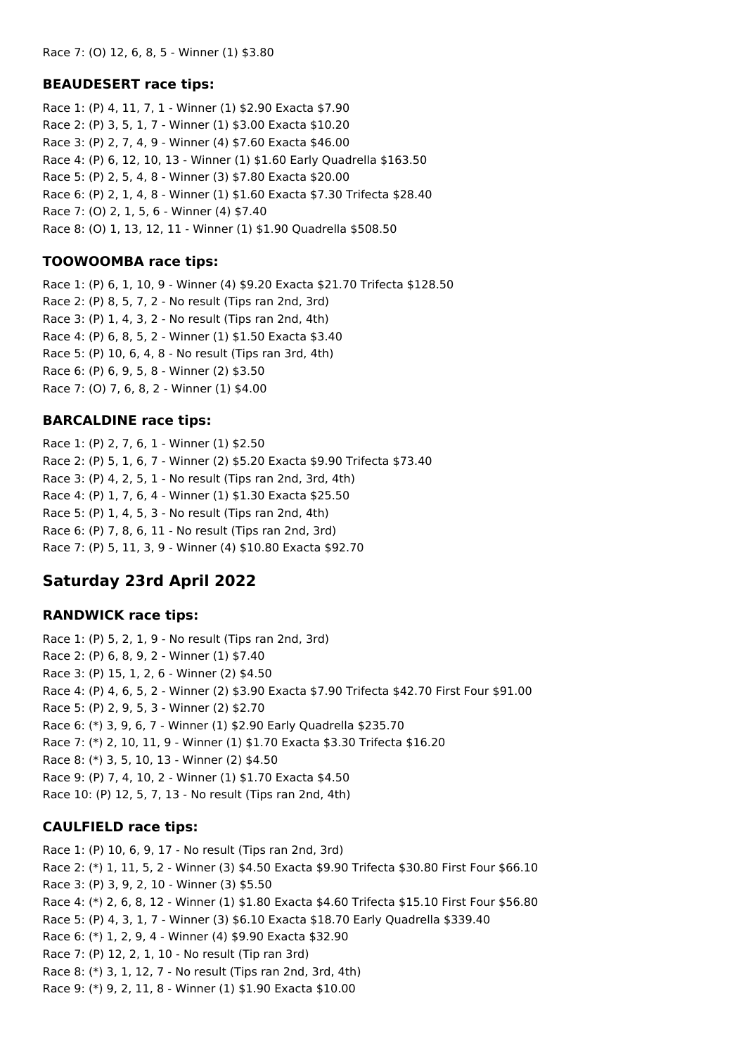Race 7: (O) 12, 6, 8, 5 - Winner (1) $3.80

### BEAUDESERT race tips:

Race 1: (P) 4, 11, 7, 1 - Winner (1) $2.90 Exacta $7.90
Race 2: (P) 3, 5, 1, 7 - Winner (1) $3.00 Exacta $10.20
Race 3: (P) 2, 7, 4, 9 - Winner (4) $7.60 Exacta $46.00
Race 4: (P) 6, 12, 10, 13 - Winner (1) $1.60 Early Quadrella $163.50
Race 5: (P) 2, 5, 4, 8 - Winner (3) $7.80 Exacta $20.00
Race 6: (P) 2, 1, 4, 8 - Winner (1) $1.60 Exacta $7.30 Trifecta $28.40
Race 7: (O) 2, 1, 5, 6 - Winner (4) $7.40
Race 8: (O) 1, 13, 12, 11 - Winner (1) $1.90 Quadrella $508.50

### TOOWOOMBA race tips:

Race 1: (P) 6, 1, 10, 9 - Winner (4) $9.20 Exacta $21.70 Trifecta $128.50
Race 2: (P) 8, 5, 7, 2 - No result (Tips ran 2nd, 3rd)
Race 3: (P) 1, 4, 3, 2 - No result (Tips ran 2nd, 4th)
Race 4: (P) 6, 8, 5, 2 - Winner (1) $1.50 Exacta $3.40
Race 5: (P) 10, 6, 4, 8 - No result (Tips ran 3rd, 4th)
Race 6: (P) 6, 9, 5, 8 - Winner (2) $3.50
Race 7: (O) 7, 6, 8, 2 - Winner (1) $4.00

### BARCALDINE race tips:

Race 1: (P) 2, 7, 6, 1 - Winner (1) $2.50
Race 2: (P) 5, 1, 6, 7 - Winner (2) $5.20 Exacta $9.90 Trifecta $73.40
Race 3: (P) 4, 2, 5, 1 - No result (Tips ran 2nd, 3rd, 4th)
Race 4: (P) 1, 7, 6, 4 - Winner (1) $1.30 Exacta $25.50
Race 5: (P) 1, 4, 5, 3 - No result (Tips ran 2nd, 4th)
Race 6: (P) 7, 8, 6, 11 - No result (Tips ran 2nd, 3rd)
Race 7: (P) 5, 11, 3, 9 - Winner (4) $10.80 Exacta $92.70

## Saturday 23rd April 2022

### RANDWICK race tips:

Race 1: (P) 5, 2, 1, 9 - No result (Tips ran 2nd, 3rd)
Race 2: (P) 6, 8, 9, 2 - Winner (1) $7.40
Race 3: (P) 15, 1, 2, 6 - Winner (2) $4.50
Race 4: (P) 4, 6, 5, 2 - Winner (2) $3.90 Exacta $7.90 Trifecta $42.70 First Four $91.00
Race 5: (P) 2, 9, 5, 3 - Winner (2) $2.70
Race 6: (*) 3, 9, 6, 7 - Winner (1) $2.90 Early Quadrella $235.70
Race 7: (*) 2, 10, 11, 9 - Winner (1) $1.70 Exacta $3.30 Trifecta $16.20
Race 8: (*) 3, 5, 10, 13 - Winner (2) $4.50
Race 9: (P) 7, 4, 10, 2 - Winner (1) $1.70 Exacta $4.50
Race 10: (P) 12, 5, 7, 13 - No result (Tips ran 2nd, 4th)

### CAULFIELD race tips:

Race 1: (P) 10, 6, 9, 17 - No result (Tips ran 2nd, 3rd)
Race 2: (*) 1, 11, 5, 2 - Winner (3) $4.50 Exacta $9.90 Trifecta $30.80 First Four $66.10
Race 3: (P) 3, 9, 2, 10 - Winner (3) $5.50
Race 4: (*) 2, 6, 8, 12 - Winner (1) $1.80 Exacta $4.60 Trifecta $15.10 First Four $56.80
Race 5: (P) 4, 3, 1, 7 - Winner (3) $6.10 Exacta $18.70 Early Quadrella $339.40
Race 6: (*) 1, 2, 9, 4 - Winner (4) $9.90 Exacta $32.90
Race 7: (P) 12, 2, 1, 10 - No result (Tip ran 3rd)
Race 8: (*) 3, 1, 12, 7 - No result (Tips ran 2nd, 3rd, 4th)
Race 9: (*) 9, 2, 11, 8 - Winner (1) $1.90 Exacta $10.00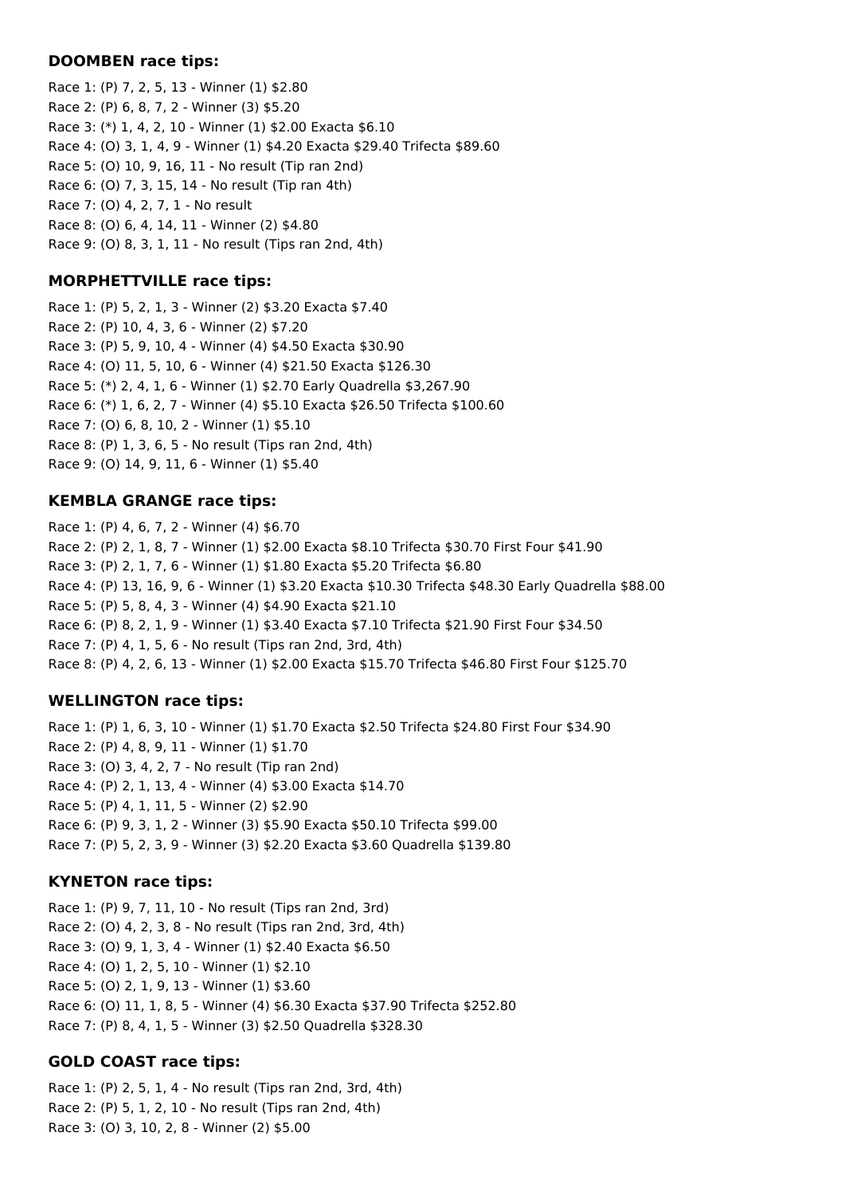### DOOMBEN race tips:

Race 1: (P) 7, 2, 5, 13 - Winner (1) $2.80
Race 2: (P) 6, 8, 7, 2 - Winner (3) $5.20
Race 3: (*) 1, 4, 2, 10 - Winner (1) $2.00 Exacta $6.10
Race 4: (O) 3, 1, 4, 9 - Winner (1) $4.20 Exacta $29.40 Trifecta $89.60
Race 5: (O) 10, 9, 16, 11 - No result (Tip ran 2nd)
Race 6: (O) 7, 3, 15, 14 - No result (Tip ran 4th)
Race 7: (O) 4, 2, 7, 1 - No result
Race 8: (O) 6, 4, 14, 11 - Winner (2) $4.80
Race 9: (O) 8, 3, 1, 11 - No result (Tips ran 2nd, 4th)

### MORPHETTVILLE race tips:

Race 1: (P) 5, 2, 1, 3 - Winner (2) $3.20 Exacta $7.40
Race 2: (P) 10, 4, 3, 6 - Winner (2) $7.20
Race 3: (P) 5, 9, 10, 4 - Winner (4) $4.50 Exacta $30.90
Race 4: (O) 11, 5, 10, 6 - Winner (4) $21.50 Exacta $126.30
Race 5: (*) 2, 4, 1, 6 - Winner (1) $2.70 Early Quadrella $3,267.90
Race 6: (*) 1, 6, 2, 7 - Winner (4) $5.10 Exacta $26.50 Trifecta $100.60
Race 7: (O) 6, 8, 10, 2 - Winner (1) $5.10
Race 8: (P) 1, 3, 6, 5 - No result (Tips ran 2nd, 4th)
Race 9: (O) 14, 9, 11, 6 - Winner (1) $5.40

### KEMBLA GRANGE race tips:

Race 1: (P) 4, 6, 7, 2 - Winner (4) $6.70
Race 2: (P) 2, 1, 8, 7 - Winner (1) $2.00 Exacta $8.10 Trifecta $30.70 First Four $41.90
Race 3: (P) 2, 1, 7, 6 - Winner (1) $1.80 Exacta $5.20 Trifecta $6.80
Race 4: (P) 13, 16, 9, 6 - Winner (1) $3.20 Exacta $10.30 Trifecta $48.30 Early Quadrella $88.00
Race 5: (P) 5, 8, 4, 3 - Winner (4) $4.90 Exacta $21.10
Race 6: (P) 8, 2, 1, 9 - Winner (1) $3.40 Exacta $7.10 Trifecta $21.90 First Four $34.50
Race 7: (P) 4, 1, 5, 6 - No result (Tips ran 2nd, 3rd, 4th)
Race 8: (P) 4, 2, 6, 13 - Winner (1) $2.00 Exacta $15.70 Trifecta $46.80 First Four $125.70

### WELLINGTON race tips:

Race 1: (P) 1, 6, 3, 10 - Winner (1) $1.70 Exacta $2.50 Trifecta $24.80 First Four $34.90
Race 2: (P) 4, 8, 9, 11 - Winner (1) $1.70
Race 3: (O) 3, 4, 2, 7 - No result (Tip ran 2nd)
Race 4: (P) 2, 1, 13, 4 - Winner (4) $3.00 Exacta $14.70
Race 5: (P) 4, 1, 11, 5 - Winner (2) $2.90
Race 6: (P) 9, 3, 1, 2 - Winner (3) $5.90 Exacta $50.10 Trifecta $99.00
Race 7: (P) 5, 2, 3, 9 - Winner (3) $2.20 Exacta $3.60 Quadrella $139.80

### KYNETON race tips:

Race 1: (P) 9, 7, 11, 10 - No result (Tips ran 2nd, 3rd)
Race 2: (O) 4, 2, 3, 8 - No result (Tips ran 2nd, 3rd, 4th)
Race 3: (O) 9, 1, 3, 4 - Winner (1) $2.40 Exacta $6.50
Race 4: (O) 1, 2, 5, 10 - Winner (1) $2.10
Race 5: (O) 2, 1, 9, 13 - Winner (1) $3.60
Race 6: (O) 11, 1, 8, 5 - Winner (4) $6.30 Exacta $37.90 Trifecta $252.80
Race 7: (P) 8, 4, 1, 5 - Winner (3) $2.50 Quadrella $328.30

### GOLD COAST race tips:

Race 1: (P) 2, 5, 1, 4 - No result (Tips ran 2nd, 3rd, 4th)
Race 2: (P) 5, 1, 2, 10 - No result (Tips ran 2nd, 4th)
Race 3: (O) 3, 10, 2, 8 - Winner (2) $5.00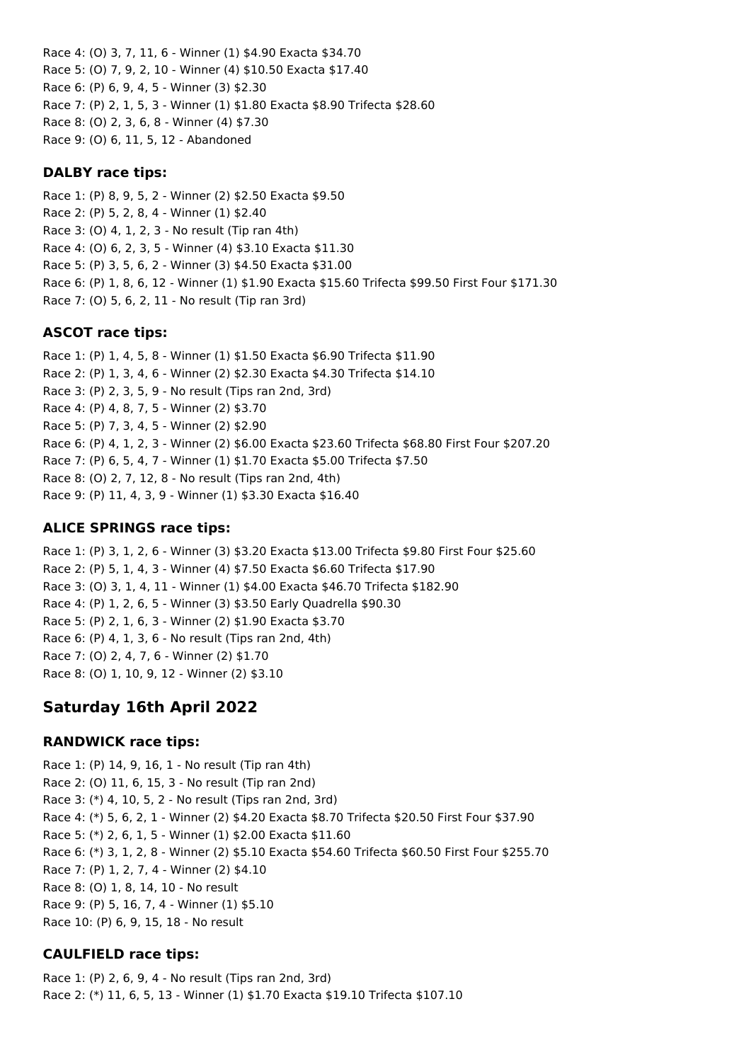Race 4: (O) 3, 7, 11, 6 - Winner (1) $4.90 Exacta $34.70
Race 5: (O) 7, 9, 2, 10 - Winner (4) $10.50 Exacta $17.40
Race 6: (P) 6, 9, 4, 5 - Winner (3) $2.30
Race 7: (P) 2, 1, 5, 3 - Winner (1) $1.80 Exacta $8.90 Trifecta $28.60
Race 8: (O) 2, 3, 6, 8 - Winner (4) $7.30
Race 9: (O) 6, 11, 5, 12 - Abandoned

### DALBY race tips:

Race 1: (P) 8, 9, 5, 2 - Winner (2) $2.50 Exacta $9.50
Race 2: (P) 5, 2, 8, 4 - Winner (1) $2.40
Race 3: (O) 4, 1, 2, 3 - No result (Tip ran 4th)
Race 4: (O) 6, 2, 3, 5 - Winner (4) $3.10 Exacta $11.30
Race 5: (P) 3, 5, 6, 2 - Winner (3) $4.50 Exacta $31.00
Race 6: (P) 1, 8, 6, 12 - Winner (1) $1.90 Exacta $15.60 Trifecta $99.50 First Four $171.30
Race 7: (O) 5, 6, 2, 11 - No result (Tip ran 3rd)

### ASCOT race tips:

Race 1: (P) 1, 4, 5, 8 - Winner (1) $1.50 Exacta $6.90 Trifecta $11.90
Race 2: (P) 1, 3, 4, 6 - Winner (2) $2.30 Exacta $4.30 Trifecta $14.10
Race 3: (P) 2, 3, 5, 9 - No result (Tips ran 2nd, 3rd)
Race 4: (P) 4, 8, 7, 5 - Winner (2) $3.70
Race 5: (P) 7, 3, 4, 5 - Winner (2) $2.90
Race 6: (P) 4, 1, 2, 3 - Winner (2) $6.00 Exacta $23.60 Trifecta $68.80 First Four $207.20
Race 7: (P) 6, 5, 4, 7 - Winner (1) $1.70 Exacta $5.00 Trifecta $7.50
Race 8: (O) 2, 7, 12, 8 - No result (Tips ran 2nd, 4th)
Race 9: (P) 11, 4, 3, 9 - Winner (1) $3.30 Exacta $16.40

### ALICE SPRINGS race tips:

Race 1: (P) 3, 1, 2, 6 - Winner (3) $3.20 Exacta $13.00 Trifecta $9.80 First Four $25.60
Race 2: (P) 5, 1, 4, 3 - Winner (4) $7.50 Exacta $6.60 Trifecta $17.90
Race 3: (O) 3, 1, 4, 11 - Winner (1) $4.00 Exacta $46.70 Trifecta $182.90
Race 4: (P) 1, 2, 6, 5 - Winner (3) $3.50 Early Quadrella $90.30
Race 5: (P) 2, 1, 6, 3 - Winner (2) $1.90 Exacta $3.70
Race 6: (P) 4, 1, 3, 6 - No result (Tips ran 2nd, 4th)
Race 7: (O) 2, 4, 7, 6 - Winner (2) $1.70
Race 8: (O) 1, 10, 9, 12 - Winner (2) $3.10

## Saturday 16th April 2022

### RANDWICK race tips:

Race 1: (P) 14, 9, 16, 1 - No result (Tip ran 4th)
Race 2: (O) 11, 6, 15, 3 - No result (Tip ran 2nd)
Race 3: (*) 4, 10, 5, 2 - No result (Tips ran 2nd, 3rd)
Race 4: (*) 5, 6, 2, 1 - Winner (2) $4.20 Exacta $8.70 Trifecta $20.50 First Four $37.90
Race 5: (*) 2, 6, 1, 5 - Winner (1) $2.00 Exacta $11.60
Race 6: (*) 3, 1, 2, 8 - Winner (2) $5.10 Exacta $54.60 Trifecta $60.50 First Four $255.70
Race 7: (P) 1, 2, 7, 4 - Winner (2) $4.10
Race 8: (O) 1, 8, 14, 10 - No result
Race 9: (P) 5, 16, 7, 4 - Winner (1) $5.10
Race 10: (P) 6, 9, 15, 18 - No result

### CAULFIELD race tips:

Race 1: (P) 2, 6, 9, 4 - No result (Tips ran 2nd, 3rd)
Race 2: (*) 11, 6, 5, 13 - Winner (1) $1.70 Exacta $19.10 Trifecta $107.10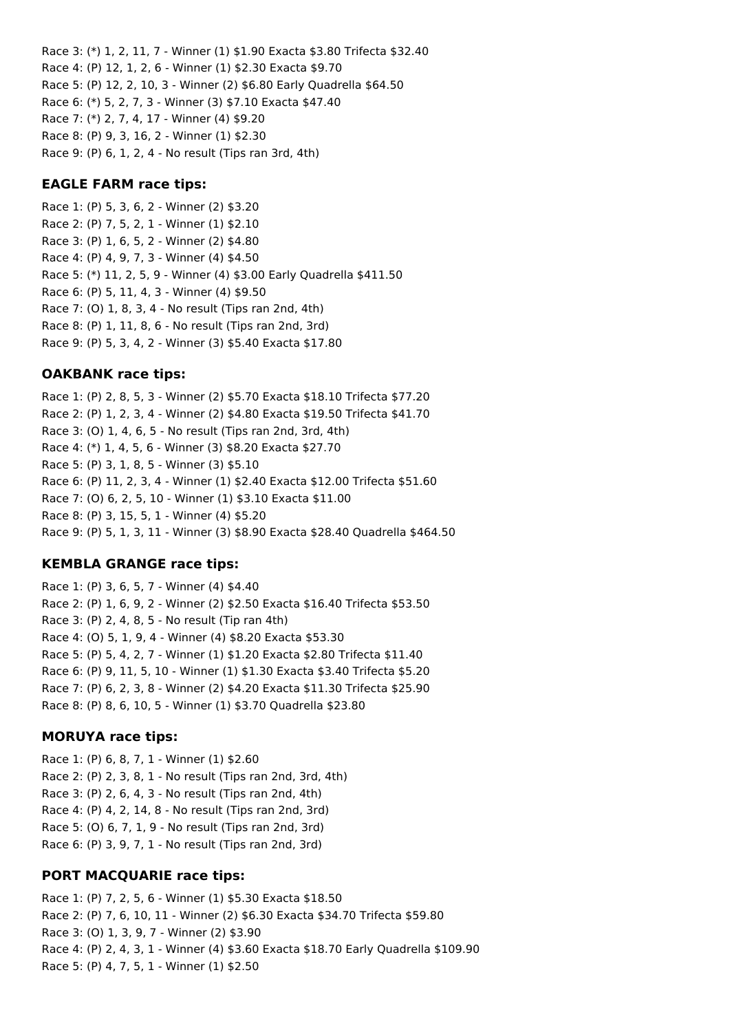Race 3: (*) 1, 2, 11, 7 - Winner (1) $1.90 Exacta $3.80 Trifecta $32.40
Race 4: (P) 12, 1, 2, 6 - Winner (1) $2.30 Exacta $9.70
Race 5: (P) 12, 2, 10, 3 - Winner (2) $6.80 Early Quadrella $64.50
Race 6: (*) 5, 2, 7, 3 - Winner (3) $7.10 Exacta $47.40
Race 7: (*) 2, 7, 4, 17 - Winner (4) $9.20
Race 8: (P) 9, 3, 16, 2 - Winner (1) $2.30
Race 9: (P) 6, 1, 2, 4 - No result (Tips ran 3rd, 4th)

### EAGLE FARM race tips:

Race 1: (P) 5, 3, 6, 2 - Winner (2) $3.20
Race 2: (P) 7, 5, 2, 1 - Winner (1) $2.10
Race 3: (P) 1, 6, 5, 2 - Winner (2) $4.80
Race 4: (P) 4, 9, 7, 3 - Winner (4) $4.50
Race 5: (*) 11, 2, 5, 9 - Winner (4) $3.00 Early Quadrella $411.50
Race 6: (P) 5, 11, 4, 3 - Winner (4) $9.50
Race 7: (O) 1, 8, 3, 4 - No result (Tips ran 2nd, 4th)
Race 8: (P) 1, 11, 8, 6 - No result (Tips ran 2nd, 3rd)
Race 9: (P) 5, 3, 4, 2 - Winner (3) $5.40 Exacta $17.80

### OAKBANK race tips:

Race 1: (P) 2, 8, 5, 3 - Winner (2) $5.70 Exacta $18.10 Trifecta $77.20
Race 2: (P) 1, 2, 3, 4 - Winner (2) $4.80 Exacta $19.50 Trifecta $41.70
Race 3: (O) 1, 4, 6, 5 - No result (Tips ran 2nd, 3rd, 4th)
Race 4: (*) 1, 4, 5, 6 - Winner (3) $8.20 Exacta $27.70
Race 5: (P) 3, 1, 8, 5 - Winner (3) $5.10
Race 6: (P) 11, 2, 3, 4 - Winner (1) $2.40 Exacta $12.00 Trifecta $51.60
Race 7: (O) 6, 2, 5, 10 - Winner (1) $3.10 Exacta $11.00
Race 8: (P) 3, 15, 5, 1 - Winner (4) $5.20
Race 9: (P) 5, 1, 3, 11 - Winner (3) $8.90 Exacta $28.40 Quadrella $464.50

### KEMBLA GRANGE race tips:

Race 1: (P) 3, 6, 5, 7 - Winner (4) $4.40
Race 2: (P) 1, 6, 9, 2 - Winner (2) $2.50 Exacta $16.40 Trifecta $53.50
Race 3: (P) 2, 4, 8, 5 - No result (Tip ran 4th)
Race 4: (O) 5, 1, 9, 4 - Winner (4) $8.20 Exacta $53.30
Race 5: (P) 5, 4, 2, 7 - Winner (1) $1.20 Exacta $2.80 Trifecta $11.40
Race 6: (P) 9, 11, 5, 10 - Winner (1) $1.30 Exacta $3.40 Trifecta $5.20
Race 7: (P) 6, 2, 3, 8 - Winner (2) $4.20 Exacta $11.30 Trifecta $25.90
Race 8: (P) 8, 6, 10, 5 - Winner (1) $3.70 Quadrella $23.80

### MORUYA race tips:

Race 1: (P) 6, 8, 7, 1 - Winner (1) $2.60
Race 2: (P) 2, 3, 8, 1 - No result (Tips ran 2nd, 3rd, 4th)
Race 3: (P) 2, 6, 4, 3 - No result (Tips ran 2nd, 4th)
Race 4: (P) 4, 2, 14, 8 - No result (Tips ran 2nd, 3rd)
Race 5: (O) 6, 7, 1, 9 - No result (Tips ran 2nd, 3rd)
Race 6: (P) 3, 9, 7, 1 - No result (Tips ran 2nd, 3rd)

### PORT MACQUARIE race tips:

Race 1: (P) 7, 2, 5, 6 - Winner (1) $5.30 Exacta $18.50
Race 2: (P) 7, 6, 10, 11 - Winner (2) $6.30 Exacta $34.70 Trifecta $59.80
Race 3: (O) 1, 3, 9, 7 - Winner (2) $3.90
Race 4: (P) 2, 4, 3, 1 - Winner (4) $3.60 Exacta $18.70 Early Quadrella $109.90
Race 5: (P) 4, 7, 5, 1 - Winner (1) $2.50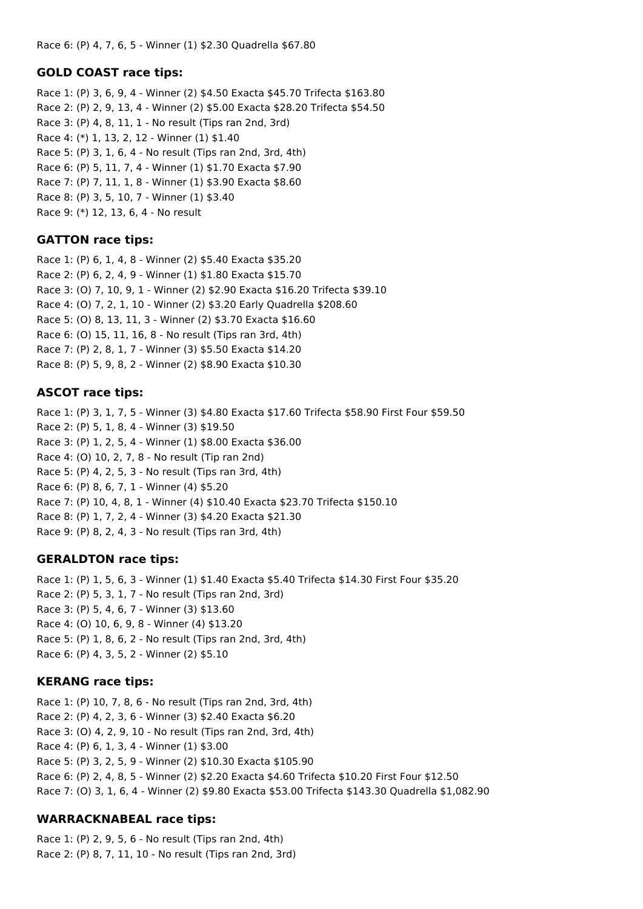Race 6: (P) 4, 7, 6, 5 - Winner (1) $2.30 Quadrella $67.80

### GOLD COAST race tips:

Race 1: (P) 3, 6, 9, 4 - Winner (2) $4.50 Exacta $45.70 Trifecta $163.80
Race 2: (P) 2, 9, 13, 4 - Winner (2) $5.00 Exacta $28.20 Trifecta $54.50
Race 3: (P) 4, 8, 11, 1 - No result (Tips ran 2nd, 3rd)
Race 4: (*) 1, 13, 2, 12 - Winner (1) $1.40
Race 5: (P) 3, 1, 6, 4 - No result (Tips ran 2nd, 3rd, 4th)
Race 6: (P) 5, 11, 7, 4 - Winner (1) $1.70 Exacta $7.90
Race 7: (P) 7, 11, 1, 8 - Winner (1) $3.90 Exacta $8.60
Race 8: (P) 3, 5, 10, 7 - Winner (1) $3.40
Race 9: (*) 12, 13, 6, 4 - No result

### GATTON race tips:

Race 1: (P) 6, 1, 4, 8 - Winner (2) $5.40 Exacta $35.20
Race 2: (P) 6, 2, 4, 9 - Winner (1) $1.80 Exacta $15.70
Race 3: (O) 7, 10, 9, 1 - Winner (2) $2.90 Exacta $16.20 Trifecta $39.10
Race 4: (O) 7, 2, 1, 10 - Winner (2) $3.20 Early Quadrella $208.60
Race 5: (O) 8, 13, 11, 3 - Winner (2) $3.70 Exacta $16.60
Race 6: (O) 15, 11, 16, 8 - No result (Tips ran 3rd, 4th)
Race 7: (P) 2, 8, 1, 7 - Winner (3) $5.50 Exacta $14.20
Race 8: (P) 5, 9, 8, 2 - Winner (2) $8.90 Exacta $10.30

### ASCOT race tips:

Race 1: (P) 3, 1, 7, 5 - Winner (3) $4.80 Exacta $17.60 Trifecta $58.90 First Four $59.50
Race 2: (P) 5, 1, 8, 4 - Winner (3) $19.50
Race 3: (P) 1, 2, 5, 4 - Winner (1) $8.00 Exacta $36.00
Race 4: (O) 10, 2, 7, 8 - No result (Tip ran 2nd)
Race 5: (P) 4, 2, 5, 3 - No result (Tips ran 3rd, 4th)
Race 6: (P) 8, 6, 7, 1 - Winner (4) $5.20
Race 7: (P) 10, 4, 8, 1 - Winner (4) $10.40 Exacta $23.70 Trifecta $150.10
Race 8: (P) 1, 7, 2, 4 - Winner (3) $4.20 Exacta $21.30
Race 9: (P) 8, 2, 4, 3 - No result (Tips ran 3rd, 4th)

### GERALDTON race tips:

Race 1: (P) 1, 5, 6, 3 - Winner (1) $1.40 Exacta $5.40 Trifecta $14.30 First Four $35.20
Race 2: (P) 5, 3, 1, 7 - No result (Tips ran 2nd, 3rd)
Race 3: (P) 5, 4, 6, 7 - Winner (3) $13.60
Race 4: (O) 10, 6, 9, 8 - Winner (4) $13.20
Race 5: (P) 1, 8, 6, 2 - No result (Tips ran 2nd, 3rd, 4th)
Race 6: (P) 4, 3, 5, 2 - Winner (2) $5.10

### KERANG race tips:

Race 1: (P) 10, 7, 8, 6 - No result (Tips ran 2nd, 3rd, 4th)
Race 2: (P) 4, 2, 3, 6 - Winner (3) $2.40 Exacta $6.20
Race 3: (O) 4, 2, 9, 10 - No result (Tips ran 2nd, 3rd, 4th)
Race 4: (P) 6, 1, 3, 4 - Winner (1) $3.00
Race 5: (P) 3, 2, 5, 9 - Winner (2) $10.30 Exacta $105.90
Race 6: (P) 2, 4, 8, 5 - Winner (2) $2.20 Exacta $4.60 Trifecta $10.20 First Four $12.50
Race 7: (O) 3, 1, 6, 4 - Winner (2) $9.80 Exacta $53.00 Trifecta $143.30 Quadrella $1,082.90

### WARRACKNABEAL race tips:

Race 1: (P) 2, 9, 5, 6 - No result (Tips ran 2nd, 4th)
Race 2: (P) 8, 7, 11, 10 - No result (Tips ran 2nd, 3rd)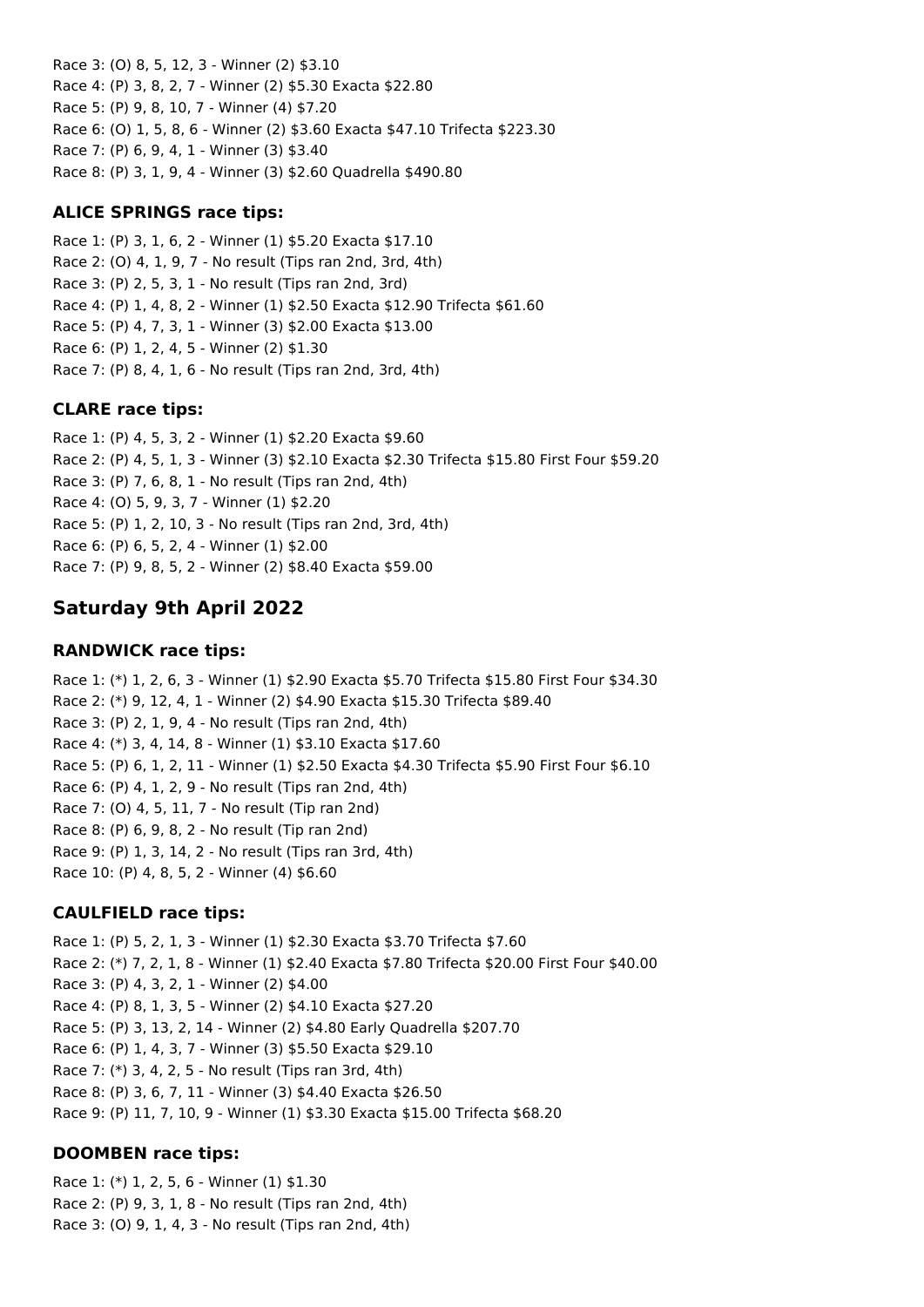Race 3: (O) 8, 5, 12, 3 - Winner (2) $3.10
Race 4: (P) 3, 8, 2, 7 - Winner (2) $5.30 Exacta $22.80
Race 5: (P) 9, 8, 10, 7 - Winner (4) $7.20
Race 6: (O) 1, 5, 8, 6 - Winner (2) $3.60 Exacta $47.10 Trifecta $223.30
Race 7: (P) 6, 9, 4, 1 - Winner (3) $3.40
Race 8: (P) 3, 1, 9, 4 - Winner (3) $2.60 Quadrella $490.80

### ALICE SPRINGS race tips:

Race 1: (P) 3, 1, 6, 2 - Winner (1) $5.20 Exacta $17.10
Race 2: (O) 4, 1, 9, 7 - No result (Tips ran 2nd, 3rd, 4th)
Race 3: (P) 2, 5, 3, 1 - No result (Tips ran 2nd, 3rd)
Race 4: (P) 1, 4, 8, 2 - Winner (1) $2.50 Exacta $12.90 Trifecta $61.60
Race 5: (P) 4, 7, 3, 1 - Winner (3) $2.00 Exacta $13.00
Race 6: (P) 1, 2, 4, 5 - Winner (2) $1.30
Race 7: (P) 8, 4, 1, 6 - No result (Tips ran 2nd, 3rd, 4th)

### CLARE race tips:

Race 1: (P) 4, 5, 3, 2 - Winner (1) $2.20 Exacta $9.60
Race 2: (P) 4, 5, 1, 3 - Winner (3) $2.10 Exacta $2.30 Trifecta $15.80 First Four $59.20
Race 3: (P) 7, 6, 8, 1 - No result (Tips ran 2nd, 4th)
Race 4: (O) 5, 9, 3, 7 - Winner (1) $2.20
Race 5: (P) 1, 2, 10, 3 - No result (Tips ran 2nd, 3rd, 4th)
Race 6: (P) 6, 5, 2, 4 - Winner (1) $2.00
Race 7: (P) 9, 8, 5, 2 - Winner (2) $8.40 Exacta $59.00

## Saturday 9th April 2022

### RANDWICK race tips:

Race 1: (*) 1, 2, 6, 3 - Winner (1) $2.90 Exacta $5.70 Trifecta $15.80 First Four $34.30
Race 2: (*) 9, 12, 4, 1 - Winner (2) $4.90 Exacta $15.30 Trifecta $89.40
Race 3: (P) 2, 1, 9, 4 - No result (Tips ran 2nd, 4th)
Race 4: (*) 3, 4, 14, 8 - Winner (1) $3.10 Exacta $17.60
Race 5: (P) 6, 1, 2, 11 - Winner (1) $2.50 Exacta $4.30 Trifecta $5.90 First Four $6.10
Race 6: (P) 4, 1, 2, 9 - No result (Tips ran 2nd, 4th)
Race 7: (O) 4, 5, 11, 7 - No result (Tip ran 2nd)
Race 8: (P) 6, 9, 8, 2 - No result (Tip ran 2nd)
Race 9: (P) 1, 3, 14, 2 - No result (Tips ran 3rd, 4th)
Race 10: (P) 4, 8, 5, 2 - Winner (4) $6.60

### CAULFIELD race tips:

Race 1: (P) 5, 2, 1, 3 - Winner (1) $2.30 Exacta $3.70 Trifecta $7.60
Race 2: (*) 7, 2, 1, 8 - Winner (1) $2.40 Exacta $7.80 Trifecta $20.00 First Four $40.00
Race 3: (P) 4, 3, 2, 1 - Winner (2) $4.00
Race 4: (P) 8, 1, 3, 5 - Winner (2) $4.10 Exacta $27.20
Race 5: (P) 3, 13, 2, 14 - Winner (2) $4.80 Early Quadrella $207.70
Race 6: (P) 1, 4, 3, 7 - Winner (3) $5.50 Exacta $29.10
Race 7: (*) 3, 4, 2, 5 - No result (Tips ran 3rd, 4th)
Race 8: (P) 3, 6, 7, 11 - Winner (3) $4.40 Exacta $26.50
Race 9: (P) 11, 7, 10, 9 - Winner (1) $3.30 Exacta $15.00 Trifecta $68.20

### DOOMBEN race tips:

Race 1: (*) 1, 2, 5, 6 - Winner (1) $1.30
Race 2: (P) 9, 3, 1, 8 - No result (Tips ran 2nd, 4th)
Race 3: (O) 9, 1, 4, 3 - No result (Tips ran 2nd, 4th)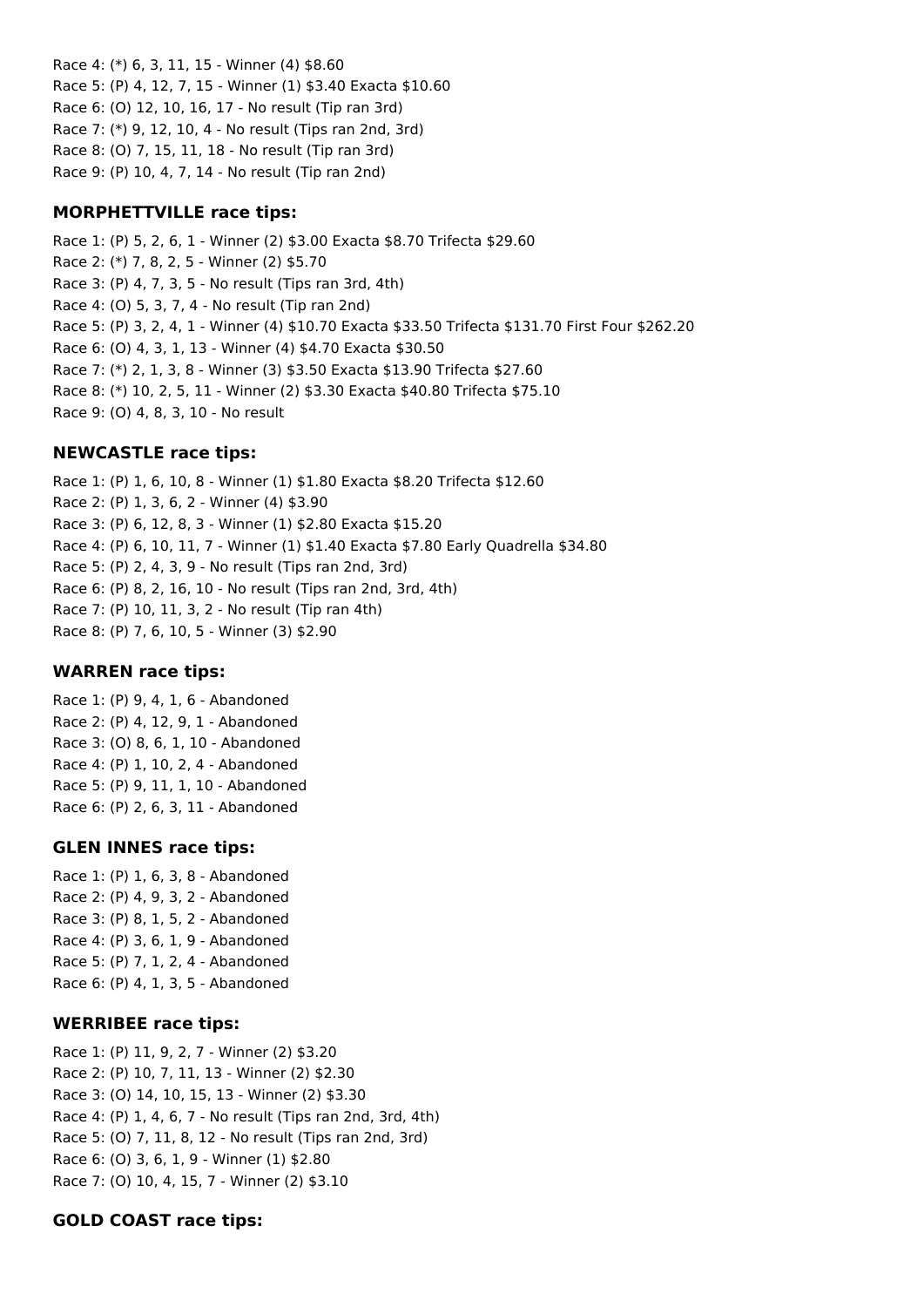Race 4: (*) 6, 3, 11, 15 - Winner (4) $8.60
Race 5: (P) 4, 12, 7, 15 - Winner (1) $3.40 Exacta $10.60
Race 6: (O) 12, 10, 16, 17 - No result (Tip ran 3rd)
Race 7: (*) 9, 12, 10, 4 - No result (Tips ran 2nd, 3rd)
Race 8: (O) 7, 15, 11, 18 - No result (Tip ran 3rd)
Race 9: (P) 10, 4, 7, 14 - No result (Tip ran 2nd)

### MORPHETTVILLE race tips:

Race 1: (P) 5, 2, 6, 1 - Winner (2) $3.00 Exacta $8.70 Trifecta $29.60
Race 2: (*) 7, 8, 2, 5 - Winner (2) $5.70
Race 3: (P) 4, 7, 3, 5 - No result (Tips ran 3rd, 4th)
Race 4: (O) 5, 3, 7, 4 - No result (Tip ran 2nd)
Race 5: (P) 3, 2, 4, 1 - Winner (4) $10.70 Exacta $33.50 Trifecta $131.70 First Four $262.20
Race 6: (O) 4, 3, 1, 13 - Winner (4) $4.70 Exacta $30.50
Race 7: (*) 2, 1, 3, 8 - Winner (3) $3.50 Exacta $13.90 Trifecta $27.60
Race 8: (*) 10, 2, 5, 11 - Winner (2) $3.30 Exacta $40.80 Trifecta $75.10
Race 9: (O) 4, 8, 3, 10 - No result

### NEWCASTLE race tips:

Race 1: (P) 1, 6, 10, 8 - Winner (1) $1.80 Exacta $8.20 Trifecta $12.60
Race 2: (P) 1, 3, 6, 2 - Winner (4) $3.90
Race 3: (P) 6, 12, 8, 3 - Winner (1) $2.80 Exacta $15.20
Race 4: (P) 6, 10, 11, 7 - Winner (1) $1.40 Exacta $7.80 Early Quadrella $34.80
Race 5: (P) 2, 4, 3, 9 - No result (Tips ran 2nd, 3rd)
Race 6: (P) 8, 2, 16, 10 - No result (Tips ran 2nd, 3rd, 4th)
Race 7: (P) 10, 11, 3, 2 - No result (Tip ran 4th)
Race 8: (P) 7, 6, 10, 5 - Winner (3) $2.90

### WARREN race tips:

Race 1: (P) 9, 4, 1, 6 - Abandoned
Race 2: (P) 4, 12, 9, 1 - Abandoned
Race 3: (O) 8, 6, 1, 10 - Abandoned
Race 4: (P) 1, 10, 2, 4 - Abandoned
Race 5: (P) 9, 11, 1, 10 - Abandoned
Race 6: (P) 2, 6, 3, 11 - Abandoned

### GLEN INNES race tips:

Race 1: (P) 1, 6, 3, 8 - Abandoned
Race 2: (P) 4, 9, 3, 2 - Abandoned
Race 3: (P) 8, 1, 5, 2 - Abandoned
Race 4: (P) 3, 6, 1, 9 - Abandoned
Race 5: (P) 7, 1, 2, 4 - Abandoned
Race 6: (P) 4, 1, 3, 5 - Abandoned

### WERRIBEE race tips:

Race 1: (P) 11, 9, 2, 7 - Winner (2) $3.20
Race 2: (P) 10, 7, 11, 13 - Winner (2) $2.30
Race 3: (O) 14, 10, 15, 13 - Winner (2) $3.30
Race 4: (P) 1, 4, 6, 7 - No result (Tips ran 2nd, 3rd, 4th)
Race 5: (O) 7, 11, 8, 12 - No result (Tips ran 2nd, 3rd)
Race 6: (O) 3, 6, 1, 9 - Winner (1) $2.80
Race 7: (O) 10, 4, 15, 7 - Winner (2) $3.10

### GOLD COAST race tips: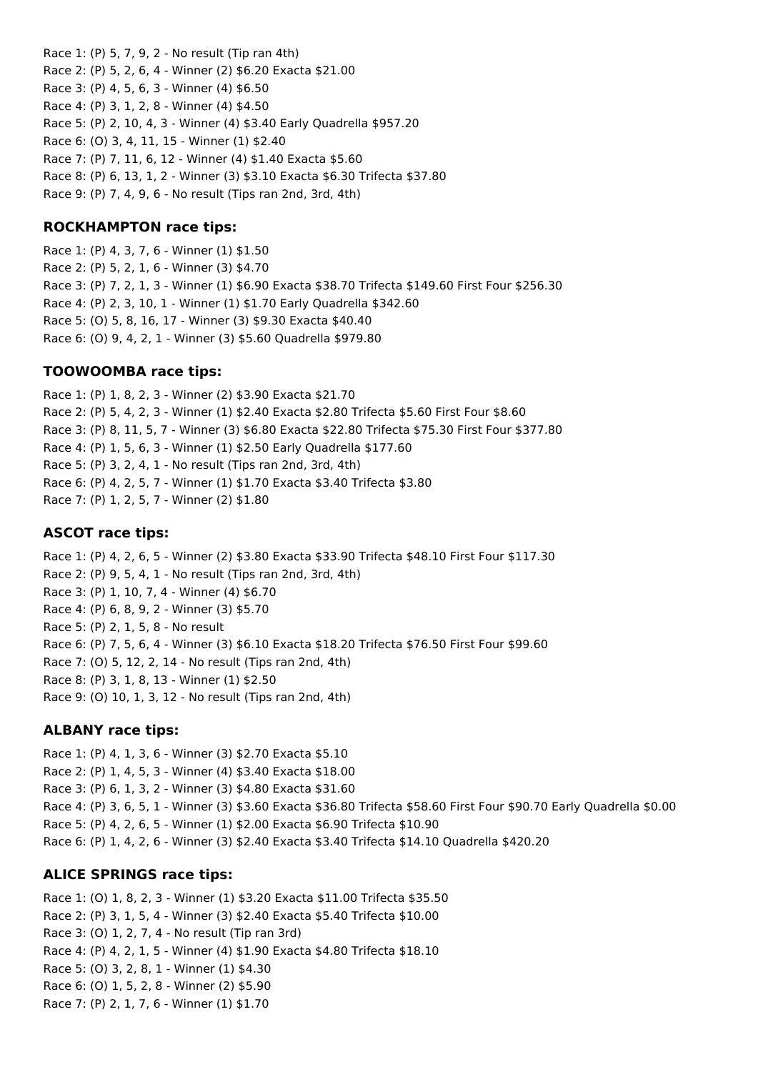Race 1: (P) 5, 7, 9, 2 - No result (Tip ran 4th)
Race 2: (P) 5, 2, 6, 4 - Winner (2) $6.20 Exacta $21.00
Race 3: (P) 4, 5, 6, 3 - Winner (4) $6.50
Race 4: (P) 3, 1, 2, 8 - Winner (4) $4.50
Race 5: (P) 2, 10, 4, 3 - Winner (4) $3.40 Early Quadrella $957.20
Race 6: (O) 3, 4, 11, 15 - Winner (1) $2.40
Race 7: (P) 7, 11, 6, 12 - Winner (4) $1.40 Exacta $5.60
Race 8: (P) 6, 13, 1, 2 - Winner (3) $3.10 Exacta $6.30 Trifecta $37.80
Race 9: (P) 7, 4, 9, 6 - No result (Tips ran 2nd, 3rd, 4th)

### ROCKHAMPTON race tips:

Race 1: (P) 4, 3, 7, 6 - Winner (1) $1.50
Race 2: (P) 5, 2, 1, 6 - Winner (3) $4.70
Race 3: (P) 7, 2, 1, 3 - Winner (1) $6.90 Exacta $38.70 Trifecta $149.60 First Four $256.30
Race 4: (P) 2, 3, 10, 1 - Winner (1) $1.70 Early Quadrella $342.60
Race 5: (O) 5, 8, 16, 17 - Winner (3) $9.30 Exacta $40.40
Race 6: (O) 9, 4, 2, 1 - Winner (3) $5.60 Quadrella $979.80

### TOOWOOMBA race tips:

Race 1: (P) 1, 8, 2, 3 - Winner (2) $3.90 Exacta $21.70
Race 2: (P) 5, 4, 2, 3 - Winner (1) $2.40 Exacta $2.80 Trifecta $5.60 First Four $8.60
Race 3: (P) 8, 11, 5, 7 - Winner (3) $6.80 Exacta $22.80 Trifecta $75.30 First Four $377.80
Race 4: (P) 1, 5, 6, 3 - Winner (1) $2.50 Early Quadrella $177.60
Race 5: (P) 3, 2, 4, 1 - No result (Tips ran 2nd, 3rd, 4th)
Race 6: (P) 4, 2, 5, 7 - Winner (1) $1.70 Exacta $3.40 Trifecta $3.80
Race 7: (P) 1, 2, 5, 7 - Winner (2) $1.80

### ASCOT race tips:

Race 1: (P) 4, 2, 6, 5 - Winner (2) $3.80 Exacta $33.90 Trifecta $48.10 First Four $117.30
Race 2: (P) 9, 5, 4, 1 - No result (Tips ran 2nd, 3rd, 4th)
Race 3: (P) 1, 10, 7, 4 - Winner (4) $6.70
Race 4: (P) 6, 8, 9, 2 - Winner (3) $5.70
Race 5: (P) 2, 1, 5, 8 - No result
Race 6: (P) 7, 5, 6, 4 - Winner (3) $6.10 Exacta $18.20 Trifecta $76.50 First Four $99.60
Race 7: (O) 5, 12, 2, 14 - No result (Tips ran 2nd, 4th)
Race 8: (P) 3, 1, 8, 13 - Winner (1) $2.50
Race 9: (O) 10, 1, 3, 12 - No result (Tips ran 2nd, 4th)

### ALBANY race tips:

Race 1: (P) 4, 1, 3, 6 - Winner (3) $2.70 Exacta $5.10
Race 2: (P) 1, 4, 5, 3 - Winner (4) $3.40 Exacta $18.00
Race 3: (P) 6, 1, 3, 2 - Winner (3) $4.80 Exacta $31.60
Race 4: (P) 3, 6, 5, 1 - Winner (3) $3.60 Exacta $36.80 Trifecta $58.60 First Four $90.70 Early Quadrella $0.00
Race 5: (P) 4, 2, 6, 5 - Winner (1) $2.00 Exacta $6.90 Trifecta $10.90
Race 6: (P) 1, 4, 2, 6 - Winner (3) $2.40 Exacta $3.40 Trifecta $14.10 Quadrella $420.20

### ALICE SPRINGS race tips:

Race 1: (O) 1, 8, 2, 3 - Winner (1) $3.20 Exacta $11.00 Trifecta $35.50
Race 2: (P) 3, 1, 5, 4 - Winner (3) $2.40 Exacta $5.40 Trifecta $10.00
Race 3: (O) 1, 2, 7, 4 - No result (Tip ran 3rd)
Race 4: (P) 4, 2, 1, 5 - Winner (4) $1.90 Exacta $4.80 Trifecta $18.10
Race 5: (O) 3, 2, 8, 1 - Winner (1) $4.30
Race 6: (O) 1, 5, 2, 8 - Winner (2) $5.90
Race 7: (P) 2, 1, 7, 6 - Winner (1) $1.70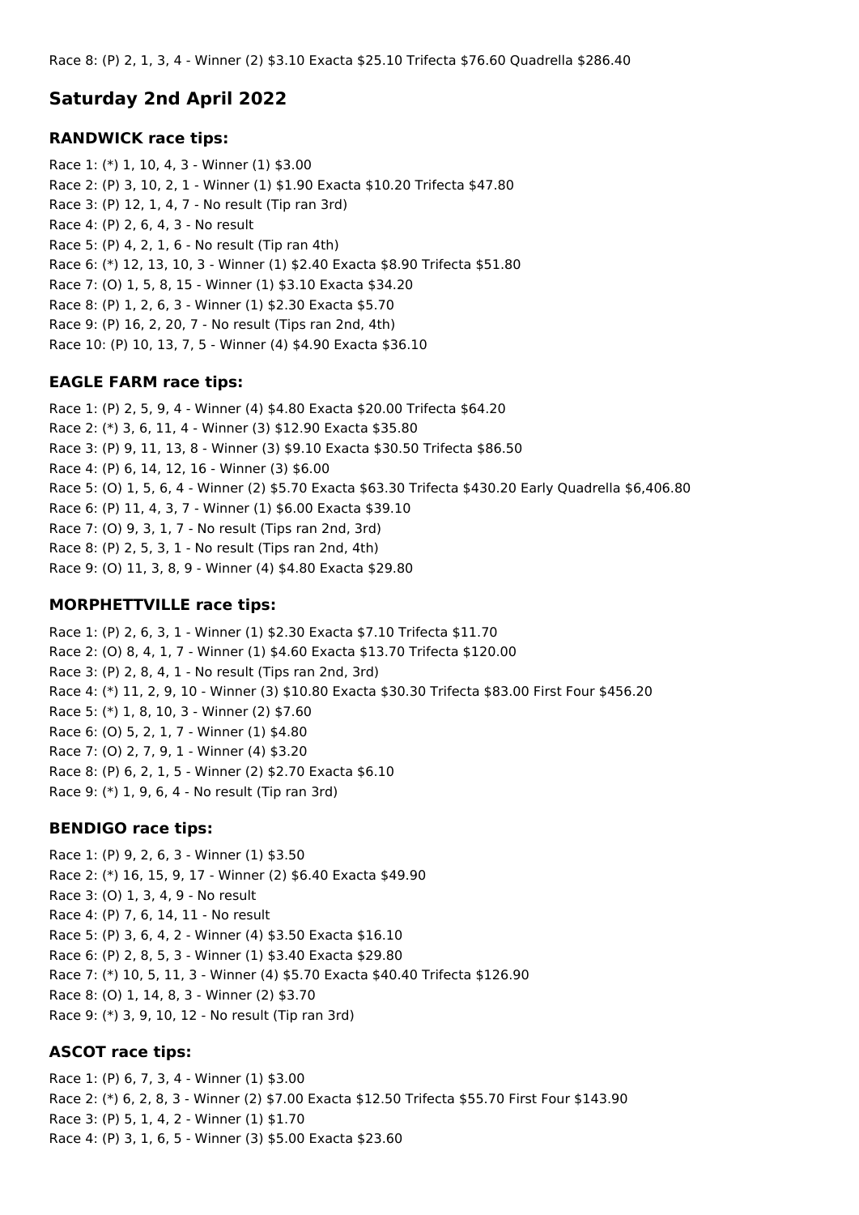Race 8: (P) 2, 1, 3, 4 - Winner (2) $3.10 Exacta $25.10 Trifecta $76.60 Quadrella $286.40

## Saturday 2nd April 2022

### RANDWICK race tips:

Race 1: (*) 1, 10, 4, 3 - Winner (1) $3.00
Race 2: (P) 3, 10, 2, 1 - Winner (1) $1.90 Exacta $10.20 Trifecta $47.80
Race 3: (P) 12, 1, 4, 7 - No result (Tip ran 3rd)
Race 4: (P) 2, 6, 4, 3 - No result
Race 5: (P) 4, 2, 1, 6 - No result (Tip ran 4th)
Race 6: (*) 12, 13, 10, 3 - Winner (1) $2.40 Exacta $8.90 Trifecta $51.80
Race 7: (O) 1, 5, 8, 15 - Winner (1) $3.10 Exacta $34.20
Race 8: (P) 1, 2, 6, 3 - Winner (1) $2.30 Exacta $5.70
Race 9: (P) 16, 2, 20, 7 - No result (Tips ran 2nd, 4th)
Race 10: (P) 10, 13, 7, 5 - Winner (4) $4.90 Exacta $36.10

### EAGLE FARM race tips:

Race 1: (P) 2, 5, 9, 4 - Winner (4) $4.80 Exacta $20.00 Trifecta $64.20
Race 2: (*) 3, 6, 11, 4 - Winner (3) $12.90 Exacta $35.80
Race 3: (P) 9, 11, 13, 8 - Winner (3) $9.10 Exacta $30.50 Trifecta $86.50
Race 4: (P) 6, 14, 12, 16 - Winner (3) $6.00
Race 5: (O) 1, 5, 6, 4 - Winner (2) $5.70 Exacta $63.30 Trifecta $430.20 Early Quadrella $6,406.80
Race 6: (P) 11, 4, 3, 7 - Winner (1) $6.00 Exacta $39.10
Race 7: (O) 9, 3, 1, 7 - No result (Tips ran 2nd, 3rd)
Race 8: (P) 2, 5, 3, 1 - No result (Tips ran 2nd, 4th)
Race 9: (O) 11, 3, 8, 9 - Winner (4) $4.80 Exacta $29.80

### MORPHETTVILLE race tips:

Race 1: (P) 2, 6, 3, 1 - Winner (1) $2.30 Exacta $7.10 Trifecta $11.70
Race 2: (O) 8, 4, 1, 7 - Winner (1) $4.60 Exacta $13.70 Trifecta $120.00
Race 3: (P) 2, 8, 4, 1 - No result (Tips ran 2nd, 3rd)
Race 4: (*) 11, 2, 9, 10 - Winner (3) $10.80 Exacta $30.30 Trifecta $83.00 First Four $456.20
Race 5: (*) 1, 8, 10, 3 - Winner (2) $7.60
Race 6: (O) 5, 2, 1, 7 - Winner (1) $4.80
Race 7: (O) 2, 7, 9, 1 - Winner (4) $3.20
Race 8: (P) 6, 2, 1, 5 - Winner (2) $2.70 Exacta $6.10
Race 9: (*) 1, 9, 6, 4 - No result (Tip ran 3rd)

### BENDIGO race tips:

Race 1: (P) 9, 2, 6, 3 - Winner (1) $3.50
Race 2: (*) 16, 15, 9, 17 - Winner (2) $6.40 Exacta $49.90
Race 3: (O) 1, 3, 4, 9 - No result
Race 4: (P) 7, 6, 14, 11 - No result
Race 5: (P) 3, 6, 4, 2 - Winner (4) $3.50 Exacta $16.10
Race 6: (P) 2, 8, 5, 3 - Winner (1) $3.40 Exacta $29.80
Race 7: (*) 10, 5, 11, 3 - Winner (4) $5.70 Exacta $40.40 Trifecta $126.90
Race 8: (O) 1, 14, 8, 3 - Winner (2) $3.70
Race 9: (*) 3, 9, 10, 12 - No result (Tip ran 3rd)

### ASCOT race tips:

Race 1: (P) 6, 7, 3, 4 - Winner (1) $3.00
Race 2: (*) 6, 2, 8, 3 - Winner (2) $7.00 Exacta $12.50 Trifecta $55.70 First Four $143.90
Race 3: (P) 5, 1, 4, 2 - Winner (1) $1.70
Race 4: (P) 3, 1, 6, 5 - Winner (3) $5.00 Exacta $23.60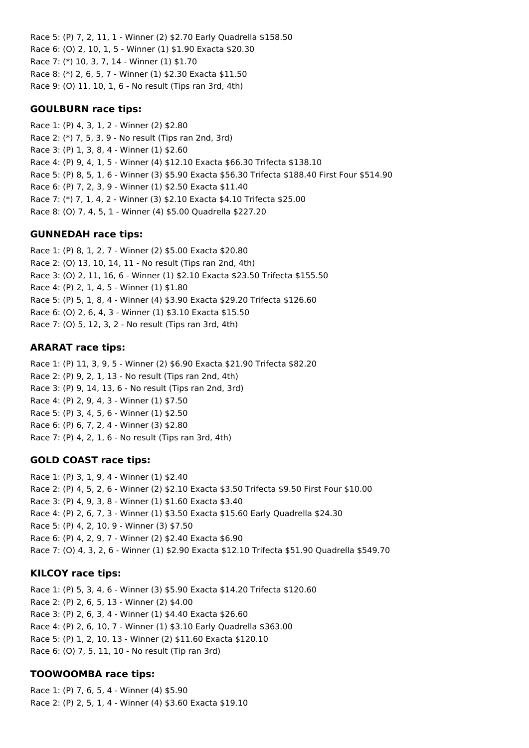Race 5: (P) 7, 2, 11, 1 - Winner (2) $2.70 Early Quadrella $158.50
Race 6: (O) 2, 10, 1, 5 - Winner (1) $1.90 Exacta $20.30
Race 7: (*) 10, 3, 7, 14 - Winner (1) $1.70
Race 8: (*) 2, 6, 5, 7 - Winner (1) $2.30 Exacta $11.50
Race 9: (O) 11, 10, 1, 6 - No result (Tips ran 3rd, 4th)

### GOULBURN race tips:

Race 1: (P) 4, 3, 1, 2 - Winner (2) $2.80
Race 2: (*) 7, 5, 3, 9 - No result (Tips ran 2nd, 3rd)
Race 3: (P) 1, 3, 8, 4 - Winner (1) $2.60
Race 4: (P) 9, 4, 1, 5 - Winner (4) $12.10 Exacta $66.30 Trifecta $138.10
Race 5: (P) 8, 5, 1, 6 - Winner (3) $5.90 Exacta $56.30 Trifecta $188.40 First Four $514.90
Race 6: (P) 7, 2, 3, 9 - Winner (1) $2.50 Exacta $11.40
Race 7: (*) 7, 1, 4, 2 - Winner (3) $2.10 Exacta $4.10 Trifecta $25.00
Race 8: (O) 7, 4, 5, 1 - Winner (4) $5.00 Quadrella $227.20

### GUNNEDAH race tips:

Race 1: (P) 8, 1, 2, 7 - Winner (2) $5.00 Exacta $20.80
Race 2: (O) 13, 10, 14, 11 - No result (Tips ran 2nd, 4th)
Race 3: (O) 2, 11, 16, 6 - Winner (1) $2.10 Exacta $23.50 Trifecta $155.50
Race 4: (P) 2, 1, 4, 5 - Winner (1) $1.80
Race 5: (P) 5, 1, 8, 4 - Winner (4) $3.90 Exacta $29.20 Trifecta $126.60
Race 6: (O) 2, 6, 4, 3 - Winner (1) $3.10 Exacta $15.50
Race 7: (O) 5, 12, 3, 2 - No result (Tips ran 3rd, 4th)

### ARARAT race tips:

Race 1: (P) 11, 3, 9, 5 - Winner (2) $6.90 Exacta $21.90 Trifecta $82.20
Race 2: (P) 9, 2, 1, 13 - No result (Tips ran 2nd, 4th)
Race 3: (P) 9, 14, 13, 6 - No result (Tips ran 2nd, 3rd)
Race 4: (P) 2, 9, 4, 3 - Winner (1) $7.50
Race 5: (P) 3, 4, 5, 6 - Winner (1) $2.50
Race 6: (P) 6, 7, 2, 4 - Winner (3) $2.80
Race 7: (P) 4, 2, 1, 6 - No result (Tips ran 3rd, 4th)

### GOLD COAST race tips:

Race 1: (P) 3, 1, 9, 4 - Winner (1) $2.40
Race 2: (P) 4, 5, 2, 6 - Winner (2) $2.10 Exacta $3.50 Trifecta $9.50 First Four $10.00
Race 3: (P) 4, 9, 3, 8 - Winner (1) $1.60 Exacta $3.40
Race 4: (P) 2, 6, 7, 3 - Winner (1) $3.50 Exacta $15.60 Early Quadrella $24.30
Race 5: (P) 4, 2, 10, 9 - Winner (3) $7.50
Race 6: (P) 4, 2, 9, 7 - Winner (2) $2.40 Exacta $6.90
Race 7: (O) 4, 3, 2, 6 - Winner (1) $2.90 Exacta $12.10 Trifecta $51.90 Quadrella $549.70

### KILCOY race tips:

Race 1: (P) 5, 3, 4, 6 - Winner (3) $5.90 Exacta $14.20 Trifecta $120.60
Race 2: (P) 2, 6, 5, 13 - Winner (2) $4.00
Race 3: (P) 2, 6, 3, 4 - Winner (1) $4.40 Exacta $26.60
Race 4: (P) 2, 6, 10, 7 - Winner (1) $3.10 Early Quadrella $363.00
Race 5: (P) 1, 2, 10, 13 - Winner (2) $11.60 Exacta $120.10
Race 6: (O) 7, 5, 11, 10 - No result (Tip ran 3rd)

### TOOWOOMBA race tips:

Race 1: (P) 7, 6, 5, 4 - Winner (4) $5.90
Race 2: (P) 2, 5, 1, 4 - Winner (4) $3.60 Exacta $19.10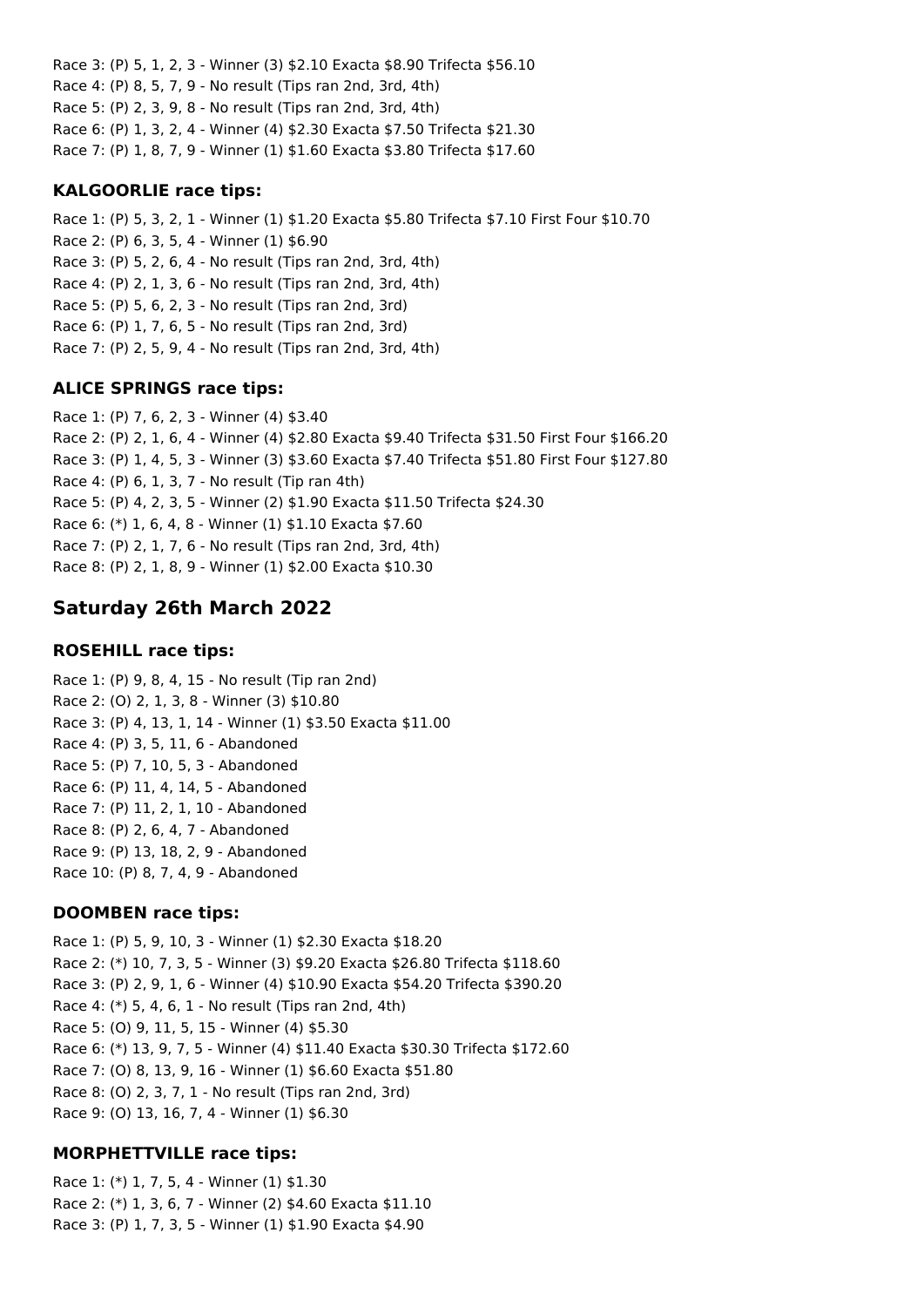Race 3: (P) 5, 1, 2, 3 - Winner (3) $2.10 Exacta $8.90 Trifecta $56.10
Race 4: (P) 8, 5, 7, 9 - No result (Tips ran 2nd, 3rd, 4th)
Race 5: (P) 2, 3, 9, 8 - No result (Tips ran 2nd, 3rd, 4th)
Race 6: (P) 1, 3, 2, 4 - Winner (4) $2.30 Exacta $7.50 Trifecta $21.30
Race 7: (P) 1, 8, 7, 9 - Winner (1) $1.60 Exacta $3.80 Trifecta $17.60

### KALGOORLIE race tips:

Race 1: (P) 5, 3, 2, 1 - Winner (1) $1.20 Exacta $5.80 Trifecta $7.10 First Four $10.70
Race 2: (P) 6, 3, 5, 4 - Winner (1) $6.90
Race 3: (P) 5, 2, 6, 4 - No result (Tips ran 2nd, 3rd, 4th)
Race 4: (P) 2, 1, 3, 6 - No result (Tips ran 2nd, 3rd, 4th)
Race 5: (P) 5, 6, 2, 3 - No result (Tips ran 2nd, 3rd)
Race 6: (P) 1, 7, 6, 5 - No result (Tips ran 2nd, 3rd)
Race 7: (P) 2, 5, 9, 4 - No result (Tips ran 2nd, 3rd, 4th)

### ALICE SPRINGS race tips:

Race 1: (P) 7, 6, 2, 3 - Winner (4) $3.40
Race 2: (P) 2, 1, 6, 4 - Winner (4) $2.80 Exacta $9.40 Trifecta $31.50 First Four $166.20
Race 3: (P) 1, 4, 5, 3 - Winner (3) $3.60 Exacta $7.40 Trifecta $51.80 First Four $127.80
Race 4: (P) 6, 1, 3, 7 - No result (Tip ran 4th)
Race 5: (P) 4, 2, 3, 5 - Winner (2) $1.90 Exacta $11.50 Trifecta $24.30
Race 6: (*) 1, 6, 4, 8 - Winner (1) $1.10 Exacta $7.60
Race 7: (P) 2, 1, 7, 6 - No result (Tips ran 2nd, 3rd, 4th)
Race 8: (P) 2, 1, 8, 9 - Winner (1) $2.00 Exacta $10.30

## Saturday 26th March 2022

### ROSEHILL race tips:

Race 1: (P) 9, 8, 4, 15 - No result (Tip ran 2nd)
Race 2: (O) 2, 1, 3, 8 - Winner (3) $10.80
Race 3: (P) 4, 13, 1, 14 - Winner (1) $3.50 Exacta $11.00
Race 4: (P) 3, 5, 11, 6 - Abandoned
Race 5: (P) 7, 10, 5, 3 - Abandoned
Race 6: (P) 11, 4, 14, 5 - Abandoned
Race 7: (P) 11, 2, 1, 10 - Abandoned
Race 8: (P) 2, 6, 4, 7 - Abandoned
Race 9: (P) 13, 18, 2, 9 - Abandoned
Race 10: (P) 8, 7, 4, 9 - Abandoned

### DOOMBEN race tips:

Race 1: (P) 5, 9, 10, 3 - Winner (1) $2.30 Exacta $18.20
Race 2: (*) 10, 7, 3, 5 - Winner (3) $9.20 Exacta $26.80 Trifecta $118.60
Race 3: (P) 2, 9, 1, 6 - Winner (4) $10.90 Exacta $54.20 Trifecta $390.20
Race 4: (*) 5, 4, 6, 1 - No result (Tips ran 2nd, 4th)
Race 5: (O) 9, 11, 5, 15 - Winner (4) $5.30
Race 6: (*) 13, 9, 7, 5 - Winner (4) $11.40 Exacta $30.30 Trifecta $172.60
Race 7: (O) 8, 13, 9, 16 - Winner (1) $6.60 Exacta $51.80
Race 8: (O) 2, 3, 7, 1 - No result (Tips ran 2nd, 3rd)
Race 9: (O) 13, 16, 7, 4 - Winner (1) $6.30

### MORPHETTVILLE race tips:

Race 1: (*) 1, 7, 5, 4 - Winner (1) $1.30
Race 2: (*) 1, 3, 6, 7 - Winner (2) $4.60 Exacta $11.10
Race 3: (P) 1, 7, 3, 5 - Winner (1) $1.90 Exacta $4.90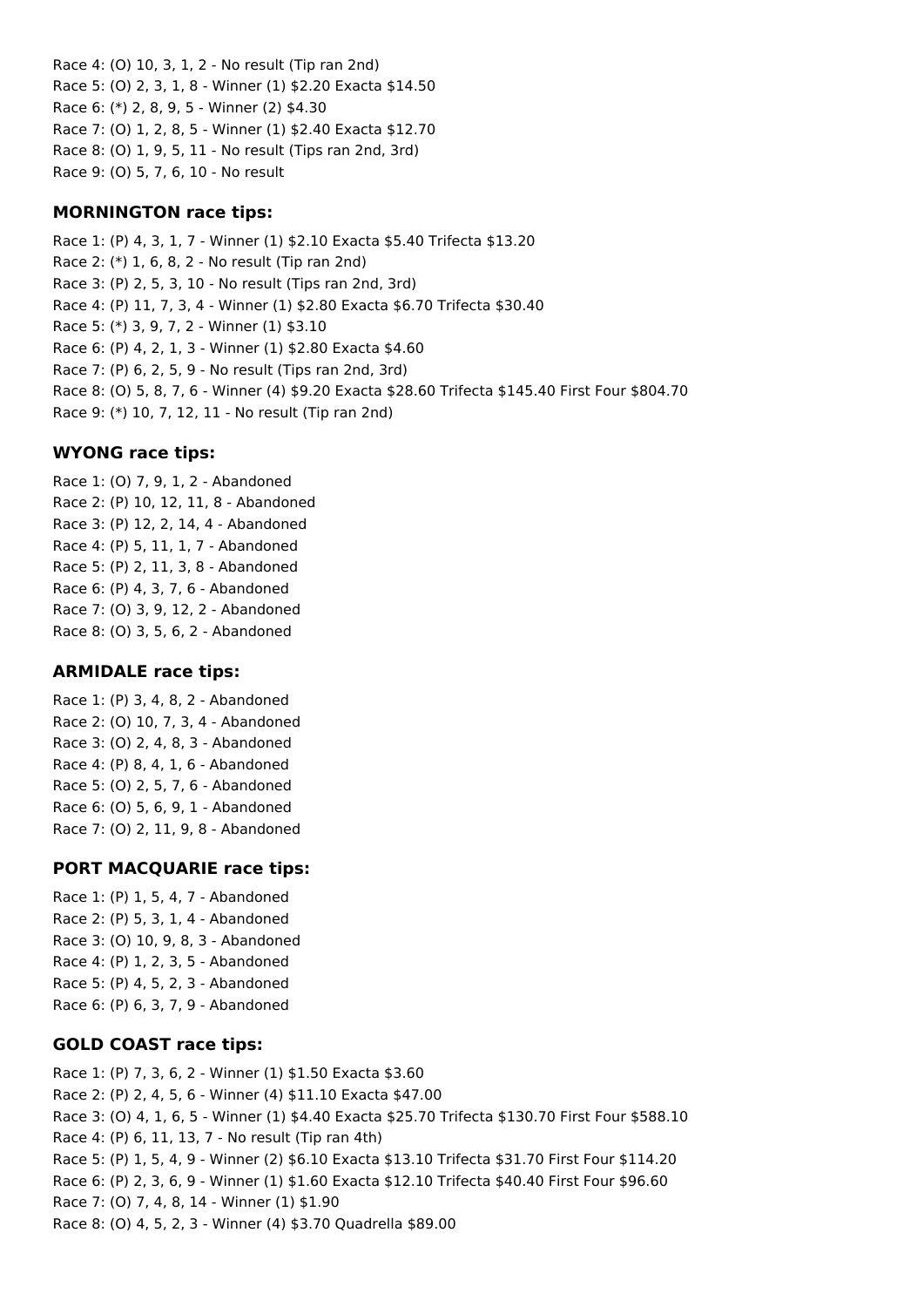Race 4: (O) 10, 3, 1, 2 - No result (Tip ran 2nd)
Race 5: (O) 2, 3, 1, 8 - Winner (1) $2.20 Exacta $14.50
Race 6: (*) 2, 8, 9, 5 - Winner (2) $4.30
Race 7: (O) 1, 2, 8, 5 - Winner (1) $2.40 Exacta $12.70
Race 8: (O) 1, 9, 5, 11 - No result (Tips ran 2nd, 3rd)
Race 9: (O) 5, 7, 6, 10 - No result

### MORNINGTON race tips:

Race 1: (P) 4, 3, 1, 7 - Winner (1) $2.10 Exacta $5.40 Trifecta $13.20
Race 2: (*) 1, 6, 8, 2 - No result (Tip ran 2nd)
Race 3: (P) 2, 5, 3, 10 - No result (Tips ran 2nd, 3rd)
Race 4: (P) 11, 7, 3, 4 - Winner (1) $2.80 Exacta $6.70 Trifecta $30.40
Race 5: (*) 3, 9, 7, 2 - Winner (1) $3.10
Race 6: (P) 4, 2, 1, 3 - Winner (1) $2.80 Exacta $4.60
Race 7: (P) 6, 2, 5, 9 - No result (Tips ran 2nd, 3rd)
Race 8: (O) 5, 8, 7, 6 - Winner (4) $9.20 Exacta $28.60 Trifecta $145.40 First Four $804.70
Race 9: (*) 10, 7, 12, 11 - No result (Tip ran 2nd)

### WYONG race tips:

Race 1: (O) 7, 9, 1, 2 - Abandoned
Race 2: (P) 10, 12, 11, 8 - Abandoned
Race 3: (P) 12, 2, 14, 4 - Abandoned
Race 4: (P) 5, 11, 1, 7 - Abandoned
Race 5: (P) 2, 11, 3, 8 - Abandoned
Race 6: (P) 4, 3, 7, 6 - Abandoned
Race 7: (O) 3, 9, 12, 2 - Abandoned
Race 8: (O) 3, 5, 6, 2 - Abandoned

### ARMIDALE race tips:

Race 1: (P) 3, 4, 8, 2 - Abandoned
Race 2: (O) 10, 7, 3, 4 - Abandoned
Race 3: (O) 2, 4, 8, 3 - Abandoned
Race 4: (P) 8, 4, 1, 6 - Abandoned
Race 5: (O) 2, 5, 7, 6 - Abandoned
Race 6: (O) 5, 6, 9, 1 - Abandoned
Race 7: (O) 2, 11, 9, 8 - Abandoned

### PORT MACQUARIE race tips:

Race 1: (P) 1, 5, 4, 7 - Abandoned
Race 2: (P) 5, 3, 1, 4 - Abandoned
Race 3: (O) 10, 9, 8, 3 - Abandoned
Race 4: (P) 1, 2, 3, 5 - Abandoned
Race 5: (P) 4, 5, 2, 3 - Abandoned
Race 6: (P) 6, 3, 7, 9 - Abandoned

### GOLD COAST race tips:

Race 1: (P) 7, 3, 6, 2 - Winner (1) $1.50 Exacta $3.60
Race 2: (P) 2, 4, 5, 6 - Winner (4) $11.10 Exacta $47.00
Race 3: (O) 4, 1, 6, 5 - Winner (1) $4.40 Exacta $25.70 Trifecta $130.70 First Four $588.10
Race 4: (P) 6, 11, 13, 7 - No result (Tip ran 4th)
Race 5: (P) 1, 5, 4, 9 - Winner (2) $6.10 Exacta $13.10 Trifecta $31.70 First Four $114.20
Race 6: (P) 2, 3, 6, 9 - Winner (1) $1.60 Exacta $12.10 Trifecta $40.40 First Four $96.60
Race 7: (O) 7, 4, 8, 14 - Winner (1) $1.90
Race 8: (O) 4, 5, 2, 3 - Winner (4) $3.70 Quadrella $89.00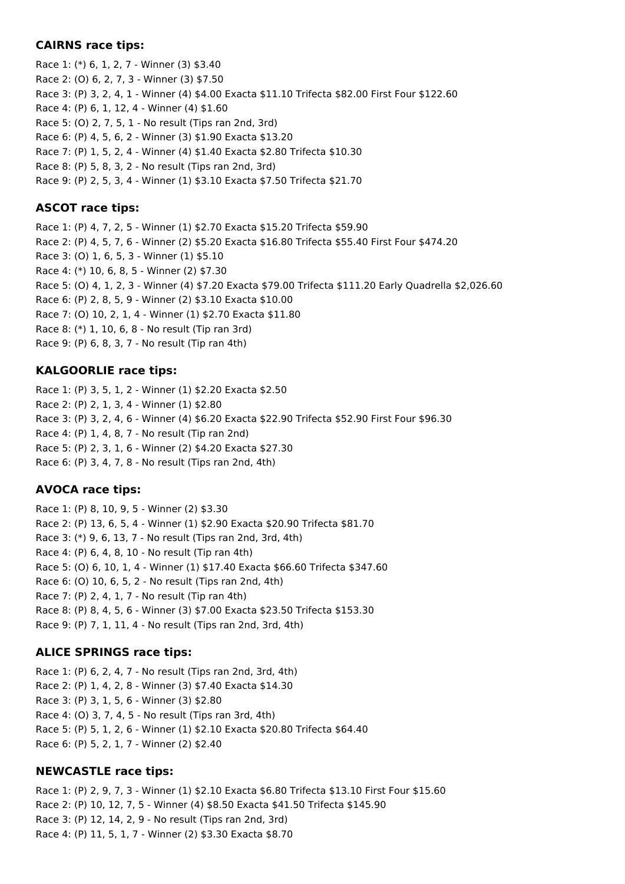**CAIRNS race tips:**

Race 1: (*) 6, 1, 2, 7 - Winner (3) $3.40
Race 2: (O) 6, 2, 7, 3 - Winner (3) $7.50
Race 3: (P) 3, 2, 4, 1 - Winner (4) $4.00 Exacta $11.10 Trifecta $82.00 First Four $122.60
Race 4: (P) 6, 1, 12, 4 - Winner (4) $1.60
Race 5: (O) 2, 7, 5, 1 - No result (Tips ran 2nd, 3rd)
Race 6: (P) 4, 5, 6, 2 - Winner (3) $1.90 Exacta $13.20
Race 7: (P) 1, 5, 2, 4 - Winner (4) $1.40 Exacta $2.80 Trifecta $10.30
Race 8: (P) 5, 8, 3, 2 - No result (Tips ran 2nd, 3rd)
Race 9: (P) 2, 5, 3, 4 - Winner (1) $3.10 Exacta $7.50 Trifecta $21.70

**ASCOT race tips:**

Race 1: (P) 4, 7, 2, 5 - Winner (1) $2.70 Exacta $15.20 Trifecta $59.90
Race 2: (P) 4, 5, 7, 6 - Winner (2) $5.20 Exacta $16.80 Trifecta $55.40 First Four $474.20
Race 3: (O) 1, 6, 5, 3 - Winner (1) $5.10
Race 4: (*) 10, 6, 8, 5 - Winner (2) $7.30
Race 5: (O) 4, 1, 2, 3 - Winner (4) $7.20 Exacta $79.00 Trifecta $111.20 Early Quadrella $2,026.60
Race 6: (P) 2, 8, 5, 9 - Winner (2) $3.10 Exacta $10.00
Race 7: (O) 10, 2, 1, 4 - Winner (1) $2.70 Exacta $11.80
Race 8: (*) 1, 10, 6, 8 - No result (Tip ran 3rd)
Race 9: (P) 6, 8, 3, 7 - No result (Tip ran 4th)

**KALGOORLIE race tips:**

Race 1: (P) 3, 5, 1, 2 - Winner (1) $2.20 Exacta $2.50
Race 2: (P) 2, 1, 3, 4 - Winner (1) $2.80
Race 3: (P) 3, 2, 4, 6 - Winner (4) $6.20 Exacta $22.90 Trifecta $52.90 First Four $96.30
Race 4: (P) 1, 4, 8, 7 - No result (Tip ran 2nd)
Race 5: (P) 2, 3, 1, 6 - Winner (2) $4.20 Exacta $27.30
Race 6: (P) 3, 4, 7, 8 - No result (Tips ran 2nd, 4th)

**AVOCA race tips:**

Race 1: (P) 8, 10, 9, 5 - Winner (2) $3.30
Race 2: (P) 13, 6, 5, 4 - Winner (1) $2.90 Exacta $20.90 Trifecta $81.70
Race 3: (*) 9, 6, 13, 7 - No result (Tips ran 2nd, 3rd, 4th)
Race 4: (P) 6, 4, 8, 10 - No result (Tip ran 4th)
Race 5: (O) 6, 10, 1, 4 - Winner (1) $17.40 Exacta $66.60 Trifecta $347.60
Race 6: (O) 10, 6, 5, 2 - No result (Tips ran 2nd, 4th)
Race 7: (P) 2, 4, 1, 7 - No result (Tip ran 4th)
Race 8: (P) 8, 4, 5, 6 - Winner (3) $7.00 Exacta $23.50 Trifecta $153.30
Race 9: (P) 7, 1, 11, 4 - No result (Tips ran 2nd, 3rd, 4th)

**ALICE SPRINGS race tips:**

Race 1: (P) 6, 2, 4, 7 - No result (Tips ran 2nd, 3rd, 4th)
Race 2: (P) 1, 4, 2, 8 - Winner (3) $7.40 Exacta $14.30
Race 3: (P) 3, 1, 5, 6 - Winner (3) $2.80
Race 4: (O) 3, 7, 4, 5 - No result (Tips ran 3rd, 4th)
Race 5: (P) 5, 1, 2, 6 - Winner (1) $2.10 Exacta $20.80 Trifecta $64.40
Race 6: (P) 5, 2, 1, 7 - Winner (2) $2.40

**NEWCASTLE race tips:**

Race 1: (P) 2, 9, 7, 3 - Winner (1) $2.10 Exacta $6.80 Trifecta $13.10 First Four $15.60
Race 2: (P) 10, 12, 7, 5 - Winner (4) $8.50 Exacta $41.50 Trifecta $145.90
Race 3: (P) 12, 14, 2, 9 - No result (Tips ran 2nd, 3rd)
Race 4: (P) 11, 5, 1, 7 - Winner (2) $3.30 Exacta $8.70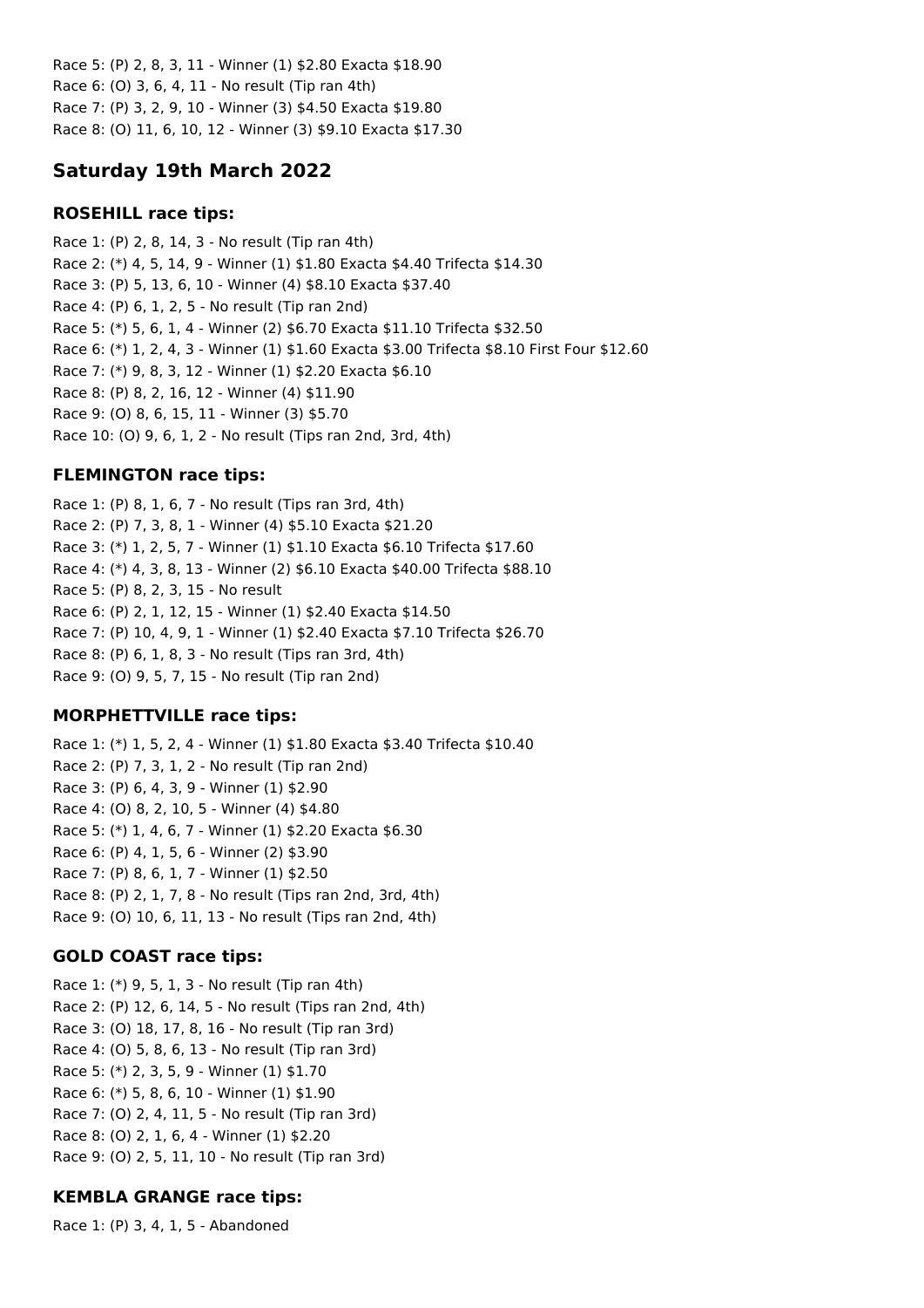Race 5: (P) 2, 8, 3, 11 - Winner (1) $2.80 Exacta $18.90
Race 6: (O) 3, 6, 4, 11 - No result (Tip ran 4th)
Race 7: (P) 3, 2, 9, 10 - Winner (3) $4.50 Exacta $19.80
Race 8: (O) 11, 6, 10, 12 - Winner (3) $9.10 Exacta $17.30

## Saturday 19th March 2022

### ROSEHILL race tips:

Race 1: (P) 2, 8, 14, 3 - No result (Tip ran 4th)
Race 2: (*) 4, 5, 14, 9 - Winner (1) $1.80 Exacta $4.40 Trifecta $14.30
Race 3: (P) 5, 13, 6, 10 - Winner (4) $8.10 Exacta $37.40
Race 4: (P) 6, 1, 2, 5 - No result (Tip ran 2nd)
Race 5: (*) 5, 6, 1, 4 - Winner (2) $6.70 Exacta $11.10 Trifecta $32.50
Race 6: (*) 1, 2, 4, 3 - Winner (1) $1.60 Exacta $3.00 Trifecta $8.10 First Four $12.60
Race 7: (*) 9, 8, 3, 12 - Winner (1) $2.20 Exacta $6.10
Race 8: (P) 8, 2, 16, 12 - Winner (4) $11.90
Race 9: (O) 8, 6, 15, 11 - Winner (3) $5.70
Race 10: (O) 9, 6, 1, 2 - No result (Tips ran 2nd, 3rd, 4th)

### FLEMINGTON race tips:

Race 1: (P) 8, 1, 6, 7 - No result (Tips ran 3rd, 4th)
Race 2: (P) 7, 3, 8, 1 - Winner (4) $5.10 Exacta $21.20
Race 3: (*) 1, 2, 5, 7 - Winner (1) $1.10 Exacta $6.10 Trifecta $17.60
Race 4: (*) 4, 3, 8, 13 - Winner (2) $6.10 Exacta $40.00 Trifecta $88.10
Race 5: (P) 8, 2, 3, 15 - No result
Race 6: (P) 2, 1, 12, 15 - Winner (1) $2.40 Exacta $14.50
Race 7: (P) 10, 4, 9, 1 - Winner (1) $2.40 Exacta $7.10 Trifecta $26.70
Race 8: (P) 6, 1, 8, 3 - No result (Tips ran 3rd, 4th)
Race 9: (O) 9, 5, 7, 15 - No result (Tip ran 2nd)

### MORPHETTVILLE race tips:

Race 1: (*) 1, 5, 2, 4 - Winner (1) $1.80 Exacta $3.40 Trifecta $10.40
Race 2: (P) 7, 3, 1, 2 - No result (Tip ran 2nd)
Race 3: (P) 6, 4, 3, 9 - Winner (1) $2.90
Race 4: (O) 8, 2, 10, 5 - Winner (4) $4.80
Race 5: (*) 1, 4, 6, 7 - Winner (1) $2.20 Exacta $6.30
Race 6: (P) 4, 1, 5, 6 - Winner (2) $3.90
Race 7: (P) 8, 6, 1, 7 - Winner (1) $2.50
Race 8: (P) 2, 1, 7, 8 - No result (Tips ran 2nd, 3rd, 4th)
Race 9: (O) 10, 6, 11, 13 - No result (Tips ran 2nd, 4th)

### GOLD COAST race tips:

Race 1: (*) 9, 5, 1, 3 - No result (Tip ran 4th)
Race 2: (P) 12, 6, 14, 5 - No result (Tips ran 2nd, 4th)
Race 3: (O) 18, 17, 8, 16 - No result (Tip ran 3rd)
Race 4: (O) 5, 8, 6, 13 - No result (Tip ran 3rd)
Race 5: (*) 2, 3, 5, 9 - Winner (1) $1.70
Race 6: (*) 5, 8, 6, 10 - Winner (1) $1.90
Race 7: (O) 2, 4, 11, 5 - No result (Tip ran 3rd)
Race 8: (O) 2, 1, 6, 4 - Winner (1) $2.20
Race 9: (O) 2, 5, 11, 10 - No result (Tip ran 3rd)

### KEMBLA GRANGE race tips:

Race 1: (P) 3, 4, 1, 5 - Abandoned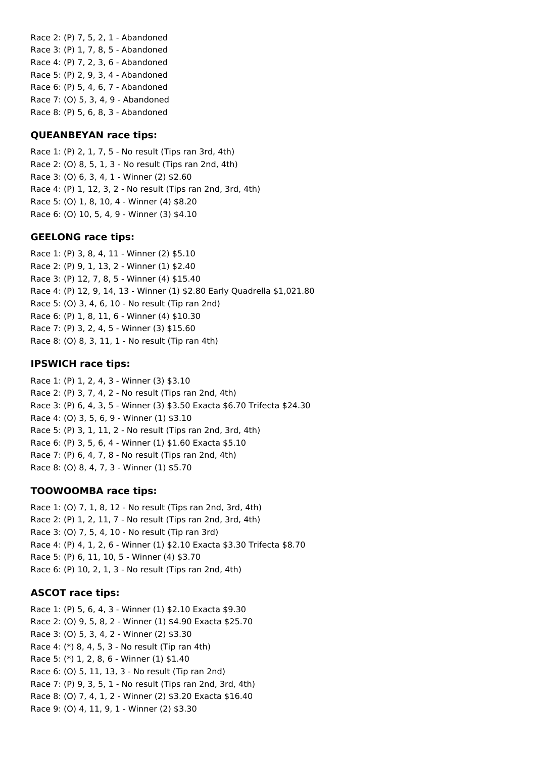Race 2: (P) 7, 5, 2, 1 - Abandoned
Race 3: (P) 1, 7, 8, 5 - Abandoned
Race 4: (P) 7, 2, 3, 6 - Abandoned
Race 5: (P) 2, 9, 3, 4 - Abandoned
Race 6: (P) 5, 4, 6, 7 - Abandoned
Race 7: (O) 5, 3, 4, 9 - Abandoned
Race 8: (P) 5, 6, 8, 3 - Abandoned

### QUEANBEYAN race tips:

Race 1: (P) 2, 1, 7, 5 - No result (Tips ran 3rd, 4th)
Race 2: (O) 8, 5, 1, 3 - No result (Tips ran 2nd, 4th)
Race 3: (O) 6, 3, 4, 1 - Winner (2) $2.60
Race 4: (P) 1, 12, 3, 2 - No result (Tips ran 2nd, 3rd, 4th)
Race 5: (O) 1, 8, 10, 4 - Winner (4) $8.20
Race 6: (O) 10, 5, 4, 9 - Winner (3) $4.10

### GEELONG race tips:

Race 1: (P) 3, 8, 4, 11 - Winner (2) $5.10
Race 2: (P) 9, 1, 13, 2 - Winner (1) $2.40
Race 3: (P) 12, 7, 8, 5 - Winner (4) $15.40
Race 4: (P) 12, 9, 14, 13 - Winner (1) $2.80 Early Quadrella $1,021.80
Race 5: (O) 3, 4, 6, 10 - No result (Tip ran 2nd)
Race 6: (P) 1, 8, 11, 6 - Winner (4) $10.30
Race 7: (P) 3, 2, 4, 5 - Winner (3) $15.60
Race 8: (O) 8, 3, 11, 1 - No result (Tip ran 4th)

### IPSWICH race tips:

Race 1: (P) 1, 2, 4, 3 - Winner (3) $3.10
Race 2: (P) 3, 7, 4, 2 - No result (Tips ran 2nd, 4th)
Race 3: (P) 6, 4, 3, 5 - Winner (3) $3.50 Exacta $6.70 Trifecta $24.30
Race 4: (O) 3, 5, 6, 9 - Winner (1) $3.10
Race 5: (P) 3, 1, 11, 2 - No result (Tips ran 2nd, 3rd, 4th)
Race 6: (P) 3, 5, 6, 4 - Winner (1) $1.60 Exacta $5.10
Race 7: (P) 6, 4, 7, 8 - No result (Tips ran 2nd, 4th)
Race 8: (O) 8, 4, 7, 3 - Winner (1) $5.70

### TOOWOOMBA race tips:

Race 1: (O) 7, 1, 8, 12 - No result (Tips ran 2nd, 3rd, 4th)
Race 2: (P) 1, 2, 11, 7 - No result (Tips ran 2nd, 3rd, 4th)
Race 3: (O) 7, 5, 4, 10 - No result (Tip ran 3rd)
Race 4: (P) 4, 1, 2, 6 - Winner (1) $2.10 Exacta $3.30 Trifecta $8.70
Race 5: (P) 6, 11, 10, 5 - Winner (4) $3.70
Race 6: (P) 10, 2, 1, 3 - No result (Tips ran 2nd, 4th)

### ASCOT race tips:

Race 1: (P) 5, 6, 4, 3 - Winner (1) $2.10 Exacta $9.30
Race 2: (O) 9, 5, 8, 2 - Winner (1) $4.90 Exacta $25.70
Race 3: (O) 5, 3, 4, 2 - Winner (2) $3.30
Race 4: (*) 8, 4, 5, 3 - No result (Tip ran 4th)
Race 5: (*) 1, 2, 8, 6 - Winner (1) $1.40
Race 6: (O) 5, 11, 13, 3 - No result (Tip ran 2nd)
Race 7: (P) 9, 3, 5, 1 - No result (Tips ran 2nd, 3rd, 4th)
Race 8: (O) 7, 4, 1, 2 - Winner (2) $3.20 Exacta $16.40
Race 9: (O) 4, 11, 9, 1 - Winner (2) $3.30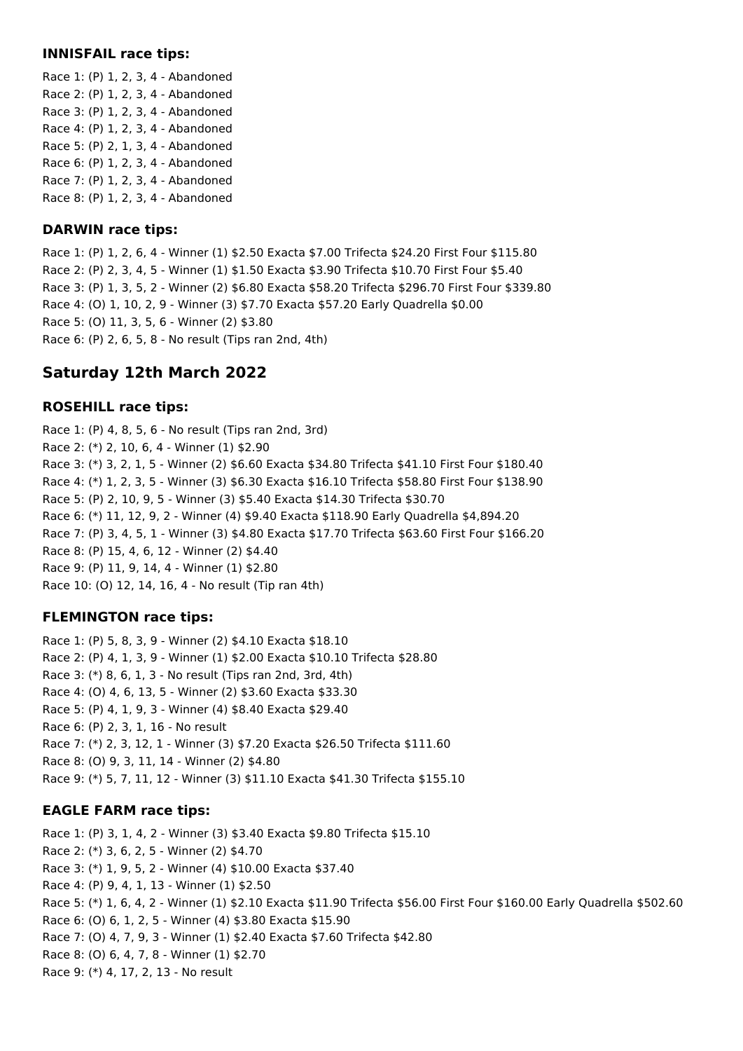### INNISFAIL race tips:

Race 1: (P) 1, 2, 3, 4 - Abandoned
Race 2: (P) 1, 2, 3, 4 - Abandoned
Race 3: (P) 1, 2, 3, 4 - Abandoned
Race 4: (P) 1, 2, 3, 4 - Abandoned
Race 5: (P) 2, 1, 3, 4 - Abandoned
Race 6: (P) 1, 2, 3, 4 - Abandoned
Race 7: (P) 1, 2, 3, 4 - Abandoned
Race 8: (P) 1, 2, 3, 4 - Abandoned

### DARWIN race tips:

Race 1: (P) 1, 2, 6, 4 - Winner (1) $2.50 Exacta $7.00 Trifecta $24.20 First Four $115.80
Race 2: (P) 2, 3, 4, 5 - Winner (1) $1.50 Exacta $3.90 Trifecta $10.70 First Four $5.40
Race 3: (P) 1, 3, 5, 2 - Winner (2) $6.80 Exacta $58.20 Trifecta $296.70 First Four $339.80
Race 4: (O) 1, 10, 2, 9 - Winner (3) $7.70 Exacta $57.20 Early Quadrella $0.00
Race 5: (O) 11, 3, 5, 6 - Winner (2) $3.80
Race 6: (P) 2, 6, 5, 8 - No result (Tips ran 2nd, 4th)

## Saturday 12th March 2022

### ROSEHILL race tips:

Race 1: (P) 4, 8, 5, 6 - No result (Tips ran 2nd, 3rd)
Race 2: (*) 2, 10, 6, 4 - Winner (1) $2.90
Race 3: (*) 3, 2, 1, 5 - Winner (2) $6.60 Exacta $34.80 Trifecta $41.10 First Four $180.40
Race 4: (*) 1, 2, 3, 5 - Winner (3) $6.30 Exacta $16.10 Trifecta $58.80 First Four $138.90
Race 5: (P) 2, 10, 9, 5 - Winner (3) $5.40 Exacta $14.30 Trifecta $30.70
Race 6: (*) 11, 12, 9, 2 - Winner (4) $9.40 Exacta $118.90 Early Quadrella $4,894.20
Race 7: (P) 3, 4, 5, 1 - Winner (3) $4.80 Exacta $17.70 Trifecta $63.60 First Four $166.20
Race 8: (P) 15, 4, 6, 12 - Winner (2) $4.40
Race 9: (P) 11, 9, 14, 4 - Winner (1) $2.80
Race 10: (O) 12, 14, 16, 4 - No result (Tip ran 4th)

### FLEMINGTON race tips:

Race 1: (P) 5, 8, 3, 9 - Winner (2) $4.10 Exacta $18.10
Race 2: (P) 4, 1, 3, 9 - Winner (1) $2.00 Exacta $10.10 Trifecta $28.80
Race 3: (*) 8, 6, 1, 3 - No result (Tips ran 2nd, 3rd, 4th)
Race 4: (O) 4, 6, 13, 5 - Winner (2) $3.60 Exacta $33.30
Race 5: (P) 4, 1, 9, 3 - Winner (4) $8.40 Exacta $29.40
Race 6: (P) 2, 3, 1, 16 - No result
Race 7: (*) 2, 3, 12, 1 - Winner (3) $7.20 Exacta $26.50 Trifecta $111.60
Race 8: (O) 9, 3, 11, 14 - Winner (2) $4.80
Race 9: (*) 5, 7, 11, 12 - Winner (3) $11.10 Exacta $41.30 Trifecta $155.10

### EAGLE FARM race tips:

Race 1: (P) 3, 1, 4, 2 - Winner (3) $3.40 Exacta $9.80 Trifecta $15.10
Race 2: (*) 3, 6, 2, 5 - Winner (2) $4.70
Race 3: (*) 1, 9, 5, 2 - Winner (4) $10.00 Exacta $37.40
Race 4: (P) 9, 4, 1, 13 - Winner (1) $2.50
Race 5: (*) 1, 6, 4, 2 - Winner (1) $2.10 Exacta $11.90 Trifecta $56.00 First Four $160.00 Early Quadrella $502.60
Race 6: (O) 6, 1, 2, 5 - Winner (4) $3.80 Exacta $15.90
Race 7: (O) 4, 7, 9, 3 - Winner (1) $2.40 Exacta $7.60 Trifecta $42.80
Race 8: (O) 6, 4, 7, 8 - Winner (1) $2.70
Race 9: (*) 4, 17, 2, 13 - No result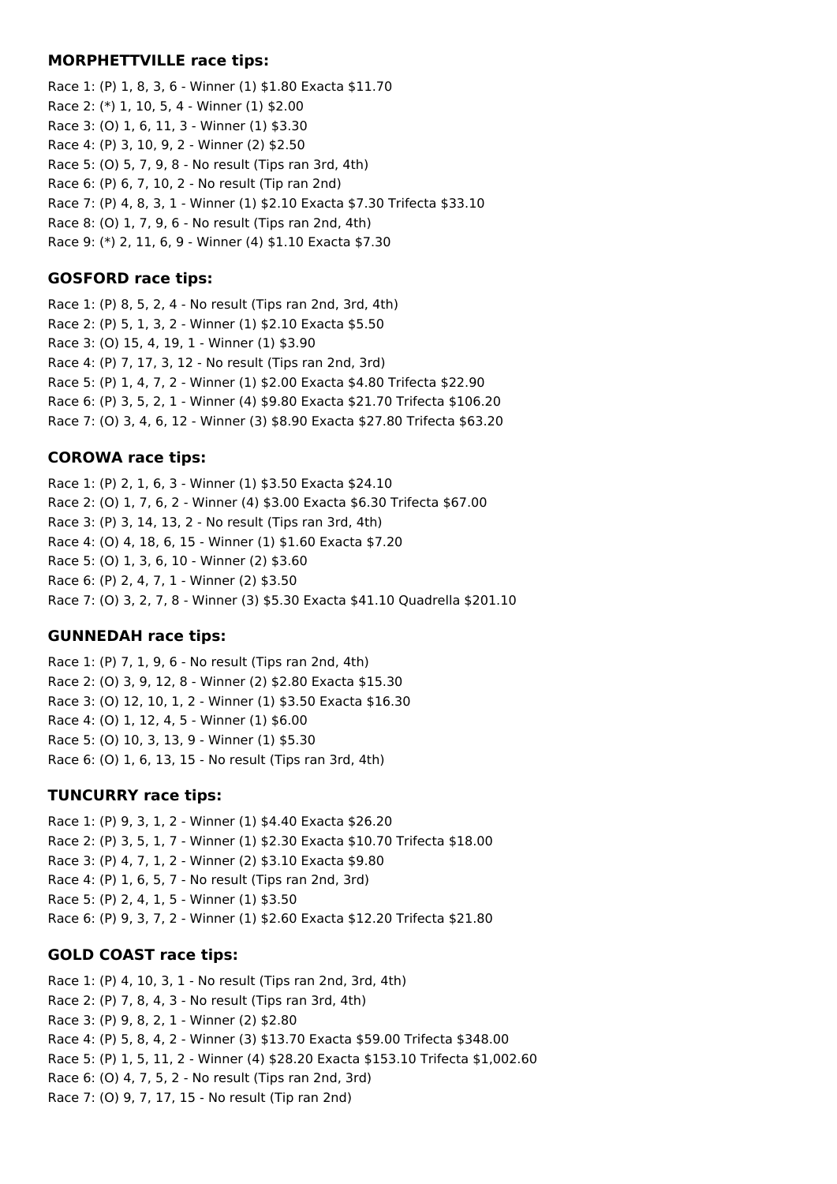### **MORPHETTVILLE race tips:**

Race 1: (P) 1, 8, 3, 6 - Winner (1) $1.80 Exacta $11.70
Race 2: (*) 1, 10, 5, 4 - Winner (1) $2.00
Race 3: (O) 1, 6, 11, 3 - Winner (1) $3.30
Race 4: (P) 3, 10, 9, 2 - Winner (2) $2.50
Race 5: (O) 5, 7, 9, 8 - No result (Tips ran 3rd, 4th)
Race 6: (P) 6, 7, 10, 2 - No result (Tip ran 2nd)
Race 7: (P) 4, 8, 3, 1 - Winner (1) $2.10 Exacta $7.30 Trifecta $33.10
Race 8: (O) 1, 7, 9, 6 - No result (Tips ran 2nd, 4th)
Race 9: (*) 2, 11, 6, 9 - Winner (4) $1.10 Exacta $7.30

### **GOSFORD race tips:**

Race 1: (P) 8, 5, 2, 4 - No result (Tips ran 2nd, 3rd, 4th)
Race 2: (P) 5, 1, 3, 2 - Winner (1) $2.10 Exacta $5.50
Race 3: (O) 15, 4, 19, 1 - Winner (1) $3.90
Race 4: (P) 7, 17, 3, 12 - No result (Tips ran 2nd, 3rd)
Race 5: (P) 1, 4, 7, 2 - Winner (1) $2.00 Exacta $4.80 Trifecta $22.90
Race 6: (P) 3, 5, 2, 1 - Winner (4) $9.80 Exacta $21.70 Trifecta $106.20
Race 7: (O) 3, 4, 6, 12 - Winner (3) $8.90 Exacta $27.80 Trifecta $63.20

### **COROWA race tips:**

Race 1: (P) 2, 1, 6, 3 - Winner (1) $3.50 Exacta $24.10
Race 2: (O) 1, 7, 6, 2 - Winner (4) $3.00 Exacta $6.30 Trifecta $67.00
Race 3: (P) 3, 14, 13, 2 - No result (Tips ran 3rd, 4th)
Race 4: (O) 4, 18, 6, 15 - Winner (1) $1.60 Exacta $7.20
Race 5: (O) 1, 3, 6, 10 - Winner (2) $3.60
Race 6: (P) 2, 4, 7, 1 - Winner (2) $3.50
Race 7: (O) 3, 2, 7, 8 - Winner (3) $5.30 Exacta $41.10 Quadrella $201.10

### **GUNNEDAH race tips:**

Race 1: (P) 7, 1, 9, 6 - No result (Tips ran 2nd, 4th)
Race 2: (O) 3, 9, 12, 8 - Winner (2) $2.80 Exacta $15.30
Race 3: (O) 12, 10, 1, 2 - Winner (1) $3.50 Exacta $16.30
Race 4: (O) 1, 12, 4, 5 - Winner (1) $6.00
Race 5: (O) 10, 3, 13, 9 - Winner (1) $5.30
Race 6: (O) 1, 6, 13, 15 - No result (Tips ran 3rd, 4th)

### **TUNCURRY race tips:**

Race 1: (P) 9, 3, 1, 2 - Winner (1) $4.40 Exacta $26.20
Race 2: (P) 3, 5, 1, 7 - Winner (1) $2.30 Exacta $10.70 Trifecta $18.00
Race 3: (P) 4, 7, 1, 2 - Winner (2) $3.10 Exacta $9.80
Race 4: (P) 1, 6, 5, 7 - No result (Tips ran 2nd, 3rd)
Race 5: (P) 2, 4, 1, 5 - Winner (1) $3.50
Race 6: (P) 9, 3, 7, 2 - Winner (1) $2.60 Exacta $12.20 Trifecta $21.80

### **GOLD COAST race tips:**

Race 1: (P) 4, 10, 3, 1 - No result (Tips ran 2nd, 3rd, 4th)
Race 2: (P) 7, 8, 4, 3 - No result (Tips ran 3rd, 4th)
Race 3: (P) 9, 8, 2, 1 - Winner (2) $2.80
Race 4: (P) 5, 8, 4, 2 - Winner (3) $13.70 Exacta $59.00 Trifecta $348.00
Race 5: (P) 1, 5, 11, 2 - Winner (4) $28.20 Exacta $153.10 Trifecta $1,002.60
Race 6: (O) 4, 7, 5, 2 - No result (Tips ran 2nd, 3rd)
Race 7: (O) 9, 7, 17, 15 - No result (Tip ran 2nd)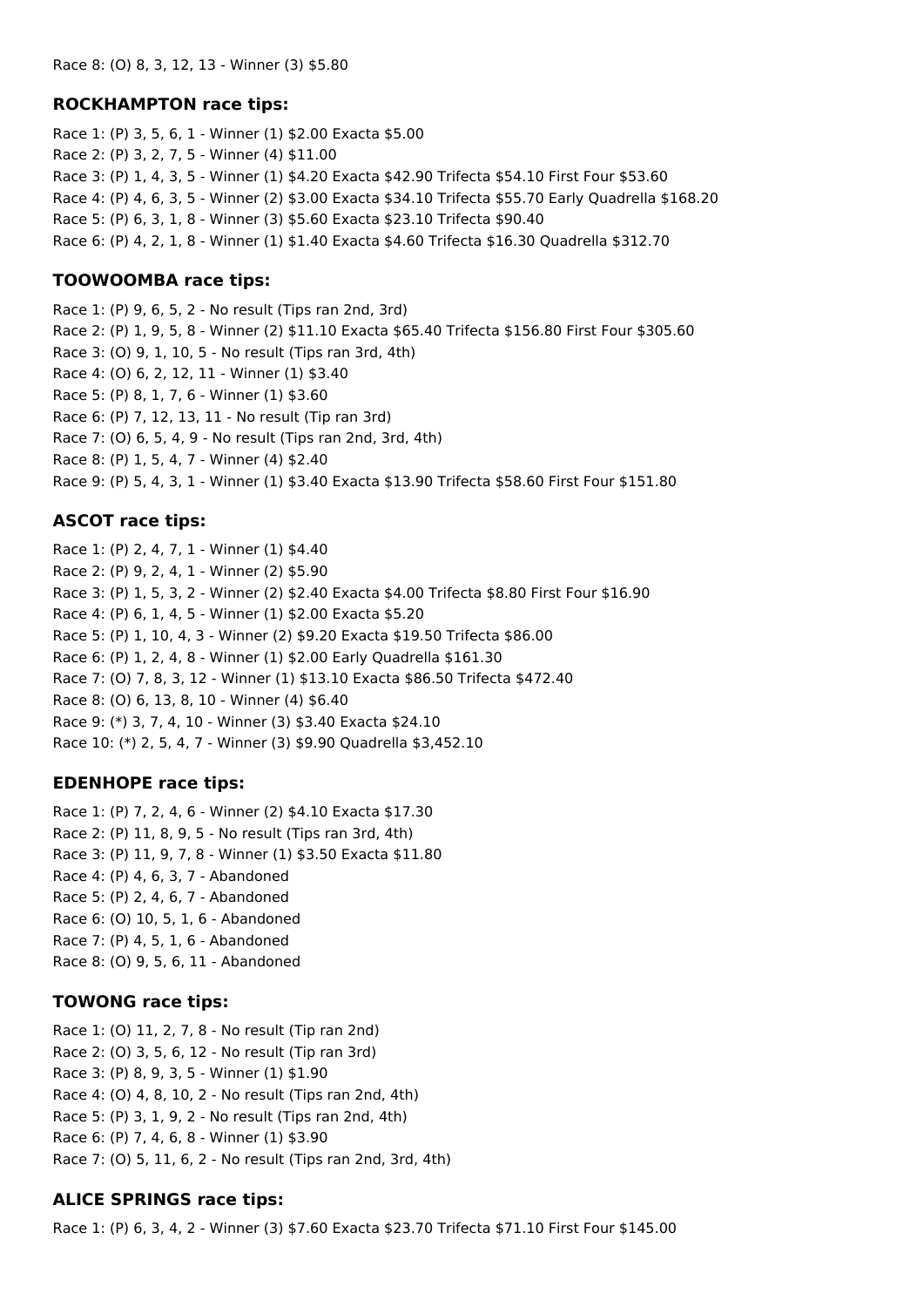Race 8: (O) 8, 3, 12, 13 - Winner (3) $5.80

### ROCKHAMPTON race tips:

Race 1: (P) 3, 5, 6, 1 - Winner (1) $2.00 Exacta $5.00
Race 2: (P) 3, 2, 7, 5 - Winner (4) $11.00
Race 3: (P) 1, 4, 3, 5 - Winner (1) $4.20 Exacta $42.90 Trifecta $54.10 First Four $53.60
Race 4: (P) 4, 6, 3, 5 - Winner (2) $3.00 Exacta $34.10 Trifecta $55.70 Early Quadrella $168.20
Race 5: (P) 6, 3, 1, 8 - Winner (3) $5.60 Exacta $23.10 Trifecta $90.40
Race 6: (P) 4, 2, 1, 8 - Winner (1) $1.40 Exacta $4.60 Trifecta $16.30 Quadrella $312.70

### TOOWOOMBA race tips:

Race 1: (P) 9, 6, 5, 2 - No result (Tips ran 2nd, 3rd)
Race 2: (P) 1, 9, 5, 8 - Winner (2) $11.10 Exacta $65.40 Trifecta $156.80 First Four $305.60
Race 3: (O) 9, 1, 10, 5 - No result (Tips ran 3rd, 4th)
Race 4: (O) 6, 2, 12, 11 - Winner (1) $3.40
Race 5: (P) 8, 1, 7, 6 - Winner (1) $3.60
Race 6: (P) 7, 12, 13, 11 - No result (Tip ran 3rd)
Race 7: (O) 6, 5, 4, 9 - No result (Tips ran 2nd, 3rd, 4th)
Race 8: (P) 1, 5, 4, 7 - Winner (4) $2.40
Race 9: (P) 5, 4, 3, 1 - Winner (1) $3.40 Exacta $13.90 Trifecta $58.60 First Four $151.80

### ASCOT race tips:

Race 1: (P) 2, 4, 7, 1 - Winner (1) $4.40
Race 2: (P) 9, 2, 4, 1 - Winner (2) $5.90
Race 3: (P) 1, 5, 3, 2 - Winner (2) $2.40 Exacta $4.00 Trifecta $8.80 First Four $16.90
Race 4: (P) 6, 1, 4, 5 - Winner (1) $2.00 Exacta $5.20
Race 5: (P) 1, 10, 4, 3 - Winner (2) $9.20 Exacta $19.50 Trifecta $86.00
Race 6: (P) 1, 2, 4, 8 - Winner (1) $2.00 Early Quadrella $161.30
Race 7: (O) 7, 8, 3, 12 - Winner (1) $13.10 Exacta $86.50 Trifecta $472.40
Race 8: (O) 6, 13, 8, 10 - Winner (4) $6.40
Race 9: (*) 3, 7, 4, 10 - Winner (3) $3.40 Exacta $24.10
Race 10: (*) 2, 5, 4, 7 - Winner (3) $9.90 Quadrella $3,452.10

### EDENHOPE race tips:

Race 1: (P) 7, 2, 4, 6 - Winner (2) $4.10 Exacta $17.30
Race 2: (P) 11, 8, 9, 5 - No result (Tips ran 3rd, 4th)
Race 3: (P) 11, 9, 7, 8 - Winner (1) $3.50 Exacta $11.80
Race 4: (P) 4, 6, 3, 7 - Abandoned
Race 5: (P) 2, 4, 6, 7 - Abandoned
Race 6: (O) 10, 5, 1, 6 - Abandoned
Race 7: (P) 4, 5, 1, 6 - Abandoned
Race 8: (O) 9, 5, 6, 11 - Abandoned

### TOWONG race tips:

Race 1: (O) 11, 2, 7, 8 - No result (Tip ran 2nd)
Race 2: (O) 3, 5, 6, 12 - No result (Tip ran 3rd)
Race 3: (P) 8, 9, 3, 5 - Winner (1) $1.90
Race 4: (O) 4, 8, 10, 2 - No result (Tips ran 2nd, 4th)
Race 5: (P) 3, 1, 9, 2 - No result (Tips ran 2nd, 4th)
Race 6: (P) 7, 4, 6, 8 - Winner (1) $3.90
Race 7: (O) 5, 11, 6, 2 - No result (Tips ran 2nd, 3rd, 4th)

### ALICE SPRINGS race tips:

Race 1: (P) 6, 3, 4, 2 - Winner (3) $7.60 Exacta $23.70 Trifecta $71.10 First Four $145.00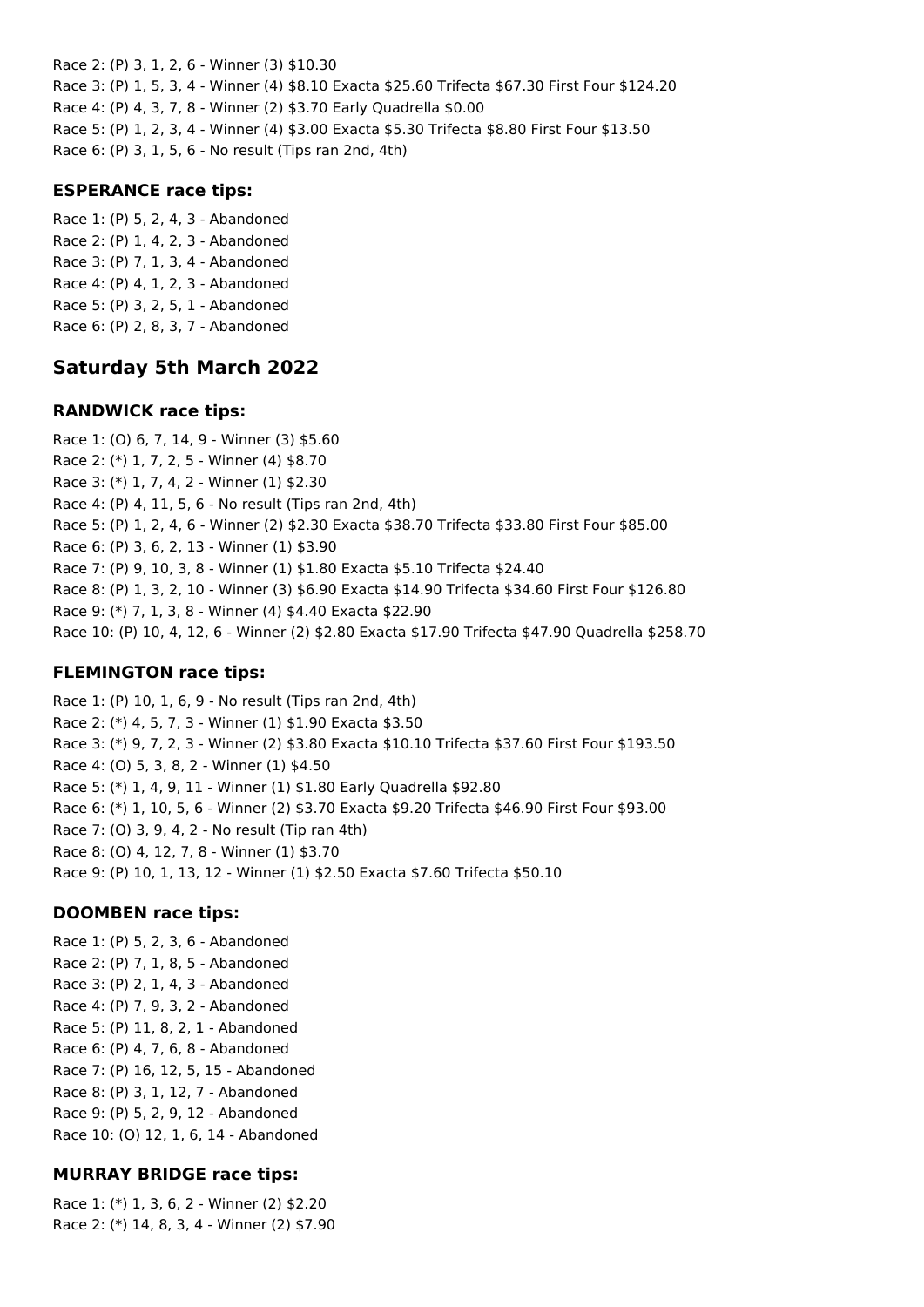Race 2: (P) 3, 1, 2, 6 - Winner (3) $10.30
Race 3: (P) 1, 5, 3, 4 - Winner (4) $8.10 Exacta $25.60 Trifecta $67.30 First Four $124.20
Race 4: (P) 4, 3, 7, 8 - Winner (2) $3.70 Early Quadrella $0.00
Race 5: (P) 1, 2, 3, 4 - Winner (4) $3.00 Exacta $5.30 Trifecta $8.80 First Four $13.50
Race 6: (P) 3, 1, 5, 6 - No result (Tips ran 2nd, 4th)

### ESPERANCE race tips:

Race 1: (P) 5, 2, 4, 3 - Abandoned
Race 2: (P) 1, 4, 2, 3 - Abandoned
Race 3: (P) 7, 1, 3, 4 - Abandoned
Race 4: (P) 4, 1, 2, 3 - Abandoned
Race 5: (P) 3, 2, 5, 1 - Abandoned
Race 6: (P) 2, 8, 3, 7 - Abandoned

## Saturday 5th March 2022

### RANDWICK race tips:

Race 1: (O) 6, 7, 14, 9 - Winner (3) $5.60
Race 2: (*) 1, 7, 2, 5 - Winner (4) $8.70
Race 3: (*) 1, 7, 4, 2 - Winner (1) $2.30
Race 4: (P) 4, 11, 5, 6 - No result (Tips ran 2nd, 4th)
Race 5: (P) 1, 2, 4, 6 - Winner (2) $2.30 Exacta $38.70 Trifecta $33.80 First Four $85.00
Race 6: (P) 3, 6, 2, 13 - Winner (1) $3.90
Race 7: (P) 9, 10, 3, 8 - Winner (1) $1.80 Exacta $5.10 Trifecta $24.40
Race 8: (P) 1, 3, 2, 10 - Winner (3) $6.90 Exacta $14.90 Trifecta $34.60 First Four $126.80
Race 9: (*) 7, 1, 3, 8 - Winner (4) $4.40 Exacta $22.90
Race 10: (P) 10, 4, 12, 6 - Winner (2) $2.80 Exacta $17.90 Trifecta $47.90 Quadrella $258.70

### FLEMINGTON race tips:

Race 1: (P) 10, 1, 6, 9 - No result (Tips ran 2nd, 4th)
Race 2: (*) 4, 5, 7, 3 - Winner (1) $1.90 Exacta $3.50
Race 3: (*) 9, 7, 2, 3 - Winner (2) $3.80 Exacta $10.10 Trifecta $37.60 First Four $193.50
Race 4: (O) 5, 3, 8, 2 - Winner (1) $4.50
Race 5: (*) 1, 4, 9, 11 - Winner (1) $1.80 Early Quadrella $92.80
Race 6: (*) 1, 10, 5, 6 - Winner (2) $3.70 Exacta $9.20 Trifecta $46.90 First Four $93.00
Race 7: (O) 3, 9, 4, 2 - No result (Tip ran 4th)
Race 8: (O) 4, 12, 7, 8 - Winner (1) $3.70
Race 9: (P) 10, 1, 13, 12 - Winner (1) $2.50 Exacta $7.60 Trifecta $50.10

### DOOMBEN race tips:

Race 1: (P) 5, 2, 3, 6 - Abandoned
Race 2: (P) 7, 1, 8, 5 - Abandoned
Race 3: (P) 2, 1, 4, 3 - Abandoned
Race 4: (P) 7, 9, 3, 2 - Abandoned
Race 5: (P) 11, 8, 2, 1 - Abandoned
Race 6: (P) 4, 7, 6, 8 - Abandoned
Race 7: (P) 16, 12, 5, 15 - Abandoned
Race 8: (P) 3, 1, 12, 7 - Abandoned
Race 9: (P) 5, 2, 9, 12 - Abandoned
Race 10: (O) 12, 1, 6, 14 - Abandoned

### MURRAY BRIDGE race tips:

Race 1: (*) 1, 3, 6, 2 - Winner (2) $2.20
Race 2: (*) 14, 8, 3, 4 - Winner (2) $7.90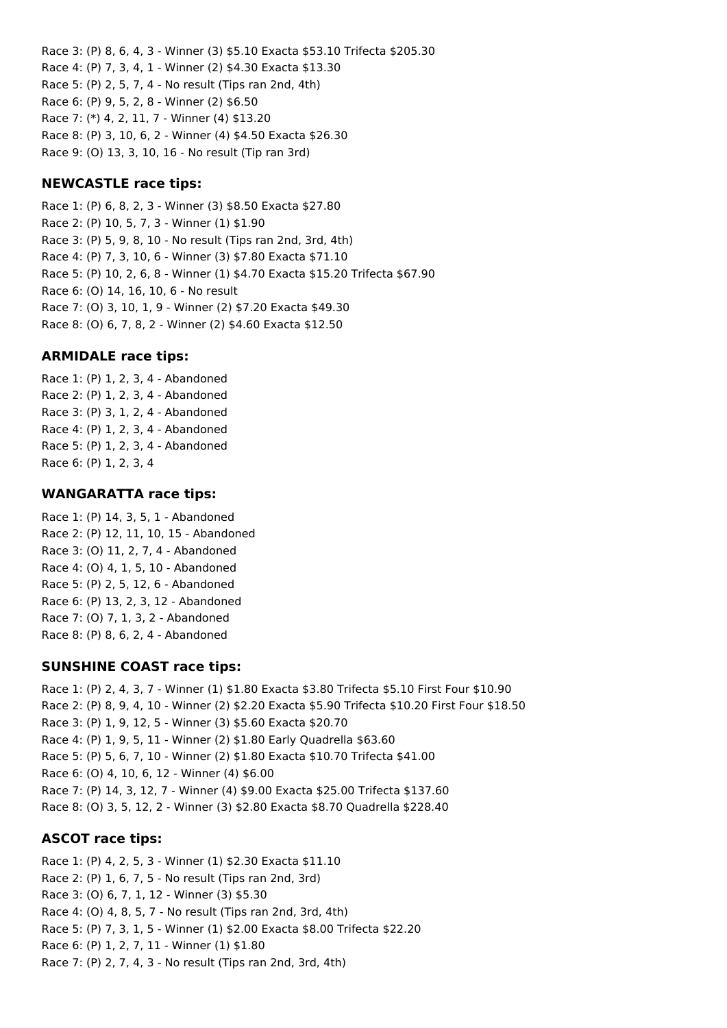Race 3: (P) 8, 6, 4, 3 - Winner (3) $5.10 Exacta $53.10 Trifecta $205.30
Race 4: (P) 7, 3, 4, 1 - Winner (2) $4.30 Exacta $13.30
Race 5: (P) 2, 5, 7, 4 - No result (Tips ran 2nd, 4th)
Race 6: (P) 9, 5, 2, 8 - Winner (2) $6.50
Race 7: (*) 4, 2, 11, 7 - Winner (4) $13.20
Race 8: (P) 3, 10, 6, 2 - Winner (4) $4.50 Exacta $26.30
Race 9: (O) 13, 3, 10, 16 - No result (Tip ran 3rd)

### NEWCASTLE race tips:

Race 1: (P) 6, 8, 2, 3 - Winner (3) $8.50 Exacta $27.80
Race 2: (P) 10, 5, 7, 3 - Winner (1) $1.90
Race 3: (P) 5, 9, 8, 10 - No result (Tips ran 2nd, 3rd, 4th)
Race 4: (P) 7, 3, 10, 6 - Winner (3) $7.80 Exacta $71.10
Race 5: (P) 10, 2, 6, 8 - Winner (1) $4.70 Exacta $15.20 Trifecta $67.90
Race 6: (O) 14, 16, 10, 6 - No result
Race 7: (O) 3, 10, 1, 9 - Winner (2) $7.20 Exacta $49.30
Race 8: (O) 6, 7, 8, 2 - Winner (2) $4.60 Exacta $12.50

### ARMIDALE race tips:

Race 1: (P) 1, 2, 3, 4 - Abandoned
Race 2: (P) 1, 2, 3, 4 - Abandoned
Race 3: (P) 3, 1, 2, 4 - Abandoned
Race 4: (P) 1, 2, 3, 4 - Abandoned
Race 5: (P) 1, 2, 3, 4 - Abandoned
Race 6: (P) 1, 2, 3, 4

### WANGARATTA race tips:

Race 1: (P) 14, 3, 5, 1 - Abandoned
Race 2: (P) 12, 11, 10, 15 - Abandoned
Race 3: (O) 11, 2, 7, 4 - Abandoned
Race 4: (O) 4, 1, 5, 10 - Abandoned
Race 5: (P) 2, 5, 12, 6 - Abandoned
Race 6: (P) 13, 2, 3, 12 - Abandoned
Race 7: (O) 7, 1, 3, 2 - Abandoned
Race 8: (P) 8, 6, 2, 4 - Abandoned

### SUNSHINE COAST race tips:

Race 1: (P) 2, 4, 3, 7 - Winner (1) $1.80 Exacta $3.80 Trifecta $5.10 First Four $10.90
Race 2: (P) 8, 9, 4, 10 - Winner (2) $2.20 Exacta $5.90 Trifecta $10.20 First Four $18.50
Race 3: (P) 1, 9, 12, 5 - Winner (3) $5.60 Exacta $20.70
Race 4: (P) 1, 9, 5, 11 - Winner (2) $1.80 Early Quadrella $63.60
Race 5: (P) 5, 6, 7, 10 - Winner (2) $1.80 Exacta $10.70 Trifecta $41.00
Race 6: (O) 4, 10, 6, 12 - Winner (4) $6.00
Race 7: (P) 14, 3, 12, 7 - Winner (4) $9.00 Exacta $25.00 Trifecta $137.60
Race 8: (O) 3, 5, 12, 2 - Winner (3) $2.80 Exacta $8.70 Quadrella $228.40

### ASCOT race tips:

Race 1: (P) 4, 2, 5, 3 - Winner (1) $2.30 Exacta $11.10
Race 2: (P) 1, 6, 7, 5 - No result (Tips ran 2nd, 3rd)
Race 3: (O) 6, 7, 1, 12 - Winner (3) $5.30
Race 4: (O) 4, 8, 5, 7 - No result (Tips ran 2nd, 3rd, 4th)
Race 5: (P) 7, 3, 1, 5 - Winner (1) $2.00 Exacta $8.00 Trifecta $22.20
Race 6: (P) 1, 2, 7, 11 - Winner (1) $1.80
Race 7: (P) 2, 7, 4, 3 - No result (Tips ran 2nd, 3rd, 4th)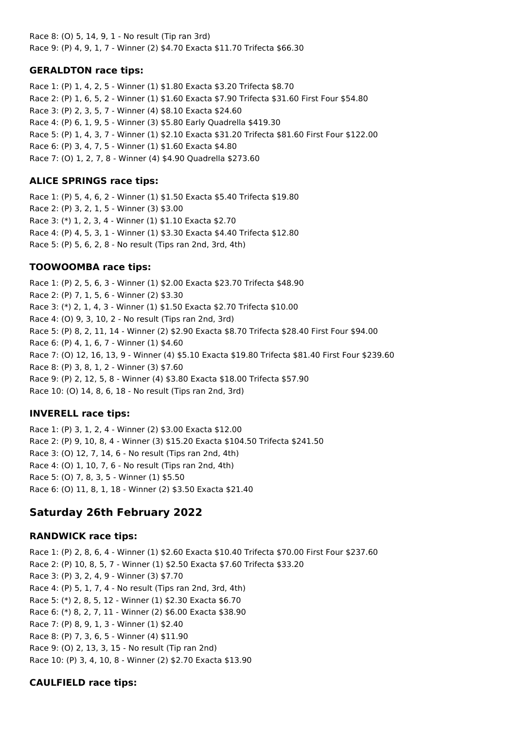Race 8: (O) 5, 14, 9, 1 - No result (Tip ran 3rd)
Race 9: (P) 4, 9, 1, 7 - Winner (2) $4.70 Exacta $11.70 Trifecta $66.30

### GERALDTON race tips:

Race 1: (P) 1, 4, 2, 5 - Winner (1) $1.80 Exacta $3.20 Trifecta $8.70
Race 2: (P) 1, 6, 5, 2 - Winner (1) $1.60 Exacta $7.90 Trifecta $31.60 First Four $54.80
Race 3: (P) 2, 3, 5, 7 - Winner (4) $8.10 Exacta $24.60
Race 4: (P) 6, 1, 9, 5 - Winner (3) $5.80 Early Quadrella $419.30
Race 5: (P) 1, 4, 3, 7 - Winner (1) $2.10 Exacta $31.20 Trifecta $81.60 First Four $122.00
Race 6: (P) 3, 4, 7, 5 - Winner (1) $1.60 Exacta $4.80
Race 7: (O) 1, 2, 7, 8 - Winner (4) $4.90 Quadrella $273.60

### ALICE SPRINGS race tips:

Race 1: (P) 5, 4, 6, 2 - Winner (1) $1.50 Exacta $5.40 Trifecta $19.80
Race 2: (P) 3, 2, 1, 5 - Winner (3) $3.00
Race 3: (*) 1, 2, 3, 4 - Winner (1) $1.10 Exacta $2.70
Race 4: (P) 4, 5, 3, 1 - Winner (1) $3.30 Exacta $4.40 Trifecta $12.80
Race 5: (P) 5, 6, 2, 8 - No result (Tips ran 2nd, 3rd, 4th)

### TOOWOOMBA race tips:

Race 1: (P) 2, 5, 6, 3 - Winner (1) $2.00 Exacta $23.70 Trifecta $48.90
Race 2: (P) 7, 1, 5, 6 - Winner (2) $3.30
Race 3: (*) 2, 1, 4, 3 - Winner (1) $1.50 Exacta $2.70 Trifecta $10.00
Race 4: (O) 9, 3, 10, 2 - No result (Tips ran 2nd, 3rd)
Race 5: (P) 8, 2, 11, 14 - Winner (2) $2.90 Exacta $8.70 Trifecta $28.40 First Four $94.00
Race 6: (P) 4, 1, 6, 7 - Winner (1) $4.60
Race 7: (O) 12, 16, 13, 9 - Winner (4) $5.10 Exacta $19.80 Trifecta $81.40 First Four $239.60
Race 8: (P) 3, 8, 1, 2 - Winner (3) $7.60
Race 9: (P) 2, 12, 5, 8 - Winner (4) $3.80 Exacta $18.00 Trifecta $57.90
Race 10: (O) 14, 8, 6, 18 - No result (Tips ran 2nd, 3rd)

### INVERELL race tips:

Race 1: (P) 3, 1, 2, 4 - Winner (2) $3.00 Exacta $12.00
Race 2: (P) 9, 10, 8, 4 - Winner (3) $15.20 Exacta $104.50 Trifecta $241.50
Race 3: (O) 12, 7, 14, 6 - No result (Tips ran 2nd, 4th)
Race 4: (O) 1, 10, 7, 6 - No result (Tips ran 2nd, 4th)
Race 5: (O) 7, 8, 3, 5 - Winner (1) $5.50
Race 6: (O) 11, 8, 1, 18 - Winner (2) $3.50 Exacta $21.40

## Saturday 26th February 2022

### RANDWICK race tips:

Race 1: (P) 2, 8, 6, 4 - Winner (1) $2.60 Exacta $10.40 Trifecta $70.00 First Four $237.60
Race 2: (P) 10, 8, 5, 7 - Winner (1) $2.50 Exacta $7.60 Trifecta $33.20
Race 3: (P) 3, 2, 4, 9 - Winner (3) $7.70
Race 4: (P) 5, 1, 7, 4 - No result (Tips ran 2nd, 3rd, 4th)
Race 5: (*) 2, 8, 5, 12 - Winner (1) $2.30 Exacta $6.70
Race 6: (*) 8, 2, 7, 11 - Winner (2) $6.00 Exacta $38.90
Race 7: (P) 8, 9, 1, 3 - Winner (1) $2.40
Race 8: (P) 7, 3, 6, 5 - Winner (4) $11.90
Race 9: (O) 2, 13, 3, 15 - No result (Tip ran 2nd)
Race 10: (P) 3, 4, 10, 8 - Winner (2) $2.70 Exacta $13.90

### CAULFIELD race tips: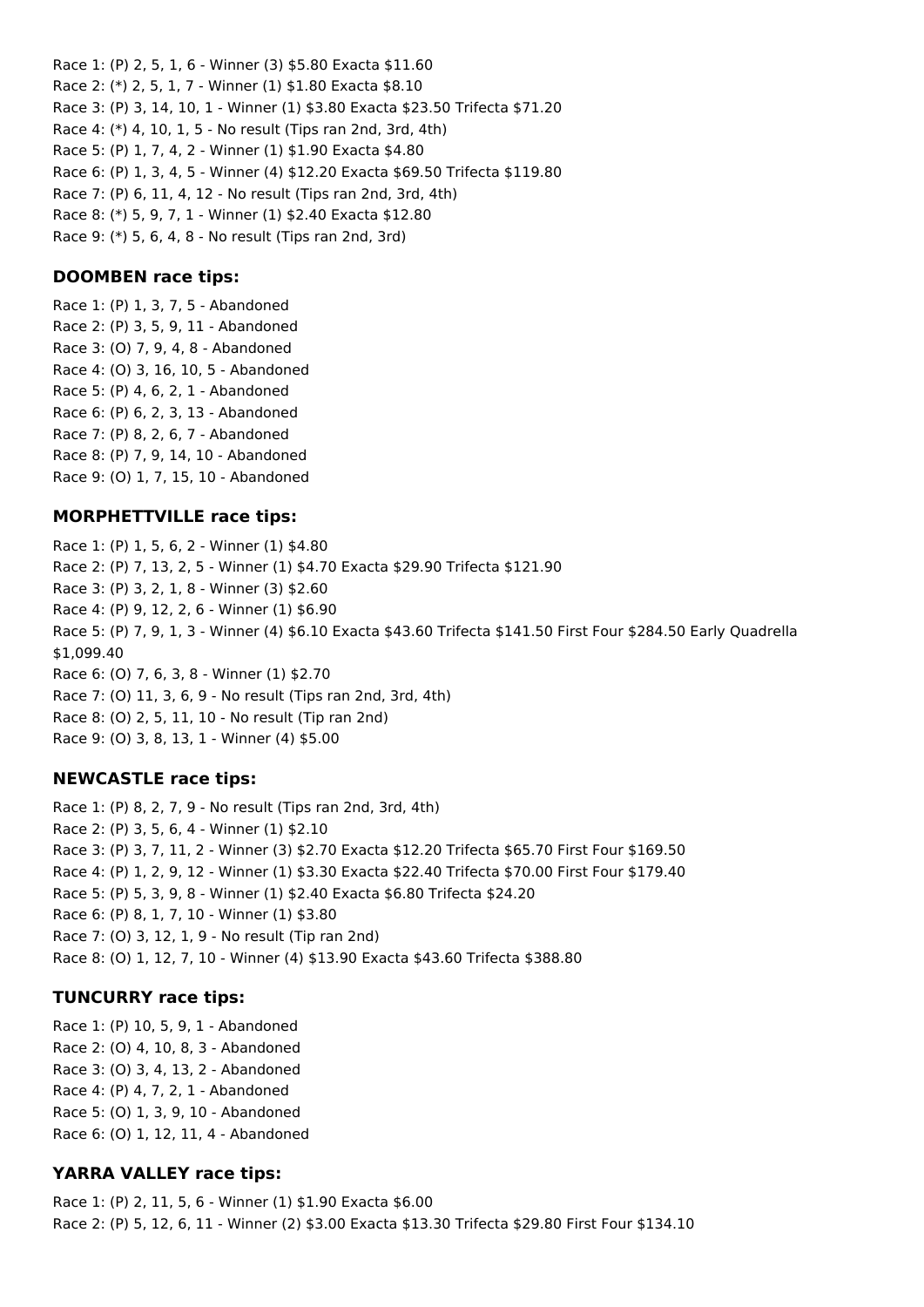Race 1: (P) 2, 5, 1, 6 - Winner (3) $5.80 Exacta $11.60
Race 2: (*) 2, 5, 1, 7 - Winner (1) $1.80 Exacta $8.10
Race 3: (P) 3, 14, 10, 1 - Winner (1) $3.80 Exacta $23.50 Trifecta $71.20
Race 4: (*) 4, 10, 1, 5 - No result (Tips ran 2nd, 3rd, 4th)
Race 5: (P) 1, 7, 4, 2 - Winner (1) $1.90 Exacta $4.80
Race 6: (P) 1, 3, 4, 5 - Winner (4) $12.20 Exacta $69.50 Trifecta $119.80
Race 7: (P) 6, 11, 4, 12 - No result (Tips ran 2nd, 3rd, 4th)
Race 8: (*) 5, 9, 7, 1 - Winner (1) $2.40 Exacta $12.80
Race 9: (*) 5, 6, 4, 8 - No result (Tips ran 2nd, 3rd)

### DOOMBEN race tips:

Race 1: (P) 1, 3, 7, 5 - Abandoned
Race 2: (P) 3, 5, 9, 11 - Abandoned
Race 3: (O) 7, 9, 4, 8 - Abandoned
Race 4: (O) 3, 16, 10, 5 - Abandoned
Race 5: (P) 4, 6, 2, 1 - Abandoned
Race 6: (P) 6, 2, 3, 13 - Abandoned
Race 7: (P) 8, 2, 6, 7 - Abandoned
Race 8: (P) 7, 9, 14, 10 - Abandoned
Race 9: (O) 1, 7, 15, 10 - Abandoned

### MORPHETTVILLE race tips:

Race 1: (P) 1, 5, 6, 2 - Winner (1) $4.80
Race 2: (P) 7, 13, 2, 5 - Winner (1) $4.70 Exacta $29.90 Trifecta $121.90
Race 3: (P) 3, 2, 1, 8 - Winner (3) $2.60
Race 4: (P) 9, 12, 2, 6 - Winner (1) $6.90
Race 5: (P) 7, 9, 1, 3 - Winner (4) $6.10 Exacta $43.60 Trifecta $141.50 First Four $284.50 Early Quadrella $1,099.40
Race 6: (O) 7, 6, 3, 8 - Winner (1) $2.70
Race 7: (O) 11, 3, 6, 9 - No result (Tips ran 2nd, 3rd, 4th)
Race 8: (O) 2, 5, 11, 10 - No result (Tip ran 2nd)
Race 9: (O) 3, 8, 13, 1 - Winner (4) $5.00

### NEWCASTLE race tips:

Race 1: (P) 8, 2, 7, 9 - No result (Tips ran 2nd, 3rd, 4th)
Race 2: (P) 3, 5, 6, 4 - Winner (1) $2.10
Race 3: (P) 3, 7, 11, 2 - Winner (3) $2.70 Exacta $12.20 Trifecta $65.70 First Four $169.50
Race 4: (P) 1, 2, 9, 12 - Winner (1) $3.30 Exacta $22.40 Trifecta $70.00 First Four $179.40
Race 5: (P) 5, 3, 9, 8 - Winner (1) $2.40 Exacta $6.80 Trifecta $24.20
Race 6: (P) 8, 1, 7, 10 - Winner (1) $3.80
Race 7: (O) 3, 12, 1, 9 - No result (Tip ran 2nd)
Race 8: (O) 1, 12, 7, 10 - Winner (4) $13.90 Exacta $43.60 Trifecta $388.80

### TUNCURRY race tips:

Race 1: (P) 10, 5, 9, 1 - Abandoned
Race 2: (O) 4, 10, 8, 3 - Abandoned
Race 3: (O) 3, 4, 13, 2 - Abandoned
Race 4: (P) 4, 7, 2, 1 - Abandoned
Race 5: (O) 1, 3, 9, 10 - Abandoned
Race 6: (O) 1, 12, 11, 4 - Abandoned

### YARRA VALLEY race tips:

Race 1: (P) 2, 11, 5, 6 - Winner (1) $1.90 Exacta $6.00
Race 2: (P) 5, 12, 6, 11 - Winner (2) $3.00 Exacta $13.30 Trifecta $29.80 First Four $134.10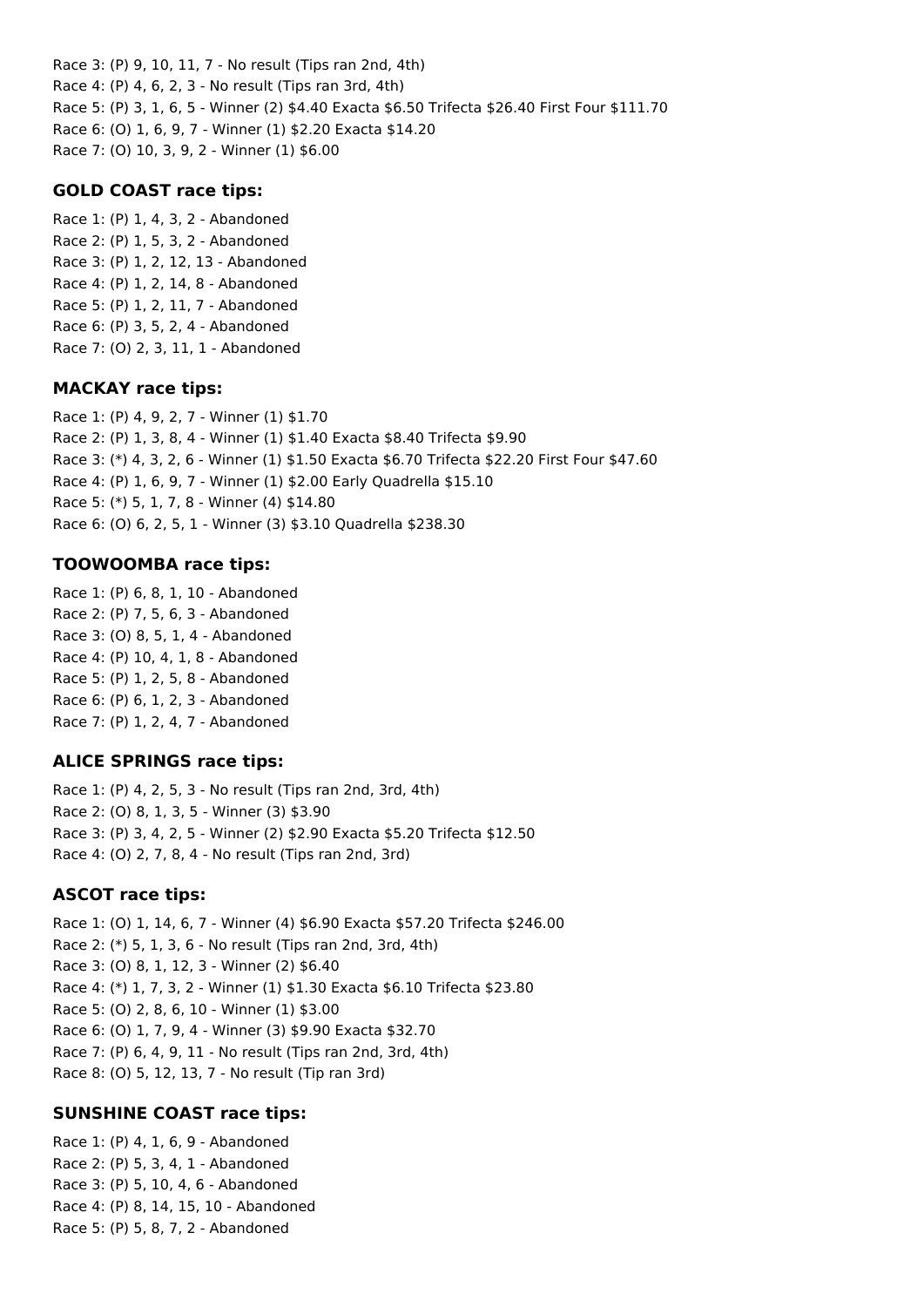Race 3: (P) 9, 10, 11, 7 - No result (Tips ran 2nd, 4th)
Race 4: (P) 4, 6, 2, 3 - No result (Tips ran 3rd, 4th)
Race 5: (P) 3, 1, 6, 5 - Winner (2) $4.40 Exacta $6.50 Trifecta $26.40 First Four $111.70
Race 6: (O) 1, 6, 9, 7 - Winner (1) $2.20 Exacta $14.20
Race 7: (O) 10, 3, 9, 2 - Winner (1) $6.00

### GOLD COAST race tips:

Race 1: (P) 1, 4, 3, 2 - Abandoned
Race 2: (P) 1, 5, 3, 2 - Abandoned
Race 3: (P) 1, 2, 12, 13 - Abandoned
Race 4: (P) 1, 2, 14, 8 - Abandoned
Race 5: (P) 1, 2, 11, 7 - Abandoned
Race 6: (P) 3, 5, 2, 4 - Abandoned
Race 7: (O) 2, 3, 11, 1 - Abandoned

### MACKAY race tips:

Race 1: (P) 4, 9, 2, 7 - Winner (1) $1.70
Race 2: (P) 1, 3, 8, 4 - Winner (1) $1.40 Exacta $8.40 Trifecta $9.90
Race 3: (*) 4, 3, 2, 6 - Winner (1) $1.50 Exacta $6.70 Trifecta $22.20 First Four $47.60
Race 4: (P) 1, 6, 9, 7 - Winner (1) $2.00 Early Quadrella $15.10
Race 5: (*) 5, 1, 7, 8 - Winner (4) $14.80
Race 6: (O) 6, 2, 5, 1 - Winner (3) $3.10 Quadrella $238.30

### TOOWOOMBA race tips:

Race 1: (P) 6, 8, 1, 10 - Abandoned
Race 2: (P) 7, 5, 6, 3 - Abandoned
Race 3: (O) 8, 5, 1, 4 - Abandoned
Race 4: (P) 10, 4, 1, 8 - Abandoned
Race 5: (P) 1, 2, 5, 8 - Abandoned
Race 6: (P) 6, 1, 2, 3 - Abandoned
Race 7: (P) 1, 2, 4, 7 - Abandoned

### ALICE SPRINGS race tips:

Race 1: (P) 4, 2, 5, 3 - No result (Tips ran 2nd, 3rd, 4th)
Race 2: (O) 8, 1, 3, 5 - Winner (3) $3.90
Race 3: (P) 3, 4, 2, 5 - Winner (2) $2.90 Exacta $5.20 Trifecta $12.50
Race 4: (O) 2, 7, 8, 4 - No result (Tips ran 2nd, 3rd)

### ASCOT race tips:

Race 1: (O) 1, 14, 6, 7 - Winner (4) $6.90 Exacta $57.20 Trifecta $246.00
Race 2: (*) 5, 1, 3, 6 - No result (Tips ran 2nd, 3rd, 4th)
Race 3: (O) 8, 1, 12, 3 - Winner (2) $6.40
Race 4: (*) 1, 7, 3, 2 - Winner (1) $1.30 Exacta $6.10 Trifecta $23.80
Race 5: (O) 2, 8, 6, 10 - Winner (1) $3.00
Race 6: (O) 1, 7, 9, 4 - Winner (3) $9.90 Exacta $32.70
Race 7: (P) 6, 4, 9, 11 - No result (Tips ran 2nd, 3rd, 4th)
Race 8: (O) 5, 12, 13, 7 - No result (Tip ran 3rd)

### SUNSHINE COAST race tips:

Race 1: (P) 4, 1, 6, 9 - Abandoned
Race 2: (P) 5, 3, 4, 1 - Abandoned
Race 3: (P) 5, 10, 4, 6 - Abandoned
Race 4: (P) 8, 14, 15, 10 - Abandoned
Race 5: (P) 5, 8, 7, 2 - Abandoned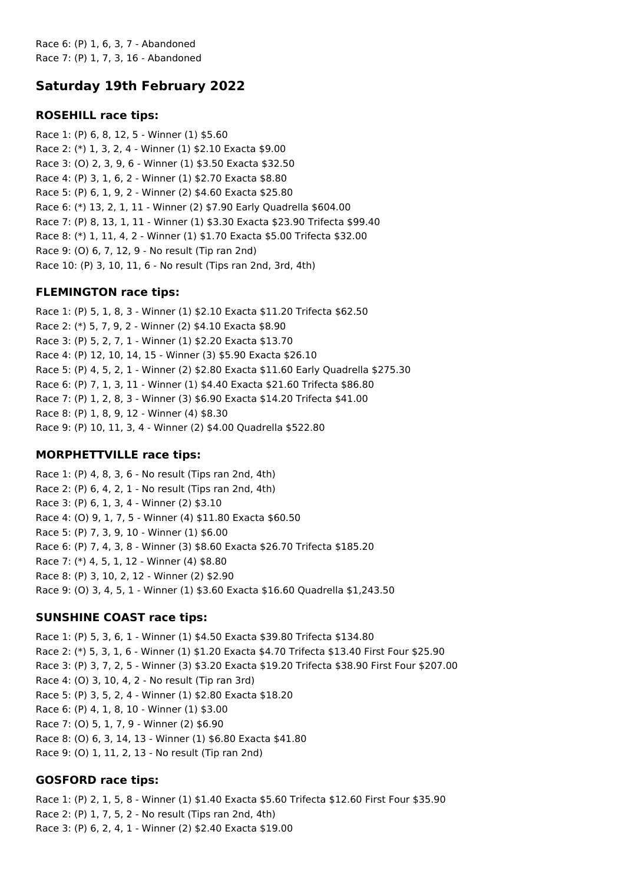Race 6: (P) 1, 6, 3, 7 - Abandoned
Race 7: (P) 1, 7, 3, 16 - Abandoned

## Saturday 19th February 2022

### ROSEHILL race tips:

Race 1: (P) 6, 8, 12, 5 - Winner (1) $5.60
Race 2: (*) 1, 3, 2, 4 - Winner (1) $2.10 Exacta $9.00
Race 3: (O) 2, 3, 9, 6 - Winner (1) $3.50 Exacta $32.50
Race 4: (P) 3, 1, 6, 2 - Winner (1) $2.70 Exacta $8.80
Race 5: (P) 6, 1, 9, 2 - Winner (2) $4.60 Exacta $25.80
Race 6: (*) 13, 2, 1, 11 - Winner (2) $7.90 Early Quadrella $604.00
Race 7: (P) 8, 13, 1, 11 - Winner (1) $3.30 Exacta $23.90 Trifecta $99.40
Race 8: (*) 1, 11, 4, 2 - Winner (1) $1.70 Exacta $5.00 Trifecta $32.00
Race 9: (O) 6, 7, 12, 9 - No result (Tip ran 2nd)
Race 10: (P) 3, 10, 11, 6 - No result (Tips ran 2nd, 3rd, 4th)

### FLEMINGTON race tips:

Race 1: (P) 5, 1, 8, 3 - Winner (1) $2.10 Exacta $11.20 Trifecta $62.50
Race 2: (*) 5, 7, 9, 2 - Winner (2) $4.10 Exacta $8.90
Race 3: (P) 5, 2, 7, 1 - Winner (1) $2.20 Exacta $13.70
Race 4: (P) 12, 10, 14, 15 - Winner (3) $5.90 Exacta $26.10
Race 5: (P) 4, 5, 2, 1 - Winner (2) $2.80 Exacta $11.60 Early Quadrella $275.30
Race 6: (P) 7, 1, 3, 11 - Winner (1) $4.40 Exacta $21.60 Trifecta $86.80
Race 7: (P) 1, 2, 8, 3 - Winner (3) $6.90 Exacta $14.20 Trifecta $41.00
Race 8: (P) 1, 8, 9, 12 - Winner (4) $8.30
Race 9: (P) 10, 11, 3, 4 - Winner (2) $4.00 Quadrella $522.80

### MORPHETTVILLE race tips:

Race 1: (P) 4, 8, 3, 6 - No result (Tips ran 2nd, 4th)
Race 2: (P) 6, 4, 2, 1 - No result (Tips ran 2nd, 4th)
Race 3: (P) 6, 1, 3, 4 - Winner (2) $3.10
Race 4: (O) 9, 1, 7, 5 - Winner (4) $11.80 Exacta $60.50
Race 5: (P) 7, 3, 9, 10 - Winner (1) $6.00
Race 6: (P) 7, 4, 3, 8 - Winner (3) $8.60 Exacta $26.70 Trifecta $185.20
Race 7: (*) 4, 5, 1, 12 - Winner (4) $8.80
Race 8: (P) 3, 10, 2, 12 - Winner (2) $2.90
Race 9: (O) 3, 4, 5, 1 - Winner (1) $3.60 Exacta $16.60 Quadrella $1,243.50

### SUNSHINE COAST race tips:

Race 1: (P) 5, 3, 6, 1 - Winner (1) $4.50 Exacta $39.80 Trifecta $134.80
Race 2: (*) 5, 3, 1, 6 - Winner (1) $1.20 Exacta $4.70 Trifecta $13.40 First Four $25.90
Race 3: (P) 3, 7, 2, 5 - Winner (3) $3.20 Exacta $19.20 Trifecta $38.90 First Four $207.00
Race 4: (O) 3, 10, 4, 2 - No result (Tip ran 3rd)
Race 5: (P) 3, 5, 2, 4 - Winner (1) $2.80 Exacta $18.20
Race 6: (P) 4, 1, 8, 10 - Winner (1) $3.00
Race 7: (O) 5, 1, 7, 9 - Winner (2) $6.90
Race 8: (O) 6, 3, 14, 13 - Winner (1) $6.80 Exacta $41.80
Race 9: (O) 1, 11, 2, 13 - No result (Tip ran 2nd)

### GOSFORD race tips:

Race 1: (P) 2, 1, 5, 8 - Winner (1) $1.40 Exacta $5.60 Trifecta $12.60 First Four $35.90
Race 2: (P) 1, 7, 5, 2 - No result (Tips ran 2nd, 4th)
Race 3: (P) 6, 2, 4, 1 - Winner (2) $2.40 Exacta $19.00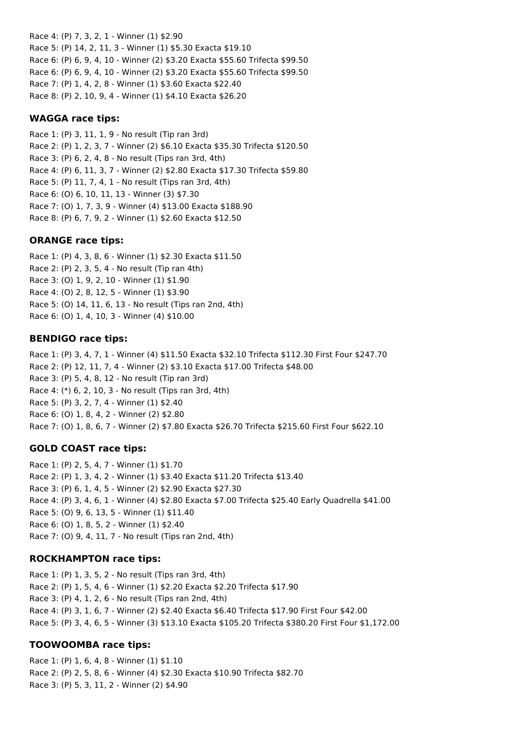Race 4: (P) 7, 3, 2, 1 - Winner (1) $2.90
Race 5: (P) 14, 2, 11, 3 - Winner (1) $5.30 Exacta $19.10
Race 6: (P) 6, 9, 4, 10 - Winner (2) $3.20 Exacta $55.60 Trifecta $99.50
Race 6: (P) 6, 9, 4, 10 - Winner (2) $3.20 Exacta $55.60 Trifecta $99.50
Race 7: (P) 1, 4, 2, 8 - Winner (1) $3.60 Exacta $22.40
Race 8: (P) 2, 10, 9, 4 - Winner (1) $4.10 Exacta $26.20

### WAGGA race tips:

Race 1: (P) 3, 11, 1, 9 - No result (Tip ran 3rd)
Race 2: (P) 1, 2, 3, 7 - Winner (2) $6.10 Exacta $35.30 Trifecta $120.50
Race 3: (P) 6, 2, 4, 8 - No result (Tips ran 3rd, 4th)
Race 4: (P) 6, 11, 3, 7 - Winner (2) $2.80 Exacta $17.30 Trifecta $59.80
Race 5: (P) 11, 7, 4, 1 - No result (Tips ran 3rd, 4th)
Race 6: (O) 6, 10, 11, 13 - Winner (3) $7.30
Race 7: (O) 1, 7, 3, 9 - Winner (4) $13.00 Exacta $188.90
Race 8: (P) 6, 7, 9, 2 - Winner (1) $2.60 Exacta $12.50

### ORANGE race tips:

Race 1: (P) 4, 3, 8, 6 - Winner (1) $2.30 Exacta $11.50
Race 2: (P) 2, 3, 5, 4 - No result (Tip ran 4th)
Race 3: (O) 1, 9, 2, 10 - Winner (1) $1.90
Race 4: (O) 2, 8, 12, 5 - Winner (1) $3.90
Race 5: (O) 14, 11, 6, 13 - No result (Tips ran 2nd, 4th)
Race 6: (O) 1, 4, 10, 3 - Winner (4) $10.00

### BENDIGO race tips:

Race 1: (P) 3, 4, 7, 1 - Winner (4) $11.50 Exacta $32.10 Trifecta $112.30 First Four $247.70
Race 2: (P) 12, 11, 7, 4 - Winner (2) $3.10 Exacta $17.00 Trifecta $48.00
Race 3: (P) 5, 4, 8, 12 - No result (Tip ran 3rd)
Race 4: (*) 6, 2, 10, 3 - No result (Tips ran 3rd, 4th)
Race 5: (P) 3, 2, 7, 4 - Winner (1) $2.40
Race 6: (O) 1, 8, 4, 2 - Winner (2) $2.80
Race 7: (O) 1, 8, 6, 7 - Winner (2) $7.80 Exacta $26.70 Trifecta $215.60 First Four $622.10

### GOLD COAST race tips:

Race 1: (P) 2, 5, 4, 7 - Winner (1) $1.70
Race 2: (P) 1, 3, 4, 2 - Winner (1) $3.40 Exacta $11.20 Trifecta $13.40
Race 3: (P) 6, 1, 4, 5 - Winner (2) $2.90 Exacta $27.30
Race 4: (P) 3, 4, 6, 1 - Winner (4) $2.80 Exacta $7.00 Trifecta $25.40 Early Quadrella $41.00
Race 5: (O) 9, 6, 13, 5 - Winner (1) $11.40
Race 6: (O) 1, 8, 5, 2 - Winner (1) $2.40
Race 7: (O) 9, 4, 11, 7 - No result (Tips ran 2nd, 4th)

### ROCKHAMPTON race tips:

Race 1: (P) 1, 3, 5, 2 - No result (Tips ran 3rd, 4th)
Race 2: (P) 1, 5, 4, 6 - Winner (1) $2.20 Exacta $2.20 Trifecta $17.90
Race 3: (P) 4, 1, 2, 6 - No result (Tips ran 2nd, 4th)
Race 4: (P) 3, 1, 6, 7 - Winner (2) $2.40 Exacta $6.40 Trifecta $17.90 First Four $42.00
Race 5: (P) 3, 4, 6, 5 - Winner (3) $13.10 Exacta $105.20 Trifecta $380.20 First Four $1,172.00

### TOOWOOMBA race tips:

Race 1: (P) 1, 6, 4, 8 - Winner (1) $1.10
Race 2: (P) 2, 5, 8, 6 - Winner (4) $2.30 Exacta $10.90 Trifecta $82.70
Race 3: (P) 5, 3, 11, 2 - Winner (2) $4.90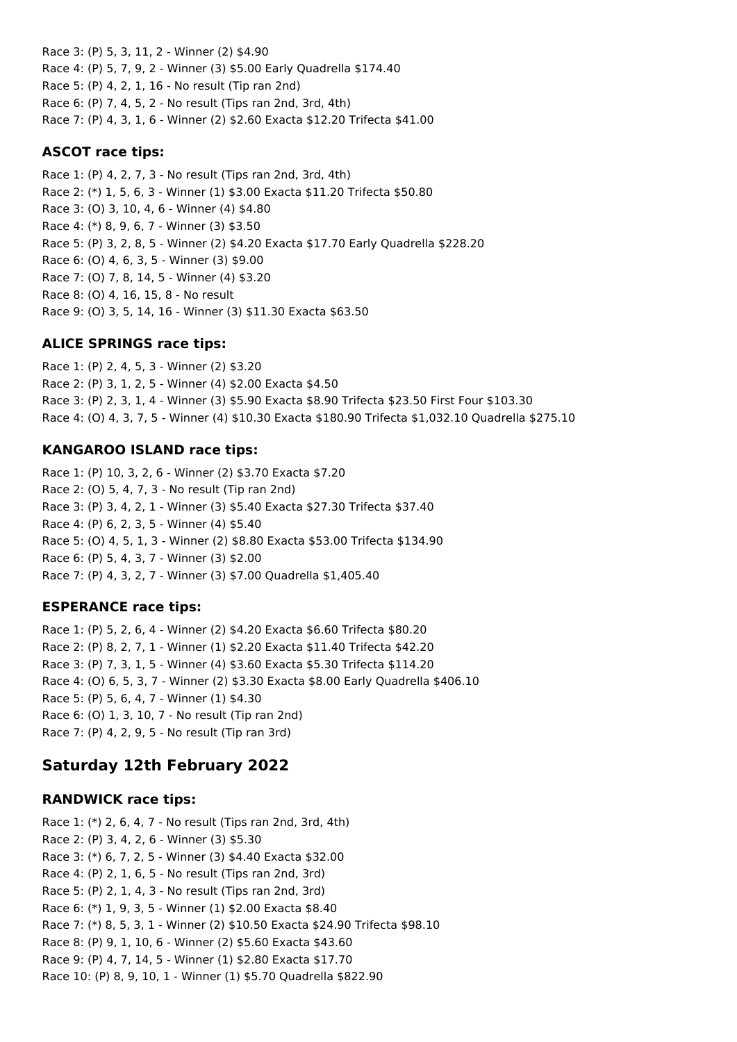Race 3: (P) 5, 3, 11, 2 - Winner (2) $4.90
Race 4: (P) 5, 7, 9, 2 - Winner (3) $5.00 Early Quadrella $174.40
Race 5: (P) 4, 2, 1, 16 - No result (Tip ran 2nd)
Race 6: (P) 7, 4, 5, 2 - No result (Tips ran 2nd, 3rd, 4th)
Race 7: (P) 4, 3, 1, 6 - Winner (2) $2.60 Exacta $12.20 Trifecta $41.00

### ASCOT race tips:

Race 1: (P) 4, 2, 7, 3 - No result (Tips ran 2nd, 3rd, 4th)
Race 2: (*) 1, 5, 6, 3 - Winner (1) $3.00 Exacta $11.20 Trifecta $50.80
Race 3: (O) 3, 10, 4, 6 - Winner (4) $4.80
Race 4: (*) 8, 9, 6, 7 - Winner (3) $3.50
Race 5: (P) 3, 2, 8, 5 - Winner (2) $4.20 Exacta $17.70 Early Quadrella $228.20
Race 6: (O) 4, 6, 3, 5 - Winner (3) $9.00
Race 7: (O) 7, 8, 14, 5 - Winner (4) $3.20
Race 8: (O) 4, 16, 15, 8 - No result
Race 9: (O) 3, 5, 14, 16 - Winner (3) $11.30 Exacta $63.50

### ALICE SPRINGS race tips:

Race 1: (P) 2, 4, 5, 3 - Winner (2) $3.20
Race 2: (P) 3, 1, 2, 5 - Winner (4) $2.00 Exacta $4.50
Race 3: (P) 2, 3, 1, 4 - Winner (3) $5.90 Exacta $8.90 Trifecta $23.50 First Four $103.30
Race 4: (O) 4, 3, 7, 5 - Winner (4) $10.30 Exacta $180.90 Trifecta $1,032.10 Quadrella $275.10

### KANGAROO ISLAND race tips:

Race 1: (P) 10, 3, 2, 6 - Winner (2) $3.70 Exacta $7.20
Race 2: (O) 5, 4, 7, 3 - No result (Tip ran 2nd)
Race 3: (P) 3, 4, 2, 1 - Winner (3) $5.40 Exacta $27.30 Trifecta $37.40
Race 4: (P) 6, 2, 3, 5 - Winner (4) $5.40
Race 5: (O) 4, 5, 1, 3 - Winner (2) $8.80 Exacta $53.00 Trifecta $134.90
Race 6: (P) 5, 4, 3, 7 - Winner (3) $2.00
Race 7: (P) 4, 3, 2, 7 - Winner (3) $7.00 Quadrella $1,405.40

### ESPERANCE race tips:

Race 1: (P) 5, 2, 6, 4 - Winner (2) $4.20 Exacta $6.60 Trifecta $80.20
Race 2: (P) 8, 2, 7, 1 - Winner (1) $2.20 Exacta $11.40 Trifecta $42.20
Race 3: (P) 7, 3, 1, 5 - Winner (4) $3.60 Exacta $5.30 Trifecta $114.20
Race 4: (O) 6, 5, 3, 7 - Winner (2) $3.30 Exacta $8.00 Early Quadrella $406.10
Race 5: (P) 5, 6, 4, 7 - Winner (1) $4.30
Race 6: (O) 1, 3, 10, 7 - No result (Tip ran 2nd)
Race 7: (P) 4, 2, 9, 5 - No result (Tip ran 3rd)

## Saturday 12th February 2022

### RANDWICK race tips:

Race 1: (*) 2, 6, 4, 7 - No result (Tips ran 2nd, 3rd, 4th)
Race 2: (P) 3, 4, 2, 6 - Winner (3) $5.30
Race 3: (*) 6, 7, 2, 5 - Winner (3) $4.40 Exacta $32.00
Race 4: (P) 2, 1, 6, 5 - No result (Tips ran 2nd, 3rd)
Race 5: (P) 2, 1, 4, 3 - No result (Tips ran 2nd, 3rd)
Race 6: (*) 1, 9, 3, 5 - Winner (1) $2.00 Exacta $8.40
Race 7: (*) 8, 5, 3, 1 - Winner (2) $10.50 Exacta $24.90 Trifecta $98.10
Race 8: (P) 9, 1, 10, 6 - Winner (2) $5.60 Exacta $43.60
Race 9: (P) 4, 7, 14, 5 - Winner (1) $2.80 Exacta $17.70
Race 10: (P) 8, 9, 10, 1 - Winner (1) $5.70 Quadrella $822.90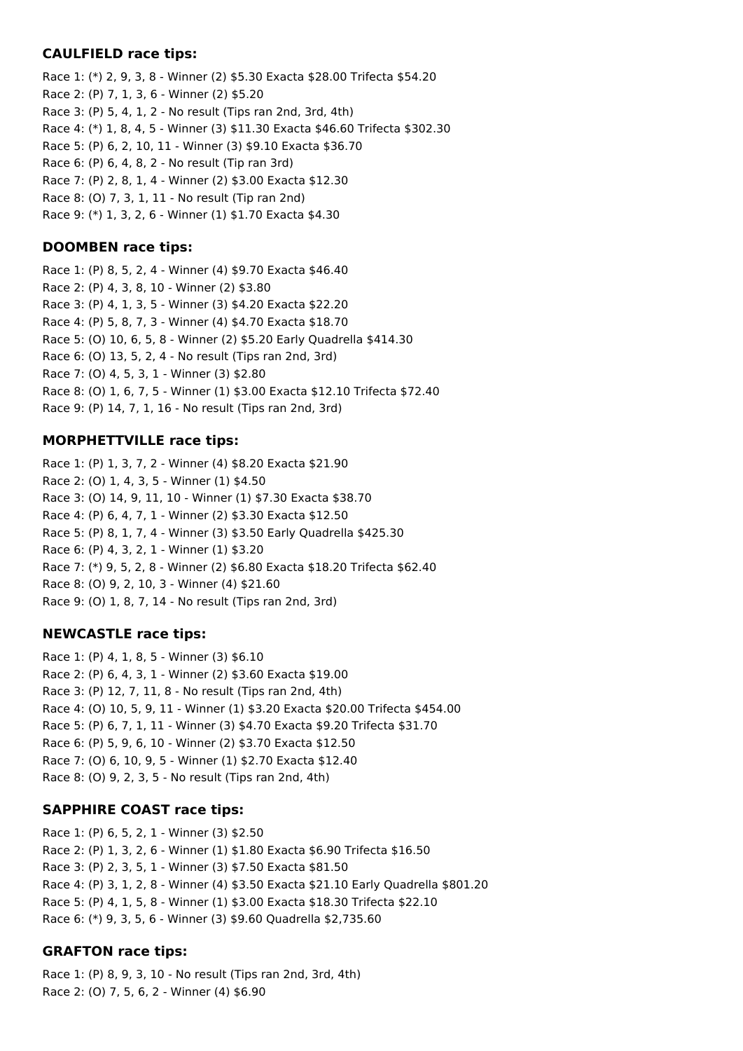**CAULFIELD race tips:**

Race 1: (*) 2, 9, 3, 8 - Winner (2) $5.30 Exacta $28.00 Trifecta $54.20
Race 2: (P) 7, 1, 3, 6 - Winner (2) $5.20
Race 3: (P) 5, 4, 1, 2 - No result (Tips ran 2nd, 3rd, 4th)
Race 4: (*) 1, 8, 4, 5 - Winner (3) $11.30 Exacta $46.60 Trifecta $302.30
Race 5: (P) 6, 2, 10, 11 - Winner (3) $9.10 Exacta $36.70
Race 6: (P) 6, 4, 8, 2 - No result (Tip ran 3rd)
Race 7: (P) 2, 8, 1, 4 - Winner (2) $3.00 Exacta $12.30
Race 8: (O) 7, 3, 1, 11 - No result (Tip ran 2nd)
Race 9: (*) 1, 3, 2, 6 - Winner (1) $1.70 Exacta $4.30

**DOOMBEN race tips:**

Race 1: (P) 8, 5, 2, 4 - Winner (4) $9.70 Exacta $46.40
Race 2: (P) 4, 3, 8, 10 - Winner (2) $3.80
Race 3: (P) 4, 1, 3, 5 - Winner (3) $4.20 Exacta $22.20
Race 4: (P) 5, 8, 7, 3 - Winner (4) $4.70 Exacta $18.70
Race 5: (O) 10, 6, 5, 8 - Winner (2) $5.20 Early Quadrella $414.30
Race 6: (O) 13, 5, 2, 4 - No result (Tips ran 2nd, 3rd)
Race 7: (O) 4, 5, 3, 1 - Winner (3) $2.80
Race 8: (O) 1, 6, 7, 5 - Winner (1) $3.00 Exacta $12.10 Trifecta $72.40
Race 9: (P) 14, 7, 1, 16 - No result (Tips ran 2nd, 3rd)

**MORPHETTVILLE race tips:**

Race 1: (P) 1, 3, 7, 2 - Winner (4) $8.20 Exacta $21.90
Race 2: (O) 1, 4, 3, 5 - Winner (1) $4.50
Race 3: (O) 14, 9, 11, 10 - Winner (1) $7.30 Exacta $38.70
Race 4: (P) 6, 4, 7, 1 - Winner (2) $3.30 Exacta $12.50
Race 5: (P) 8, 1, 7, 4 - Winner (3) $3.50 Early Quadrella $425.30
Race 6: (P) 4, 3, 2, 1 - Winner (1) $3.20
Race 7: (*) 9, 5, 2, 8 - Winner (2) $6.80 Exacta $18.20 Trifecta $62.40
Race 8: (O) 9, 2, 10, 3 - Winner (4) $21.60
Race 9: (O) 1, 8, 7, 14 - No result (Tips ran 2nd, 3rd)

**NEWCASTLE race tips:**

Race 1: (P) 4, 1, 8, 5 - Winner (3) $6.10
Race 2: (P) 6, 4, 3, 1 - Winner (2) $3.60 Exacta $19.00
Race 3: (P) 12, 7, 11, 8 - No result (Tips ran 2nd, 4th)
Race 4: (O) 10, 5, 9, 11 - Winner (1) $3.20 Exacta $20.00 Trifecta $454.00
Race 5: (P) 6, 7, 1, 11 - Winner (3) $4.70 Exacta $9.20 Trifecta $31.70
Race 6: (P) 5, 9, 6, 10 - Winner (2) $3.70 Exacta $12.50
Race 7: (O) 6, 10, 9, 5 - Winner (1) $2.70 Exacta $12.40
Race 8: (O) 9, 2, 3, 5 - No result (Tips ran 2nd, 4th)

**SAPPHIRE COAST race tips:**

Race 1: (P) 6, 5, 2, 1 - Winner (3) $2.50
Race 2: (P) 1, 3, 2, 6 - Winner (1) $1.80 Exacta $6.90 Trifecta $16.50
Race 3: (P) 2, 3, 5, 1 - Winner (3) $7.50 Exacta $81.50
Race 4: (P) 3, 1, 2, 8 - Winner (4) $3.50 Exacta $21.10 Early Quadrella $801.20
Race 5: (P) 4, 1, 5, 8 - Winner (1) $3.00 Exacta $18.30 Trifecta $22.10
Race 6: (*) 9, 3, 5, 6 - Winner (3) $9.60 Quadrella $2,735.60

**GRAFTON race tips:**

Race 1: (P) 8, 9, 3, 10 - No result (Tips ran 2nd, 3rd, 4th)
Race 2: (O) 7, 5, 6, 2 - Winner (4) $6.90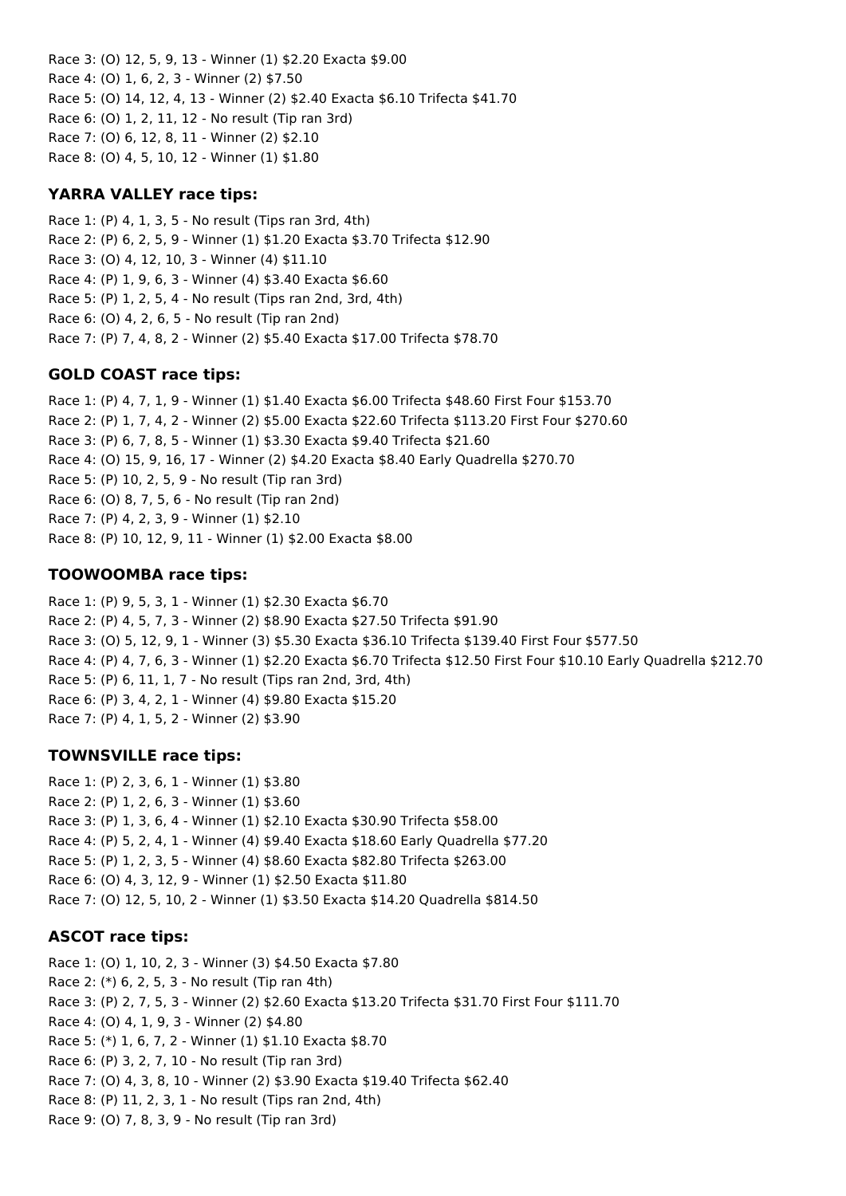Race 3: (O) 12, 5, 9, 13 - Winner (1) $2.20 Exacta $9.00
Race 4: (O) 1, 6, 2, 3 - Winner (2) $7.50
Race 5: (O) 14, 12, 4, 13 - Winner (2) $2.40 Exacta $6.10 Trifecta $41.70
Race 6: (O) 1, 2, 11, 12 - No result (Tip ran 3rd)
Race 7: (O) 6, 12, 8, 11 - Winner (2) $2.10
Race 8: (O) 4, 5, 10, 12 - Winner (1) $1.80

### YARRA VALLEY race tips:

Race 1: (P) 4, 1, 3, 5 - No result (Tips ran 3rd, 4th)
Race 2: (P) 6, 2, 5, 9 - Winner (1) $1.20 Exacta $3.70 Trifecta $12.90
Race 3: (O) 4, 12, 10, 3 - Winner (4) $11.10
Race 4: (P) 1, 9, 6, 3 - Winner (4) $3.40 Exacta $6.60
Race 5: (P) 1, 2, 5, 4 - No result (Tips ran 2nd, 3rd, 4th)
Race 6: (O) 4, 2, 6, 5 - No result (Tip ran 2nd)
Race 7: (P) 7, 4, 8, 2 - Winner (2) $5.40 Exacta $17.00 Trifecta $78.70

### GOLD COAST race tips:

Race 1: (P) 4, 7, 1, 9 - Winner (1) $1.40 Exacta $6.00 Trifecta $48.60 First Four $153.70
Race 2: (P) 1, 7, 4, 2 - Winner (2) $5.00 Exacta $22.60 Trifecta $113.20 First Four $270.60
Race 3: (P) 6, 7, 8, 5 - Winner (1) $3.30 Exacta $9.40 Trifecta $21.60
Race 4: (O) 15, 9, 16, 17 - Winner (2) $4.20 Exacta $8.40 Early Quadrella $270.70
Race 5: (P) 10, 2, 5, 9 - No result (Tip ran 3rd)
Race 6: (O) 8, 7, 5, 6 - No result (Tip ran 2nd)
Race 7: (P) 4, 2, 3, 9 - Winner (1) $2.10
Race 8: (P) 10, 12, 9, 11 - Winner (1) $2.00 Exacta $8.00

### TOOWOOMBA race tips:

Race 1: (P) 9, 5, 3, 1 - Winner (1) $2.30 Exacta $6.70
Race 2: (P) 4, 5, 7, 3 - Winner (2) $8.90 Exacta $27.50 Trifecta $91.90
Race 3: (O) 5, 12, 9, 1 - Winner (3) $5.30 Exacta $36.10 Trifecta $139.40 First Four $577.50
Race 4: (P) 4, 7, 6, 3 - Winner (1) $2.20 Exacta $6.70 Trifecta $12.50 First Four $10.10 Early Quadrella $212.70
Race 5: (P) 6, 11, 1, 7 - No result (Tips ran 2nd, 3rd, 4th)
Race 6: (P) 3, 4, 2, 1 - Winner (4) $9.80 Exacta $15.20
Race 7: (P) 4, 1, 5, 2 - Winner (2) $3.90

### TOWNSVILLE race tips:

Race 1: (P) 2, 3, 6, 1 - Winner (1) $3.80
Race 2: (P) 1, 2, 6, 3 - Winner (1) $3.60
Race 3: (P) 1, 3, 6, 4 - Winner (1) $2.10 Exacta $30.90 Trifecta $58.00
Race 4: (P) 5, 2, 4, 1 - Winner (4) $9.40 Exacta $18.60 Early Quadrella $77.20
Race 5: (P) 1, 2, 3, 5 - Winner (4) $8.60 Exacta $82.80 Trifecta $263.00
Race 6: (O) 4, 3, 12, 9 - Winner (1) $2.50 Exacta $11.80
Race 7: (O) 12, 5, 10, 2 - Winner (1) $3.50 Exacta $14.20 Quadrella $814.50

### ASCOT race tips:

Race 1: (O) 1, 10, 2, 3 - Winner (3) $4.50 Exacta $7.80
Race 2: (*) 6, 2, 5, 3 - No result (Tip ran 4th)
Race 3: (P) 2, 7, 5, 3 - Winner (2) $2.60 Exacta $13.20 Trifecta $31.70 First Four $111.70
Race 4: (O) 4, 1, 9, 3 - Winner (2) $4.80
Race 5: (*) 1, 6, 7, 2 - Winner (1) $1.10 Exacta $8.70
Race 6: (P) 3, 2, 7, 10 - No result (Tip ran 3rd)
Race 7: (O) 4, 3, 8, 10 - Winner (2) $3.90 Exacta $19.40 Trifecta $62.40
Race 8: (P) 11, 2, 3, 1 - No result (Tips ran 2nd, 4th)
Race 9: (O) 7, 8, 3, 9 - No result (Tip ran 3rd)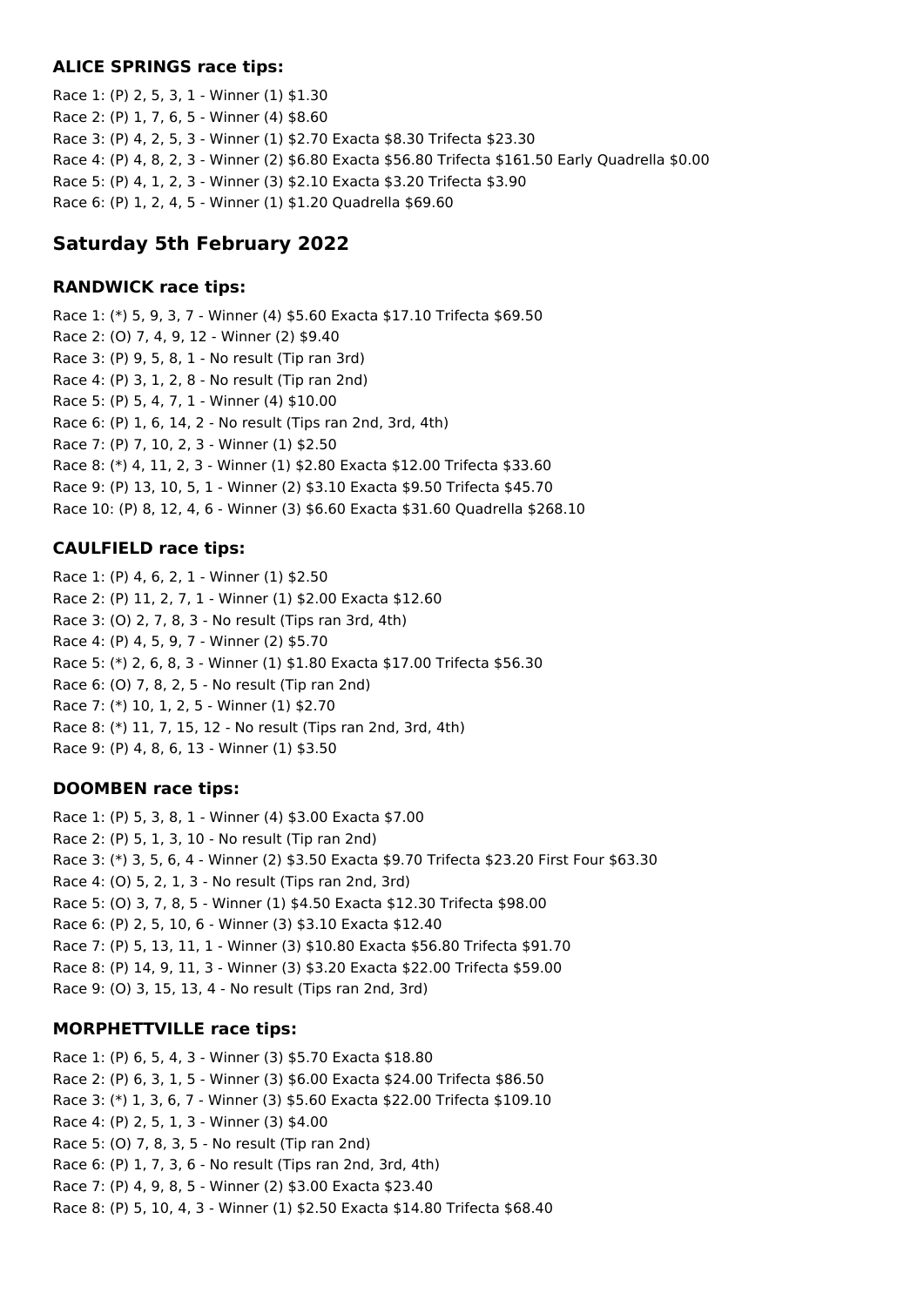**ALICE SPRINGS race tips:**

Race 1: (P) 2, 5, 3, 1 - Winner (1) $1.30
Race 2: (P) 1, 7, 6, 5 - Winner (4) $8.60
Race 3: (P) 4, 2, 5, 3 - Winner (1) $2.70 Exacta $8.30 Trifecta $23.30
Race 4: (P) 4, 8, 2, 3 - Winner (2) $6.80 Exacta $56.80 Trifecta $161.50 Early Quadrella $0.00
Race 5: (P) 4, 1, 2, 3 - Winner (3) $2.10 Exacta $3.20 Trifecta $3.90
Race 6: (P) 1, 2, 4, 5 - Winner (1) $1.20 Quadrella $69.60

## Saturday 5th February 2022

**RANDWICK race tips:**

Race 1: (*) 5, 9, 3, 7 - Winner (4) $5.60 Exacta $17.10 Trifecta $69.50
Race 2: (O) 7, 4, 9, 12 - Winner (2) $9.40
Race 3: (P) 9, 5, 8, 1 - No result (Tip ran 3rd)
Race 4: (P) 3, 1, 2, 8 - No result (Tip ran 2nd)
Race 5: (P) 5, 4, 7, 1 - Winner (4) $10.00
Race 6: (P) 1, 6, 14, 2 - No result (Tips ran 2nd, 3rd, 4th)
Race 7: (P) 7, 10, 2, 3 - Winner (1) $2.50
Race 8: (*) 4, 11, 2, 3 - Winner (1) $2.80 Exacta $12.00 Trifecta $33.60
Race 9: (P) 13, 10, 5, 1 - Winner (2) $3.10 Exacta $9.50 Trifecta $45.70
Race 10: (P) 8, 12, 4, 6 - Winner (3) $6.60 Exacta $31.60 Quadrella $268.10

**CAULFIELD race tips:**

Race 1: (P) 4, 6, 2, 1 - Winner (1) $2.50
Race 2: (P) 11, 2, 7, 1 - Winner (1) $2.00 Exacta $12.60
Race 3: (O) 2, 7, 8, 3 - No result (Tips ran 3rd, 4th)
Race 4: (P) 4, 5, 9, 7 - Winner (2) $5.70
Race 5: (*) 2, 6, 8, 3 - Winner (1) $1.80 Exacta $17.00 Trifecta $56.30
Race 6: (O) 7, 8, 2, 5 - No result (Tip ran 2nd)
Race 7: (*) 10, 1, 2, 5 - Winner (1) $2.70
Race 8: (*) 11, 7, 15, 12 - No result (Tips ran 2nd, 3rd, 4th)
Race 9: (P) 4, 8, 6, 13 - Winner (1) $3.50

**DOOMBEN race tips:**

Race 1: (P) 5, 3, 8, 1 - Winner (4) $3.00 Exacta $7.00
Race 2: (P) 5, 1, 3, 10 - No result (Tip ran 2nd)
Race 3: (*) 3, 5, 6, 4 - Winner (2) $3.50 Exacta $9.70 Trifecta $23.20 First Four $63.30
Race 4: (O) 5, 2, 1, 3 - No result (Tips ran 2nd, 3rd)
Race 5: (O) 3, 7, 8, 5 - Winner (1) $4.50 Exacta $12.30 Trifecta $98.00
Race 6: (P) 2, 5, 10, 6 - Winner (3) $3.10 Exacta $12.40
Race 7: (P) 5, 13, 11, 1 - Winner (3) $10.80 Exacta $56.80 Trifecta $91.70
Race 8: (P) 14, 9, 11, 3 - Winner (3) $3.20 Exacta $22.00 Trifecta $59.00
Race 9: (O) 3, 15, 13, 4 - No result (Tips ran 2nd, 3rd)

**MORPHETTVILLE race tips:**

Race 1: (P) 6, 5, 4, 3 - Winner (3) $5.70 Exacta $18.80
Race 2: (P) 6, 3, 1, 5 - Winner (3) $6.00 Exacta $24.00 Trifecta $86.50
Race 3: (*) 1, 3, 6, 7 - Winner (3) $5.60 Exacta $22.00 Trifecta $109.10
Race 4: (P) 2, 5, 1, 3 - Winner (3) $4.00
Race 5: (O) 7, 8, 3, 5 - No result (Tip ran 2nd)
Race 6: (P) 1, 7, 3, 6 - No result (Tips ran 2nd, 3rd, 4th)
Race 7: (P) 4, 9, 8, 5 - Winner (2) $3.00 Exacta $23.40
Race 8: (P) 5, 10, 4, 3 - Winner (1) $2.50 Exacta $14.80 Trifecta $68.40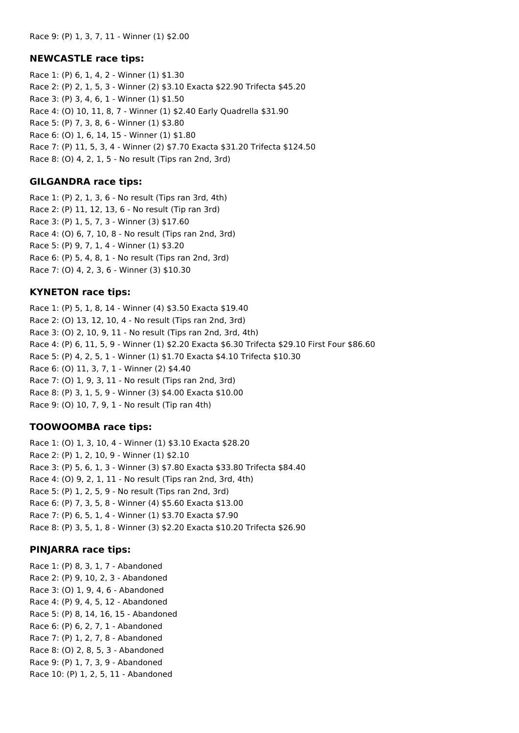Race 9: (P) 1, 3, 7, 11 - Winner (1) $2.00

### NEWCASTLE race tips:

Race 1: (P) 6, 1, 4, 2 - Winner (1) $1.30
Race 2: (P) 2, 1, 5, 3 - Winner (2) $3.10 Exacta $22.90 Trifecta $45.20
Race 3: (P) 3, 4, 6, 1 - Winner (1) $1.50
Race 4: (O) 10, 11, 8, 7 - Winner (1) $2.40 Early Quadrella $31.90
Race 5: (P) 7, 3, 8, 6 - Winner (1) $3.80
Race 6: (O) 1, 6, 14, 15 - Winner (1) $1.80
Race 7: (P) 11, 5, 3, 4 - Winner (2) $7.70 Exacta $31.20 Trifecta $124.50
Race 8: (O) 4, 2, 1, 5 - No result (Tips ran 2nd, 3rd)

### GILGANDRA race tips:

Race 1: (P) 2, 1, 3, 6 - No result (Tips ran 3rd, 4th)
Race 2: (P) 11, 12, 13, 6 - No result (Tip ran 3rd)
Race 3: (P) 1, 5, 7, 3 - Winner (3) $17.60
Race 4: (O) 6, 7, 10, 8 - No result (Tips ran 2nd, 3rd)
Race 5: (P) 9, 7, 1, 4 - Winner (1) $3.20
Race 6: (P) 5, 4, 8, 1 - No result (Tips ran 2nd, 3rd)
Race 7: (O) 4, 2, 3, 6 - Winner (3) $10.30

### KYNETON race tips:

Race 1: (P) 5, 1, 8, 14 - Winner (4) $3.50 Exacta $19.40
Race 2: (O) 13, 12, 10, 4 - No result (Tips ran 2nd, 3rd)
Race 3: (O) 2, 10, 9, 11 - No result (Tips ran 2nd, 3rd, 4th)
Race 4: (P) 6, 11, 5, 9 - Winner (1) $2.20 Exacta $6.30 Trifecta $29.10 First Four $86.60
Race 5: (P) 4, 2, 5, 1 - Winner (1) $1.70 Exacta $4.10 Trifecta $10.30
Race 6: (O) 11, 3, 7, 1 - Winner (2) $4.40
Race 7: (O) 1, 9, 3, 11 - No result (Tips ran 2nd, 3rd)
Race 8: (P) 3, 1, 5, 9 - Winner (3) $4.00 Exacta $10.00
Race 9: (O) 10, 7, 9, 1 - No result (Tip ran 4th)

### TOOWOOMBA race tips:

Race 1: (O) 1, 3, 10, 4 - Winner (1) $3.10 Exacta $28.20
Race 2: (P) 1, 2, 10, 9 - Winner (1) $2.10
Race 3: (P) 5, 6, 1, 3 - Winner (3) $7.80 Exacta $33.80 Trifecta $84.40
Race 4: (O) 9, 2, 1, 11 - No result (Tips ran 2nd, 3rd, 4th)
Race 5: (P) 1, 2, 5, 9 - No result (Tips ran 2nd, 3rd)
Race 6: (P) 7, 3, 5, 8 - Winner (4) $5.60 Exacta $13.00
Race 7: (P) 6, 5, 1, 4 - Winner (1) $3.70 Exacta $7.90
Race 8: (P) 3, 5, 1, 8 - Winner (3) $2.20 Exacta $10.20 Trifecta $26.90

### PINJARRA race tips:

Race 1: (P) 8, 3, 1, 7 - Abandoned
Race 2: (P) 9, 10, 2, 3 - Abandoned
Race 3: (O) 1, 9, 4, 6 - Abandoned
Race 4: (P) 9, 4, 5, 12 - Abandoned
Race 5: (P) 8, 14, 16, 15 - Abandoned
Race 6: (P) 6, 2, 7, 1 - Abandoned
Race 7: (P) 1, 2, 7, 8 - Abandoned
Race 8: (O) 2, 8, 5, 3 - Abandoned
Race 9: (P) 1, 7, 3, 9 - Abandoned
Race 10: (P) 1, 2, 5, 11 - Abandoned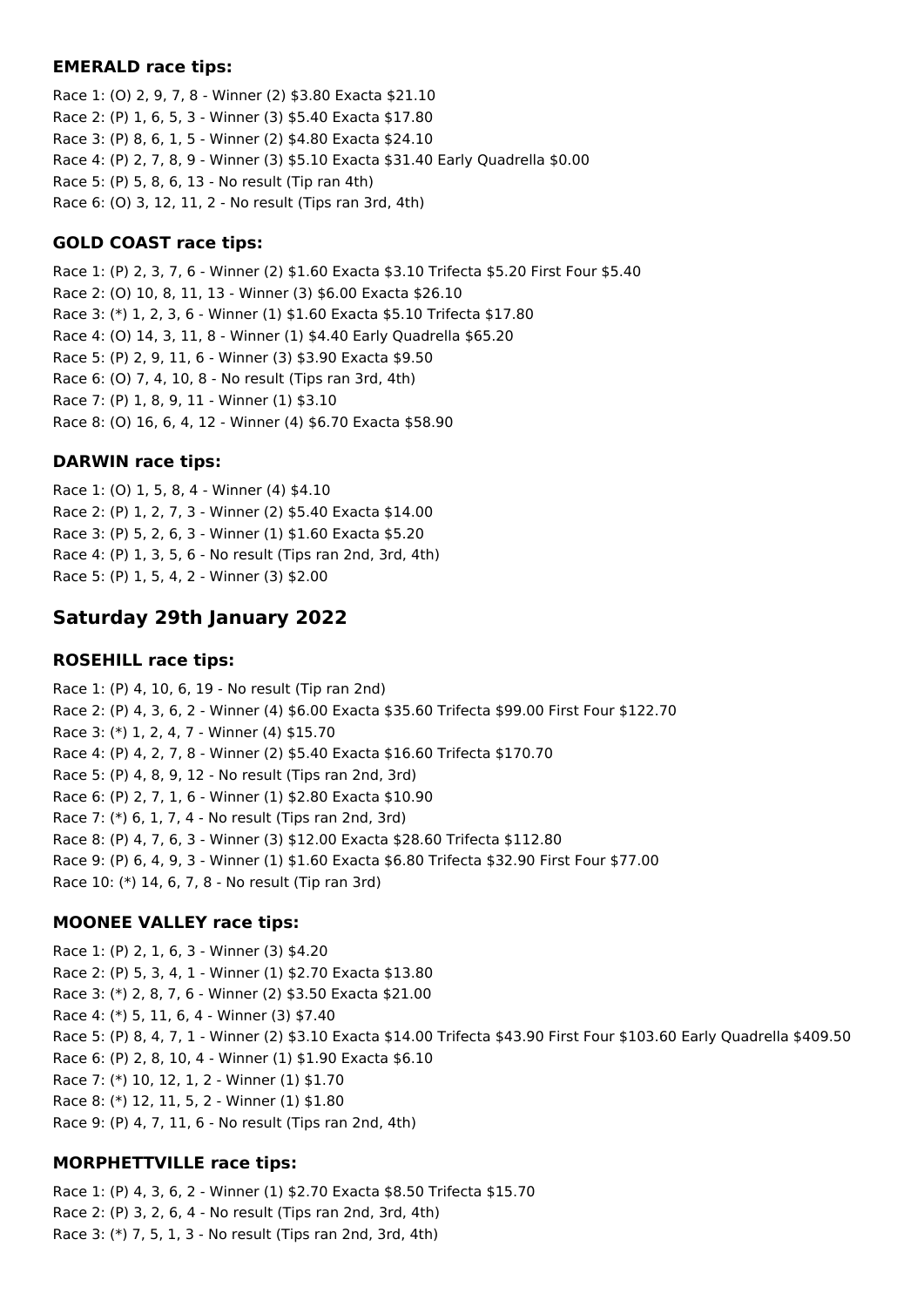### EMERALD race tips:

Race 1: (O) 2, 9, 7, 8 - Winner (2) $3.80 Exacta $21.10
Race 2: (P) 1, 6, 5, 3 - Winner (3) $5.40 Exacta $17.80
Race 3: (P) 8, 6, 1, 5 - Winner (2) $4.80 Exacta $24.10
Race 4: (P) 2, 7, 8, 9 - Winner (3) $5.10 Exacta $31.40 Early Quadrella $0.00
Race 5: (P) 5, 8, 6, 13 - No result (Tip ran 4th)
Race 6: (O) 3, 12, 11, 2 - No result (Tips ran 3rd, 4th)

### GOLD COAST race tips:

Race 1: (P) 2, 3, 7, 6 - Winner (2) $1.60 Exacta $3.10 Trifecta $5.20 First Four $5.40
Race 2: (O) 10, 8, 11, 13 - Winner (3) $6.00 Exacta $26.10
Race 3: (*) 1, 2, 3, 6 - Winner (1) $1.60 Exacta $5.10 Trifecta $17.80
Race 4: (O) 14, 3, 11, 8 - Winner (1) $4.40 Early Quadrella $65.20
Race 5: (P) 2, 9, 11, 6 - Winner (3) $3.90 Exacta $9.50
Race 6: (O) 7, 4, 10, 8 - No result (Tips ran 3rd, 4th)
Race 7: (P) 1, 8, 9, 11 - Winner (1) $3.10
Race 8: (O) 16, 6, 4, 12 - Winner (4) $6.70 Exacta $58.90

### DARWIN race tips:

Race 1: (O) 1, 5, 8, 4 - Winner (4) $4.10
Race 2: (P) 1, 2, 7, 3 - Winner (2) $5.40 Exacta $14.00
Race 3: (P) 5, 2, 6, 3 - Winner (1) $1.60 Exacta $5.20
Race 4: (P) 1, 3, 5, 6 - No result (Tips ran 2nd, 3rd, 4th)
Race 5: (P) 1, 5, 4, 2 - Winner (3) $2.00

## Saturday 29th January 2022

### ROSEHILL race tips:

Race 1: (P) 4, 10, 6, 19 - No result (Tip ran 2nd)
Race 2: (P) 4, 3, 6, 2 - Winner (4) $6.00 Exacta $35.60 Trifecta $99.00 First Four $122.70
Race 3: (*) 1, 2, 4, 7 - Winner (4) $15.70
Race 4: (P) 4, 2, 7, 8 - Winner (2) $5.40 Exacta $16.60 Trifecta $170.70
Race 5: (P) 4, 8, 9, 12 - No result (Tips ran 2nd, 3rd)
Race 6: (P) 2, 7, 1, 6 - Winner (1) $2.80 Exacta $10.90
Race 7: (*) 6, 1, 7, 4 - No result (Tips ran 2nd, 3rd)
Race 8: (P) 4, 7, 6, 3 - Winner (3) $12.00 Exacta $28.60 Trifecta $112.80
Race 9: (P) 6, 4, 9, 3 - Winner (1) $1.60 Exacta $6.80 Trifecta $32.90 First Four $77.00
Race 10: (*) 14, 6, 7, 8 - No result (Tip ran 3rd)

### MOONEE VALLEY race tips:

Race 1: (P) 2, 1, 6, 3 - Winner (3) $4.20
Race 2: (P) 5, 3, 4, 1 - Winner (1) $2.70 Exacta $13.80
Race 3: (*) 2, 8, 7, 6 - Winner (2) $3.50 Exacta $21.00
Race 4: (*) 5, 11, 6, 4 - Winner (3) $7.40
Race 5: (P) 8, 4, 7, 1 - Winner (2) $3.10 Exacta $14.00 Trifecta $43.90 First Four $103.60 Early Quadrella $409.50
Race 6: (P) 2, 8, 10, 4 - Winner (1) $1.90 Exacta $6.10
Race 7: (*) 10, 12, 1, 2 - Winner (1) $1.70
Race 8: (*) 12, 11, 5, 2 - Winner (1) $1.80
Race 9: (P) 4, 7, 11, 6 - No result (Tips ran 2nd, 4th)

### MORPHETTVILLE race tips:

Race 1: (P) 4, 3, 6, 2 - Winner (1) $2.70 Exacta $8.50 Trifecta $15.70
Race 2: (P) 3, 2, 6, 4 - No result (Tips ran 2nd, 3rd, 4th)
Race 3: (*) 7, 5, 1, 3 - No result (Tips ran 2nd, 3rd, 4th)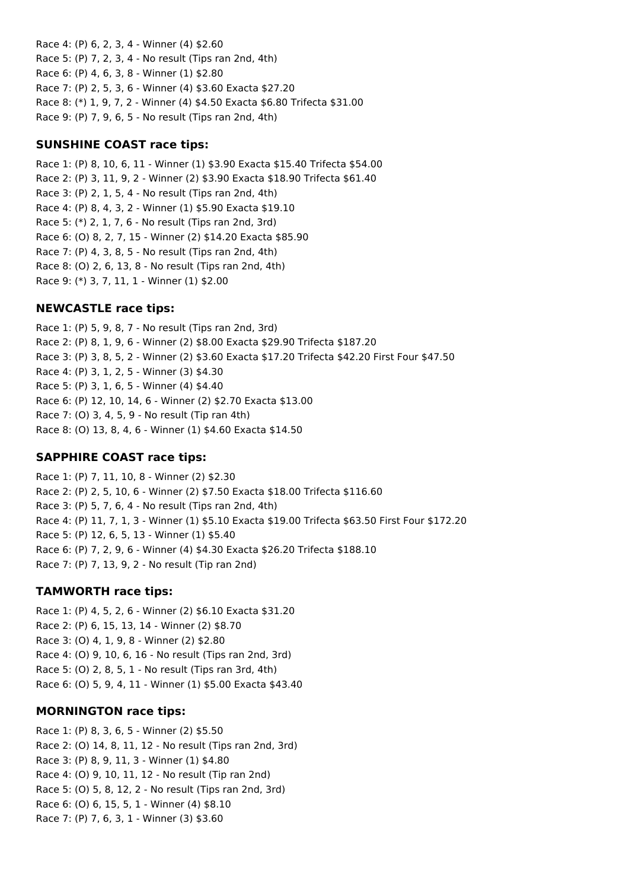Race 4: (P) 6, 2, 3, 4 - Winner (4) $2.60
Race 5: (P) 7, 2, 3, 4 - No result (Tips ran 2nd, 4th)
Race 6: (P) 4, 6, 3, 8 - Winner (1) $2.80
Race 7: (P) 2, 5, 3, 6 - Winner (4) $3.60 Exacta $27.20
Race 8: (*) 1, 9, 7, 2 - Winner (4) $4.50 Exacta $6.80 Trifecta $31.00
Race 9: (P) 7, 9, 6, 5 - No result (Tips ran 2nd, 4th)

### SUNSHINE COAST race tips:

Race 1: (P) 8, 10, 6, 11 - Winner (1) $3.90 Exacta $15.40 Trifecta $54.00
Race 2: (P) 3, 11, 9, 2 - Winner (2) $3.90 Exacta $18.90 Trifecta $61.40
Race 3: (P) 2, 1, 5, 4 - No result (Tips ran 2nd, 4th)
Race 4: (P) 8, 4, 3, 2 - Winner (1) $5.90 Exacta $19.10
Race 5: (*) 2, 1, 7, 6 - No result (Tips ran 2nd, 3rd)
Race 6: (O) 8, 2, 7, 15 - Winner (2) $14.20 Exacta $85.90
Race 7: (P) 4, 3, 8, 5 - No result (Tips ran 2nd, 4th)
Race 8: (O) 2, 6, 13, 8 - No result (Tips ran 2nd, 4th)
Race 9: (*) 3, 7, 11, 1 - Winner (1) $2.00

### NEWCASTLE race tips:

Race 1: (P) 5, 9, 8, 7 - No result (Tips ran 2nd, 3rd)
Race 2: (P) 8, 1, 9, 6 - Winner (2) $8.00 Exacta $29.90 Trifecta $187.20
Race 3: (P) 3, 8, 5, 2 - Winner (2) $3.60 Exacta $17.20 Trifecta $42.20 First Four $47.50
Race 4: (P) 3, 1, 2, 5 - Winner (3) $4.30
Race 5: (P) 3, 1, 6, 5 - Winner (4) $4.40
Race 6: (P) 12, 10, 14, 6 - Winner (2) $2.70 Exacta $13.00
Race 7: (O) 3, 4, 5, 9 - No result (Tip ran 4th)
Race 8: (O) 13, 8, 4, 6 - Winner (1) $4.60 Exacta $14.50

### SAPPHIRE COAST race tips:

Race 1: (P) 7, 11, 10, 8 - Winner (2) $2.30
Race 2: (P) 2, 5, 10, 6 - Winner (2) $7.50 Exacta $18.00 Trifecta $116.60
Race 3: (P) 5, 7, 6, 4 - No result (Tips ran 2nd, 4th)
Race 4: (P) 11, 7, 1, 3 - Winner (1) $5.10 Exacta $19.00 Trifecta $63.50 First Four $172.20
Race 5: (P) 12, 6, 5, 13 - Winner (1) $5.40
Race 6: (P) 7, 2, 9, 6 - Winner (4) $4.30 Exacta $26.20 Trifecta $188.10
Race 7: (P) 7, 13, 9, 2 - No result (Tip ran 2nd)

### TAMWORTH race tips:

Race 1: (P) 4, 5, 2, 6 - Winner (2) $6.10 Exacta $31.20
Race 2: (P) 6, 15, 13, 14 - Winner (2) $8.70
Race 3: (O) 4, 1, 9, 8 - Winner (2) $2.80
Race 4: (O) 9, 10, 6, 16 - No result (Tips ran 2nd, 3rd)
Race 5: (O) 2, 8, 5, 1 - No result (Tips ran 3rd, 4th)
Race 6: (O) 5, 9, 4, 11 - Winner (1) $5.00 Exacta $43.40

### MORNINGTON race tips:

Race 1: (P) 8, 3, 6, 5 - Winner (2) $5.50
Race 2: (O) 14, 8, 11, 12 - No result (Tips ran 2nd, 3rd)
Race 3: (P) 8, 9, 11, 3 - Winner (1) $4.80
Race 4: (O) 9, 10, 11, 12 - No result (Tip ran 2nd)
Race 5: (O) 5, 8, 12, 2 - No result (Tips ran 2nd, 3rd)
Race 6: (O) 6, 15, 5, 1 - Winner (4) $8.10
Race 7: (P) 7, 6, 3, 1 - Winner (3) $3.60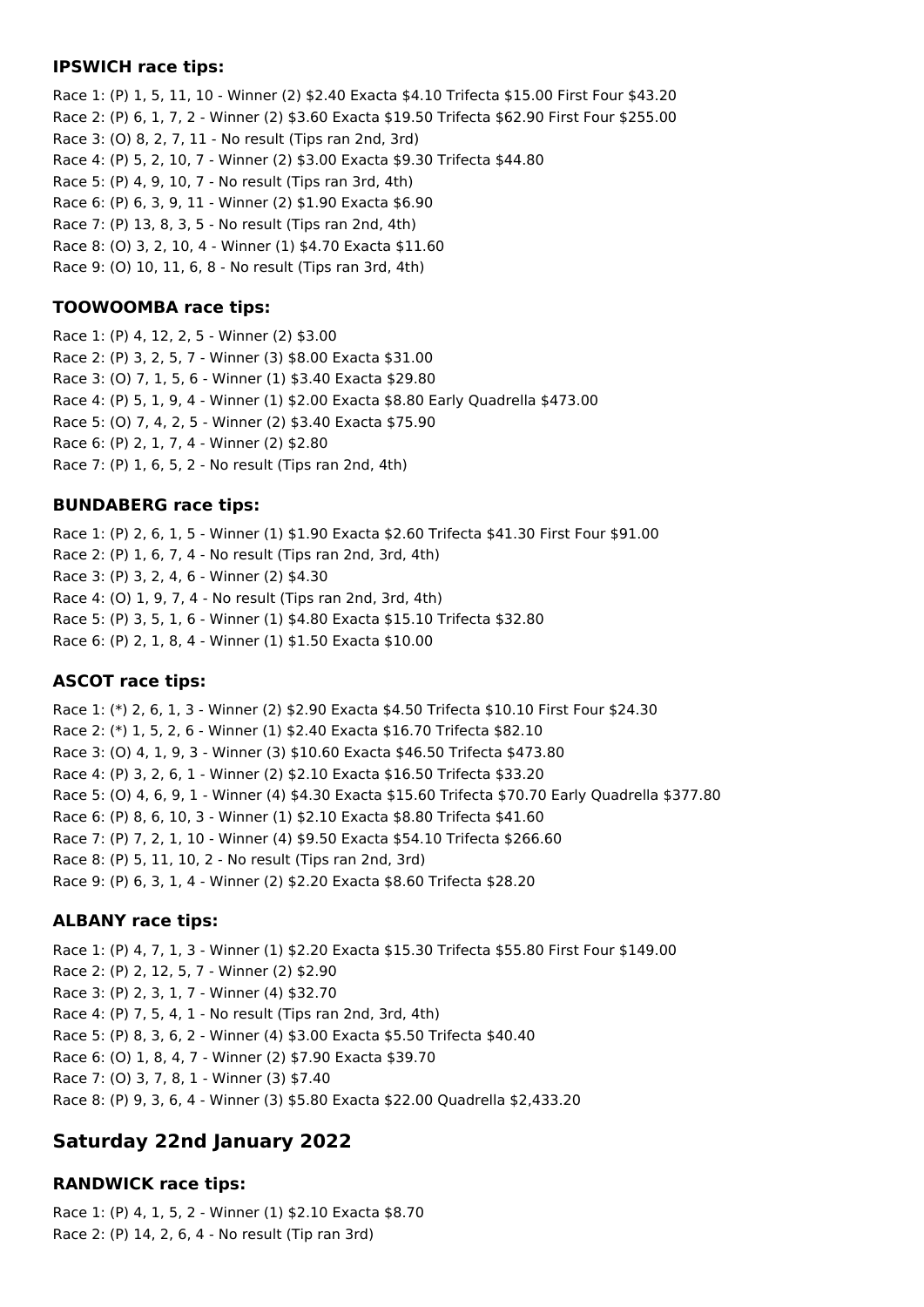### IPSWICH race tips:

Race 1: (P) 1, 5, 11, 10 - Winner (2) $2.40 Exacta $4.10 Trifecta $15.00 First Four $43.20
Race 2: (P) 6, 1, 7, 2 - Winner (2) $3.60 Exacta $19.50 Trifecta $62.90 First Four $255.00
Race 3: (O) 8, 2, 7, 11 - No result (Tips ran 2nd, 3rd)
Race 4: (P) 5, 2, 10, 7 - Winner (2) $3.00 Exacta $9.30 Trifecta $44.80
Race 5: (P) 4, 9, 10, 7 - No result (Tips ran 3rd, 4th)
Race 6: (P) 6, 3, 9, 11 - Winner (2) $1.90 Exacta $6.90
Race 7: (P) 13, 8, 3, 5 - No result (Tips ran 2nd, 4th)
Race 8: (O) 3, 2, 10, 4 - Winner (1) $4.70 Exacta $11.60
Race 9: (O) 10, 11, 6, 8 - No result (Tips ran 3rd, 4th)

### TOOWOOMBA race tips:

Race 1: (P) 4, 12, 2, 5 - Winner (2) $3.00
Race 2: (P) 3, 2, 5, 7 - Winner (3) $8.00 Exacta $31.00
Race 3: (O) 7, 1, 5, 6 - Winner (1) $3.40 Exacta $29.80
Race 4: (P) 5, 1, 9, 4 - Winner (1) $2.00 Exacta $8.80 Early Quadrella $473.00
Race 5: (O) 7, 4, 2, 5 - Winner (2) $3.40 Exacta $75.90
Race 6: (P) 2, 1, 7, 4 - Winner (2) $2.80
Race 7: (P) 1, 6, 5, 2 - No result (Tips ran 2nd, 4th)

### BUNDABERG race tips:

Race 1: (P) 2, 6, 1, 5 - Winner (1) $1.90 Exacta $2.60 Trifecta $41.30 First Four $91.00
Race 2: (P) 1, 6, 7, 4 - No result (Tips ran 2nd, 3rd, 4th)
Race 3: (P) 3, 2, 4, 6 - Winner (2) $4.30
Race 4: (O) 1, 9, 7, 4 - No result (Tips ran 2nd, 3rd, 4th)
Race 5: (P) 3, 5, 1, 6 - Winner (1) $4.80 Exacta $15.10 Trifecta $32.80
Race 6: (P) 2, 1, 8, 4 - Winner (1) $1.50 Exacta $10.00

### ASCOT race tips:

Race 1: (*) 2, 6, 1, 3 - Winner (2) $2.90 Exacta $4.50 Trifecta $10.10 First Four $24.30
Race 2: (*) 1, 5, 2, 6 - Winner (1) $2.40 Exacta $16.70 Trifecta $82.10
Race 3: (O) 4, 1, 9, 3 - Winner (3) $10.60 Exacta $46.50 Trifecta $473.80
Race 4: (P) 3, 2, 6, 1 - Winner (2) $2.10 Exacta $16.50 Trifecta $33.20
Race 5: (O) 4, 6, 9, 1 - Winner (4) $4.30 Exacta $15.60 Trifecta $70.70 Early Quadrella $377.80
Race 6: (P) 8, 6, 10, 3 - Winner (1) $2.10 Exacta $8.80 Trifecta $41.60
Race 7: (P) 7, 2, 1, 10 - Winner (4) $9.50 Exacta $54.10 Trifecta $266.60
Race 8: (P) 5, 11, 10, 2 - No result (Tips ran 2nd, 3rd)
Race 9: (P) 6, 3, 1, 4 - Winner (2) $2.20 Exacta $8.60 Trifecta $28.20

### ALBANY race tips:

Race 1: (P) 4, 7, 1, 3 - Winner (1) $2.20 Exacta $15.30 Trifecta $55.80 First Four $149.00
Race 2: (P) 2, 12, 5, 7 - Winner (2) $2.90
Race 3: (P) 2, 3, 1, 7 - Winner (4) $32.70
Race 4: (P) 7, 5, 4, 1 - No result (Tips ran 2nd, 3rd, 4th)
Race 5: (P) 8, 3, 6, 2 - Winner (4) $3.00 Exacta $5.50 Trifecta $40.40
Race 6: (O) 1, 8, 4, 7 - Winner (2) $7.90 Exacta $39.70
Race 7: (O) 3, 7, 8, 1 - Winner (3) $7.40
Race 8: (P) 9, 3, 6, 4 - Winner (3) $5.80 Exacta $22.00 Quadrella $2,433.20

## Saturday 22nd January 2022

### RANDWICK race tips:

Race 1: (P) 4, 1, 5, 2 - Winner (1) $2.10 Exacta $8.70
Race 2: (P) 14, 2, 6, 4 - No result (Tip ran 3rd)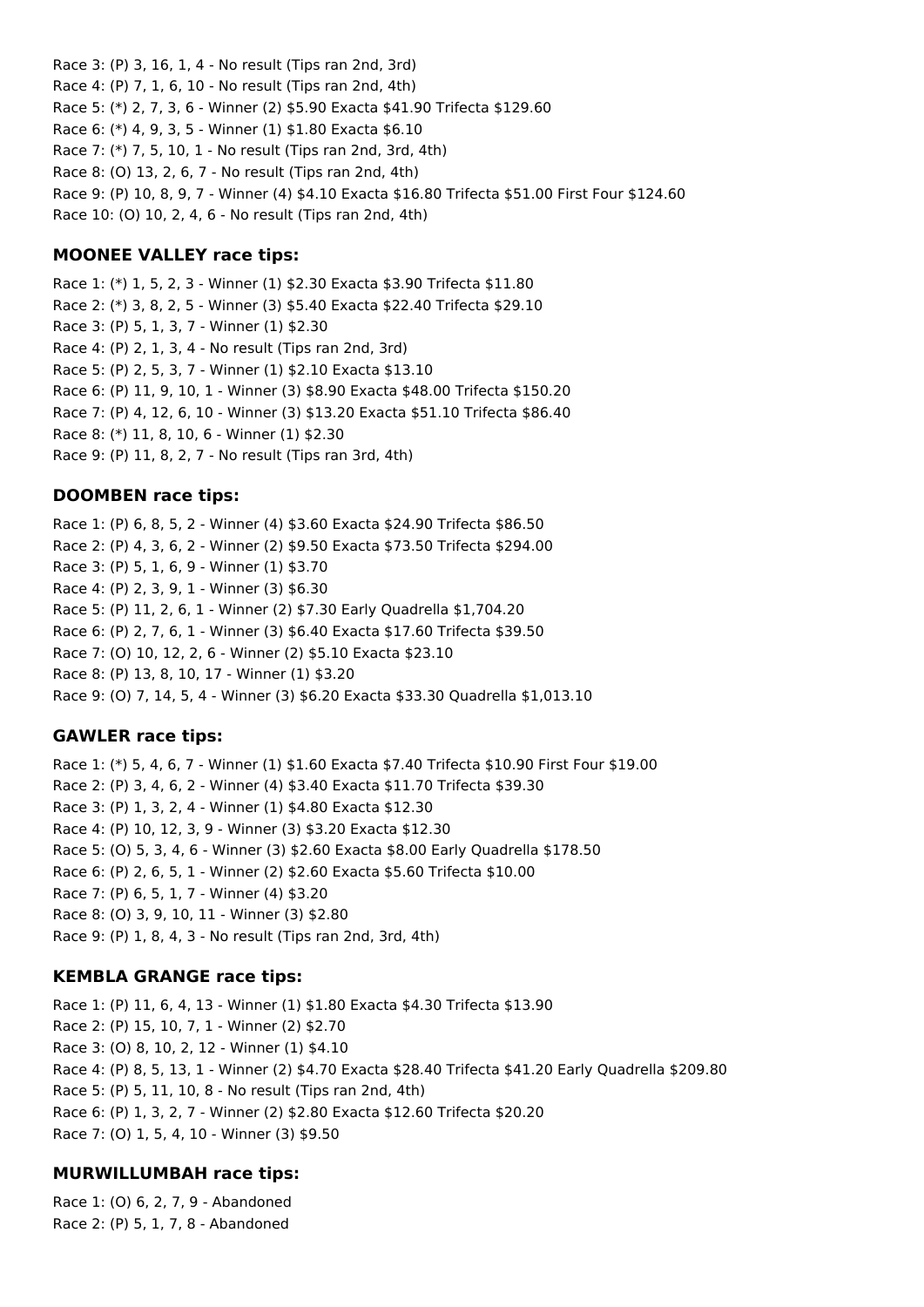Race 3: (P) 3, 16, 1, 4 - No result (Tips ran 2nd, 3rd)
Race 4: (P) 7, 1, 6, 10 - No result (Tips ran 2nd, 4th)
Race 5: (*) 2, 7, 3, 6 - Winner (2) $5.90 Exacta $41.90 Trifecta $129.60
Race 6: (*) 4, 9, 3, 5 - Winner (1) $1.80 Exacta $6.10
Race 7: (*) 7, 5, 10, 1 - No result (Tips ran 2nd, 3rd, 4th)
Race 8: (O) 13, 2, 6, 7 - No result (Tips ran 2nd, 4th)
Race 9: (P) 10, 8, 9, 7 - Winner (4) $4.10 Exacta $16.80 Trifecta $51.00 First Four $124.60
Race 10: (O) 10, 2, 4, 6 - No result (Tips ran 2nd, 4th)

### MOONEE VALLEY race tips:

Race 1: (*) 1, 5, 2, 3 - Winner (1) $2.30 Exacta $3.90 Trifecta $11.80
Race 2: (*) 3, 8, 2, 5 - Winner (3) $5.40 Exacta $22.40 Trifecta $29.10
Race 3: (P) 5, 1, 3, 7 - Winner (1) $2.30
Race 4: (P) 2, 1, 3, 4 - No result (Tips ran 2nd, 3rd)
Race 5: (P) 2, 5, 3, 7 - Winner (1) $2.10 Exacta $13.10
Race 6: (P) 11, 9, 10, 1 - Winner (3) $8.90 Exacta $48.00 Trifecta $150.20
Race 7: (P) 4, 12, 6, 10 - Winner (3) $13.20 Exacta $51.10 Trifecta $86.40
Race 8: (*) 11, 8, 10, 6 - Winner (1) $2.30
Race 9: (P) 11, 8, 2, 7 - No result (Tips ran 3rd, 4th)

### DOOMBEN race tips:

Race 1: (P) 6, 8, 5, 2 - Winner (4) $3.60 Exacta $24.90 Trifecta $86.50
Race 2: (P) 4, 3, 6, 2 - Winner (2) $9.50 Exacta $73.50 Trifecta $294.00
Race 3: (P) 5, 1, 6, 9 - Winner (1) $3.70
Race 4: (P) 2, 3, 9, 1 - Winner (3) $6.30
Race 5: (P) 11, 2, 6, 1 - Winner (2) $7.30 Early Quadrella $1,704.20
Race 6: (P) 2, 7, 6, 1 - Winner (3) $6.40 Exacta $17.60 Trifecta $39.50
Race 7: (O) 10, 12, 2, 6 - Winner (2) $5.10 Exacta $23.10
Race 8: (P) 13, 8, 10, 17 - Winner (1) $3.20
Race 9: (O) 7, 14, 5, 4 - Winner (3) $6.20 Exacta $33.30 Quadrella $1,013.10

### GAWLER race tips:

Race 1: (*) 5, 4, 6, 7 - Winner (1) $1.60 Exacta $7.40 Trifecta $10.90 First Four $19.00
Race 2: (P) 3, 4, 6, 2 - Winner (4) $3.40 Exacta $11.70 Trifecta $39.30
Race 3: (P) 1, 3, 2, 4 - Winner (1) $4.80 Exacta $12.30
Race 4: (P) 10, 12, 3, 9 - Winner (3) $3.20 Exacta $12.30
Race 5: (O) 5, 3, 4, 6 - Winner (3) $2.60 Exacta $8.00 Early Quadrella $178.50
Race 6: (P) 2, 6, 5, 1 - Winner (2) $2.60 Exacta $5.60 Trifecta $10.00
Race 7: (P) 6, 5, 1, 7 - Winner (4) $3.20
Race 8: (O) 3, 9, 10, 11 - Winner (3) $2.80
Race 9: (P) 1, 8, 4, 3 - No result (Tips ran 2nd, 3rd, 4th)

### KEMBLA GRANGE race tips:

Race 1: (P) 11, 6, 4, 13 - Winner (1) $1.80 Exacta $4.30 Trifecta $13.90
Race 2: (P) 15, 10, 7, 1 - Winner (2) $2.70
Race 3: (O) 8, 10, 2, 12 - Winner (1) $4.10
Race 4: (P) 8, 5, 13, 1 - Winner (2) $4.70 Exacta $28.40 Trifecta $41.20 Early Quadrella $209.80
Race 5: (P) 5, 11, 10, 8 - No result (Tips ran 2nd, 4th)
Race 6: (P) 1, 3, 2, 7 - Winner (2) $2.80 Exacta $12.60 Trifecta $20.20
Race 7: (O) 1, 5, 4, 10 - Winner (3) $9.50

### MURWILLUMBAH race tips:

Race 1: (O) 6, 2, 7, 9 - Abandoned
Race 2: (P) 5, 1, 7, 8 - Abandoned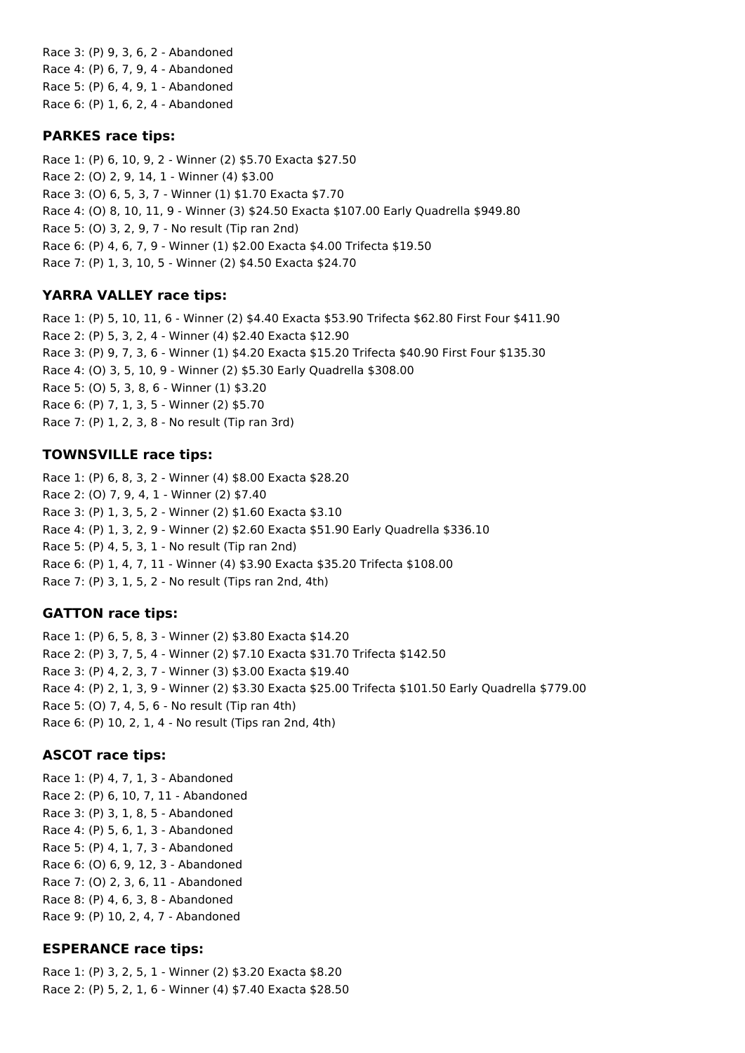Race 3: (P) 9, 3, 6, 2 - Abandoned
Race 4: (P) 6, 7, 9, 4 - Abandoned
Race 5: (P) 6, 4, 9, 1 - Abandoned
Race 6: (P) 1, 6, 2, 4 - Abandoned

### PARKES race tips:

Race 1: (P) 6, 10, 9, 2 - Winner (2) $5.70 Exacta $27.50
Race 2: (O) 2, 9, 14, 1 - Winner (4) $3.00
Race 3: (O) 6, 5, 3, 7 - Winner (1) $1.70 Exacta $7.70
Race 4: (O) 8, 10, 11, 9 - Winner (3) $24.50 Exacta $107.00 Early Quadrella $949.80
Race 5: (O) 3, 2, 9, 7 - No result (Tip ran 2nd)
Race 6: (P) 4, 6, 7, 9 - Winner (1) $2.00 Exacta $4.00 Trifecta $19.50
Race 7: (P) 1, 3, 10, 5 - Winner (2) $4.50 Exacta $24.70

### YARRA VALLEY race tips:

Race 1: (P) 5, 10, 11, 6 - Winner (2) $4.40 Exacta $53.90 Trifecta $62.80 First Four $411.90
Race 2: (P) 5, 3, 2, 4 - Winner (4) $2.40 Exacta $12.90
Race 3: (P) 9, 7, 3, 6 - Winner (1) $4.20 Exacta $15.20 Trifecta $40.90 First Four $135.30
Race 4: (O) 3, 5, 10, 9 - Winner (2) $5.30 Early Quadrella $308.00
Race 5: (O) 5, 3, 8, 6 - Winner (1) $3.20
Race 6: (P) 7, 1, 3, 5 - Winner (2) $5.70
Race 7: (P) 1, 2, 3, 8 - No result (Tip ran 3rd)

### TOWNSVILLE race tips:

Race 1: (P) 6, 8, 3, 2 - Winner (4) $8.00 Exacta $28.20
Race 2: (O) 7, 9, 4, 1 - Winner (2) $7.40
Race 3: (P) 1, 3, 5, 2 - Winner (2) $1.60 Exacta $3.10
Race 4: (P) 1, 3, 2, 9 - Winner (2) $2.60 Exacta $51.90 Early Quadrella $336.10
Race 5: (P) 4, 5, 3, 1 - No result (Tip ran 2nd)
Race 6: (P) 1, 4, 7, 11 - Winner (4) $3.90 Exacta $35.20 Trifecta $108.00
Race 7: (P) 3, 1, 5, 2 - No result (Tips ran 2nd, 4th)

### GATTON race tips:

Race 1: (P) 6, 5, 8, 3 - Winner (2) $3.80 Exacta $14.20
Race 2: (P) 3, 7, 5, 4 - Winner (2) $7.10 Exacta $31.70 Trifecta $142.50
Race 3: (P) 4, 2, 3, 7 - Winner (3) $3.00 Exacta $19.40
Race 4: (P) 2, 1, 3, 9 - Winner (2) $3.30 Exacta $25.00 Trifecta $101.50 Early Quadrella $779.00
Race 5: (O) 7, 4, 5, 6 - No result (Tip ran 4th)
Race 6: (P) 10, 2, 1, 4 - No result (Tips ran 2nd, 4th)

### ASCOT race tips:

Race 1: (P) 4, 7, 1, 3 - Abandoned
Race 2: (P) 6, 10, 7, 11 - Abandoned
Race 3: (P) 3, 1, 8, 5 - Abandoned
Race 4: (P) 5, 6, 1, 3 - Abandoned
Race 5: (P) 4, 1, 7, 3 - Abandoned
Race 6: (O) 6, 9, 12, 3 - Abandoned
Race 7: (O) 2, 3, 6, 11 - Abandoned
Race 8: (P) 4, 6, 3, 8 - Abandoned
Race 9: (P) 10, 2, 4, 7 - Abandoned

### ESPERANCE race tips:

Race 1: (P) 3, 2, 5, 1 - Winner (2) $3.20 Exacta $8.20
Race 2: (P) 5, 2, 1, 6 - Winner (4) $7.40 Exacta $28.50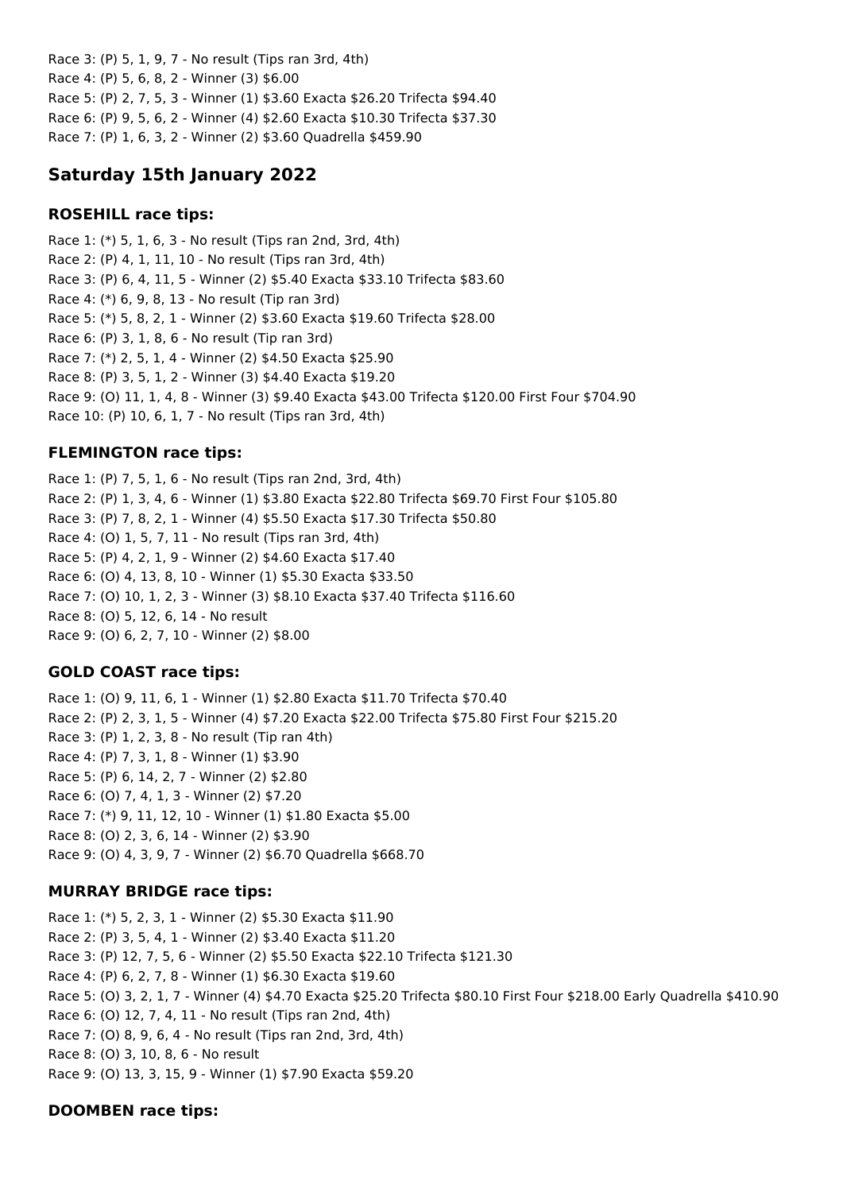Race 3: (P) 5, 1, 9, 7 - No result (Tips ran 3rd, 4th)
Race 4: (P) 5, 6, 8, 2 - Winner (3) $6.00
Race 5: (P) 2, 7, 5, 3 - Winner (1) $3.60 Exacta $26.20 Trifecta $94.40
Race 6: (P) 9, 5, 6, 2 - Winner (4) $2.60 Exacta $10.30 Trifecta $37.30
Race 7: (P) 1, 6, 3, 2 - Winner (2) $3.60 Quadrella $459.90

## Saturday 15th January 2022

### ROSEHILL race tips:

Race 1: (*) 5, 1, 6, 3 - No result (Tips ran 2nd, 3rd, 4th)
Race 2: (P) 4, 1, 11, 10 - No result (Tips ran 3rd, 4th)
Race 3: (P) 6, 4, 11, 5 - Winner (2) $5.40 Exacta $33.10 Trifecta $83.60
Race 4: (*) 6, 9, 8, 13 - No result (Tip ran 3rd)
Race 5: (*) 5, 8, 2, 1 - Winner (2) $3.60 Exacta $19.60 Trifecta $28.00
Race 6: (P) 3, 1, 8, 6 - No result (Tip ran 3rd)
Race 7: (*) 2, 5, 1, 4 - Winner (2) $4.50 Exacta $25.90
Race 8: (P) 3, 5, 1, 2 - Winner (3) $4.40 Exacta $19.20
Race 9: (O) 11, 1, 4, 8 - Winner (3) $9.40 Exacta $43.00 Trifecta $120.00 First Four $704.90
Race 10: (P) 10, 6, 1, 7 - No result (Tips ran 3rd, 4th)

### FLEMINGTON race tips:

Race 1: (P) 7, 5, 1, 6 - No result (Tips ran 2nd, 3rd, 4th)
Race 2: (P) 1, 3, 4, 6 - Winner (1) $3.80 Exacta $22.80 Trifecta $69.70 First Four $105.80
Race 3: (P) 7, 8, 2, 1 - Winner (4) $5.50 Exacta $17.30 Trifecta $50.80
Race 4: (O) 1, 5, 7, 11 - No result (Tips ran 3rd, 4th)
Race 5: (P) 4, 2, 1, 9 - Winner (2) $4.60 Exacta $17.40
Race 6: (O) 4, 13, 8, 10 - Winner (1) $5.30 Exacta $33.50
Race 7: (O) 10, 1, 2, 3 - Winner (3) $8.10 Exacta $37.40 Trifecta $116.60
Race 8: (O) 5, 12, 6, 14 - No result
Race 9: (O) 6, 2, 7, 10 - Winner (2) $8.00

### GOLD COAST race tips:

Race 1: (O) 9, 11, 6, 1 - Winner (1) $2.80 Exacta $11.70 Trifecta $70.40
Race 2: (P) 2, 3, 1, 5 - Winner (4) $7.20 Exacta $22.00 Trifecta $75.80 First Four $215.20
Race 3: (P) 1, 2, 3, 8 - No result (Tip ran 4th)
Race 4: (P) 7, 3, 1, 8 - Winner (1) $3.90
Race 5: (P) 6, 14, 2, 7 - Winner (2) $2.80
Race 6: (O) 7, 4, 1, 3 - Winner (2) $7.20
Race 7: (*) 9, 11, 12, 10 - Winner (1) $1.80 Exacta $5.00
Race 8: (O) 2, 3, 6, 14 - Winner (2) $3.90
Race 9: (O) 4, 3, 9, 7 - Winner (2) $6.70 Quadrella $668.70

### MURRAY BRIDGE race tips:

Race 1: (*) 5, 2, 3, 1 - Winner (2) $5.30 Exacta $11.90
Race 2: (P) 3, 5, 4, 1 - Winner (2) $3.40 Exacta $11.20
Race 3: (P) 12, 7, 5, 6 - Winner (2) $5.50 Exacta $22.10 Trifecta $121.30
Race 4: (P) 6, 2, 7, 8 - Winner (1) $6.30 Exacta $19.60
Race 5: (O) 3, 2, 1, 7 - Winner (4) $4.70 Exacta $25.20 Trifecta $80.10 First Four $218.00 Early Quadrella $410.90
Race 6: (O) 12, 7, 4, 11 - No result (Tips ran 2nd, 4th)
Race 7: (O) 8, 9, 6, 4 - No result (Tips ran 2nd, 3rd, 4th)
Race 8: (O) 3, 10, 8, 6 - No result
Race 9: (O) 13, 3, 15, 9 - Winner (1) $7.90 Exacta $59.20

### DOOMBEN race tips: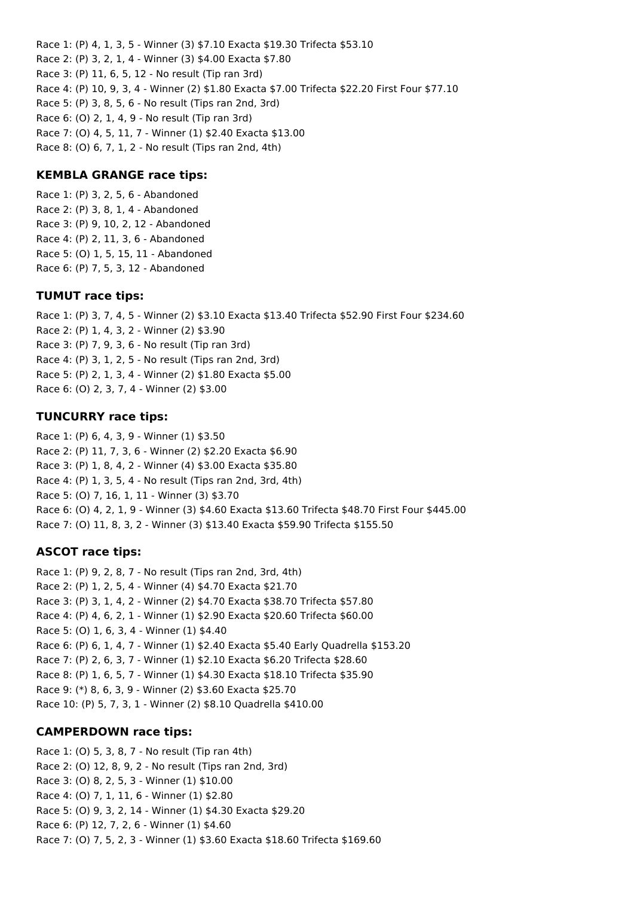Race 1: (P) 4, 1, 3, 5 - Winner (3) $7.10 Exacta $19.30 Trifecta $53.10
Race 2: (P) 3, 2, 1, 4 - Winner (3) $4.00 Exacta $7.80
Race 3: (P) 11, 6, 5, 12 - No result (Tip ran 3rd)
Race 4: (P) 10, 9, 3, 4 - Winner (2) $1.80 Exacta $7.00 Trifecta $22.20 First Four $77.10
Race 5: (P) 3, 8, 5, 6 - No result (Tips ran 2nd, 3rd)
Race 6: (O) 2, 1, 4, 9 - No result (Tip ran 3rd)
Race 7: (O) 4, 5, 11, 7 - Winner (1) $2.40 Exacta $13.00
Race 8: (O) 6, 7, 1, 2 - No result (Tips ran 2nd, 4th)

### KEMBLA GRANGE race tips:

Race 1: (P) 3, 2, 5, 6 - Abandoned
Race 2: (P) 3, 8, 1, 4 - Abandoned
Race 3: (P) 9, 10, 2, 12 - Abandoned
Race 4: (P) 2, 11, 3, 6 - Abandoned
Race 5: (O) 1, 5, 15, 11 - Abandoned
Race 6: (P) 7, 5, 3, 12 - Abandoned

### TUMUT race tips:

Race 1: (P) 3, 7, 4, 5 - Winner (2) $3.10 Exacta $13.40 Trifecta $52.90 First Four $234.60
Race 2: (P) 1, 4, 3, 2 - Winner (2) $3.90
Race 3: (P) 7, 9, 3, 6 - No result (Tip ran 3rd)
Race 4: (P) 3, 1, 2, 5 - No result (Tips ran 2nd, 3rd)
Race 5: (P) 2, 1, 3, 4 - Winner (2) $1.80 Exacta $5.00
Race 6: (O) 2, 3, 7, 4 - Winner (2) $3.00

### TUNCURRY race tips:

Race 1: (P) 6, 4, 3, 9 - Winner (1) $3.50
Race 2: (P) 11, 7, 3, 6 - Winner (2) $2.20 Exacta $6.90
Race 3: (P) 1, 8, 4, 2 - Winner (4) $3.00 Exacta $35.80
Race 4: (P) 1, 3, 5, 4 - No result (Tips ran 2nd, 3rd, 4th)
Race 5: (O) 7, 16, 1, 11 - Winner (3) $3.70
Race 6: (O) 4, 2, 1, 9 - Winner (3) $4.60 Exacta $13.60 Trifecta $48.70 First Four $445.00
Race 7: (O) 11, 8, 3, 2 - Winner (3) $13.40 Exacta $59.90 Trifecta $155.50

### ASCOT race tips:

Race 1: (P) 9, 2, 8, 7 - No result (Tips ran 2nd, 3rd, 4th)
Race 2: (P) 1, 2, 5, 4 - Winner (4) $4.70 Exacta $21.70
Race 3: (P) 3, 1, 4, 2 - Winner (2) $4.70 Exacta $38.70 Trifecta $57.80
Race 4: (P) 4, 6, 2, 1 - Winner (1) $2.90 Exacta $20.60 Trifecta $60.00
Race 5: (O) 1, 6, 3, 4 - Winner (1) $4.40
Race 6: (P) 6, 1, 4, 7 - Winner (1) $2.40 Exacta $5.40 Early Quadrella $153.20
Race 7: (P) 2, 6, 3, 7 - Winner (1) $2.10 Exacta $6.20 Trifecta $28.60
Race 8: (P) 1, 6, 5, 7 - Winner (1) $4.30 Exacta $18.10 Trifecta $35.90
Race 9: (*) 8, 6, 3, 9 - Winner (2) $3.60 Exacta $25.70
Race 10: (P) 5, 7, 3, 1 - Winner (2) $8.10 Quadrella $410.00

### CAMPERDOWN race tips:

Race 1: (O) 5, 3, 8, 7 - No result (Tip ran 4th)
Race 2: (O) 12, 8, 9, 2 - No result (Tips ran 2nd, 3rd)
Race 3: (O) 8, 2, 5, 3 - Winner (1) $10.00
Race 4: (O) 7, 1, 11, 6 - Winner (1) $2.80
Race 5: (O) 9, 3, 2, 14 - Winner (1) $4.30 Exacta $29.20
Race 6: (P) 12, 7, 2, 6 - Winner (1) $4.60
Race 7: (O) 7, 5, 2, 3 - Winner (1) $3.60 Exacta $18.60 Trifecta $169.60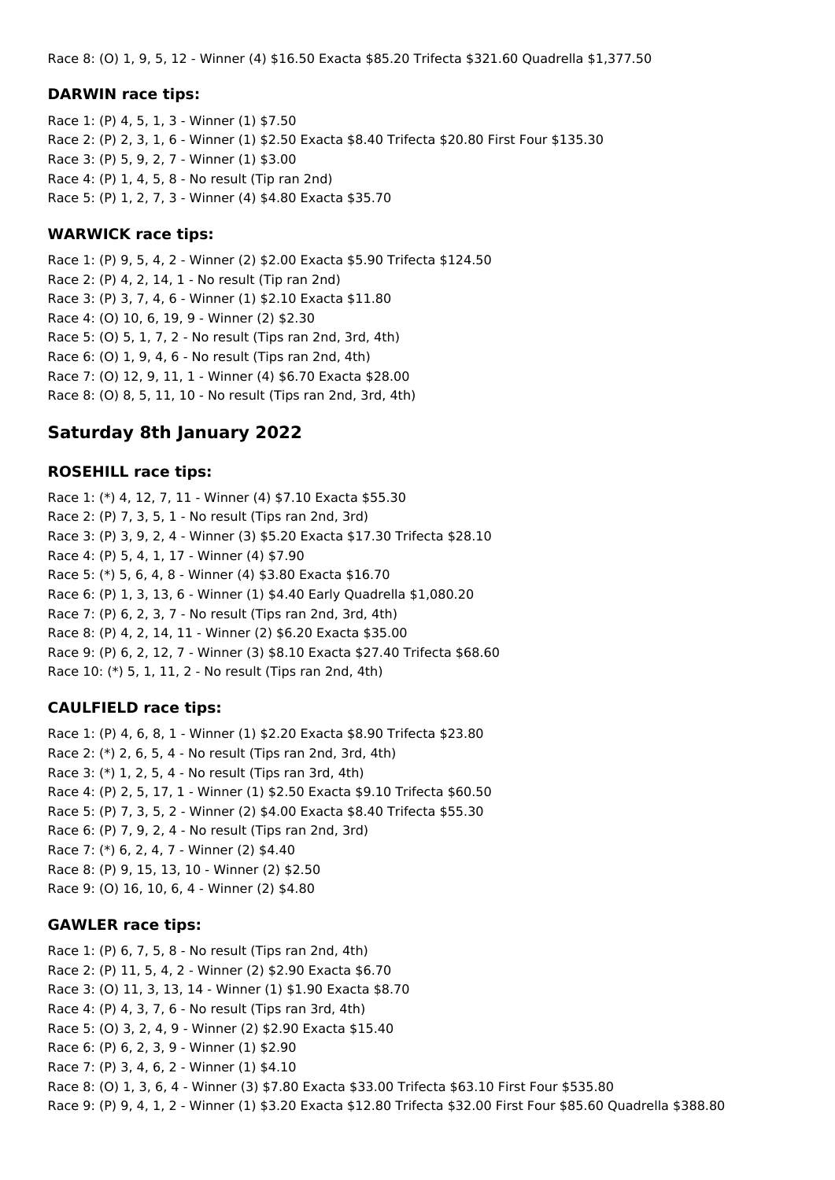Race 8: (O) 1, 9, 5, 12 - Winner (4) $16.50 Exacta $85.20 Trifecta $321.60 Quadrella $1,377.50

### DARWIN race tips:

Race 1: (P) 4, 5, 1, 3 - Winner (1) $7.50
Race 2: (P) 2, 3, 1, 6 - Winner (1) $2.50 Exacta $8.40 Trifecta $20.80 First Four $135.30
Race 3: (P) 5, 9, 2, 7 - Winner (1) $3.00
Race 4: (P) 1, 4, 5, 8 - No result (Tip ran 2nd)
Race 5: (P) 1, 2, 7, 3 - Winner (4) $4.80 Exacta $35.70

### WARWICK race tips:

Race 1: (P) 9, 5, 4, 2 - Winner (2) $2.00 Exacta $5.90 Trifecta $124.50
Race 2: (P) 4, 2, 14, 1 - No result (Tip ran 2nd)
Race 3: (P) 3, 7, 4, 6 - Winner (1) $2.10 Exacta $11.80
Race 4: (O) 10, 6, 19, 9 - Winner (2) $2.30
Race 5: (O) 5, 1, 7, 2 - No result (Tips ran 2nd, 3rd, 4th)
Race 6: (O) 1, 9, 4, 6 - No result (Tips ran 2nd, 4th)
Race 7: (O) 12, 9, 11, 1 - Winner (4) $6.70 Exacta $28.00
Race 8: (O) 8, 5, 11, 10 - No result (Tips ran 2nd, 3rd, 4th)

## Saturday 8th January 2022

### ROSEHILL race tips:

Race 1: (*) 4, 12, 7, 11 - Winner (4) $7.10 Exacta $55.30
Race 2: (P) 7, 3, 5, 1 - No result (Tips ran 2nd, 3rd)
Race 3: (P) 3, 9, 2, 4 - Winner (3) $5.20 Exacta $17.30 Trifecta $28.10
Race 4: (P) 5, 4, 1, 17 - Winner (4) $7.90
Race 5: (*) 5, 6, 4, 8 - Winner (4) $3.80 Exacta $16.70
Race 6: (P) 1, 3, 13, 6 - Winner (1) $4.40 Early Quadrella $1,080.20
Race 7: (P) 6, 2, 3, 7 - No result (Tips ran 2nd, 3rd, 4th)
Race 8: (P) 4, 2, 14, 11 - Winner (2) $6.20 Exacta $35.00
Race 9: (P) 6, 2, 12, 7 - Winner (3) $8.10 Exacta $27.40 Trifecta $68.60
Race 10: (*) 5, 1, 11, 2 - No result (Tips ran 2nd, 4th)

### CAULFIELD race tips:

Race 1: (P) 4, 6, 8, 1 - Winner (1) $2.20 Exacta $8.90 Trifecta $23.80
Race 2: (*) 2, 6, 5, 4 - No result (Tips ran 2nd, 3rd, 4th)
Race 3: (*) 1, 2, 5, 4 - No result (Tips ran 3rd, 4th)
Race 4: (P) 2, 5, 17, 1 - Winner (1) $2.50 Exacta $9.10 Trifecta $60.50
Race 5: (P) 7, 3, 5, 2 - Winner (2) $4.00 Exacta $8.40 Trifecta $55.30
Race 6: (P) 7, 9, 2, 4 - No result (Tips ran 2nd, 3rd)
Race 7: (*) 6, 2, 4, 7 - Winner (2) $4.40
Race 8: (P) 9, 15, 13, 10 - Winner (2) $2.50
Race 9: (O) 16, 10, 6, 4 - Winner (2) $4.80

### GAWLER race tips:

Race 1: (P) 6, 7, 5, 8 - No result (Tips ran 2nd, 4th)
Race 2: (P) 11, 5, 4, 2 - Winner (2) $2.90 Exacta $6.70
Race 3: (O) 11, 3, 13, 14 - Winner (1) $1.90 Exacta $8.70
Race 4: (P) 4, 3, 7, 6 - No result (Tips ran 3rd, 4th)
Race 5: (O) 3, 2, 4, 9 - Winner (2) $2.90 Exacta $15.40
Race 6: (P) 6, 2, 3, 9 - Winner (1) $2.90
Race 7: (P) 3, 4, 6, 2 - Winner (1) $4.10
Race 8: (O) 1, 3, 6, 4 - Winner (3) $7.80 Exacta $33.00 Trifecta $63.10 First Four $535.80
Race 9: (P) 9, 4, 1, 2 - Winner (1) $3.20 Exacta $12.80 Trifecta $32.00 First Four $85.60 Quadrella $388.80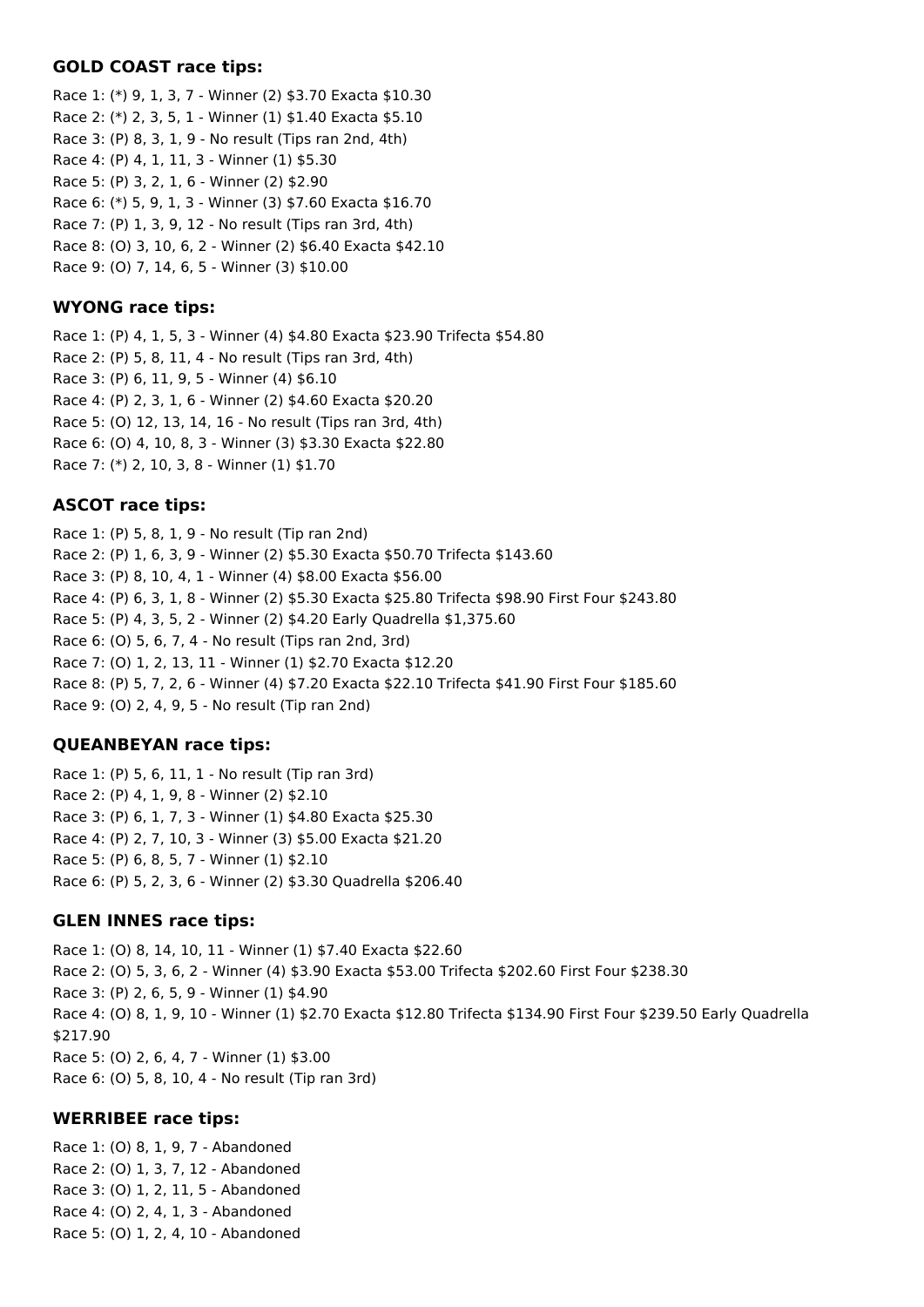### GOLD COAST race tips:

Race 1: (*) 9, 1, 3, 7 - Winner (2) $3.70 Exacta $10.30
Race 2: (*) 2, 3, 5, 1 - Winner (1) $1.40 Exacta $5.10
Race 3: (P) 8, 3, 1, 9 - No result (Tips ran 2nd, 4th)
Race 4: (P) 4, 1, 11, 3 - Winner (1) $5.30
Race 5: (P) 3, 2, 1, 6 - Winner (2) $2.90
Race 6: (*) 5, 9, 1, 3 - Winner (3) $7.60 Exacta $16.70
Race 7: (P) 1, 3, 9, 12 - No result (Tips ran 3rd, 4th)
Race 8: (O) 3, 10, 6, 2 - Winner (2) $6.40 Exacta $42.10
Race 9: (O) 7, 14, 6, 5 - Winner (3) $10.00

### WYONG race tips:

Race 1: (P) 4, 1, 5, 3 - Winner (4) $4.80 Exacta $23.90 Trifecta $54.80
Race 2: (P) 5, 8, 11, 4 - No result (Tips ran 3rd, 4th)
Race 3: (P) 6, 11, 9, 5 - Winner (4) $6.10
Race 4: (P) 2, 3, 1, 6 - Winner (2) $4.60 Exacta $20.20
Race 5: (O) 12, 13, 14, 16 - No result (Tips ran 3rd, 4th)
Race 6: (O) 4, 10, 8, 3 - Winner (3) $3.30 Exacta $22.80
Race 7: (*) 2, 10, 3, 8 - Winner (1) $1.70

### ASCOT race tips:

Race 1: (P) 5, 8, 1, 9 - No result (Tip ran 2nd)
Race 2: (P) 1, 6, 3, 9 - Winner (2) $5.30 Exacta $50.70 Trifecta $143.60
Race 3: (P) 8, 10, 4, 1 - Winner (4) $8.00 Exacta $56.00
Race 4: (P) 6, 3, 1, 8 - Winner (2) $5.30 Exacta $25.80 Trifecta $98.90 First Four $243.80
Race 5: (P) 4, 3, 5, 2 - Winner (2) $4.20 Early Quadrella $1,375.60
Race 6: (O) 5, 6, 7, 4 - No result (Tips ran 2nd, 3rd)
Race 7: (O) 1, 2, 13, 11 - Winner (1) $2.70 Exacta $12.20
Race 8: (P) 5, 7, 2, 6 - Winner (4) $7.20 Exacta $22.10 Trifecta $41.90 First Four $185.60
Race 9: (O) 2, 4, 9, 5 - No result (Tip ran 2nd)

### QUEANBEYAN race tips:

Race 1: (P) 5, 6, 11, 1 - No result (Tip ran 3rd)
Race 2: (P) 4, 1, 9, 8 - Winner (2) $2.10
Race 3: (P) 6, 1, 7, 3 - Winner (1) $4.80 Exacta $25.30
Race 4: (P) 2, 7, 10, 3 - Winner (3) $5.00 Exacta $21.20
Race 5: (P) 6, 8, 5, 7 - Winner (1) $2.10
Race 6: (P) 5, 2, 3, 6 - Winner (2) $3.30 Quadrella $206.40

### GLEN INNES race tips:

Race 1: (O) 8, 14, 10, 11 - Winner (1) $7.40 Exacta $22.60
Race 2: (O) 5, 3, 6, 2 - Winner (4) $3.90 Exacta $53.00 Trifecta $202.60 First Four $238.30
Race 3: (P) 2, 6, 5, 9 - Winner (1) $4.90
Race 4: (O) 8, 1, 9, 10 - Winner (1) $2.70 Exacta $12.80 Trifecta $134.90 First Four $239.50 Early Quadrella $217.90
Race 5: (O) 2, 6, 4, 7 - Winner (1) $3.00
Race 6: (O) 5, 8, 10, 4 - No result (Tip ran 3rd)

### WERRIBEE race tips:

Race 1: (O) 8, 1, 9, 7 - Abandoned
Race 2: (O) 1, 3, 7, 12 - Abandoned
Race 3: (O) 1, 2, 11, 5 - Abandoned
Race 4: (O) 2, 4, 1, 3 - Abandoned
Race 5: (O) 1, 2, 4, 10 - Abandoned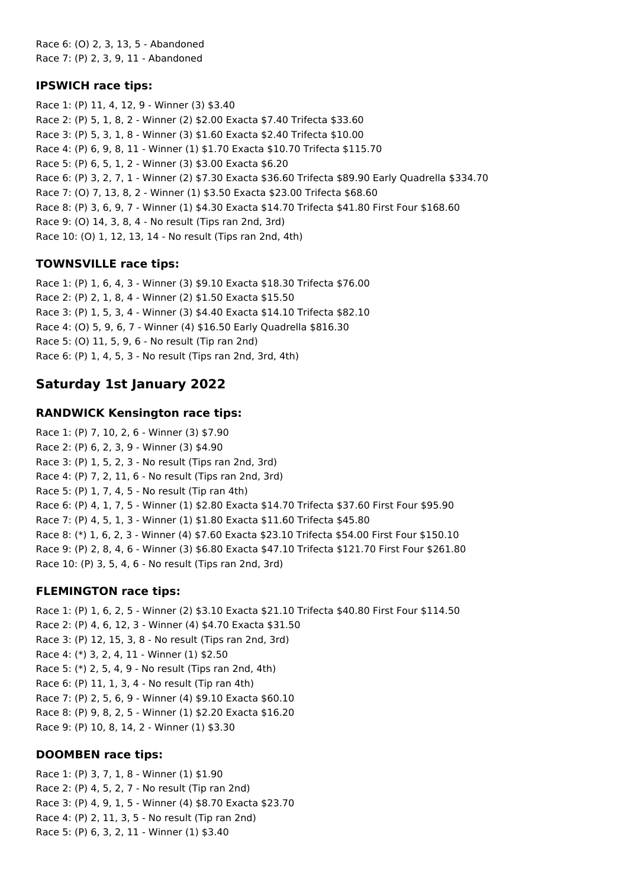Race 6: (O) 2, 3, 13, 5 - Abandoned
Race 7: (P) 2, 3, 9, 11 - Abandoned

### IPSWICH race tips:

Race 1: (P) 11, 4, 12, 9 - Winner (3) $3.40
Race 2: (P) 5, 1, 8, 2 - Winner (2) $2.00 Exacta $7.40 Trifecta $33.60
Race 3: (P) 5, 3, 1, 8 - Winner (3) $1.60 Exacta $2.40 Trifecta $10.00
Race 4: (P) 6, 9, 8, 11 - Winner (1) $1.70 Exacta $10.70 Trifecta $115.70
Race 5: (P) 6, 5, 1, 2 - Winner (3) $3.00 Exacta $6.20
Race 6: (P) 3, 2, 7, 1 - Winner (2) $7.30 Exacta $36.60 Trifecta $89.90 Early Quadrella $334.70
Race 7: (O) 7, 13, 8, 2 - Winner (1) $3.50 Exacta $23.00 Trifecta $68.60
Race 8: (P) 3, 6, 9, 7 - Winner (1) $4.30 Exacta $14.70 Trifecta $41.80 First Four $168.60
Race 9: (O) 14, 3, 8, 4 - No result (Tips ran 2nd, 3rd)
Race 10: (O) 1, 12, 13, 14 - No result (Tips ran 2nd, 4th)

### TOWNSVILLE race tips:

Race 1: (P) 1, 6, 4, 3 - Winner (3) $9.10 Exacta $18.30 Trifecta $76.00
Race 2: (P) 2, 1, 8, 4 - Winner (2) $1.50 Exacta $15.50
Race 3: (P) 1, 5, 3, 4 - Winner (3) $4.40 Exacta $14.10 Trifecta $82.10
Race 4: (O) 5, 9, 6, 7 - Winner (4) $16.50 Early Quadrella $816.30
Race 5: (O) 11, 5, 9, 6 - No result (Tip ran 2nd)
Race 6: (P) 1, 4, 5, 3 - No result (Tips ran 2nd, 3rd, 4th)

## Saturday 1st January 2022

### RANDWICK Kensington race tips:

Race 1: (P) 7, 10, 2, 6 - Winner (3) $7.90
Race 2: (P) 6, 2, 3, 9 - Winner (3) $4.90
Race 3: (P) 1, 5, 2, 3 - No result (Tips ran 2nd, 3rd)
Race 4: (P) 7, 2, 11, 6 - No result (Tips ran 2nd, 3rd)
Race 5: (P) 1, 7, 4, 5 - No result (Tip ran 4th)
Race 6: (P) 4, 1, 7, 5 - Winner (1) $2.80 Exacta $14.70 Trifecta $37.60 First Four $95.90
Race 7: (P) 4, 5, 1, 3 - Winner (1) $1.80 Exacta $11.60 Trifecta $45.80
Race 8: (*) 1, 6, 2, 3 - Winner (4) $7.60 Exacta $23.10 Trifecta $54.00 First Four $150.10
Race 9: (P) 2, 8, 4, 6 - Winner (3) $6.80 Exacta $47.10 Trifecta $121.70 First Four $261.80
Race 10: (P) 3, 5, 4, 6 - No result (Tips ran 2nd, 3rd)

### FLEMINGTON race tips:

Race 1: (P) 1, 6, 2, 5 - Winner (2) $3.10 Exacta $21.10 Trifecta $40.80 First Four $114.50
Race 2: (P) 4, 6, 12, 3 - Winner (4) $4.70 Exacta $31.50
Race 3: (P) 12, 15, 3, 8 - No result (Tips ran 2nd, 3rd)
Race 4: (*) 3, 2, 4, 11 - Winner (1) $2.50
Race 5: (*) 2, 5, 4, 9 - No result (Tips ran 2nd, 4th)
Race 6: (P) 11, 1, 3, 4 - No result (Tip ran 4th)
Race 7: (P) 2, 5, 6, 9 - Winner (4) $9.10 Exacta $60.10
Race 8: (P) 9, 8, 2, 5 - Winner (1) $2.20 Exacta $16.20
Race 9: (P) 10, 8, 14, 2 - Winner (1) $3.30

### DOOMBEN race tips:

Race 1: (P) 3, 7, 1, 8 - Winner (1) $1.90
Race 2: (P) 4, 5, 2, 7 - No result (Tip ran 2nd)
Race 3: (P) 4, 9, 1, 5 - Winner (4) $8.70 Exacta $23.70
Race 4: (P) 2, 11, 3, 5 - No result (Tip ran 2nd)
Race 5: (P) 6, 3, 2, 11 - Winner (1) $3.40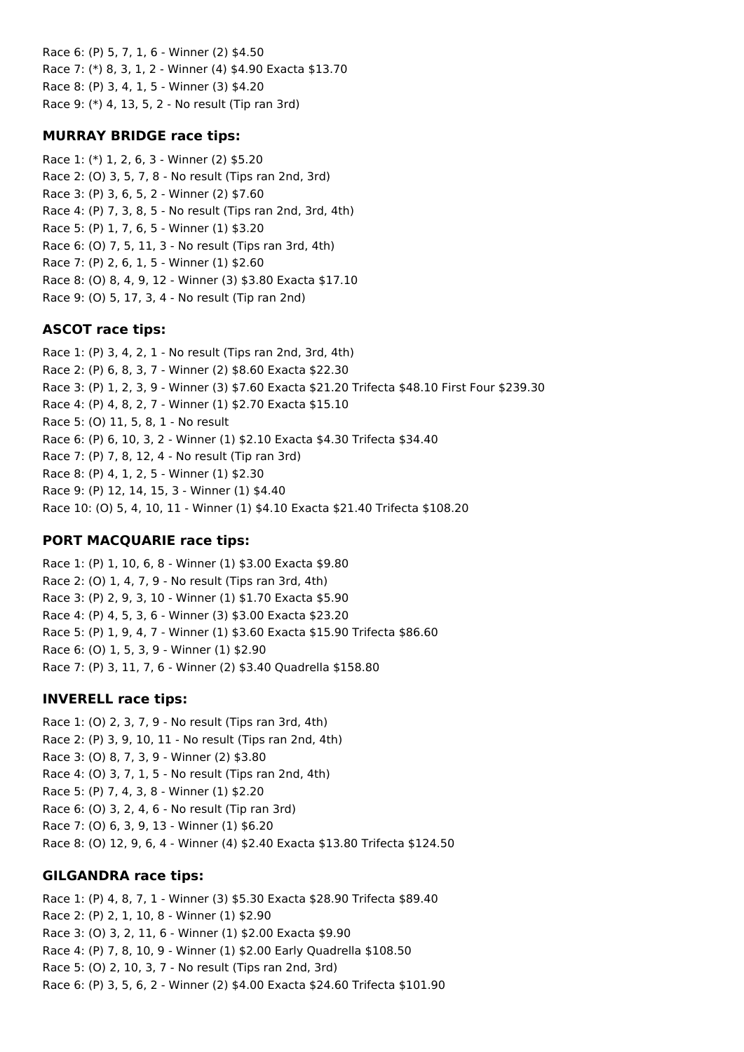Race 6: (P) 5, 7, 1, 6 - Winner (2) $4.50
Race 7: (*) 8, 3, 1, 2 - Winner (4) $4.90 Exacta $13.70
Race 8: (P) 3, 4, 1, 5 - Winner (3) $4.20
Race 9: (*) 4, 13, 5, 2 - No result (Tip ran 3rd)

### MURRAY BRIDGE race tips:

Race 1: (*) 1, 2, 6, 3 - Winner (2) $5.20
Race 2: (O) 3, 5, 7, 8 - No result (Tips ran 2nd, 3rd)
Race 3: (P) 3, 6, 5, 2 - Winner (2) $7.60
Race 4: (P) 7, 3, 8, 5 - No result (Tips ran 2nd, 3rd, 4th)
Race 5: (P) 1, 7, 6, 5 - Winner (1) $3.20
Race 6: (O) 7, 5, 11, 3 - No result (Tips ran 3rd, 4th)
Race 7: (P) 2, 6, 1, 5 - Winner (1) $2.60
Race 8: (O) 8, 4, 9, 12 - Winner (3) $3.80 Exacta $17.10
Race 9: (O) 5, 17, 3, 4 - No result (Tip ran 2nd)

### ASCOT race tips:

Race 1: (P) 3, 4, 2, 1 - No result (Tips ran 2nd, 3rd, 4th)
Race 2: (P) 6, 8, 3, 7 - Winner (2) $8.60 Exacta $22.30
Race 3: (P) 1, 2, 3, 9 - Winner (3) $7.60 Exacta $21.20 Trifecta $48.10 First Four $239.30
Race 4: (P) 4, 8, 2, 7 - Winner (1) $2.70 Exacta $15.10
Race 5: (O) 11, 5, 8, 1 - No result
Race 6: (P) 6, 10, 3, 2 - Winner (1) $2.10 Exacta $4.30 Trifecta $34.40
Race 7: (P) 7, 8, 12, 4 - No result (Tip ran 3rd)
Race 8: (P) 4, 1, 2, 5 - Winner (1) $2.30
Race 9: (P) 12, 14, 15, 3 - Winner (1) $4.40
Race 10: (O) 5, 4, 10, 11 - Winner (1) $4.10 Exacta $21.40 Trifecta $108.20

### PORT MACQUARIE race tips:

Race 1: (P) 1, 10, 6, 8 - Winner (1) $3.00 Exacta $9.80
Race 2: (O) 1, 4, 7, 9 - No result (Tips ran 3rd, 4th)
Race 3: (P) 2, 9, 3, 10 - Winner (1) $1.70 Exacta $5.90
Race 4: (P) 4, 5, 3, 6 - Winner (3) $3.00 Exacta $23.20
Race 5: (P) 1, 9, 4, 7 - Winner (1) $3.60 Exacta $15.90 Trifecta $86.60
Race 6: (O) 1, 5, 3, 9 - Winner (1) $2.90
Race 7: (P) 3, 11, 7, 6 - Winner (2) $3.40 Quadrella $158.80

### INVERELL race tips:

Race 1: (O) 2, 3, 7, 9 - No result (Tips ran 3rd, 4th)
Race 2: (P) 3, 9, 10, 11 - No result (Tips ran 2nd, 4th)
Race 3: (O) 8, 7, 3, 9 - Winner (2) $3.80
Race 4: (O) 3, 7, 1, 5 - No result (Tips ran 2nd, 4th)
Race 5: (P) 7, 4, 3, 8 - Winner (1) $2.20
Race 6: (O) 3, 2, 4, 6 - No result (Tip ran 3rd)
Race 7: (O) 6, 3, 9, 13 - Winner (1) $6.20
Race 8: (O) 12, 9, 6, 4 - Winner (4) $2.40 Exacta $13.80 Trifecta $124.50

### GILGANDRA race tips:

Race 1: (P) 4, 8, 7, 1 - Winner (3) $5.30 Exacta $28.90 Trifecta $89.40
Race 2: (P) 2, 1, 10, 8 - Winner (1) $2.90
Race 3: (O) 3, 2, 11, 6 - Winner (1) $2.00 Exacta $9.90
Race 4: (P) 7, 8, 10, 9 - Winner (1) $2.00 Early Quadrella $108.50
Race 5: (O) 2, 10, 3, 7 - No result (Tips ran 2nd, 3rd)
Race 6: (P) 3, 5, 6, 2 - Winner (2) $4.00 Exacta $24.60 Trifecta $101.90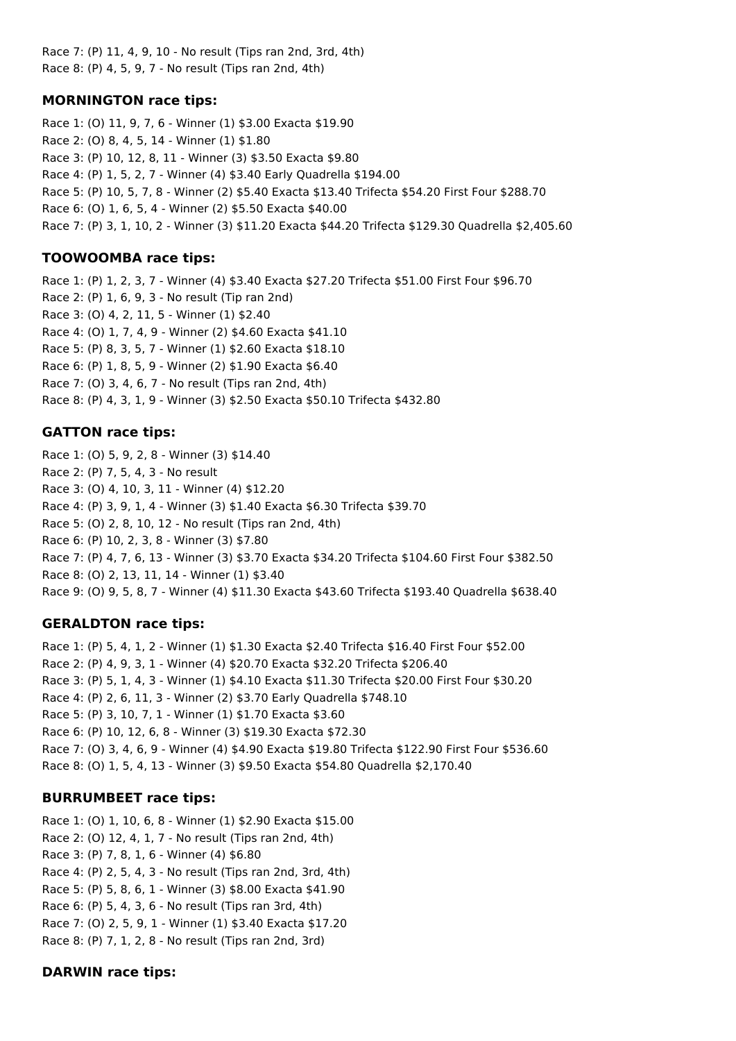Race 7: (P) 11, 4, 9, 10 - No result (Tips ran 2nd, 3rd, 4th)
Race 8: (P) 4, 5, 9, 7 - No result (Tips ran 2nd, 4th)

### MORNINGTON race tips:

Race 1: (O) 11, 9, 7, 6 - Winner (1) $3.00 Exacta $19.90
Race 2: (O) 8, 4, 5, 14 - Winner (1) $1.80
Race 3: (P) 10, 12, 8, 11 - Winner (3) $3.50 Exacta $9.80
Race 4: (P) 1, 5, 2, 7 - Winner (4) $3.40 Early Quadrella $194.00
Race 5: (P) 10, 5, 7, 8 - Winner (2) $5.40 Exacta $13.40 Trifecta $54.20 First Four $288.70
Race 6: (O) 1, 6, 5, 4 - Winner (2) $5.50 Exacta $40.00
Race 7: (P) 3, 1, 10, 2 - Winner (3) $11.20 Exacta $44.20 Trifecta $129.30 Quadrella $2,405.60

### TOOWOOMBA race tips:

Race 1: (P) 1, 2, 3, 7 - Winner (4) $3.40 Exacta $27.20 Trifecta $51.00 First Four $96.70
Race 2: (P) 1, 6, 9, 3 - No result (Tip ran 2nd)
Race 3: (O) 4, 2, 11, 5 - Winner (1) $2.40
Race 4: (O) 1, 7, 4, 9 - Winner (2) $4.60 Exacta $41.10
Race 5: (P) 8, 3, 5, 7 - Winner (1) $2.60 Exacta $18.10
Race 6: (P) 1, 8, 5, 9 - Winner (2) $1.90 Exacta $6.40
Race 7: (O) 3, 4, 6, 7 - No result (Tips ran 2nd, 4th)
Race 8: (P) 4, 3, 1, 9 - Winner (3) $2.50 Exacta $50.10 Trifecta $432.80

### GATTON race tips:

Race 1: (O) 5, 9, 2, 8 - Winner (3) $14.40
Race 2: (P) 7, 5, 4, 3 - No result
Race 3: (O) 4, 10, 3, 11 - Winner (4) $12.20
Race 4: (P) 3, 9, 1, 4 - Winner (3) $1.40 Exacta $6.30 Trifecta $39.70
Race 5: (O) 2, 8, 10, 12 - No result (Tips ran 2nd, 4th)
Race 6: (P) 10, 2, 3, 8 - Winner (3) $7.80
Race 7: (P) 4, 7, 6, 13 - Winner (3) $3.70 Exacta $34.20 Trifecta $104.60 First Four $382.50
Race 8: (O) 2, 13, 11, 14 - Winner (1) $3.40
Race 9: (O) 9, 5, 8, 7 - Winner (4) $11.30 Exacta $43.60 Trifecta $193.40 Quadrella $638.40

### GERALDTON race tips:

Race 1: (P) 5, 4, 1, 2 - Winner (1) $1.30 Exacta $2.40 Trifecta $16.40 First Four $52.00
Race 2: (P) 4, 9, 3, 1 - Winner (4) $20.70 Exacta $32.20 Trifecta $206.40
Race 3: (P) 5, 1, 4, 3 - Winner (1) $4.10 Exacta $11.30 Trifecta $20.00 First Four $30.20
Race 4: (P) 2, 6, 11, 3 - Winner (2) $3.70 Early Quadrella $748.10
Race 5: (P) 3, 10, 7, 1 - Winner (1) $1.70 Exacta $3.60
Race 6: (P) 10, 12, 6, 8 - Winner (3) $19.30 Exacta $72.30
Race 7: (O) 3, 4, 6, 9 - Winner (4) $4.90 Exacta $19.80 Trifecta $122.90 First Four $536.60
Race 8: (O) 1, 5, 4, 13 - Winner (3) $9.50 Exacta $54.80 Quadrella $2,170.40

### BURRUMBEET race tips:

Race 1: (O) 1, 10, 6, 8 - Winner (1) $2.90 Exacta $15.00
Race 2: (O) 12, 4, 1, 7 - No result (Tips ran 2nd, 4th)
Race 3: (P) 7, 8, 1, 6 - Winner (4) $6.80
Race 4: (P) 2, 5, 4, 3 - No result (Tips ran 2nd, 3rd, 4th)
Race 5: (P) 5, 8, 6, 1 - Winner (3) $8.00 Exacta $41.90
Race 6: (P) 5, 4, 3, 6 - No result (Tips ran 3rd, 4th)
Race 7: (O) 2, 5, 9, 1 - Winner (1) $3.40 Exacta $17.20
Race 8: (P) 7, 1, 2, 8 - No result (Tips ran 2nd, 3rd)

### DARWIN race tips: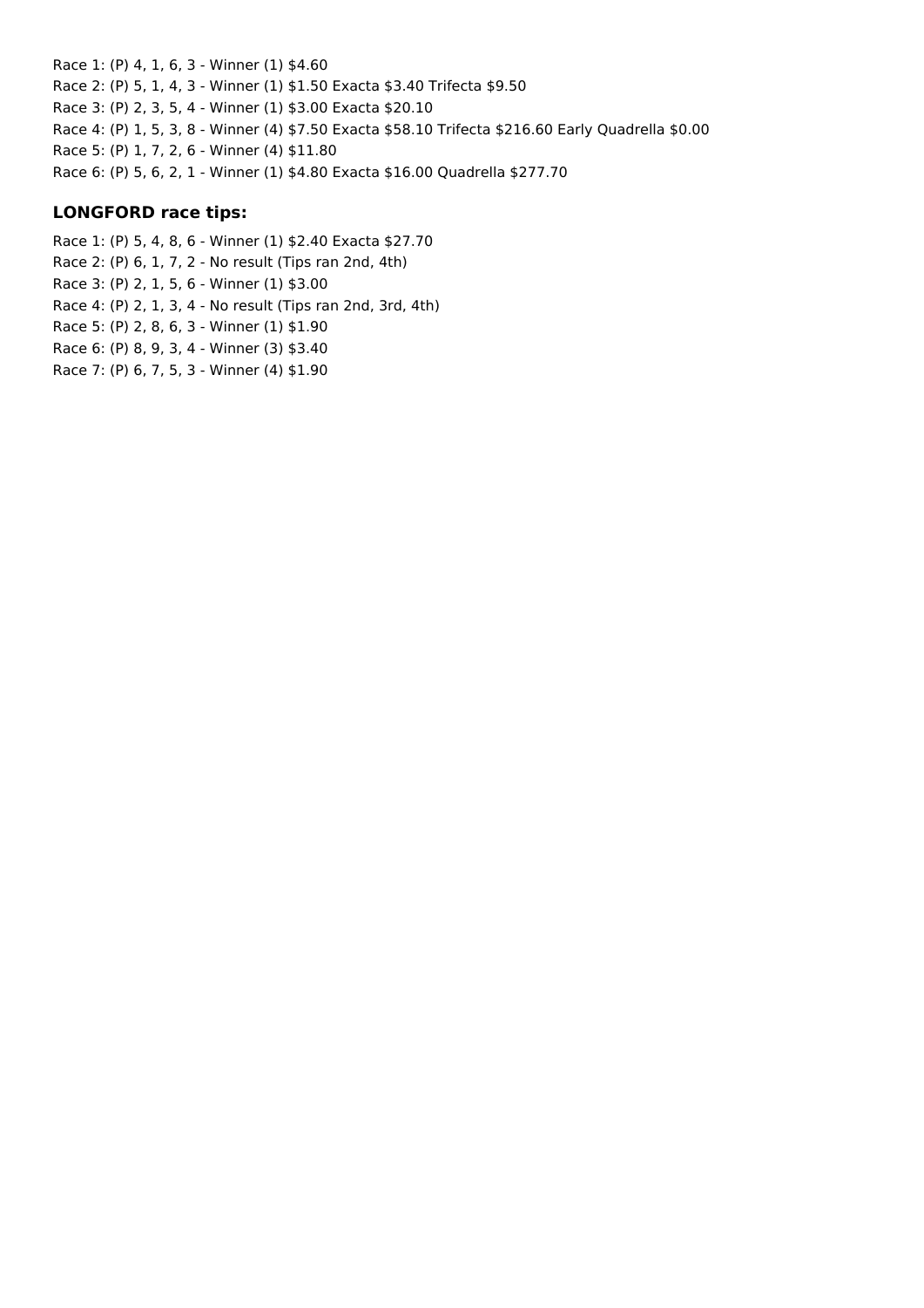Race 1: (P) 4, 1, 6, 3 - Winner (1) $4.60
Race 2: (P) 5, 1, 4, 3 - Winner (1) $1.50 Exacta $3.40 Trifecta $9.50
Race 3: (P) 2, 3, 5, 4 - Winner (1) $3.00 Exacta $20.10
Race 4: (P) 1, 5, 3, 8 - Winner (4) $7.50 Exacta $58.10 Trifecta $216.60 Early Quadrella $0.00
Race 5: (P) 1, 7, 2, 6 - Winner (4) $11.80
Race 6: (P) 5, 6, 2, 1 - Winner (1) $4.80 Exacta $16.00 Quadrella $277.70

### LONGFORD race tips:

Race 1: (P) 5, 4, 8, 6 - Winner (1) $2.40 Exacta $27.70
Race 2: (P) 6, 1, 7, 2 - No result (Tips ran 2nd, 4th)
Race 3: (P) 2, 1, 5, 6 - Winner (1) $3.00
Race 4: (P) 2, 1, 3, 4 - No result (Tips ran 2nd, 3rd, 4th)
Race 5: (P) 2, 8, 6, 3 - Winner (1) $1.90
Race 6: (P) 8, 9, 3, 4 - Winner (3) $3.40
Race 7: (P) 6, 7, 5, 3 - Winner (4) $1.90